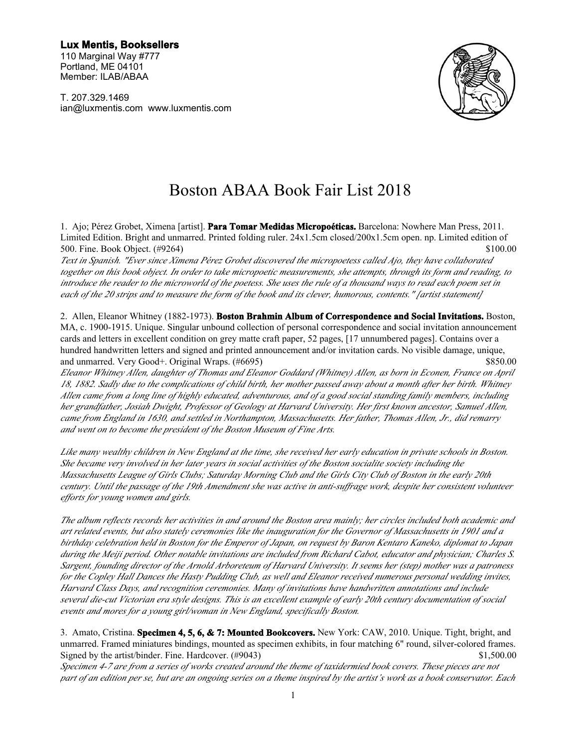**Lux Mentis, Booksellers**
110 Marginal Way #777
Portland, ME 04101
Member: ILAB/ABAA

T. 207.329.1469
ian@luxmentis.com www.luxmentis.com

# Boston ABAA Book Fair List 2018

1. Ajo; Pérez Grobet, Ximena [artist]. **Para Tomar Medidas Micropoéticas.** Barcelona: Nowhere Man Press, 2011. Limited Edition. Bright and unmarred. Printed folding ruler. 24x1.5cm closed/200x1.5cm open. np. Limited edition of 500. Fine. Book Object. (#9264) $100.00

*Text in Spanish. "Ever since Ximena Pérez Grobet discovered the micropoetess called Ajo, they have collaborated together on this book object. In order to take micropoetic measurements, she attempts, through its form and reading, to introduce the reader to the microworld of the poetess. She uses the rule of a thousand ways to read each poem set in each of the 20 strips and to measure the form of the book and its clever, humorous, contents." [artist statement]*

2. Allen, Eleanor Whitney (1882-1973). **Boston Brahmin Album of Correspondence and Social Invitations.** Boston, MA, c. 1900-1915. Unique. Singular unbound collection of personal correspondence and social invitation announcement cards and letters in excellent condition on grey matte craft paper, 52 pages, [17 unnumbered pages]. Contains over a hundred handwritten letters and signed and printed announcement and/or invitation cards. No visible damage, unique, and unmarred. Very Good+. Original Wraps. (#6695) $850.00

*Eleanor Whitney Allen, daughter of Thomas and Eleanor Goddard (Whitney) Allen, as born in Econen, France on April 18, 1882. Sadly due to the complications of child birth, her mother passed away about a month after her birth. Whitney Allen came from a long line of highly educated, adventurous, and of a good social standing family members, including her grandfather, Josiah Dwight, Professor of Geology at Harvard University. Her first known ancestor, Samuel Allen, came from England in 1630, and settled in Northampton, Massachusetts. Her father, Thomas Allen, Jr., did remarry and went on to become the president of the Boston Museum of Fine Arts.*

*Like many wealthy children in New England at the time, she received her early education in private schools in Boston. She became very involved in her later years in social activities of the Boston socialite society including the Massachusetts League of Girls Clubs; Saturday Morning Club and the Girls City Club of Boston in the early 20th century. Until the passage of the 19th Amendment she was active in anti-suffrage work, despite her consistent volunteer efforts for young women and girls.*

*The album reflects records her activities in and around the Boston area mainly; her circles included both academic and art related events, but also stately ceremonies like the inauguration for the Governor of Massachusetts in 1901 and a birthday celebration held in Boston for the Emperor of Japan, on request by Baron Kentaro Kaneko, diplomat to Japan during the Meiji period. Other notable invitations are included from Richard Cabot, educator and physician; Charles S. Sargent, founding director of the Arnold Arboretum of Harvard University. It seems her (step) mother was a patroness for the Copley Hall Dances the Hasty Pudding Club, as well and Eleanor received numerous personal wedding invites, Harvard Class Days, and recognition ceremonies. Many of invitations have handwritten annotations and include several die-cut Victorian era style designs. This is an excellent example of early 20th century documentation of social events and mores for a young girl/woman in New England, specifically Boston.*

3. Amato, Cristina. **Specimen 4, 5, 6, & 7: Mounted Bookcovers.** New York: CAW, 2010. Unique. Tight, bright, and unmarred. Framed miniatures bindings, mounted as specimen exhibits, in four matching 6" round, silver-colored frames. Signed by the artist/binder. Fine. Hardcover. (#9043) $1,500.00

*Specimen 4-7 are from a series of works created around the theme of taxidermied book covers. These pieces are not part of an edition per se, but are an ongoing series on a theme inspired by the artist's work as a book conservator. Each*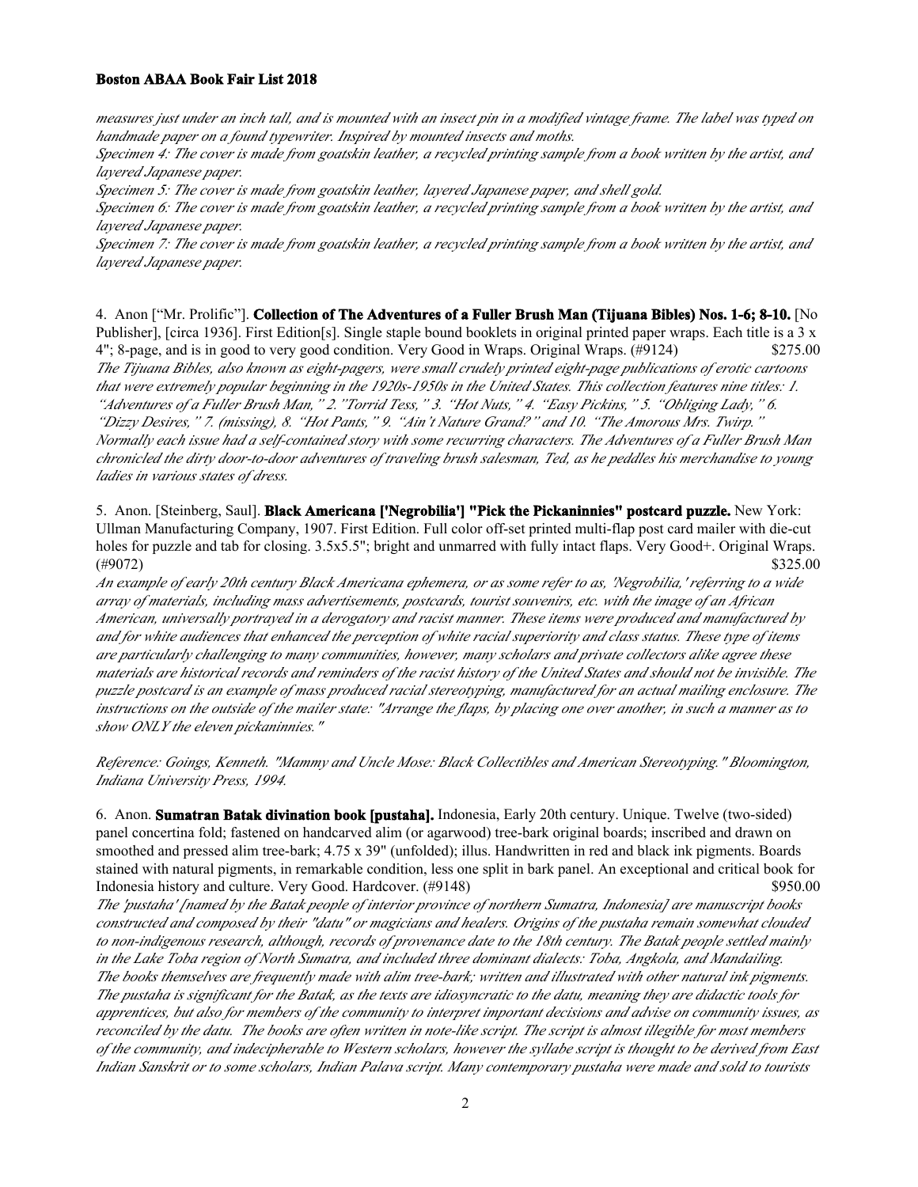*measures just under an inch tall, and is mounted with an insect pin in a modified vintage frame. The label was typed on handmade paper on a found typewriter. Inspired by mounted insects and moths.*
*Specimen 4: The cover is made from goatskin leather, a recycled printing sample from a book written by the artist, and layered Japanese paper.*
*Specimen 5: The cover is made from goatskin leather, layered Japanese paper, and shell gold.*
*Specimen 6: The cover is made from goatskin leather, a recycled printing sample from a book written by the artist, and layered Japanese paper.*
*Specimen 7: The cover is made from goatskin leather, a recycled printing sample from a book written by the artist, and layered Japanese paper.*

4. Anon ["Mr. Prolific"]. **Collection of The Adventures of a Fuller Brush Man (Tijuana Bibles) Nos. 1-6; 8-10.** [No Publisher], [circa 1936]. First Edition[s]. Single staple bound booklets in original printed paper wraps. Each title is a 3 x 4"; 8-page, and is in good to very good condition. Very Good in Wraps. Original Wraps. (#9124) $275.00
*The Tijuana Bibles, also known as eight-pagers, were small crudely printed eight-page publications of erotic cartoons that were extremely popular beginning in the 1920s-1950s in the United States. This collection features nine titles: 1. "Adventures of a Fuller Brush Man," 2."Torrid Tess," 3. "Hot Nuts," 4. "Easy Pickins," 5. "Obliging Lady," 6. "Dizzy Desires," 7. (missing), 8. "Hot Pants," 9. "Ain't Nature Grand?" and 10. "The Amorous Mrs. Twirp." Normally each issue had a self-contained story with some recurring characters. The Adventures of a Fuller Brush Man chronicled the dirty door-to-door adventures of traveling brush salesman, Ted, as he peddles his merchandise to young ladies in various states of dress.*

5. Anon. [Steinberg, Saul]. **Black Americana ['Negrobilia'] "Pick the Pickaninnies" postcard puzzle.** New York: Ullman Manufacturing Company, 1907. First Edition. Full color off-set printed multi-flap post card mailer with die-cut holes for puzzle and tab for closing. 3.5x5.5"; bright and unmarred with fully intact flaps. Very Good+. Original Wraps. (#9072) $325.00
*An example of early 20th century Black Americana ephemera, or as some refer to as, 'Negrobilia,' referring to a wide array of materials, including mass advertisements, postcards, tourist souvenirs, etc. with the image of an African American, universally portrayed in a derogatory and racist manner. These items were produced and manufactured by and for white audiences that enhanced the perception of white racial superiority and class status. These type of items are particularly challenging to many communities, however, many scholars and private collectors alike agree these materials are historical records and reminders of the racist history of the United States and should not be invisible. The puzzle postcard is an example of mass produced racial stereotyping, manufactured for an actual mailing enclosure. The instructions on the outside of the mailer state: "Arrange the flaps, by placing one over another, in such a manner as to show ONLY the eleven pickaninnies."*

*Reference: Goings, Kenneth. "Mammy and Uncle Mose: Black Collectibles and American Stereotyping." Bloomington, Indiana University Press, 1994.*

6. Anon. **Sumatran Batak divination book [pustaha].** Indonesia, Early 20th century. Unique. Twelve (two-sided) panel concertina fold; fastened on handcarved alim (or agarwood) tree-bark original boards; inscribed and drawn on smoothed and pressed alim tree-bark; 4.75 x 39" (unfolded); illus. Handwritten in red and black ink pigments. Boards stained with natural pigments, in remarkable condition, less one split in bark panel. An exceptional and critical book for Indonesia history and culture. Very Good. Hardcover. (#9148) $950.00
*The 'pustaha' [named by the Batak people of interior province of northern Sumatra, Indonesia] are manuscript books constructed and composed by their "datu" or magicians and healers. Origins of the pustaha remain somewhat clouded to non-indigenous research, although, records of provenance date to the 18th century. The Batak people settled mainly in the Lake Toba region of North Sumatra, and included three dominant dialects: Toba, Angkola, and Mandailing. The books themselves are frequently made with alim tree-bark; written and illustrated with other natural ink pigments. The pustaha is significant for the Batak, as the texts are idiosyncratic to the datu, meaning they are didactic tools for apprentices, but also for members of the community to interpret important decisions and advise on community issues, as reconciled by the datu. The books are often written in note-like script. The script is almost illegible for most members of the community, and indecipherable to Western scholars, however the syllabe script is thought to be derived from East Indian Sanskrit or to some scholars, Indian Palava script. Many contemporary pustaha were made and sold to tourists*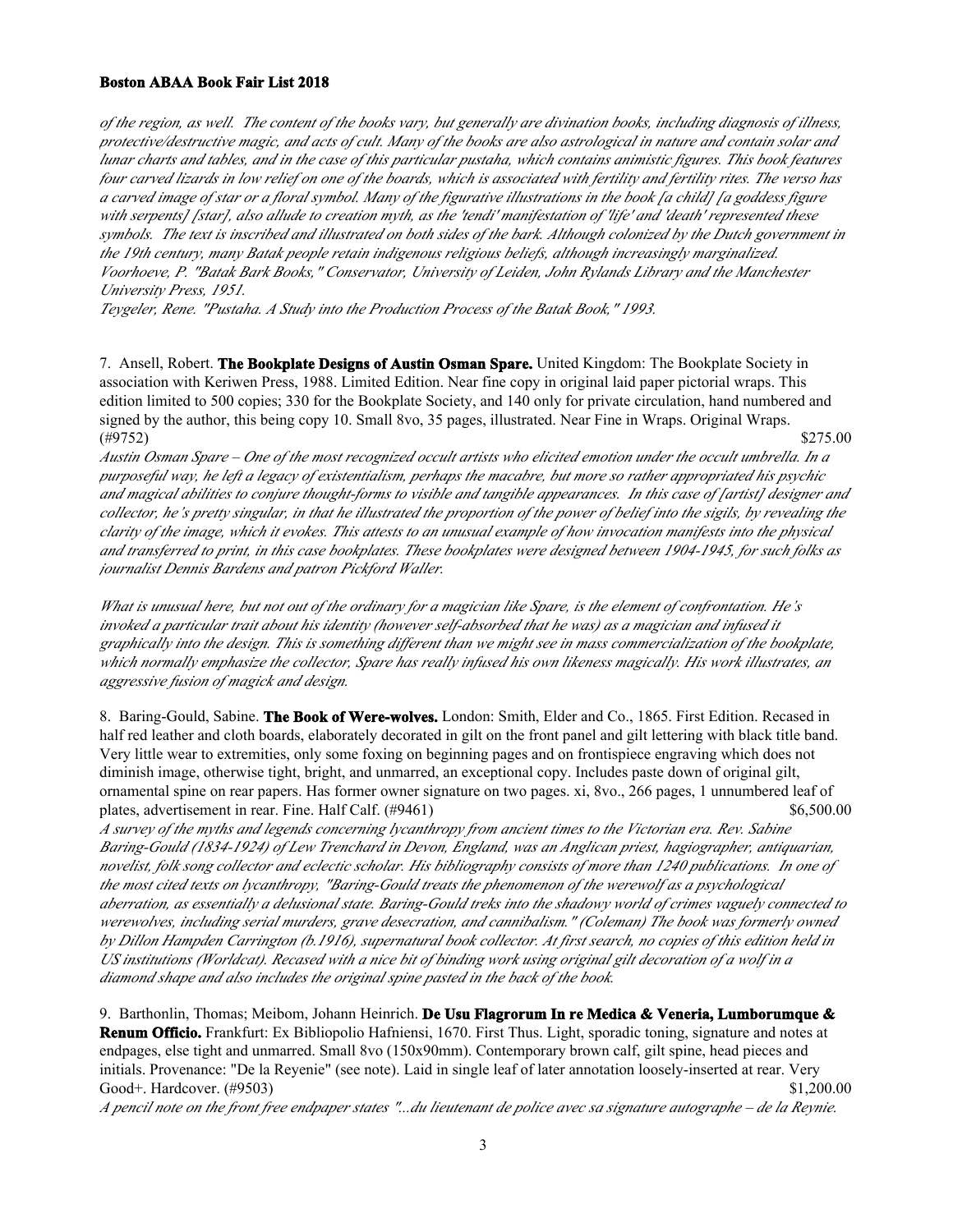*of the region, as well. The content of the books vary, but generally are divination books, including diagnosis of illness, protective/destructive magic, and acts of cult. Many of the books are also astrological in nature and contain solar and lunar charts and tables, and in the case of this particular pustaha, which contains animistic figures. This book features four carved lizards in low relief on one of the boards, which is associated with fertility and fertility rites. The verso has a carved image of star or a floral symbol. Many of the figurative illustrations in the book [a child] [a goddess figure with serpents] [star], also allude to creation myth, as the 'tendi' manifestation of 'life' and 'death' represented these symbols. The text is inscribed and illustrated on both sides of the bark. Although colonized by the Dutch government in the 19th century, many Batak people retain indigenous religious beliefs, although increasingly marginalized.*
*Voorhoeve, P. "Batak Bark Books," Conservator, University of Leiden, John Rylands Library and the Manchester University Press, 1951.*
*Teygeler, Rene. "Pustaha. A Study into the Production Process of the Batak Book," 1993.*

7. Ansell, Robert. **The Bookplate Designs of Austin Osman Spare.** United Kingdom: The Bookplate Society in association with Keriwen Press, 1988. Limited Edition. Near fine copy in original laid paper pictorial wraps. This edition limited to 500 copies; 330 for the Bookplate Society, and 140 only for private circulation, hand numbered and signed by the author, this being copy 10. Small 8vo, 35 pages, illustrated. Near Fine in Wraps. Original Wraps. (#9752) $275.00

*Austin Osman Spare – One of the most recognized occult artists who elicited emotion under the occult umbrella. In a purposeful way, he left a legacy of existentialism, perhaps the macabre, but more so rather appropriated his psychic and magical abilities to conjure thought-forms to visible and tangible appearances. In this case of [artist] designer and collector, he's pretty singular, in that he illustrated the proportion of the power of belief into the sigils, by revealing the clarity of the image, which it evokes. This attests to an unusual example of how invocation manifests into the physical and transferred to print, in this case bookplates. These bookplates were designed between 1904-1945, for such folks as journalist Dennis Bardens and patron Pickford Waller.*

*What is unusual here, but not out of the ordinary for a magician like Spare, is the element of confrontation. He's invoked a particular trait about his identity (however self-absorbed that he was) as a magician and infused it graphically into the design. This is something different than we might see in mass commercialization of the bookplate, which normally emphasize the collector, Spare has really infused his own likeness magically. His work illustrates, an aggressive fusion of magick and design.*

8. Baring-Gould, Sabine. **The Book of Were-wolves.** London: Smith, Elder and Co., 1865. First Edition. Recased in half red leather and cloth boards, elaborately decorated in gilt on the front panel and gilt lettering with black title band. Very little wear to extremities, only some foxing on beginning pages and on frontispiece engraving which does not diminish image, otherwise tight, bright, and unmarred, an exceptional copy. Includes paste down of original gilt, ornamental spine on rear papers. Has former owner signature on two pages. xi, 8vo., 266 pages, 1 unnumbered leaf of plates, advertisement in rear. Fine. Half Calf. (#9461) $6,500.00

*A survey of the myths and legends concerning lycanthropy from ancient times to the Victorian era. Rev. Sabine Baring-Gould (1834-1924) of Lew Trenchard in Devon, England, was an Anglican priest, hagiographer, antiquarian, novelist, folk song collector and eclectic scholar. His bibliography consists of more than 1240 publications. In one of the most cited texts on lycanthropy, "Baring-Gould treats the phenomenon of the werewolf as a psychological aberration, as essentially a delusional state. Baring-Gould treks into the shadowy world of crimes vaguely connected to werewolves, including serial murders, grave desecration, and cannibalism." (Coleman) The book was formerly owned by Dillon Hampden Carrington (b.1916), supernatural book collector. At first search, no copies of this edition held in US institutions (Worldcat). Recased with a nice bit of binding work using original gilt decoration of a wolf in a diamond shape and also includes the original spine pasted in the back of the book.*

9. Barthonlin, Thomas; Meibom, Johann Heinrich. **De Usu Flagrorum In re Medica & Veneria, Lumborumque & Renum Officio.** Frankfurt: Ex Bibliopolio Hafniensi, 1670. First Thus. Light, sporadic toning, signature and notes at endpages, else tight and unmarred. Small 8vo (150x90mm). Contemporary brown calf, gilt spine, head pieces and initials. Provenance: "De la Reyenie" (see note). Laid in single leaf of later annotation loosely-inserted at rear. Very Good+. Hardcover. (#9503) $1,200.00

*A pencil note on the front free endpaper states "...du lieutenant de police avec sa signature autographe – de la Reynie.*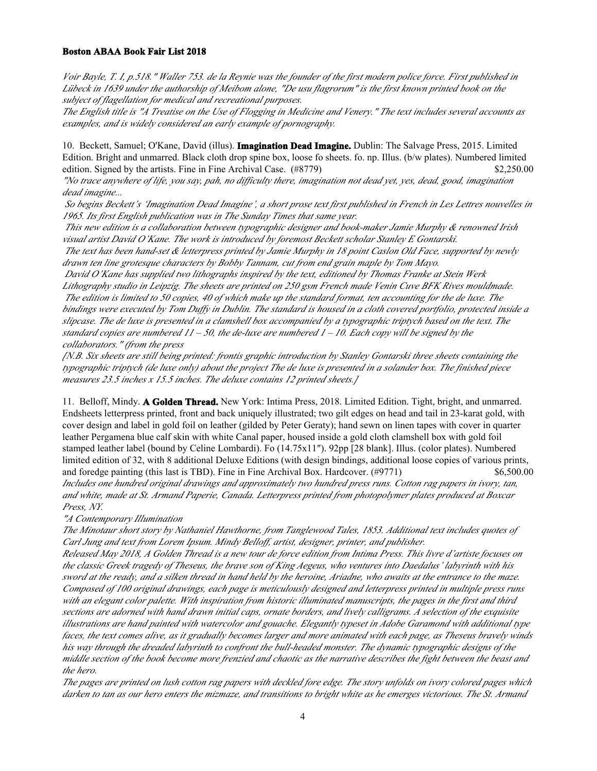*Voir Bayle, T. I, p.518." Waller 753. de la Reynie was the founder of the first modern police force. First published in Lübeck in 1639 under the authorship of Meibom alone, "De usu flagrorum" is the first known printed book on the subject of flagellation for medical and recreational purposes.*
*The English title is "A Treatise on the Use of Flogging in Medicine and Venery." The text includes several accounts as examples, and is widely considered an early example of pornography.*

10. Beckett, Samuel; O'Kane, David (illus). **Imagination Dead Imagine.** Dublin: The Salvage Press, 2015. Limited Edition. Bright and unmarred. Black cloth drop spine box, loose fo sheets. fo. np. Illus. (b/w plates). Numbered limited edition. Signed by the artists. Fine in Fine Archival Case. (#8779) $2,250.00
*"No trace anywhere of life, you say, pah, no difficulty there, imagination not dead yet, yes, dead, good, imagination dead imagine...*
*So begins Beckett's 'Imagination Dead Imagine', a short prose text first published in French in Les Lettres nouvelles in 1965. Its first English publication was in The Sunday Times that same year.*
*This new edition is a collaboration between typographic designer and book-maker Jamie Murphy & renowned Irish visual artist David O'Kane. The work is introduced by foremost Beckett scholar Stanley E Gontarski.*
*The text has been hand-set & letterpress printed by Jamie Murphy in 18 point Caslon Old Face, supported by newly drawn ten line grotesque characters by Bobby Tannam, cut from end grain maple by Tom Mayo.*
*David O'Kane has supplied two lithographs inspired by the text, editioned by Thomas Franke at Stein Werk Lithography studio in Leipzig. The sheets are printed on 250 gsm French made Venin Cuve BFK Rives mouldmade.*
*The edition is limited to 50 copies, 40 of which make up the standard format, ten accounting for the de luxe. The bindings were executed by Tom Duffy in Dublin. The standard is housed in a cloth covered portfolio, protected inside a slipcase. The de luxe is presented in a clamshell box accompanied by a typographic triptych based on the text. The standard copies are numbered 11 – 50, the de-luxe are numbered 1 – 10. Each copy will be signed by the collaborators." (from the press*
*[N.B. Six sheets are still being printed: frontis graphic introduction by Stanley Gontarski three sheets containing the typographic triptych (de luxe only) about the project The de luxe is presented in a solander box. The finished piece measures 23.5 inches x 15.5 inches. The deluxe contains 12 printed sheets.]*

11. Belloff, Mindy. **A Golden Thread.** New York: Intima Press, 2018. Limited Edition. Tight, bright, and unmarred. Endsheets letterpress printed, front and back uniquely illustrated; two gilt edges on head and tail in 23-karat gold, with cover design and label in gold foil on leather (gilded by Peter Geraty); hand sewn on linen tapes with cover in quarter leather Pergamena blue calf skin with white Canal paper, housed inside a gold cloth clamshell box with gold foil stamped leather label (bound by Celine Lombardi). Fo (14.75x11"). 92pp [28 blank]. Illus. (color plates). Numbered limited edition of 32, with 8 additional Deluxe Editions (with design bindings, additional loose copies of various prints, and foredge painting (this last is TBD). Fine in Fine Archival Box. Hardcover. (#9771) $6,500.00
*Includes one hundred original drawings and approximately two hundred press runs. Cotton rag papers in ivory, tan, and white, made at St. Armand Paperie, Canada. Letterpress printed from photopolymer plates produced at Boxcar Press, NY.*
*"A Contemporary Illumination*
*The Minotaur short story by Nathaniel Hawthorne, from Tanglewood Tales, 1853. Additional text includes quotes of Carl Jung and text from Lorem Ipsum. Mindy Belloff, artist, designer, printer, and publisher.*
*Released May 2018, A Golden Thread is a new tour de force edition from Intima Press. This livre d'artiste focuses on the classic Greek tragedy of Theseus, the brave son of King Aegeus, who ventures into Daedalus' labyrinth with his sword at the ready, and a silken thread in hand held by the heroine, Ariadne, who awaits at the entrance to the maze. Composed of 100 original drawings, each page is meticulously designed and letterpress printed in multiple press runs with an elegant color palette. With inspiration from historic illuminated manuscripts, the pages in the first and third sections are adorned with hand drawn initial caps, ornate borders, and lively calligrams. A selection of the exquisite illustrations are hand painted with watercolor and gouache. Elegantly typeset in Adobe Garamond with additional type faces, the text comes alive, as it gradually becomes larger and more animated with each page, as Theseus bravely winds his way through the dreaded labyrinth to confront the bull-headed monster. The dynamic typographic designs of the middle section of the book become more frenzied and chaotic as the narrative describes the fight between the beast and the hero.*
*The pages are printed on lush cotton rag papers with deckled fore edge. The story unfolds on ivory colored pages which darken to tan as our hero enters the mizmaze, and transitions to bright white as he emerges victorious. The St. Armand*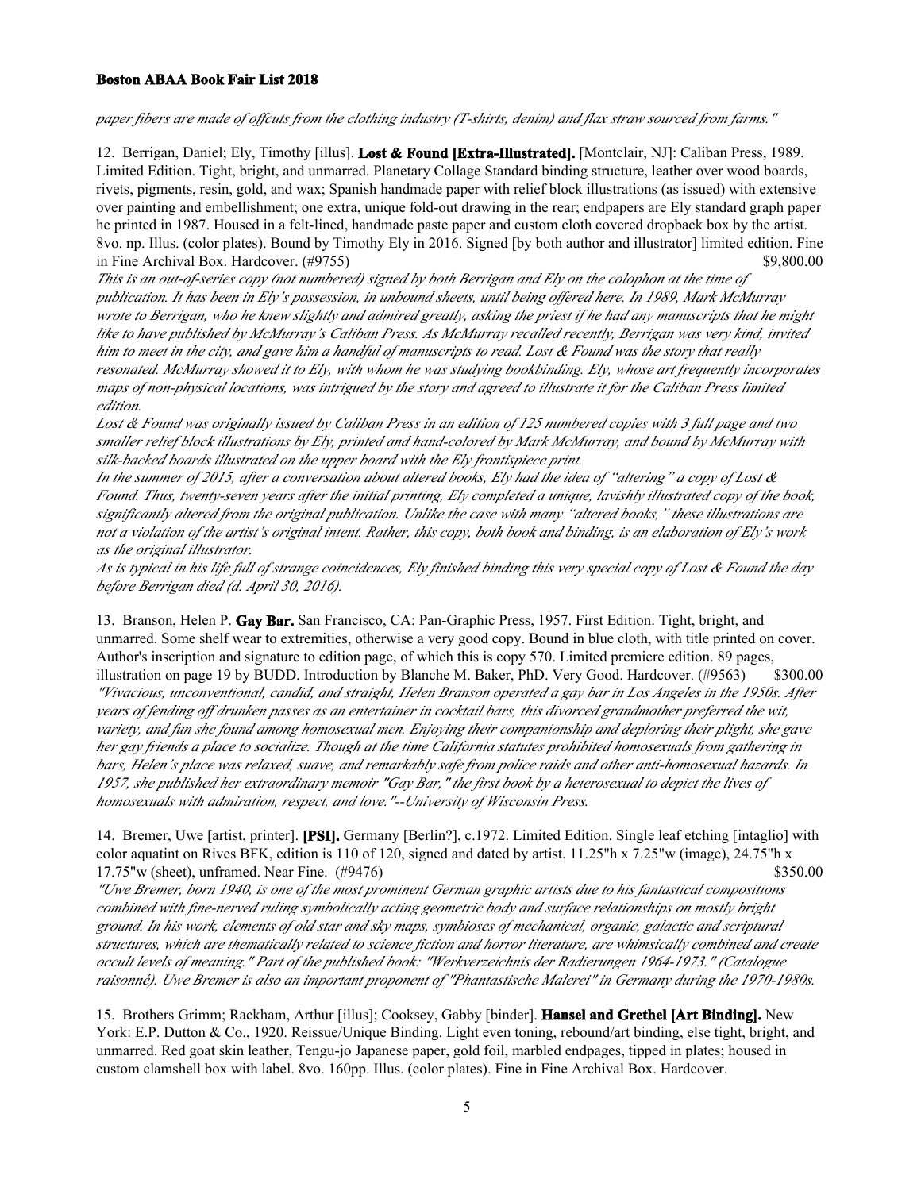*paper fibers are made of offcuts from the clothing industry (T-shirts, denim) and flax straw sourced from farms."*

12. Berrigan, Daniel; Ely, Timothy [illus]. **Lost & Found [Extra-Illustrated].** [Montclair, NJ]: Caliban Press, 1989. Limited Edition. Tight, bright, and unmarred. Planetary Collage Standard binding structure, leather over wood boards, rivets, pigments, resin, gold, and wax; Spanish handmade paper with relief block illustrations (as issued) with extensive over painting and embellishment; one extra, unique fold-out drawing in the rear; endpapers are Ely standard graph paper he printed in 1987. Housed in a felt-lined, handmade paste paper and custom cloth covered dropback box by the artist. 8vo. np. Illus. (color plates). Bound by Timothy Ely in 2016. Signed [by both author and illustrator] limited edition. Fine in Fine Archival Box. Hardcover. (#9755) $9,800.00

*This is an out-of-series copy (not numbered) signed by both Berrigan and Ely on the colophon at the time of publication. It has been in Ely's possession, in unbound sheets, until being offered here. In 1989, Mark McMurray wrote to Berrigan, who he knew slightly and admired greatly, asking the priest if he had any manuscripts that he might like to have published by McMurray's Caliban Press. As McMurray recalled recently, Berrigan was very kind, invited him to meet in the city, and gave him a handful of manuscripts to read. Lost & Found was the story that really resonated. McMurray showed it to Ely, with whom he was studying bookbinding. Ely, whose art frequently incorporates maps of non-physical locations, was intrigued by the story and agreed to illustrate it for the Caliban Press limited edition.*

*Lost & Found was originally issued by Caliban Press in an edition of 125 numbered copies with 3 full page and two smaller relief block illustrations by Ely, printed and hand-colored by Mark McMurray, and bound by McMurray with silk-backed boards illustrated on the upper board with the Ely frontispiece print.*

*In the summer of 2015, after a conversation about altered books, Ely had the idea of "altering" a copy of Lost & Found. Thus, twenty-seven years after the initial printing, Ely completed a unique, lavishly illustrated copy of the book, significantly altered from the original publication. Unlike the case with many "altered books," these illustrations are not a violation of the artist's original intent. Rather, this copy, both book and binding, is an elaboration of Ely's work as the original illustrator.*

*As is typical in his life full of strange coincidences, Ely finished binding this very special copy of Lost & Found the day before Berrigan died (d. April 30, 2016).*

13. Branson, Helen P. **Gay Bar.** San Francisco, CA: Pan-Graphic Press, 1957. First Edition. Tight, bright, and unmarred. Some shelf wear to extremities, otherwise a very good copy. Bound in blue cloth, with title printed on cover. Author's inscription and signature to edition page, of which this is copy 570. Limited premiere edition. 89 pages, illustration on page 19 by BUDD. Introduction by Blanche M. Baker, PhD. Very Good. Hardcover. (#9563) $300.00

*"Vivacious, unconventional, candid, and straight, Helen Branson operated a gay bar in Los Angeles in the 1950s. After years of fending off drunken passes as an entertainer in cocktail bars, this divorced grandmother preferred the wit, variety, and fun she found among homosexual men. Enjoying their companionship and deploring their plight, she gave her gay friends a place to socialize. Though at the time California statutes prohibited homosexuals from gathering in bars, Helen's place was relaxed, suave, and remarkably safe from police raids and other anti-homosexual hazards. In 1957, she published her extraordinary memoir "Gay Bar," the first book by a heterosexual to depict the lives of homosexuals with admiration, respect, and love."--University of Wisconsin Press.*

14. Bremer, Uwe [artist, printer]. **[PSI].** Germany [Berlin?], c.1972. Limited Edition. Single leaf etching [intaglio] with color aquatint on Rives BFK, edition is 110 of 120, signed and dated by artist. 11.25"h x 7.25"w (image), 24.75"h x 17.75"w (sheet), unframed. Near Fine. (#9476) $350.00

*"Uwe Bremer, born 1940, is one of the most prominent German graphic artists due to his fantastical compositions combined with fine-nerved ruling symbolically acting geometric body and surface relationships on mostly bright ground. In his work, elements of old star and sky maps, symbioses of mechanical, organic, galactic and scriptural structures, which are thematically related to science fiction and horror literature, are whimsically combined and create occult levels of meaning." Part of the published book: "Werkverzeichnis der Radierungen 1964-1973." (Catalogue raisonné). Uwe Bremer is also an important proponent of "Phantastische Malerei" in Germany during the 1970-1980s.*

15. Brothers Grimm; Rackham, Arthur [illus]; Cooksey, Gabby [binder]. **Hansel and Grethel [Art Binding].** New York: E.P. Dutton & Co., 1920. Reissue/Unique Binding. Light even toning, rebound/art binding, else tight, bright, and unmarred. Red goat skin leather, Tengu-jo Japanese paper, gold foil, marbled endpages, tipped in plates; housed in custom clamshell box with label. 8vo. 160pp. Illus. (color plates). Fine in Fine Archival Box. Hardcover.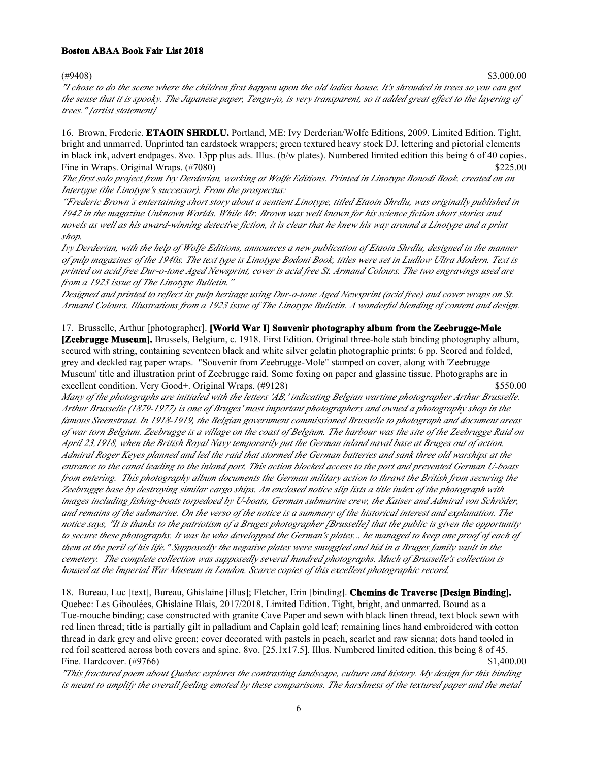(#9408) $3,000.00

*"I chose to do the scene where the children first happen upon the old ladies house. It's shrouded in trees so you can get the sense that it is spooky. The Japanese paper, Tengu-jo, is very transparent, so it added great effect to the layering of trees." [artist statement]*

16. Brown, Frederic. **ETAOIN SHRDLU.** Portland, ME: Ivy Derderian/Wolfe Editions, 2009. Limited Edition. Tight, bright and unmarred. Unprinted tan cardstock wrappers; green textured heavy stock DJ, lettering and pictorial elements in black ink, advert endpages. 8vo. 13pp plus ads. Illus. (b/w plates). Numbered limited edition this being 6 of 40 copies. Fine in Wraps. Original Wraps. (#7080) $225.00

*The first solo project from Ivy Derderian, working at Wolfe Editions. Printed in Linotype Bonodi Book, created on an Intertype (the Linotype's successor). From the prospectus:*

*"Frederic Brown's entertaining short story about a sentient Linotype, titled Etaoin Shrdlu, was originally published in 1942 in the magazine Unknown Worlds. While Mr. Brown was well known for his science fiction short stories and novels as well as his award-winning detective fiction, it is clear that he knew his way around a Linotype and a print shop.*

*Ivy Derderian, with the help of Wolfe Editions, announces a new publication of Etaoin Shrdlu, designed in the manner of pulp magazines of the 1940s. The text type is Linotype Bodoni Book, titles were set in Ludlow Ultra Modern. Text is printed on acid free Dur-o-tone Aged Newsprint, cover is acid free St. Armand Colours. The two engravings used are from a 1923 issue of The Linotype Bulletin."*

*Designed and printed to reflect its pulp heritage using Dur-o-tone Aged Newsprint (acid free) and cover wraps on St. Armand Colours. Illustrations from a 1923 issue of The Linotype Bulletin. A wonderful blending of content and design.*

17. Brusselle, Arthur [photographer]. **[World War I] Souvenir photography album from the Zeebrugge-Mole [Zeebrugge Museum].** Brussels, Belgium, c. 1918. First Edition. Original three-hole stab binding photography album, secured with string, containing seventeen black and white silver gelatin photographic prints; 6 pp. Scored and folded, grey and deckled rag paper wraps. "Souvenir from Zeebrugge-Mole" stamped on cover, along with 'Zeebrugge Museum' title and illustration print of Zeebrugge raid. Some foxing on paper and glassine tissue. Photographs are in excellent condition. Very Good+. Original Wraps. (#9128) $550.00

*Many of the photographs are initialed with the letters 'AB,' indicating Belgian wartime photographer Arthur Brusselle. Arthur Brusselle (1879-1977) is one of Bruges' most important photographers and owned a photography shop in the famous Steenstraat. In 1918-1919, the Belgian government commissioned Brusselle to photograph and document areas of war torn Belgium. Zeebrugge is a village on the coast of Belgium. The harbour was the site of the Zeebrugge Raid on April 23,1918, when the British Royal Navy temporarily put the German inland naval base at Bruges out of action. Admiral Roger Keyes planned and led the raid that stormed the German batteries and sank three old warships at the entrance to the canal leading to the inland port. This action blocked access to the port and prevented German U-boats from entering. This photography album documents the German military action to thrawt the British from securing the Zeebrugge base by destroying similar cargo ships. An enclosed notice slip lists a title index of the photograph with images including fishing-boats torpedoed by U-boats, German submarine crew, the Kaiser and Admiral von Schröder, and remains of the submarine. On the verso of the notice is a summary of the historical interest and explanation. The notice says, "It is thanks to the patriotism of a Bruges photographer [Brusselle] that the public is given the opportunity to secure these photographs. It was he who developped the German's plates... he managed to keep one proof of each of them at the peril of his life." Supposedly the negative plates were smuggled and hid in a Bruges family vault in the cemetery. The complete collection was supposedly several hundred photographs. Much of Brusselle's collection is housed at the Imperial War Museum in London. Scarce copies of this excellent photographic record.*

18. Bureau, Luc [text], Bureau, Ghislaine [illus]; Fletcher, Erin [binding]. **Chemins de Traverse [Design Binding].** Quebec: Les Giboulées, Ghislaine Blais, 2017/2018. Limited Edition. Tight, bright, and unmarred. Bound as a Tue-mouche binding; case constructed with granite Cave Paper and sewn with black linen thread, text block sewn with red linen thread; title is partially gilt in palladium and Caplain gold leaf; remaining lines hand embroidered with cotton thread in dark grey and olive green; cover decorated with pastels in peach, scarlet and raw sienna; dots hand tooled in red foil scattered across both covers and spine. 8vo. [25.1x17.5]. Illus. Numbered limited edition, this being 8 of 45. Fine. Hardcover. (#9766) $1,400.00

*"This fractured poem about Quebec explores the contrasting landscape, culture and history. My design for this binding is meant to amplify the overall feeling emoted by these comparisons. The harshness of the textured paper and the metal*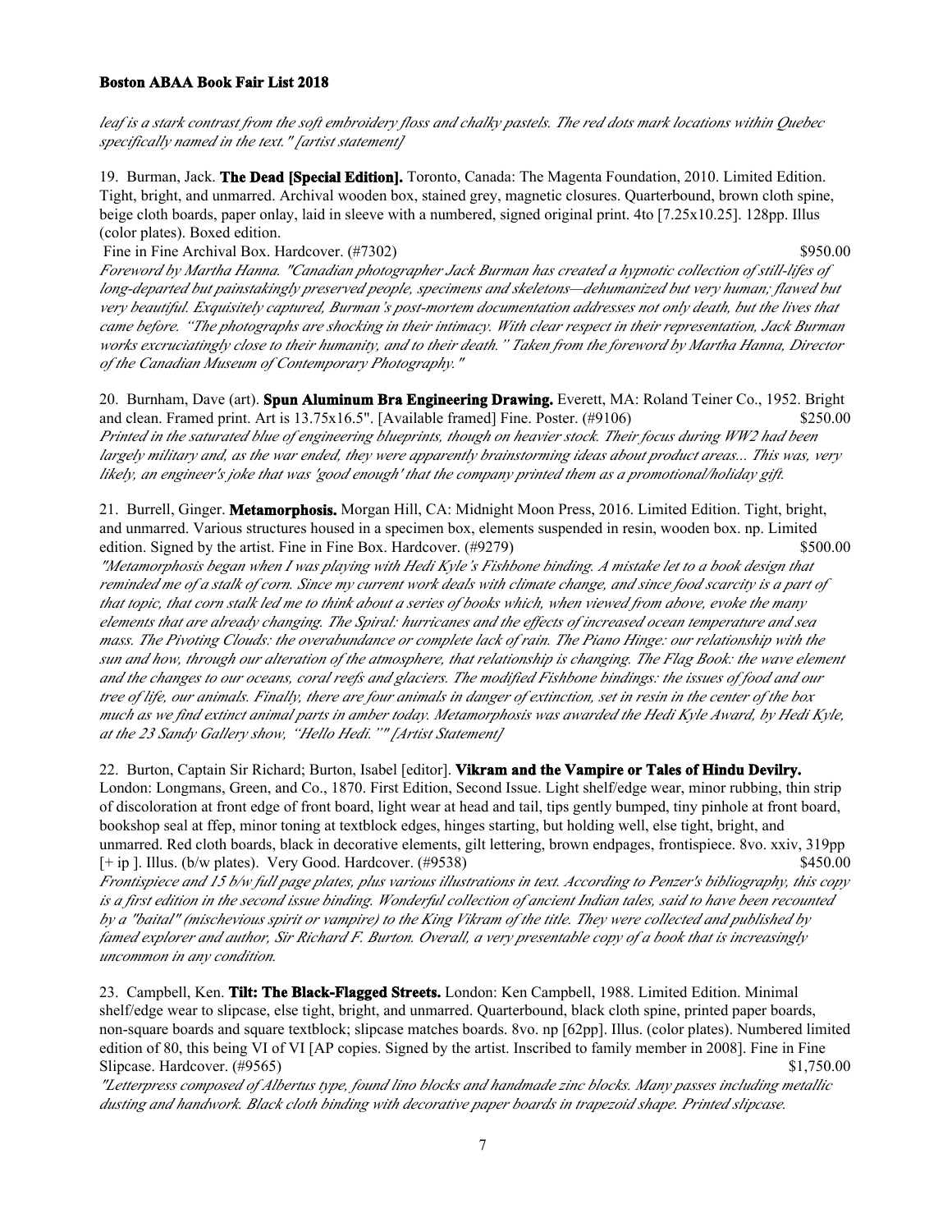*leaf is a stark contrast from the soft embroidery floss and chalky pastels. The red dots mark locations within Quebec specifically named in the text." [artist statement]*

19. Burman, Jack. **The Dead [Special Edition].** Toronto, Canada: The Magenta Foundation, 2010. Limited Edition. Tight, bright, and unmarred. Archival wooden box, stained grey, magnetic closures. Quarterbound, brown cloth spine, beige cloth boards, paper onlay, laid in sleeve with a numbered, signed original print. 4to [7.25x10.25]. 128pp. Illus (color plates). Boxed edition.
Fine in Fine Archival Box. Hardcover. (#7302) $950.00
*Foreword by Martha Hanna. "Canadian photographer Jack Burman has created a hypnotic collection of still-lifes of long-departed but painstakingly preserved people, specimens and skeletons—dehumanized but very human; flawed but very beautiful. Exquisitely captured, Burman's post-mortem documentation addresses not only death, but the lives that came before. "The photographs are shocking in their intimacy. With clear respect in their representation, Jack Burman works excruciatingly close to their humanity, and to their death." Taken from the foreword by Martha Hanna, Director of the Canadian Museum of Contemporary Photography."*

20. Burnham, Dave (art). **Spun Aluminum Bra Engineering Drawing.** Everett, MA: Roland Teiner Co., 1952. Bright and clean. Framed print. Art is 13.75x16.5". [Available framed] Fine. Poster. (#9106) $250.00
*Printed in the saturated blue of engineering blueprints, though on heavier stock. Their focus during WW2 had been largely military and, as the war ended, they were apparently brainstorming ideas about product areas... This was, very likely, an engineer's joke that was 'good enough' that the company printed them as a promotional/holiday gift.*

21. Burrell, Ginger. **Metamorphosis.** Morgan Hill, CA: Midnight Moon Press, 2016. Limited Edition. Tight, bright, and unmarred. Various structures housed in a specimen box, elements suspended in resin, wooden box. np. Limited edition. Signed by the artist. Fine in Fine Box. Hardcover. (#9279) $500.00
*"Metamorphosis began when I was playing with Hedi Kyle's Fishbone binding. A mistake let to a book design that reminded me of a stalk of corn. Since my current work deals with climate change, and since food scarcity is a part of that topic, that corn stalk led me to think about a series of books which, when viewed from above, evoke the many elements that are already changing. The Spiral: hurricanes and the effects of increased ocean temperature and sea mass. The Pivoting Clouds: the overabundance or complete lack of rain. The Piano Hinge: our relationship with the sun and how, through our alteration of the atmosphere, that relationship is changing. The Flag Book: the wave element and the changes to our oceans, coral reefs and glaciers. The modified Fishbone bindings: the issues of food and our tree of life, our animals. Finally, there are four animals in danger of extinction, set in resin in the center of the box much as we find extinct animal parts in amber today. Metamorphosis was awarded the Hedi Kyle Award, by Hedi Kyle, at the 23 Sandy Gallery show, "Hello Hedi."" [Artist Statement]*

22. Burton, Captain Sir Richard; Burton, Isabel [editor]. **Vikram and the Vampire or Tales of Hindu Devilry.** London: Longmans, Green, and Co., 1870. First Edition, Second Issue. Light shelf/edge wear, minor rubbing, thin strip of discoloration at front edge of front board, light wear at head and tail, tips gently bumped, tiny pinhole at front board, bookshop seal at ffep, minor toning at textblock edges, hinges starting, but holding well, else tight, bright, and unmarred. Red cloth boards, black in decorative elements, gilt lettering, brown endpages, frontispiece. 8vo. xxiv, 319pp [+ ip ]. Illus. (b/w plates). Very Good. Hardcover. (#9538) $450.00
*Frontispiece and 15 b/w full page plates, plus various illustrations in text. According to Penzer's bibliography, this copy is a first edition in the second issue binding. Wonderful collection of ancient Indian tales, said to have been recounted by a "baital" (mischevious spirit or vampire) to the King Vikram of the title. They were collected and published by famed explorer and author, Sir Richard F. Burton. Overall, a very presentable copy of a book that is increasingly uncommon in any condition.*

23. Campbell, Ken. **Tilt: The Black-Flagged Streets.** London: Ken Campbell, 1988. Limited Edition. Minimal shelf/edge wear to slipcase, else tight, bright, and unmarred. Quarterbound, black cloth spine, printed paper boards, non-square boards and square textblock; slipcase matches boards. 8vo. np [62pp]. Illus. (color plates). Numbered limited edition of 80, this being VI of VI [AP copies. Signed by the artist. Inscribed to family member in 2008]. Fine in Fine Slipcase. Hardcover. (#9565) $1,750.00
*"Letterpress composed of Albertus type, found lino blocks and handmade zinc blocks. Many passes including metallic dusting and handwork. Black cloth binding with decorative paper boards in trapezoid shape. Printed slipcase.*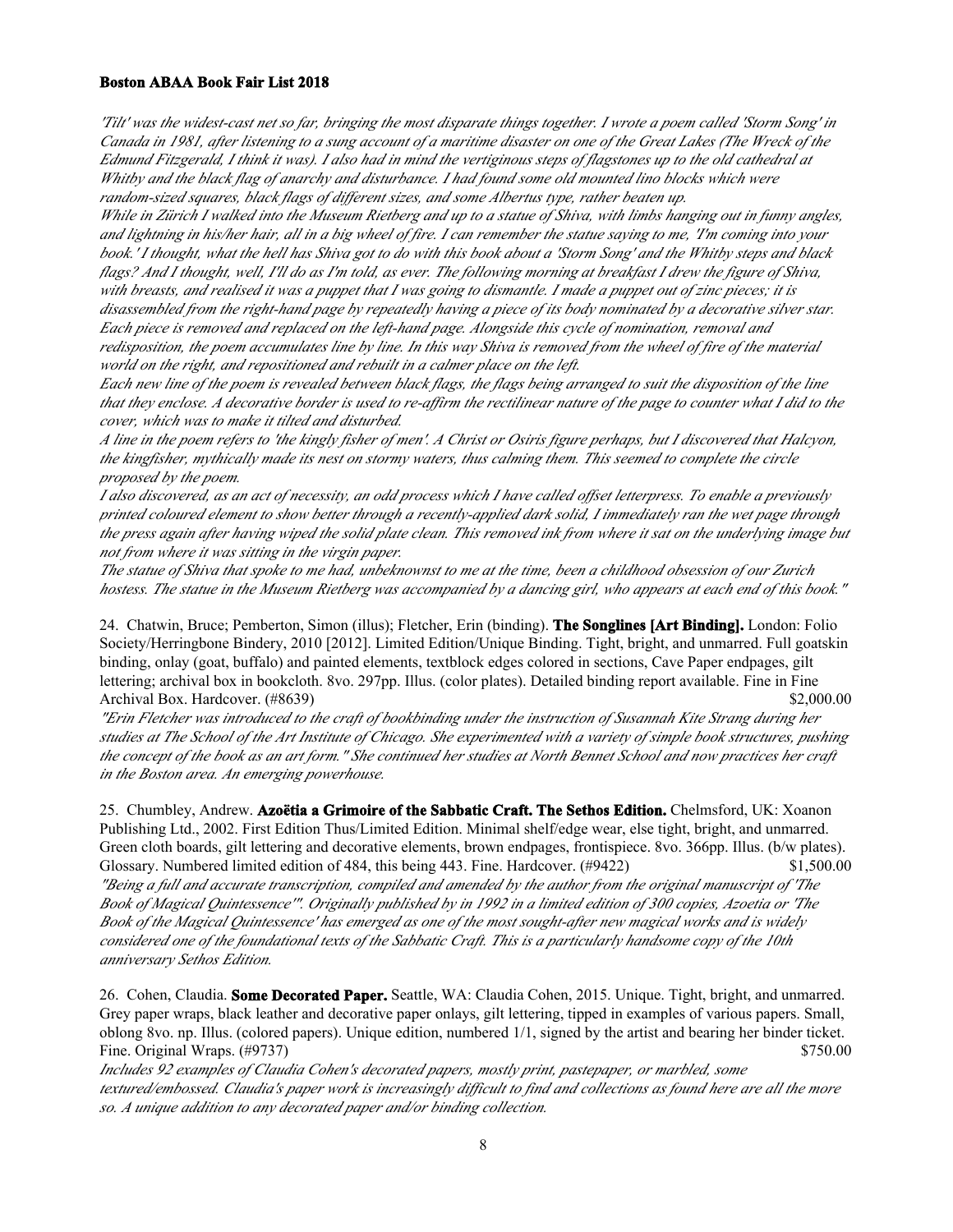*'Tilt' was the widest-cast net so far, bringing the most disparate things together. I wrote a poem called 'Storm Song' in Canada in 1981, after listening to a sung account of a maritime disaster on one of the Great Lakes (The Wreck of the Edmund Fitzgerald, I think it was). I also had in mind the vertiginous steps of flagstones up to the old cathedral at Whitby and the black flag of anarchy and disturbance. I had found some old mounted lino blocks which were random-sized squares, black flags of different sizes, and some Albertus type, rather beaten up.*
*While in Zürich I walked into the Museum Rietberg and up to a statue of Shiva, with limbs hanging out in funny angles, and lightning in his/her hair, all in a big wheel of fire. I can remember the statue saying to me, 'I'm coming into your book.' I thought, what the hell has Shiva got to do with this book about a 'Storm Song' and the Whitby steps and black flags? And I thought, well, I'll do as I'm told, as ever. The following morning at breakfast I drew the figure of Shiva, with breasts, and realised it was a puppet that I was going to dismantle. I made a puppet out of zinc pieces; it is disassembled from the right-hand page by repeatedly having a piece of its body nominated by a decorative silver star. Each piece is removed and replaced on the left-hand page. Alongside this cycle of nomination, removal and redisposition, the poem accumulates line by line. In this way Shiva is removed from the wheel of fire of the material world on the right, and repositioned and rebuilt in a calmer place on the left.*
*Each new line of the poem is revealed between black flags, the flags being arranged to suit the disposition of the line that they enclose. A decorative border is used to re-affirm the rectilinear nature of the page to counter what I did to the cover, which was to make it tilted and disturbed.*
*A line in the poem refers to 'the kingly fisher of men'. A Christ or Osiris figure perhaps, but I discovered that Halcyon, the kingfisher, mythically made its nest on stormy waters, thus calming them. This seemed to complete the circle proposed by the poem.*
*I also discovered, as an act of necessity, an odd process which I have called offset letterpress. To enable a previously printed coloured element to show better through a recently-applied dark solid, I immediately ran the wet page through the press again after having wiped the solid plate clean. This removed ink from where it sat on the underlying image but not from where it was sitting in the virgin paper.*
*The statue of Shiva that spoke to me had, unbeknownst to me at the time, been a childhood obsession of our Zurich hostess. The statue in the Museum Rietberg was accompanied by a dancing girl, who appears at each end of this book."*

24. Chatwin, Bruce; Pemberton, Simon (illus); Fletcher, Erin (binding). **The Songlines [Art Binding].** London: Folio Society/Herringbone Bindery, 2010 [2012]. Limited Edition/Unique Binding. Tight, bright, and unmarred. Full goatskin binding, onlay (goat, buffalo) and painted elements, textblock edges colored in sections, Cave Paper endpages, gilt lettering; archival box in bookcloth. 8vo. 297pp. Illus. (color plates). Detailed binding report available. Fine in Fine Archival Box. Hardcover. (#8639) $2,000.00
*"Erin Fletcher was introduced to the craft of bookbinding under the instruction of Susannah Kite Strang during her studies at The School of the Art Institute of Chicago. She experimented with a variety of simple book structures, pushing the concept of the book as an art form." She continued her studies at North Bennet School and now practices her craft in the Boston area. An emerging powerhouse.*

25. Chumbley, Andrew. **Azoëtia a Grimoire of the Sabbatic Craft. The Sethos Edition.** Chelmsford, UK: Xoanon Publishing Ltd., 2002. First Edition Thus/Limited Edition. Minimal shelf/edge wear, else tight, bright, and unmarred. Green cloth boards, gilt lettering and decorative elements, brown endpages, frontispiece. 8vo. 366pp. Illus. (b/w plates). Glossary. Numbered limited edition of 484, this being 443. Fine. Hardcover. (#9422) $1,500.00
*"Being a full and accurate transcription, compiled and amended by the author from the original manuscript of 'The Book of Magical Quintessence'". Originally published by in 1992 in a limited edition of 300 copies, Azoetia or 'The Book of the Magical Quintessence' has emerged as one of the most sought-after new magical works and is widely considered one of the foundational texts of the Sabbatic Craft. This is a particularly handsome copy of the 10th anniversary Sethos Edition.*

26. Cohen, Claudia. **Some Decorated Paper.** Seattle, WA: Claudia Cohen, 2015. Unique. Tight, bright, and unmarred. Grey paper wraps, black leather and decorative paper onlays, gilt lettering, tipped in examples of various papers. Small, oblong 8vo. np. Illus. (colored papers). Unique edition, numbered 1/1, signed by the artist and bearing her binder ticket. Fine. Original Wraps. (#9737) $750.00
*Includes 92 examples of Claudia Cohen's decorated papers, mostly print, pastepaper, or marbled, some textured/embossed. Claudia's paper work is increasingly difficult to find and collections as found here are all the more so. A unique addition to any decorated paper and/or binding collection.*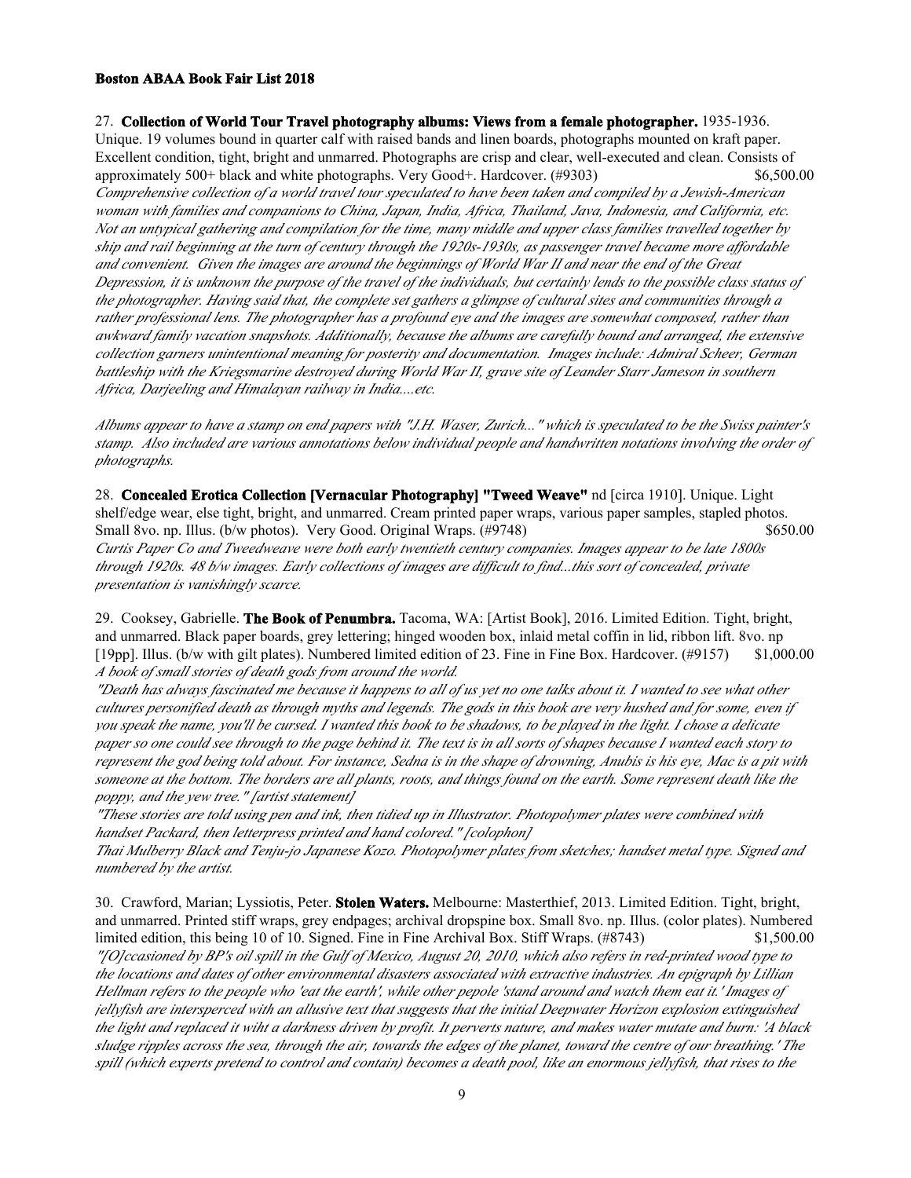27. **Collection of World Tour Travel photography albums: Views from a female photographer.** 1935-1936. Unique. 19 volumes bound in quarter calf with raised bands and linen boards, photographs mounted on kraft paper. Excellent condition, tight, bright and unmarred. Photographs are crisp and clear, well-executed and clean. Consists of approximately 500+ black and white photographs. Very Good+. Hardcover. (#9303) $6,500.00

*Comprehensive collection of a world travel tour speculated to have been taken and compiled by a Jewish-American woman with families and companions to China, Japan, India, Africa, Thailand, Java, Indonesia, and California, etc. Not an untypical gathering and compilation for the time, many middle and upper class families travelled together by ship and rail beginning at the turn of century through the 1920s-1930s, as passenger travel became more affordable and convenient. Given the images are around the beginnings of World War II and near the end of the Great Depression, it is unknown the purpose of the travel of the individuals, but certainly lends to the possible class status of the photographer. Having said that, the complete set gathers a glimpse of cultural sites and communities through a rather professional lens. The photographer has a profound eye and the images are somewhat composed, rather than awkward family vacation snapshots. Additionally, because the albums are carefully bound and arranged, the extensive collection garners unintentional meaning for posterity and documentation. Images include: Admiral Scheer, German battleship with the Kriegsmarine destroyed during World War II, grave site of Leander Starr Jameson in southern Africa, Darjeeling and Himalayan railway in India....etc.*

*Albums appear to have a stamp on end papers with "J.H. Waser, Zurich..." which is speculated to be the Swiss painter's stamp. Also included are various annotations below individual people and handwritten notations involving the order of photographs.*

28. **Concealed Erotica Collection [Vernacular Photography] "Tweed Weave"** nd [circa 1910]. Unique. Light shelf/edge wear, else tight, bright, and unmarred. Cream printed paper wraps, various paper samples, stapled photos. Small 8vo. np. Illus. (b/w photos). Very Good. Original Wraps. (#9748) $650.00

*Curtis Paper Co and Tweedweave were both early twentieth century companies. Images appear to be late 1800s through 1920s. 48 b/w images. Early collections of images are difficult to find...this sort of concealed, private presentation is vanishingly scarce.*

29. Cooksey, Gabrielle. **The Book of Penumbra.** Tacoma, WA: [Artist Book], 2016. Limited Edition. Tight, bright, and unmarred. Black paper boards, grey lettering; hinged wooden box, inlaid metal coffin in lid, ribbon lift. 8vo. np [19pp]. Illus. (b/w with gilt plates). Numbered limited edition of 23. Fine in Fine Box. Hardcover. (#9157) $1,000.00

*A book of small stories of death gods from around the world.*

*"Death has always fascinated me because it happens to all of us yet no one talks about it. I wanted to see what other cultures personified death as through myths and legends. The gods in this book are very hushed and for some, even if you speak the name, you'll be cursed. I wanted this book to be shadows, to be played in the light. I chose a delicate paper so one could see through to the page behind it. The text is in all sorts of shapes because I wanted each story to represent the god being told about. For instance, Sedna is in the shape of drowning, Anubis is his eye, Mac is a pit with someone at the bottom. The borders are all plants, roots, and things found on the earth. Some represent death like the poppy, and the yew tree." [artist statement]*

*"These stories are told using pen and ink, then tidied up in Illustrator. Photopolymer plates were combined with handset Packard, then letterpress printed and hand colored." [colophon]*

*Thai Mulberry Black and Tenju-jo Japanese Kozo. Photopolymer plates from sketches; handset metal type. Signed and numbered by the artist.*

30. Crawford, Marian; Lyssiotis, Peter. **Stolen Waters.** Melbourne: Masterthief, 2013. Limited Edition. Tight, bright, and unmarred. Printed stiff wraps, grey endpages; archival dropspine box. Small 8vo. np. Illus. (color plates). Numbered limited edition, this being 10 of 10. Signed. Fine in Fine Archival Box. Stiff Wraps. (#8743) $1,500.00

*"[O]ccasioned by BP's oil spill in the Gulf of Mexico, August 20, 2010, which also refers in red-printed wood type to the locations and dates of other environmental disasters associated with extractive industries. An epigraph by Lillian Hellman refers to the people who 'eat the earth', while other pepole 'stand around and watch them eat it.' Images of jellyfish are intersperced with an allusive text that suggests that the initial Deepwater Horizon explosion extinguished the light and replaced it wiht a darkness driven by profit. It perverts nature, and makes water mutate and burn: 'A black sludge ripples across the sea, through the air, towards the edges of the planet, toward the centre of our breathing.' The spill (which experts pretend to control and contain) becomes a death pool, like an enormous jellyfish, that rises to the*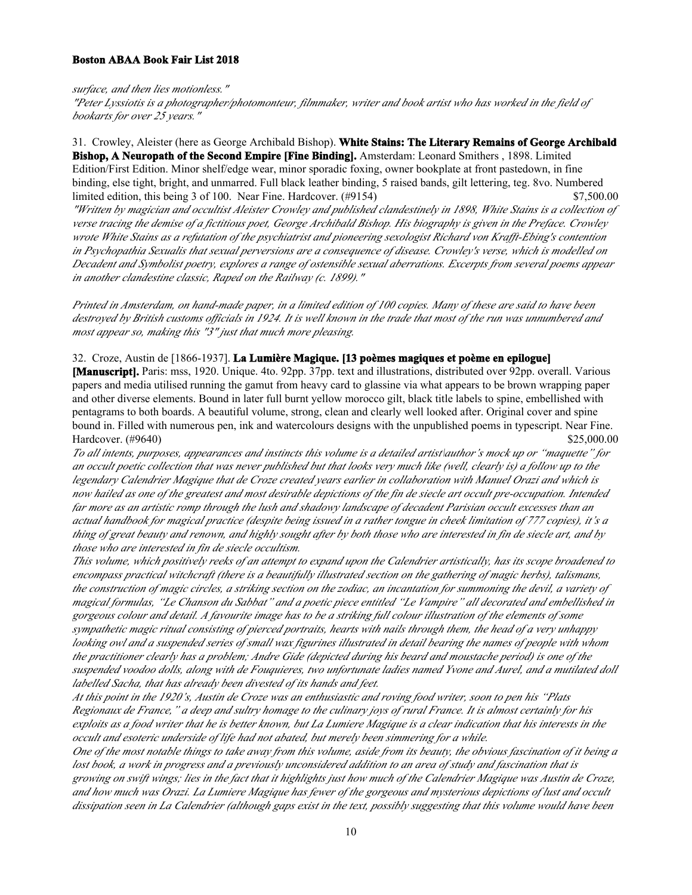*surface, and then lies motionless."*

*"Peter Lyssiotis is a photographer/photomonteur, filmmaker, writer and book artist who has worked in the field of bookarts for over 25 years."*

31. Crowley, Aleister (here as George Archibald Bishop). **White Stains: The Literary Remains of George Archibald Bishop, A Neuropath of the Second Empire [Fine Binding].** Amsterdam: Leonard Smithers , 1898. Limited Edition/First Edition. Minor shelf/edge wear, minor sporadic foxing, owner bookplate at front pastedown, in fine binding, else tight, bright, and unmarred. Full black leather binding, 5 raised bands, gilt lettering, teg. 8vo. Numbered limited edition, this being 3 of 100. Near Fine. Hardcover. (#9154) $7,500.00

*"Written by magician and occultist Aleister Crowley and published clandestinely in 1898, White Stains is a collection of verse tracing the demise of a fictitious poet, George Archibald Bishop. His biography is given in the Preface. Crowley wrote White Stains as a refutation of the psychiatrist and pioneering sexologist Richard von Krafft-Ebing's contention in Psychopathia Sexualis that sexual perversions are a consequence of disease. Crowley's verse, which is modelled on Decadent and Symbolist poetry, explores a range of ostensible sexual aberrations. Excerpts from several poems appear in another clandestine classic, Raped on the Railway (c. 1899)."*

*Printed in Amsterdam, on hand-made paper, in a limited edition of 100 copies. Many of these are said to have been destroyed by British customs officials in 1924. It is well known in the trade that most of the run was unnumbered and most appear so, making this "3" just that much more pleasing.*

32. Croze, Austin de [1866-1937]. **La Lumière Magique. [13 poèmes magiques et poème en epilogue] [Manuscript].** Paris: mss, 1920. Unique. 4to. 92pp. 37pp. text and illustrations, distributed over 92pp. overall. Various papers and media utilised running the gamut from heavy card to glassine via what appears to be brown wrapping paper and other diverse elements. Bound in later full burnt yellow morocco gilt, black title labels to spine, embellished with pentagrams to both boards. A beautiful volume, strong, clean and clearly well looked after. Original cover and spine bound in. Filled with numerous pen, ink and watercolours designs with the unpublished poems in typescript. Near Fine. Hardcover. (#9640) $25,000.00

*To all intents, purposes, appearances and instincts this volume is a detailed artist\author's mock up or "maquette" for an occult poetic collection that was never published but that looks very much like (well, clearly is) a follow up to the legendary Calendrier Magique that de Croze created years earlier in collaboration with Manuel Orazi and which is now hailed as one of the greatest and most desirable depictions of the fin de siecle art occult pre-occupation. Intended far more as an artistic romp through the lush and shadowy landscape of decadent Parisian occult excesses than an actual handbook for magical practice (despite being issued in a rather tongue in cheek limitation of 777 copies), it's a thing of great beauty and renown, and highly sought after by both those who are interested in fin de siecle art, and by those who are interested in fin de siecle occultism.*

*This volume, which positively reeks of an attempt to expand upon the Calendrier artistically, has its scope broadened to encompass practical witchcraft (there is a beautifully illustrated section on the gathering of magic herbs), talismans, the construction of magic circles, a striking section on the zodiac, an incantation for summoning the devil, a variety of magical formulas, "Le Chanson du Sabbat" and a poetic piece entitled "Le Vampire" all decorated and embellished in gorgeous colour and detail. A favourite image has to be a striking full colour illustration of the elements of some sympathetic magic ritual consisting of pierced portraits, hearts with nails through them, the head of a very unhappy looking owl and a suspended series of small wax figurines illustrated in detail bearing the names of people with whom the practitioner clearly has a problem; Andre Gide (depicted during his beard and moustache period) is one of the suspended voodoo dolls, along with de Fouquieres, two unfortunate ladies named Yvone and Aurel, and a mutilated doll labelled Sacha, that has already been divested of its hands and feet.*

*At this point in the 1920's, Austin de Croze was an enthusiastic and roving food writer, soon to pen his "Plats Regionaux de France," a deep and sultry homage to the culinary joys of rural France. It is almost certainly for his exploits as a food writer that he is better known, but La Lumiere Magique is a clear indication that his interests in the occult and esoteric underside of life had not abated, but merely been simmering for a while.*

*One of the most notable things to take away from this volume, aside from its beauty, the obvious fascination of it being a lost book, a work in progress and a previously unconsidered addition to an area of study and fascination that is growing on swift wings; lies in the fact that it highlights just how much of the Calendrier Magique was Austin de Croze, and how much was Orazi. La Lumiere Magique has fewer of the gorgeous and mysterious depictions of lust and occult dissipation seen in La Calendrier (although gaps exist in the text, possibly suggesting that this volume would have been*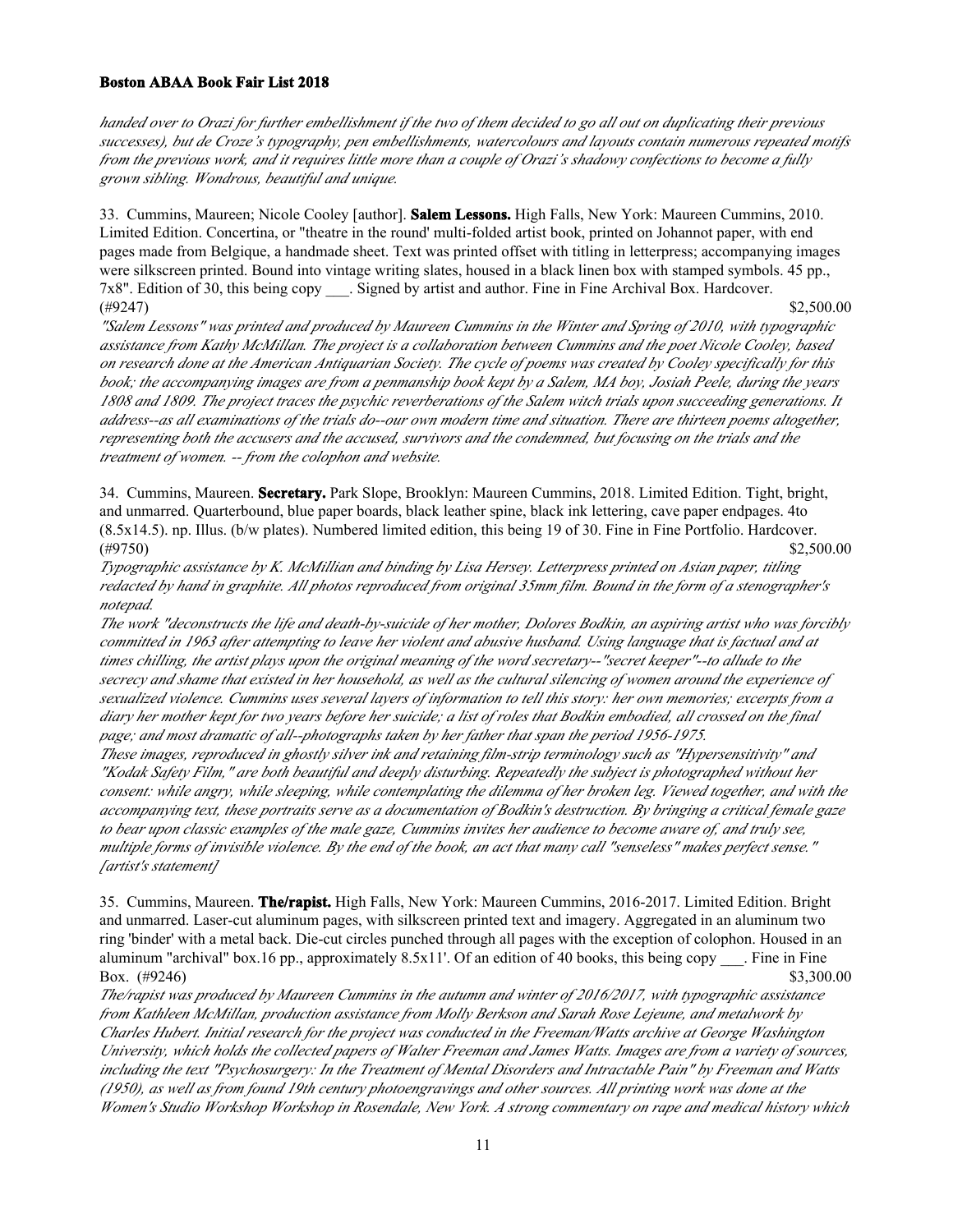*handed over to Orazi for further embellishment if the two of them decided to go all out on duplicating their previous successes), but de Croze's typography, pen embellishments, watercolours and layouts contain numerous repeated motifs from the previous work, and it requires little more than a couple of Orazi's shadowy confections to become a fully grown sibling. Wondrous, beautiful and unique.*

33. Cummins, Maureen; Nicole Cooley [author]. **Salem Lessons.** High Falls, New York: Maureen Cummins, 2010. Limited Edition. Concertina, or "theatre in the round' multi-folded artist book, printed on Johannot paper, with end pages made from Belgique, a handmade sheet. Text was printed offset with titling in letterpress; accompanying images were silkscreen printed. Bound into vintage writing slates, housed in a black linen box with stamped symbols. 45 pp., 7x8". Edition of 30, this being copy ___. Signed by artist and author. Fine in Fine Archival Box. Hardcover. (#9247) $2,500.00

*"Salem Lessons" was printed and produced by Maureen Cummins in the Winter and Spring of 2010, with typographic assistance from Kathy McMillan. The project is a collaboration between Cummins and the poet Nicole Cooley, based on research done at the American Antiquarian Society. The cycle of poems was created by Cooley specifically for this book; the accompanying images are from a penmanship book kept by a Salem, MA boy, Josiah Peele, during the years 1808 and 1809. The project traces the psychic reverberations of the Salem witch trials upon succeeding generations. It address--as all examinations of the trials do--our own modern time and situation. There are thirteen poems altogether, representing both the accusers and the accused, survivors and the condemned, but focusing on the trials and the treatment of women. -- from the colophon and website.*

34. Cummins, Maureen. **Secretary.** Park Slope, Brooklyn: Maureen Cummins, 2018. Limited Edition. Tight, bright, and unmarred. Quarterbound, blue paper boards, black leather spine, black ink lettering, cave paper endpages. 4to (8.5x14.5). np. Illus. (b/w plates). Numbered limited edition, this being 19 of 30. Fine in Fine Portfolio. Hardcover. (#9750) $2,500.00

*Typographic assistance by K. McMillian and binding by Lisa Hersey. Letterpress printed on Asian paper, titling redacted by hand in graphite. All photos reproduced from original 35mm film. Bound in the form of a stenographer's notepad.*

*The work "deconstructs the life and death-by-suicide of her mother, Dolores Bodkin, an aspiring artist who was forcibly committed in 1963 after attempting to leave her violent and abusive husband. Using language that is factual and at times chilling, the artist plays upon the original meaning of the word secretary--"secret keeper"--to allude to the secrecy and shame that existed in her household, as well as the cultural silencing of women around the experience of sexualized violence. Cummins uses several layers of information to tell this story: her own memories; excerpts from a diary her mother kept for two years before her suicide; a list of roles that Bodkin embodied, all crossed on the final page; and most dramatic of all--photographs taken by her father that span the period 1956-1975.*

*These images, reproduced in ghostly silver ink and retaining film-strip terminology such as "Hypersensitivity" and "Kodak Safety Film," are both beautiful and deeply disturbing. Repeatedly the subject is photographed without her consent: while angry, while sleeping, while contemplating the dilemma of her broken leg. Viewed together, and with the accompanying text, these portraits serve as a documentation of Bodkin's destruction. By bringing a critical female gaze to bear upon classic examples of the male gaze, Cummins invites her audience to become aware of, and truly see, multiple forms of invisible violence. By the end of the book, an act that many call "senseless" makes perfect sense." [artist's statement]*

35. Cummins, Maureen. **The/rapist.** High Falls, New York: Maureen Cummins, 2016-2017. Limited Edition. Bright and unmarred. Laser-cut aluminum pages, with silkscreen printed text and imagery. Aggregated in an aluminum two ring 'binder' with a metal back. Die-cut circles punched through all pages with the exception of colophon. Housed in an aluminum "archival" box.16 pp., approximately 8.5x11'. Of an edition of 40 books, this being copy ___. Fine in Fine Box. (#9246) $3,300.00

*The/rapist was produced by Maureen Cummins in the autumn and winter of 2016/2017, with typographic assistance from Kathleen McMillan, production assistance from Molly Berkson and Sarah Rose Lejeune, and metalwork by Charles Hubert. Initial research for the project was conducted in the Freeman/Watts archive at George Washington University, which holds the collected papers of Walter Freeman and James Watts. Images are from a variety of sources, including the text "Psychosurgery: In the Treatment of Mental Disorders and Intractable Pain" by Freeman and Watts (1950), as well as from found 19th century photoengravings and other sources. All printing work was done at the Women's Studio Workshop Workshop in Rosendale, New York. A strong commentary on rape and medical history which*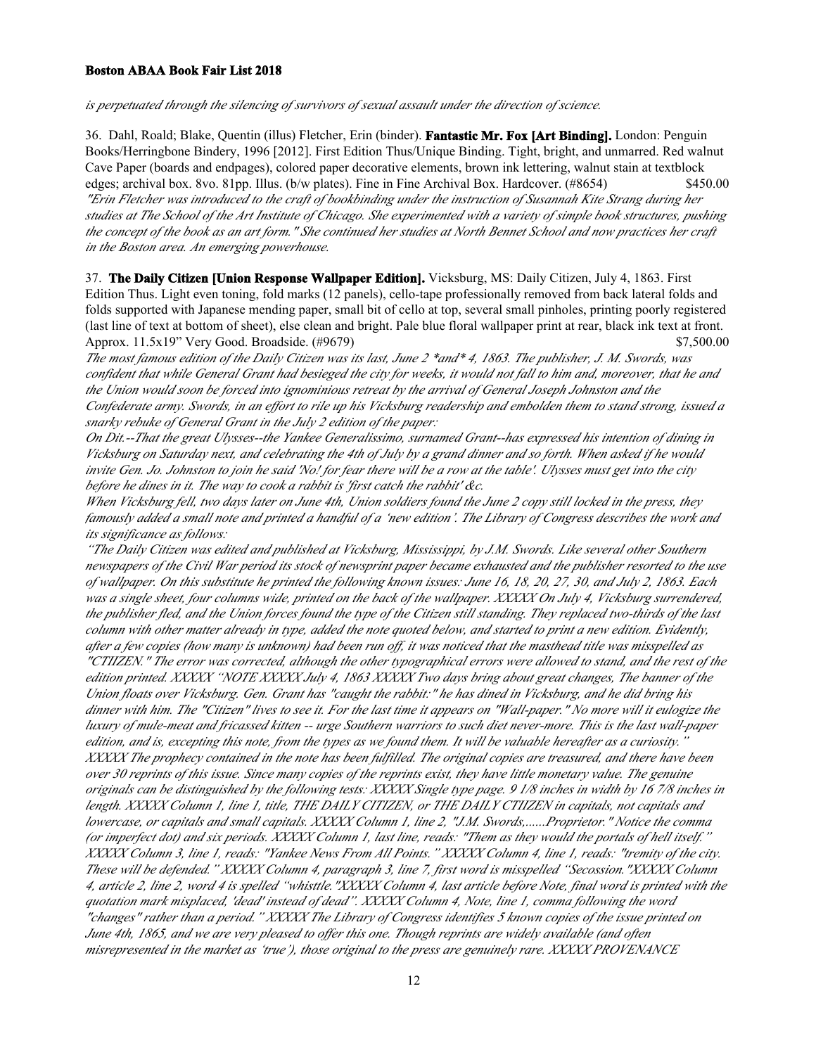*is perpetuated through the silencing of survivors of sexual assault under the direction of science.*

36. Dahl, Roald; Blake, Quentin (illus) Fletcher, Erin (binder). **Fantastic Mr. Fox [Art Binding].** London: Penguin Books/Herringbone Bindery, 1996 [2012]. First Edition Thus/Unique Binding. Tight, bright, and unmarred. Red walnut Cave Paper (boards and endpages), colored paper decorative elements, brown ink lettering, walnut stain at textblock edges; archival box. 8vo. 81pp. Illus. (b/w plates). Fine in Fine Archival Box. Hardcover. (#8654) $450.00
*"Erin Fletcher was introduced to the craft of bookbinding under the instruction of Susannah Kite Strang during her studies at The School of the Art Institute of Chicago. She experimented with a variety of simple book structures, pushing the concept of the book as an art form." She continued her studies at North Bennet School and now practices her craft in the Boston area. An emerging powerhouse.*

37. **The Daily Citizen [Union Response Wallpaper Edition].** Vicksburg, MS: Daily Citizen, July 4, 1863. First Edition Thus. Light even toning, fold marks (12 panels), cello-tape professionally removed from back lateral folds and folds supported with Japanese mending paper, small bit of cello at top, several small pinholes, printing poorly registered (last line of text at bottom of sheet), else clean and bright. Pale blue floral wallpaper print at rear, black ink text at front. Approx. 11.5x19" Very Good. Broadside. (#9679) $7,500.00
*The most famous edition of the Daily Citizen was its last, June 2 *and* 4, 1863. The publisher, J. M. Swords, was confident that while General Grant had besieged the city for weeks, it would not fall to him and, moreover, that he and the Union would soon be forced into ignominious retreat by the arrival of General Joseph Johnston and the Confederate army. Swords, in an effort to rile up his Vicksburg readership and embolden them to stand strong, issued a snarky rebuke of General Grant in the July 2 edition of the paper:*
*On Dit.--That the great Ulysses--the Yankee Generalissimo, surnamed Grant--has expressed his intention of dining in Vicksburg on Saturday next, and celebrating the 4th of July by a grand dinner and so forth. When asked if he would invite Gen. Jo. Johnston to join he said 'No! for fear there will be a row at the table'. Ulysses must get into the city before he dines in it. The way to cook a rabbit is 'first catch the rabbit' &c.*
*When Vicksburg fell, two days later on June 4th, Union soldiers found the June 2 copy still locked in the press, they famously added a small note and printed a handful of a 'new edition'. The Library of Congress describes the work and its significance as follows:*
*"The Daily Citizen was edited and published at Vicksburg, Mississippi, by J.M. Swords. Like several other Southern newspapers of the Civil War period its stock of newsprint paper became exhausted and the publisher resorted to the use of wallpaper. On this substitute he printed the following known issues: June 16, 18, 20, 27, 30, and July 2, 1863. Each was a single sheet, four columns wide, printed on the back of the wallpaper. XXXXX On July 4, Vicksburg surrendered, the publisher fled, and the Union forces found the type of the Citizen still standing. They replaced two-thirds of the last column with other matter already in type, added the note quoted below, and started to print a new edition. Evidently, after a few copies (how many is unknown) had been run off, it was noticed that the masthead title was misspelled as "CTIIZEN." The error was corrected, although the other typographical errors were allowed to stand, and the rest of the edition printed. XXXXX "NOTE XXXXX July 4, 1863 XXXXX Two days bring about great changes, The banner of the Union floats over Vicksburg. Gen. Grant has "caught the rabbit:" he has dined in Vicksburg, and he did bring his dinner with him. The "Citizen" lives to see it. For the last time it appears on "Wall-paper." No more will it eulogize the luxury of mule-meat and fricassed kitten -- urge Southern warriors to such diet never-more. This is the last wall-paper edition, and is, excepting this note, from the types as we found them. It will be valuable hereafter as a curiosity." XXXXX The prophecy contained in the note has been fulfilled. The original copies are treasured, and there have been over 30 reprints of this issue. Since many copies of the reprints exist, they have little monetary value. The genuine originals can be distinguished by the following tests: XXXXX Single type page. 9 1/8 inches in width by 16 7/8 inches in length. XXXXX Column 1, line 1, title, THE DAILY CITIZEN, or THE DAILY CTIIZEN in capitals, not capitals and lowercase, or capitals and small capitals. XXXXX Column 1, line 2, "J.M. Swords,......Proprietor." Notice the comma (or imperfect dot) and six periods. XXXXX Column 1, last line, reads: "Them as they would the portals of hell itself." XXXXX Column 3, line 1, reads: "Yankee News From All Points." XXXXX Column 4, line 1, reads: "tremity of the city. These will be defended." XXXXX Column 4, paragraph 3, line 7, first word is misspelled "Secossion."XXXXX Column 4, article 2, line 2, word 4 is spelled "whisttle."XXXXX Column 4, last article before Note, final word is printed with the quotation mark misplaced, 'dead' instead of dead". XXXXX Column 4, Note, line 1, comma following the word "changes" rather than a period." XXXXX The Library of Congress identifies 5 known copies of the issue printed on June 4th, 1865, and we are very pleased to offer this one. Though reprints are widely available (and often misrepresented in the market as 'true'), those original to the press are genuinely rare. XXXXX PROVENANCE*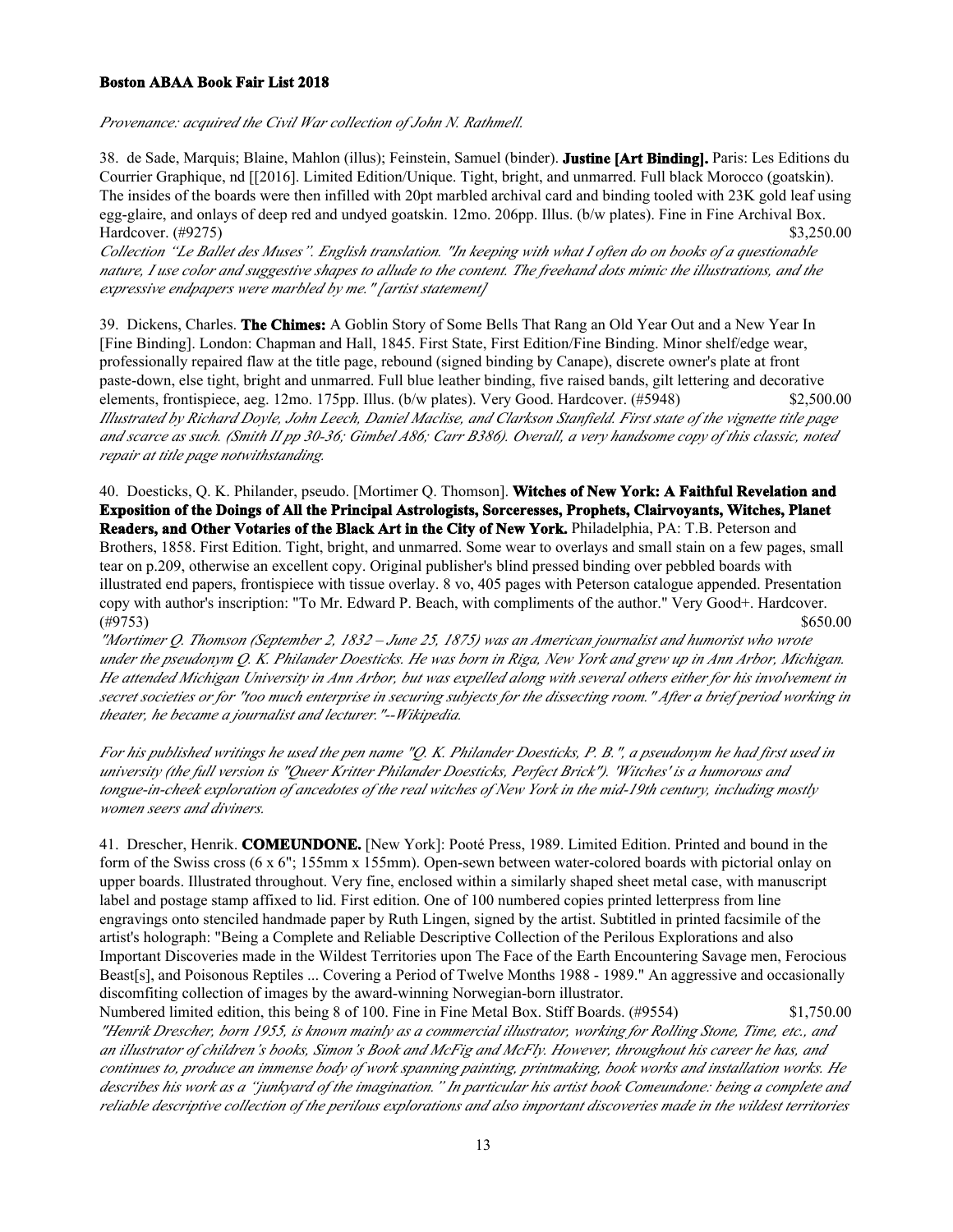*Provenance: acquired the Civil War collection of John N. Rathmell.*

38. de Sade, Marquis; Blaine, Mahlon (illus); Feinstein, Samuel (binder). **Justine [Art Binding].** Paris: Les Editions du Courrier Graphique, nd [[2016]. Limited Edition/Unique. Tight, bright, and unmarred. Full black Morocco (goatskin). The insides of the boards were then infilled with 20pt marbled archival card and binding tooled with 23K gold leaf using egg-glaire, and onlays of deep red and undyed goatskin. 12mo. 206pp. Illus. (b/w plates). Fine in Fine Archival Box. Hardcover. (#9275) $3,250.00

*Collection "Le Ballet des Muses". English translation. "In keeping with what I often do on books of a questionable nature, I use color and suggestive shapes to allude to the content. The freehand dots mimic the illustrations, and the expressive endpapers were marbled by me." [artist statement]*

39. Dickens, Charles. **The Chimes:** A Goblin Story of Some Bells That Rang an Old Year Out and a New Year In [Fine Binding]. London: Chapman and Hall, 1845. First State, First Edition/Fine Binding. Minor shelf/edge wear, professionally repaired flaw at the title page, rebound (signed binding by Canape), discrete owner's plate at front paste-down, else tight, bright and unmarred. Full blue leather binding, five raised bands, gilt lettering and decorative elements, frontispiece, aeg. 12mo. 175pp. Illus. (b/w plates). Very Good. Hardcover. (#5948) $2,500.00

*Illustrated by Richard Doyle, John Leech, Daniel Maclise, and Clarkson Stanfield. First state of the vignette title page and scarce as such. (Smith II pp 30-36; Gimbel A86; Carr B386). Overall, a very handsome copy of this classic, noted repair at title page notwithstanding.*

40. Doesticks, Q. K. Philander, pseudo. [Mortimer Q. Thomson]. **Witches of New York: A Faithful Revelation and Exposition of the Doings of All the Principal Astrologists, Sorceresses, Prophets, Clairvoyants, Witches, Planet Readers, and Other Votaries of the Black Art in the City of New York.** Philadelphia, PA: T.B. Peterson and Brothers, 1858. First Edition. Tight, bright, and unmarred. Some wear to overlays and small stain on a few pages, small tear on p.209, otherwise an excellent copy. Original publisher's blind pressed binding over pebbled boards with illustrated end papers, frontispiece with tissue overlay. 8 vo, 405 pages with Peterson catalogue appended. Presentation copy with author's inscription: "To Mr. Edward P. Beach, with compliments of the author." Very Good+. Hardcover. (#9753) $650.00

*"Mortimer Q. Thomson (September 2, 1832 – June 25, 1875) was an American journalist and humorist who wrote under the pseudonym Q. K. Philander Doesticks. He was born in Riga, New York and grew up in Ann Arbor, Michigan. He attended Michigan University in Ann Arbor, but was expelled along with several others either for his involvement in secret societies or for "too much enterprise in securing subjects for the dissecting room." After a brief period working in theater, he became a journalist and lecturer."--Wikipedia.*

*For his published writings he used the pen name "Q. K. Philander Doesticks, P. B.", a pseudonym he had first used in university (the full version is "Queer Kritter Philander Doesticks, Perfect Brick"). 'Witches' is a humorous and tongue-in-cheek exploration of ancedotes of the real witches of New York in the mid-19th century, including mostly women seers and diviners.*

41. Drescher, Henrik. **COMEUNDONE.** [New York]: Pooté Press, 1989. Limited Edition. Printed and bound in the form of the Swiss cross (6 x 6"; 155mm x 155mm). Open-sewn between water-colored boards with pictorial onlay on upper boards. Illustrated throughout. Very fine, enclosed within a similarly shaped sheet metal case, with manuscript label and postage stamp affixed to lid. First edition. One of 100 numbered copies printed letterpress from line engravings onto stenciled handmade paper by Ruth Lingen, signed by the artist. Subtitled in printed facsimile of the artist's holograph: "Being a Complete and Reliable Descriptive Collection of the Perilous Explorations and also Important Discoveries made in the Wildest Territories upon The Face of the Earth Encountering Savage men, Ferocious Beast[s], and Poisonous Reptiles ... Covering a Period of Twelve Months 1988 - 1989." An aggressive and occasionally discomfiting collection of images by the award-winning Norwegian-born illustrator.
Numbered limited edition, this being 8 of 100. Fine in Fine Metal Box. Stiff Boards. (#9554) $1,750.00

*"Henrik Drescher, born 1955, is known mainly as a commercial illustrator, working for Rolling Stone, Time, etc., and an illustrator of children's books, Simon's Book and McFig and McFly. However, throughout his career he has, and continues to, produce an immense body of work spanning painting, printmaking, book works and installation works. He describes his work as a "junkyard of the imagination." In particular his artist book Comeundone: being a complete and reliable descriptive collection of the perilous explorations and also important discoveries made in the wildest territories*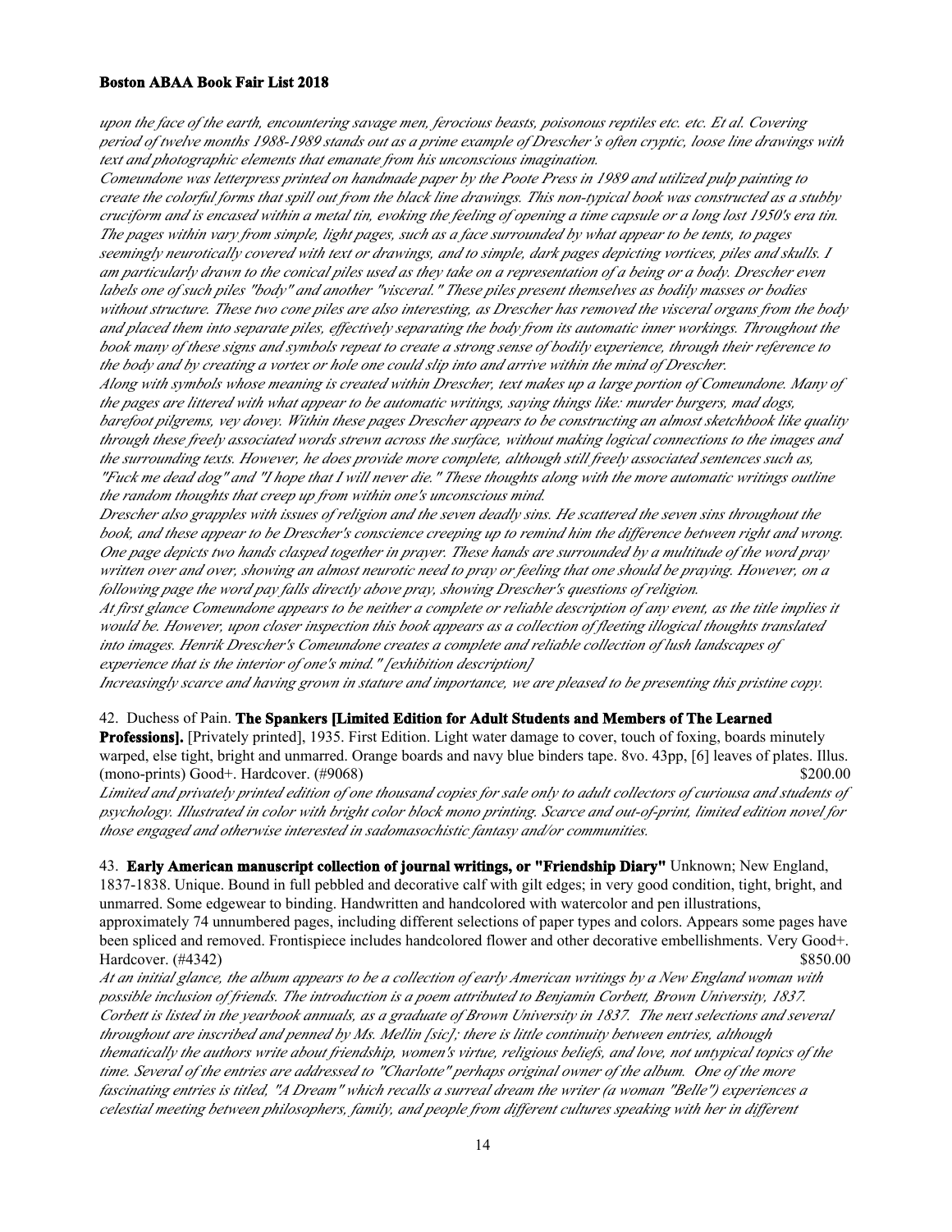*upon the face of the earth, encountering savage men, ferocious beasts, poisonous reptiles etc. etc. Et al. Covering period of twelve months 1988-1989 stands out as a prime example of Drescher's often cryptic, loose line drawings with text and photographic elements that emanate from his unconscious imagination.*

*Comeundone was letterpress printed on handmade paper by the Poote Press in 1989 and utilized pulp painting to create the colorful forms that spill out from the black line drawings. This non-typical book was constructed as a stubby cruciform and is encased within a metal tin, evoking the feeling of opening a time capsule or a long lost 1950's era tin. The pages within vary from simple, light pages, such as a face surrounded by what appear to be tents, to pages seemingly neurotically covered with text or drawings, and to simple, dark pages depicting vortices, piles and skulls. I am particularly drawn to the conical piles used as they take on a representation of a being or a body. Drescher even labels one of such piles "body" and another "visceral." These piles present themselves as bodily masses or bodies without structure. These two cone piles are also interesting, as Drescher has removed the visceral organs from the body and placed them into separate piles, effectively separating the body from its automatic inner workings. Throughout the book many of these signs and symbols repeat to create a strong sense of bodily experience, through their reference to the body and by creating a vortex or hole one could slip into and arrive within the mind of Drescher.*

*Along with symbols whose meaning is created within Drescher, text makes up a large portion of Comeundone. Many of the pages are littered with what appear to be automatic writings, saying things like: murder burgers, mad dogs, barefoot pilgrems, vey dovey. Within these pages Drescher appears to be constructing an almost sketchbook like quality through these freely associated words strewn across the surface, without making logical connections to the images and the surrounding texts. However, he does provide more complete, although still freely associated sentences such as, "Fuck me dead dog" and "I hope that I will never die." These thoughts along with the more automatic writings outline the random thoughts that creep up from within one's unconscious mind.*

*Drescher also grapples with issues of religion and the seven deadly sins. He scattered the seven sins throughout the book, and these appear to be Drescher's conscience creeping up to remind him the difference between right and wrong. One page depicts two hands clasped together in prayer. These hands are surrounded by a multitude of the word pray written over and over, showing an almost neurotic need to pray or feeling that one should be praying. However, on a following page the word pay falls directly above pray, showing Drescher's questions of religion.*

*At first glance Comeundone appears to be neither a complete or reliable description of any event, as the title implies it would be. However, upon closer inspection this book appears as a collection of fleeting illogical thoughts translated into images. Henrik Drescher's Comeundone creates a complete and reliable collection of lush landscapes of experience that is the interior of one's mind." [exhibition description]*

*Increasingly scarce and having grown in stature and importance, we are pleased to be presenting this pristine copy.*

42. Duchess of Pain. **The Spankers [Limited Edition for Adult Students and Members of The Learned Professions].** [Privately printed], 1935. First Edition. Light water damage to cover, touch of foxing, boards minutely warped, else tight, bright and unmarred. Orange boards and navy blue binders tape. 8vo. 43pp, [6] leaves of plates. Illus. (mono-prints) Good+. Hardcover. (#9068) $200.00

*Limited and privately printed edition of one thousand copies for sale only to adult collectors of curiousa and students of psychology. Illustrated in color with bright color block mono printing. Scarce and out-of-print, limited edition novel for those engaged and otherwise interested in sadomasochistic fantasy and/or communities.*

43. **Early American manuscript collection of journal writings, or "Friendship Diary"** Unknown; New England, 1837-1838. Unique. Bound in full pebbled and decorative calf with gilt edges; in very good condition, tight, bright, and unmarred. Some edgewear to binding. Handwritten and handcolored with watercolor and pen illustrations, approximately 74 unnumbered pages, including different selections of paper types and colors. Appears some pages have been spliced and removed. Frontispiece includes handcolored flower and other decorative embellishments. Very Good+. Hardcover. (#4342) $850.00

*At an initial glance, the album appears to be a collection of early American writings by a New England woman with possible inclusion of friends. The introduction is a poem attributed to Benjamin Corbett, Brown University, 1837. Corbett is listed in the yearbook annuals, as a graduate of Brown University in 1837. The next selections and several throughout are inscribed and penned by Ms. Mellin [sic]; there is little continuity between entries, although thematically the authors write about friendship, women's virtue, religious beliefs, and love, not untypical topics of the time. Several of the entries are addressed to "Charlotte" perhaps original owner of the album. One of the more fascinating entries is titled, "A Dream" which recalls a surreal dream the writer (a woman "Belle") experiences a celestial meeting between philosophers, family, and people from different cultures speaking with her in different*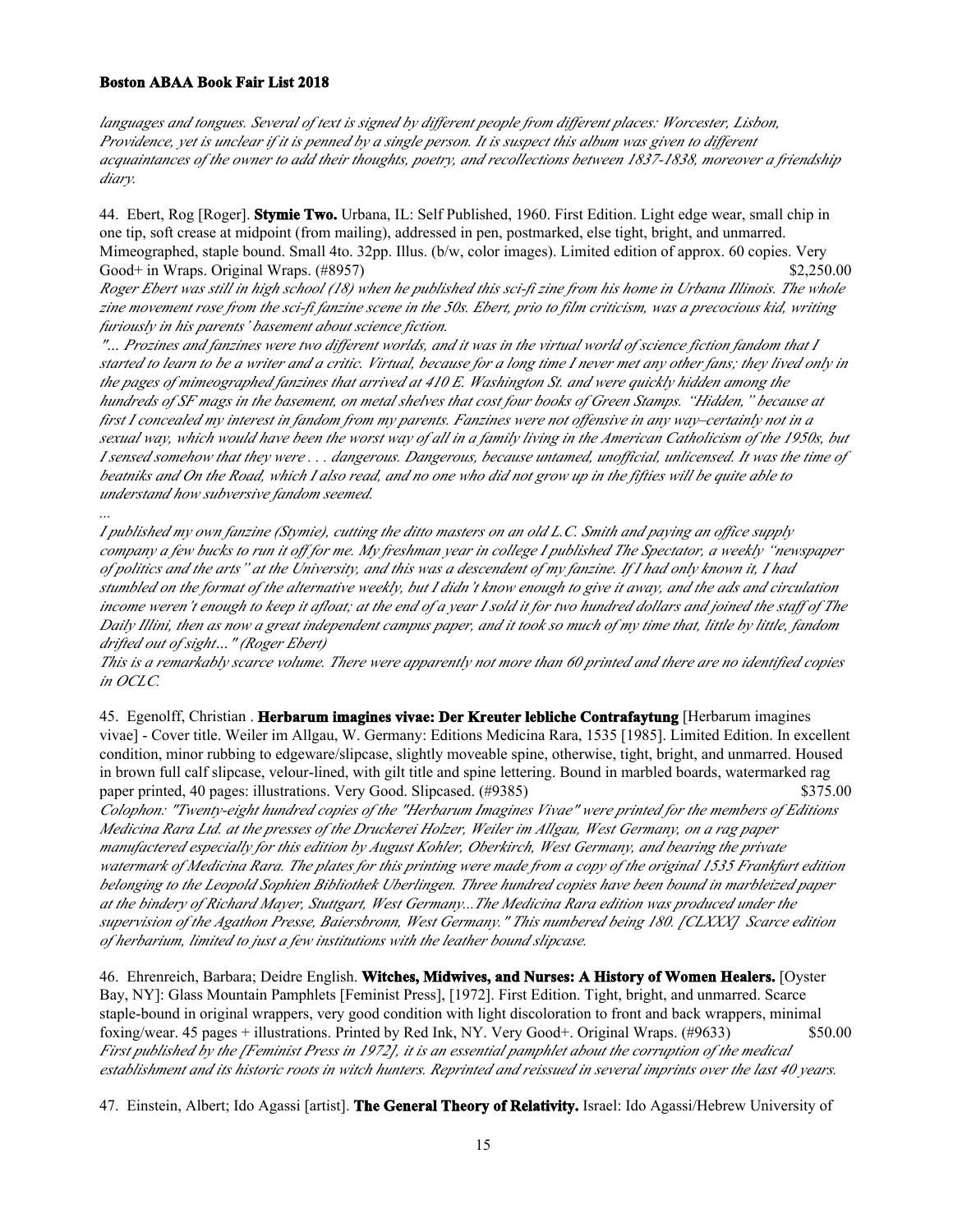*languages and tongues. Several of text is signed by different people from different places: Worcester, Lisbon, Providence, yet is unclear if it is penned by a single person. It is suspect this album was given to different acquaintances of the owner to add their thoughts, poetry, and recollections between 1837-1838, moreover a friendship diary.*

44. Ebert, Rog [Roger]. **Stymie Two.** Urbana, IL: Self Published, 1960. First Edition. Light edge wear, small chip in one tip, soft crease at midpoint (from mailing), addressed in pen, postmarked, else tight, bright, and unmarred. Mimeographed, staple bound. Small 4to. 32pp. Illus. (b/w, color images). Limited edition of approx. 60 copies. Very Good+ in Wraps. Original Wraps. (#8957) $2,250.00

*Roger Ebert was still in high school (18) when he published this sci-fi zine from his home in Urbana Illinois. The whole zine movement rose from the sci-fi fanzine scene in the 50s. Ebert, prio to film criticism, was a precocious kid, writing furiously in his parents' basement about science fiction.*

*"... Prozines and fanzines were two different worlds, and it was in the virtual world of science fiction fandom that I started to learn to be a writer and a critic. Virtual, because for a long time I never met any other fans; they lived only in the pages of mimeographed fanzines that arrived at 410 E. Washington St. and were quickly hidden among the hundreds of SF mags in the basement, on metal shelves that cost four books of Green Stamps. "Hidden," because at first I concealed my interest in fandom from my parents. Fanzines were not offensive in any way–certainly not in a sexual way, which would have been the worst way of all in a family living in the American Catholicism of the 1950s, but I sensed somehow that they were . . . dangerous. Dangerous, because untamed, unofficial, unlicensed. It was the time of beatniks and On the Road, which I also read, and no one who did not grow up in the fifties will be quite able to understand how subversive fandom seemed.*

*...*

*I published my own fanzine (Stymie), cutting the ditto masters on an old L.C. Smith and paying an office supply company a few bucks to run it off for me. My freshman year in college I published The Spectator, a weekly "newspaper of politics and the arts" at the University, and this was a descendent of my fanzine. If I had only known it, I had stumbled on the format of the alternative weekly, but I didn't know enough to give it away, and the ads and circulation income weren't enough to keep it afloat; at the end of a year I sold it for two hundred dollars and joined the staff of The Daily Illini, then as now a great independent campus paper, and it took so much of my time that, little by little, fandom drifted out of sight…" (Roger Ebert)*

*This is a remarkably scarce volume. There were apparently not more than 60 printed and there are no identified copies in OCLC.*

45. Egenolff, Christian . **Herbarum imagines vivae: Der Kreuter lebliche Contrafaytung** [Herbarum imagines vivae] - Cover title. Weiler im Allgau, W. Germany: Editions Medicina Rara, 1535 [1985]. Limited Edition. In excellent condition, minor rubbing to edgeware/slipcase, slightly moveable spine, otherwise, tight, bright, and unmarred. Housed in brown full calf slipcase, velour-lined, with gilt title and spine lettering. Bound in marbled boards, watermarked rag paper printed, 40 pages: illustrations. Very Good. Slipcased. (#9385) $375.00

*Colophon: "Twenty-eight hundred copies of the "Herbarum Imagines Vivae" were printed for the members of Editions Medicina Rara Ltd. at the presses of the Druckerei Holzer, Weiler im Allgau, West Germany, on a rag paper manufactered especially for this edition by August Kohler, Oberkirch, West Germany, and bearing the private watermark of Medicina Rara. The plates for this printing were made from a copy of the original 1535 Frankfurt edition belonging to the Leopold Sophien Bibliothek Uberlingen. Three hundred copies have been bound in marbleized paper at the bindery of Richard Mayer, Stuttgart, West Germany...The Medicina Rara edition was produced under the supervision of the Agathon Presse, Baiersbronn, West Germany." This numbered being 180. [CLXXX] Scarce edition of herbarium, limited to just a few institutions with the leather bound slipcase.*

46. Ehrenreich, Barbara; Deidre English. **Witches, Midwives, and Nurses: A History of Women Healers.** [Oyster Bay, NY]: Glass Mountain Pamphlets [Feminist Press], [1972]. First Edition. Tight, bright, and unmarred. Scarce staple-bound in original wrappers, very good condition with light discoloration to front and back wrappers, minimal foxing/wear. 45 pages + illustrations. Printed by Red Ink, NY. Very Good+. Original Wraps. (#9633) $50.00

*First published by the [Feminist Press in 1972], it is an essential pamphlet about the corruption of the medical establishment and its historic roots in witch hunters. Reprinted and reissued in several imprints over the last 40 years.*

47. Einstein, Albert; Ido Agassi [artist]. **The General Theory of Relativity.** Israel: Ido Agassi/Hebrew University of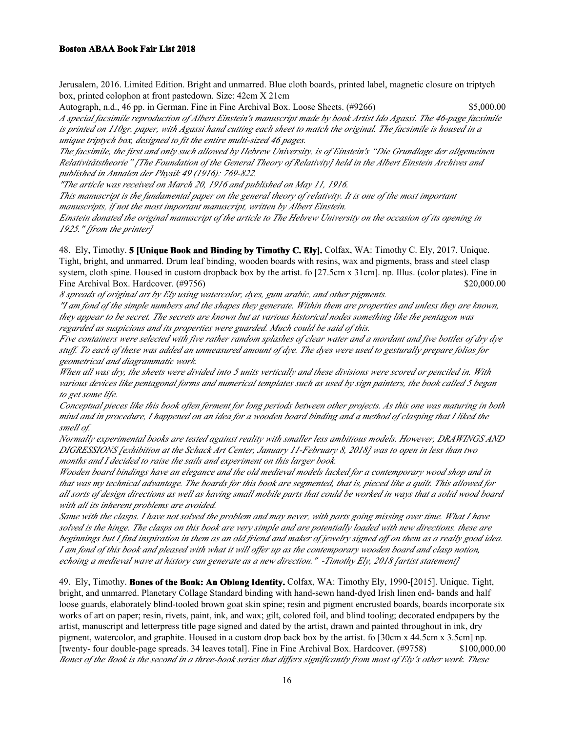Jerusalem, 2016. Limited Edition. Bright and unmarred. Blue cloth boards, printed label, magnetic closure on triptych box, printed colophon at front pastedown. Size: 42cm X 21cm

Autograph, n.d., 46 pp. in German. Fine in Fine Archival Box. Loose Sheets. (#9266) $5,000.00

*A special facsimile reproduction of Albert Einstein's manuscript made by book Artist Ido Agassi. The 46-page facsimile is printed on 110gr. paper, with Agassi hand cutting each sheet to match the original. The facsimile is housed in a unique triptych box, designed to fit the entire multi-sized 46 pages.*

*The facsimile, the first and only such allowed by Hebrew University, is of Einstein's "Die Grundlage der allgemeinen Relativitätstheorie" [The Foundation of the General Theory of Relativity] held in the Albert Einstein Archives and published in Annalen der Physik 49 (1916): 769-822.*

*"The article was received on March 20, 1916 and published on May 11, 1916.*

*This manuscript is the fundamental paper on the general theory of relativity. It is one of the most important manuscripts, if not the most important manuscript, written by Albert Einstein.*

*Einstein donated the original manuscript of the article to The Hebrew University on the occasion of its opening in 1925." [from the printer]*

48. Ely, Timothy. **5 [Unique Book and Binding by Timothy C. Ely].** Colfax, WA: Timothy C. Ely, 2017. Unique. Tight, bright, and unmarred. Drum leaf binding, wooden boards with resins, wax and pigments, brass and steel clasp system, cloth spine. Housed in custom dropback box by the artist. fo [27.5cm x 31cm]. np. Illus. (color plates). Fine in Fine Archival Box. Hardcover. (#9756) $20,000.00

*8 spreads of original art by Ely using watercolor, dyes, gum arabic, and other pigments.*

*"I am fond of the simple numbers and the shapes they generate. Within them are properties and unless they are known, they appear to be secret. The secrets are known but at various historical nodes something like the pentagon was regarded as suspicious and its properties were guarded. Much could be said of this.*

*Five containers were selected with five rather random splashes of clear water and a mordant and five bottles of dry dye stuff. To each of these was added an unmeasured amount of dye. The dyes were used to gesturally prepare folios for geometrical and diagrammatic work.*

*When all was dry, the sheets were divided into 5 units vertically and these divisions were scored or penciled in. With various devices like pentagonal forms and numerical templates such as used by sign painters, the book called 5 began to get some life.*

*Conceptual pieces like this book often ferment for long periods between other projects. As this one was maturing in both mind and in procedure, I happened on an idea for a wooden board binding and a method of clasping that I liked the smell of.*

*Normally experimental books are tested against reality with smaller less ambitious models. However, DRAWINGS AND DIGRESSIONS [exhibition at the Schack Art Center, January 11-February 8, 2018] was to open in less than two months and I decided to raise the sails and experiment on this larger book.*

*Wooden board bindings have an elegance and the old medieval models lacked for a contemporary wood shop and in that was my technical advantage. The boards for this book are segmented, that is, pieced like a quilt. This allowed for all sorts of design directions as well as having small mobile parts that could be worked in ways that a solid wood board with all its inherent problems are avoided.*

*Same with the clasps. I have not solved the problem and may never, with parts going missing over time. What I have solved is the hinge. The clasps on this book are very simple and are potentially loaded with new directions. these are beginnings but I find inspiration in them as an old friend and maker of jewelry signed off on them as a really good idea. I am fond of this book and pleased with what it will offer up as the contemporary wooden board and clasp notion, echoing a medieval wave at history can generate as a new direction." -Timothy Ely, 2018 [artist statement]*

49. Ely, Timothy. **Bones of the Book: An Oblong Identity.** Colfax, WA: Timothy Ely, 1990-[2015]. Unique. Tight, bright, and unmarred. Planetary Collage Standard binding with hand-sewn hand-dyed Irish linen end- bands and half loose guards, elaborately blind-tooled brown goat skin spine; resin and pigment encrusted boards, boards incorporate six works of art on paper; resin, rivets, paint, ink, and wax; gilt, colored foil, and blind tooling; decorated endpapers by the artist, manuscript and letterpress title page signed and dated by the artist, drawn and painted throughout in ink, dry pigment, watercolor, and graphite. Housed in a custom drop back box by the artist. fo [30cm x 44.5cm x 3.5cm] np. [twenty- four double-page spreads. 34 leaves total]. Fine in Fine Archival Box. Hardcover. (#9758) $100,000.00

*Bones of the Book is the second in a three-book series that differs significantly from most of Ely's other work. These*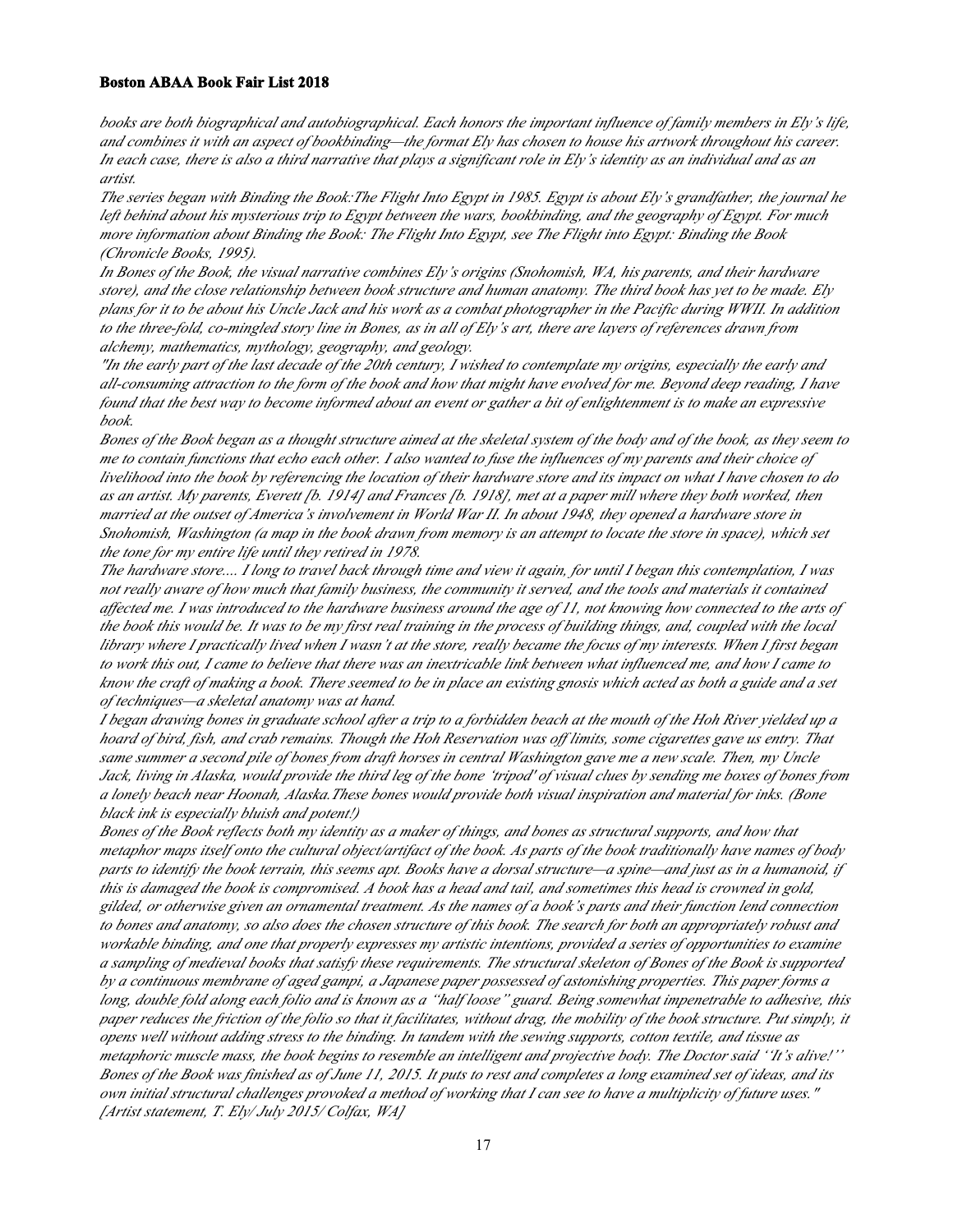*books are both biographical and autobiographical. Each honors the important influence of family members in Ely's life, and combines it with an aspect of bookbinding—the format Ely has chosen to house his artwork throughout his career. In each case, there is also a third narrative that plays a significant role in Ely's identity as an individual and as an artist.*

*The series began with Binding the Book:The Flight Into Egypt in 1985. Egypt is about Ely's grandfather, the journal he left behind about his mysterious trip to Egypt between the wars, bookbinding, and the geography of Egypt. For much more information about Binding the Book: The Flight Into Egypt, see The Flight into Egypt: Binding the Book (Chronicle Books, 1995).*

*In Bones of the Book, the visual narrative combines Ely's origins (Snohomish, WA, his parents, and their hardware store), and the close relationship between book structure and human anatomy. The third book has yet to be made. Ely plans for it to be about his Uncle Jack and his work as a combat photographer in the Pacific during WWII. In addition to the three-fold, co-mingled story line in Bones, as in all of Ely's art, there are layers of references drawn from alchemy, mathematics, mythology, geography, and geology.*

*"In the early part of the last decade of the 20th century, I wished to contemplate my origins, especially the early and all-consuming attraction to the form of the book and how that might have evolved for me. Beyond deep reading, I have found that the best way to become informed about an event or gather a bit of enlightenment is to make an expressive book.*

*Bones of the Book began as a thought structure aimed at the skeletal system of the body and of the book, as they seem to me to contain functions that echo each other. I also wanted to fuse the influences of my parents and their choice of livelihood into the book by referencing the location of their hardware store and its impact on what I have chosen to do as an artist. My parents, Everett [b. 1914] and Frances [b. 1918], met at a paper mill where they both worked, then married at the outset of America's involvement in World War II. In about 1948, they opened a hardware store in Snohomish, Washington (a map in the book drawn from memory is an attempt to locate the store in space), which set the tone for my entire life until they retired in 1978.*

*The hardware store.... I long to travel back through time and view it again, for until I began this contemplation, I was not really aware of how much that family business, the community it served, and the tools and materials it contained affected me. I was introduced to the hardware business around the age of 11, not knowing how connected to the arts of the book this would be. It was to be my first real training in the process of building things, and, coupled with the local library where I practically lived when I wasn't at the store, really became the focus of my interests. When I first began to work this out, I came to believe that there was an inextricable link between what influenced me, and how I came to know the craft of making a book. There seemed to be in place an existing gnosis which acted as both a guide and a set of techniques—a skeletal anatomy was at hand.*

*I began drawing bones in graduate school after a trip to a forbidden beach at the mouth of the Hoh River yielded up a hoard of bird, fish, and crab remains. Though the Hoh Reservation was off limits, some cigarettes gave us entry. That same summer a second pile of bones from draft horses in central Washington gave me a new scale. Then, my Uncle Jack, living in Alaska, would provide the third leg of the bone 'tripod' of visual clues by sending me boxes of bones from a lonely beach near Hoonah, Alaska.These bones would provide both visual inspiration and material for inks. (Bone black ink is especially bluish and potent!)*

*Bones of the Book reflects both my identity as a maker of things, and bones as structural supports, and how that metaphor maps itself onto the cultural object/artifact of the book. As parts of the book traditionally have names of body parts to identify the book terrain, this seems apt. Books have a dorsal structure—a spine—and just as in a humanoid, if this is damaged the book is compromised. A book has a head and tail, and sometimes this head is crowned in gold, gilded, or otherwise given an ornamental treatment. As the names of a book's parts and their function lend connection to bones and anatomy, so also does the chosen structure of this book. The search for both an appropriately robust and workable binding, and one that properly expresses my artistic intentions, provided a series of opportunities to examine a sampling of medieval books that satisfy these requirements. The structural skeleton of Bones of the Book is supported by a continuous membrane of aged gampi, a Japanese paper possessed of astonishing properties. This paper forms a long, double fold along each folio and is known as a "half loose" guard. Being somewhat impenetrable to adhesive, this paper reduces the friction of the folio so that it facilitates, without drag, the mobility of the book structure. Put simply, it opens well without adding stress to the binding. In tandem with the sewing supports, cotton textile, and tissue as metaphoric muscle mass, the book begins to resemble an intelligent and projective body. The Doctor said ''It's alive!''*

*Bones of the Book was finished as of June 11, 2015. It puts to rest and completes a long examined set of ideas, and its own initial structural challenges provoked a method of working that I can see to have a multiplicity of future uses." [Artist statement, T. Ely/ July 2015/ Colfax, WA]*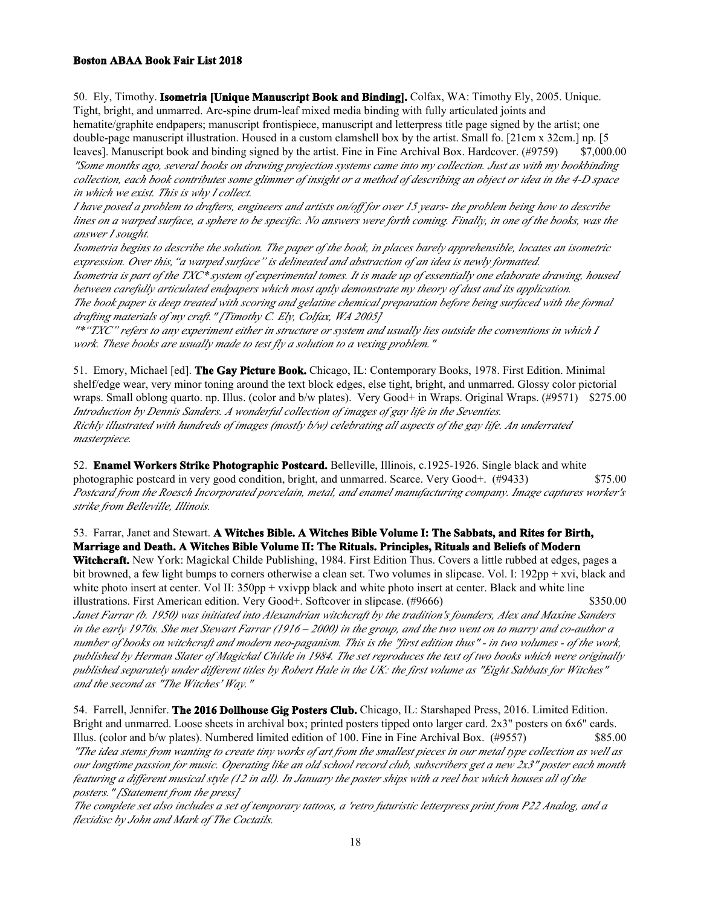50. Ely, Timothy. **Isometria [Unique Manuscript Book and Binding].** Colfax, WA: Timothy Ely, 2005. Unique. Tight, bright, and unmarred. Arc-spine drum-leaf mixed media binding with fully articulated joints and hematite/graphite endpapers; manuscript frontispiece, manuscript and letterpress title page signed by the artist; one double-page manuscript illustration. Housed in a custom clamshell box by the artist. Small fo. [21cm x 32cm.] np. [5 leaves]. Manuscript book and binding signed by the artist. Fine in Fine Archival Box. Hardcover. (#9759) $7,000.00

*"Some months ago, several books on drawing projection systems came into my collection. Just as with my bookbinding collection, each book contributes some glimmer of insight or a method of describing an object or idea in the 4-D space in which we exist. This is why I collect.*

*I have posed a problem to drafters, engineers and artists on/off for over 15 years- the problem being how to describe lines on a warped surface, a sphere to be specific. No answers were forth coming. Finally, in one of the books, was the answer I sought.*

*Isometria begins to describe the solution. The paper of the book, in places barely apprehensible, locates an isometric expression. Over this, "a warped surface" is delineated and abstraction of an idea is newly formatted.*

*Isometria is part of the TXC* system of experimental tomes. It is made up of essentially one elaborate drawing, housed between carefully articulated endpapers which most aptly demonstrate my theory of dust and its application.*

*The book paper is deep treated with scoring and gelatine chemical preparation before being surfaced with the formal drafting materials of my craft." [Timothy C. Ely, Colfax, WA 2005]*

*"*"TXC" refers to any experiment either in structure or system and usually lies outside the conventions in which I work. These books are usually made to test fly a solution to a vexing problem."*

51. Emory, Michael [ed]. **The Gay Picture Book.** Chicago, IL: Contemporary Books, 1978. First Edition. Minimal shelf/edge wear, very minor toning around the text block edges, else tight, bright, and unmarred. Glossy color pictorial wraps. Small oblong quarto. np. Illus. (color and b/w plates). Very Good+ in Wraps. Original Wraps. (#9571) $275.00

*Introduction by Dennis Sanders. A wonderful collection of images of gay life in the Seventies.*

*Richly illustrated with hundreds of images (mostly b/w) celebrating all aspects of the gay life. An underrated masterpiece.*

52. **Enamel Workers Strike Photographic Postcard.** Belleville, Illinois, c.1925-1926. Single black and white photographic postcard in very good condition, bright, and unmarred. Scarce. Very Good+. (#9433) $75.00

*Postcard from the Roesch Incorporated porcelain, metal, and enamel manufacturing company. Image captures worker's strike from Belleville, Illinois.*

53. Farrar, Janet and Stewart. **A Witches Bible. A Witches Bible Volume I: The Sabbats, and Rites for Birth, Marriage and Death. A Witches Bible Volume II: The Rituals. Principles, Rituals and Beliefs of Modern Witchcraft.** New York: Magickal Childe Publishing, 1984. First Edition Thus. Covers a little rubbed at edges, pages a bit browned, a few light bumps to corners otherwise a clean set. Two volumes in slipcase. Vol. I: 192pp + xvi, black and white photo insert at center. Vol II: 350pp + vxivpp black and white photo insert at center. Black and white line illustrations. First American edition. Very Good+. Softcover in slipcase. (#9666) $350.00

*Janet Farrar (b. 1950) was initiated into Alexandrian witchcraft by the tradition's founders, Alex and Maxine Sanders in the early 1970s. She met Stewart Farrar (1916 – 2000) in the group, and the two went on to marry and co-author a number of books on witchcraft and modern neo-paganism. This is the "first edition thus" - in two volumes - of the work, published by Herman Slater of Magickal Childe in 1984. The set reproduces the text of two books which were originally published separately under different titles by Robert Hale in the UK: the first volume as "Eight Sabbats for Witches" and the second as "The Witches' Way."*

54. Farrell, Jennifer. **The 2016 Dollhouse Gig Posters Club.** Chicago, IL: Starshaped Press, 2016. Limited Edition. Bright and unmarred. Loose sheets in archival box; printed posters tipped onto larger card. 2x3" posters on 6x6" cards. Illus. (color and b/w plates). Numbered limited edition of 100. Fine in Fine Archival Box. (#9557) $85.00

*"The idea stems from wanting to create tiny works of art from the smallest pieces in our metal type collection as well as our longtime passion for music. Operating like an old school record club, subscribers get a new 2x3" poster each month featuring a different musical style (12 in all). In January the poster ships with a reel box which houses all of the posters." [Statement from the press]*

*The complete set also includes a set of temporary tattoos, a 'retro futuristic letterpress print from P22 Analog, and a flexidisc by John and Mark of The Coctails.*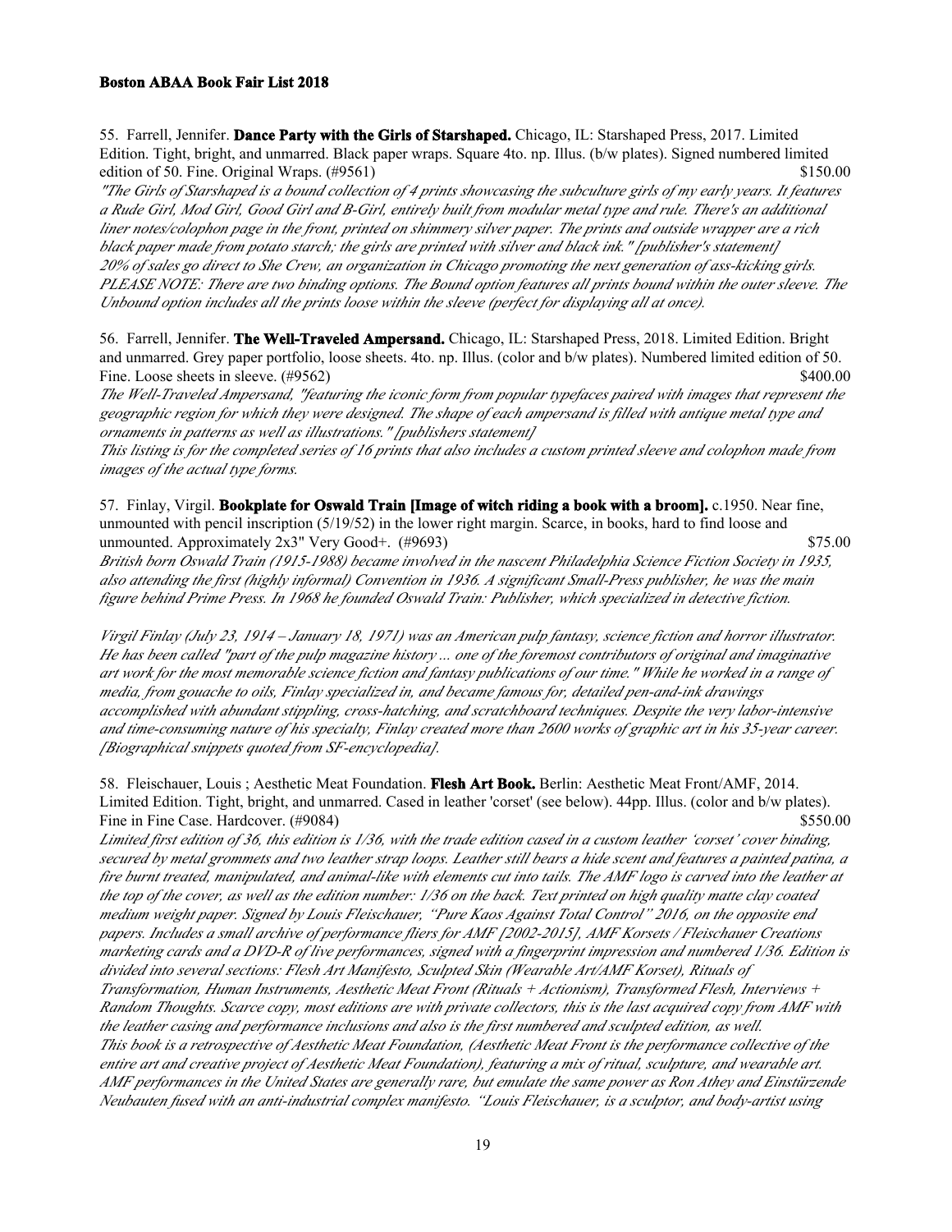55. Farrell, Jennifer. **Dance Party with the Girls of Starshaped.** Chicago, IL: Starshaped Press, 2017. Limited Edition. Tight, bright, and unmarred. Black paper wraps. Square 4to. np. Illus. (b/w plates). Signed numbered limited edition of 50. Fine. Original Wraps. (#9561) $150.00

*"The Girls of Starshaped is a bound collection of 4 prints showcasing the subculture girls of my early years. It features a Rude Girl, Mod Girl, Good Girl and B-Girl, entirely built from modular metal type and rule. There's an additional liner notes/colophon page in the front, printed on shimmery silver paper. The prints and outside wrapper are a rich black paper made from potato starch; the girls are printed with silver and black ink." [publisher's statement] 20% of sales go direct to She Crew, an organization in Chicago promoting the next generation of ass-kicking girls. PLEASE NOTE: There are two binding options. The Bound option features all prints bound within the outer sleeve. The Unbound option includes all the prints loose within the sleeve (perfect for displaying all at once).*

56. Farrell, Jennifer. **The Well-Traveled Ampersand.** Chicago, IL: Starshaped Press, 2018. Limited Edition. Bright and unmarred. Grey paper portfolio, loose sheets. 4to. np. Illus. (color and b/w plates). Numbered limited edition of 50. Fine. Loose sheets in sleeve. (#9562) $400.00

*The Well-Traveled Ampersand, "featuring the iconic form from popular typefaces paired with images that represent the geographic region for which they were designed. The shape of each ampersand is filled with antique metal type and ornaments in patterns as well as illustrations." [publishers statement]*
*This listing is for the completed series of 16 prints that also includes a custom printed sleeve and colophon made from images of the actual type forms.*

57. Finlay, Virgil. **Bookplate for Oswald Train [Image of witch riding a book with a broom].** c.1950. Near fine, unmounted with pencil inscription (5/19/52) in the lower right margin. Scarce, in books, hard to find loose and unmounted. Approximately 2x3" Very Good+. (#9693) $75.00

*British born Oswald Train (1915-1988) became involved in the nascent Philadelphia Science Fiction Society in 1935, also attending the first (highly informal) Convention in 1936. A significant Small-Press publisher, he was the main figure behind Prime Press. In 1968 he founded Oswald Train: Publisher, which specialized in detective fiction.*

*Virgil Finlay (July 23, 1914 – January 18, 1971) was an American pulp fantasy, science fiction and horror illustrator. He has been called "part of the pulp magazine history ... one of the foremost contributors of original and imaginative art work for the most memorable science fiction and fantasy publications of our time." While he worked in a range of media, from gouache to oils, Finlay specialized in, and became famous for, detailed pen-and-ink drawings accomplished with abundant stippling, cross-hatching, and scratchboard techniques. Despite the very labor-intensive and time-consuming nature of his specialty, Finlay created more than 2600 works of graphic art in his 35-year career. [Biographical snippets quoted from SF-encyclopedia].*

58. Fleischauer, Louis ; Aesthetic Meat Foundation. **Flesh Art Book.** Berlin: Aesthetic Meat Front/AMF, 2014. Limited Edition. Tight, bright, and unmarred. Cased in leather 'corset' (see below). 44pp. Illus. (color and b/w plates). Fine in Fine Case. Hardcover. (#9084) $550.00

*Limited first edition of 36, this edition is 1/36, with the trade edition cased in a custom leather 'corset' cover binding, secured by metal grommets and two leather strap loops. Leather still bears a hide scent and features a painted patina, a fire burnt treated, manipulated, and animal-like with elements cut into tails. The AMF logo is carved into the leather at the top of the cover, as well as the edition number: 1/36 on the back. Text printed on high quality matte clay coated medium weight paper. Signed by Louis Fleischauer, "Pure Kaos Against Total Control" 2016, on the opposite end papers. Includes a small archive of performance fliers for AMF [2002-2015], AMF Korsets / Fleischauer Creations marketing cards and a DVD-R of live performances, signed with a fingerprint impression and numbered 1/36. Edition is divided into several sections: Flesh Art Manifesto, Sculpted Skin (Wearable Art/AMF Korset), Rituals of Transformation, Human Instruments, Aesthetic Meat Front (Rituals + Actionism), Transformed Flesh, Interviews + Random Thoughts. Scarce copy, most editions are with private collectors, this is the last acquired copy from AMF with the leather casing and performance inclusions and also is the first numbered and sculpted edition, as well.*
*This book is a retrospective of Aesthetic Meat Foundation, (Aesthetic Meat Front is the performance collective of the entire art and creative project of Aesthetic Meat Foundation), featuring a mix of ritual, sculpture, and wearable art. AMF performances in the United States are generally rare, but emulate the same power as Ron Athey and Einstürzende Neubauten fused with an anti-industrial complex manifesto. "Louis Fleischauer, is a sculptor, and body-artist using*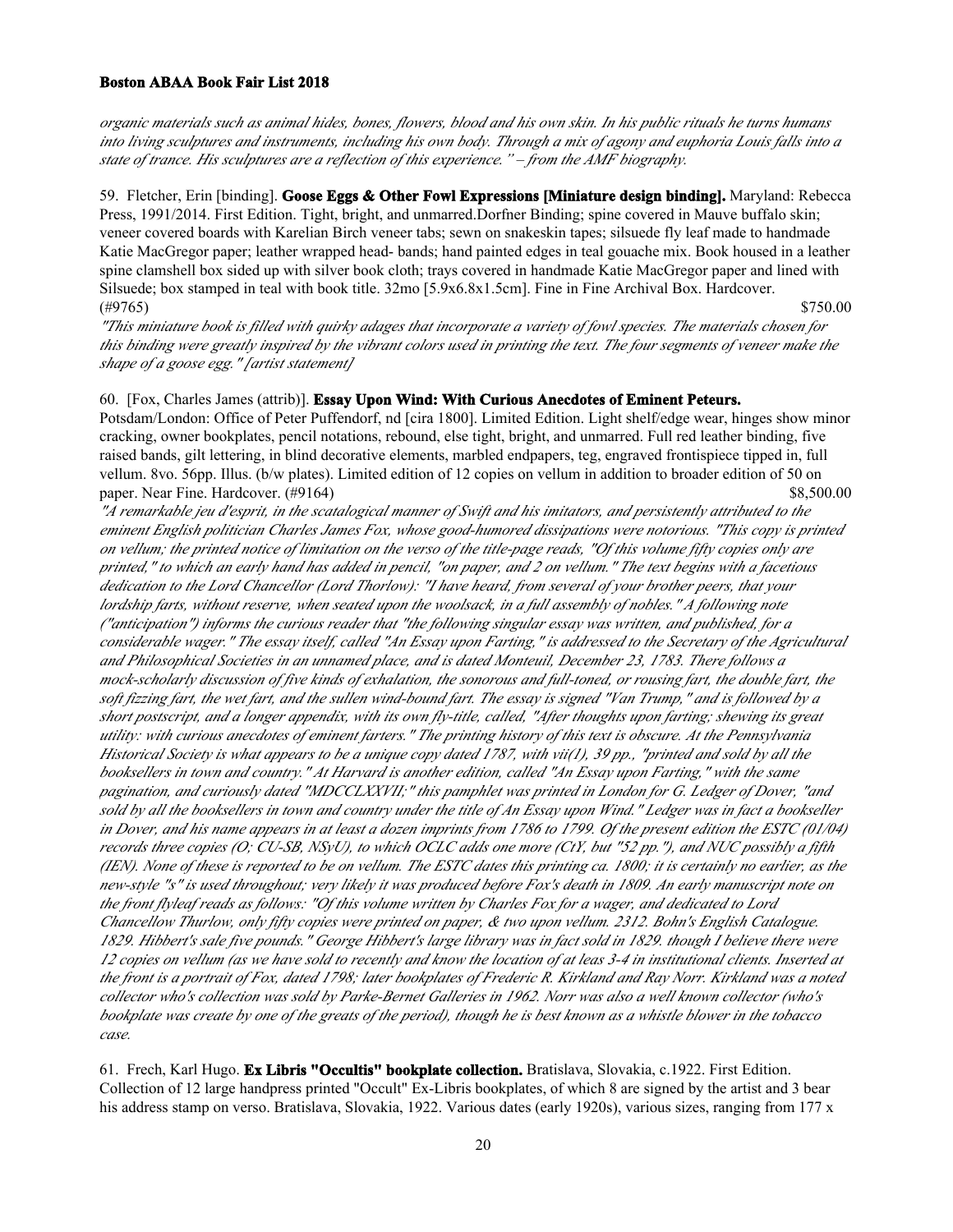*organic materials such as animal hides, bones, flowers, blood and his own skin. In his public rituals he turns humans into living sculptures and instruments, including his own body. Through a mix of agony and euphoria Louis falls into a state of trance. His sculptures are a reflection of this experience." – from the AMF biography.*

59. Fletcher, Erin [binding]. **Goose Eggs & Other Fowl Expressions [Miniature design binding].** Maryland: Rebecca Press, 1991/2014. First Edition. Tight, bright, and unmarred.Dorfner Binding; spine covered in Mauve buffalo skin; veneer covered boards with Karelian Birch veneer tabs; sewn on snakeskin tapes; silsuede fly leaf made to handmade Katie MacGregor paper; leather wrapped head- bands; hand painted edges in teal gouache mix. Book housed in a leather spine clamshell box sided up with silver book cloth; trays covered in handmade Katie MacGregor paper and lined with Silsuede; box stamped in teal with book title. 32mo [5.9x6.8x1.5cm]. Fine in Fine Archival Box. Hardcover. (#9765) $750.00

*"This miniature book is filled with quirky adages that incorporate a variety of fowl species. The materials chosen for this binding were greatly inspired by the vibrant colors used in printing the text. The four segments of veneer make the shape of a goose egg." [artist statement]*

60. [Fox, Charles James (attrib)]. **Essay Upon Wind: With Curious Anecdotes of Eminent Peteurs.** Potsdam/London: Office of Peter Puffendorf, nd [cira 1800]. Limited Edition. Light shelf/edge wear, hinges show minor cracking, owner bookplates, pencil notations, rebound, else tight, bright, and unmarred. Full red leather binding, five raised bands, gilt lettering, in blind decorative elements, marbled endpapers, teg, engraved frontispiece tipped in, full vellum. 8vo. 56pp. Illus. (b/w plates). Limited edition of 12 copies on vellum in addition to broader edition of 50 on paper. Near Fine. Hardcover. (#9164) $8,500.00

*"A remarkable jeu d'esprit, in the scatalogical manner of Swift and his imitators, and persistently attributed to the eminent English politician Charles James Fox, whose good-humored dissipations were notorious. "This copy is printed on vellum; the printed notice of limitation on the verso of the title-page reads, "Of this volume fifty copies only are printed," to which an early hand has added in pencil, "on paper, and 2 on vellum." The text begins with a facetious dedication to the Lord Chancellor (Lord Thorlow): "I have heard, from several of your brother peers, that your lordship farts, without reserve, when seated upon the woolsack, in a full assembly of nobles." A following note ("anticipation") informs the curious reader that "the following singular essay was written, and published, for a considerable wager." The essay itself, called "An Essay upon Farting," is addressed to the Secretary of the Agricultural and Philosophical Societies in an unnamed place, and is dated Monteuil, December 23, 1783. There follows a mock-scholarly discussion of five kinds of exhalation, the sonorous and full-toned, or rousing fart, the double fart, the soft fizzing fart, the wet fart, and the sullen wind-bound fart. The essay is signed "Van Trump," and is followed by a short postscript, and a longer appendix, with its own fly-title, called, "After thoughts upon farting; shewing its great utility: with curious anecdotes of eminent farters." The printing history of this text is obscure. At the Pennsylvania Historical Society is what appears to be a unique copy dated 1787, with vii(1), 39 pp., "printed and sold by all the booksellers in town and country." At Harvard is another edition, called "An Essay upon Farting," with the same pagination, and curiously dated "MDCCLXXVII;" this pamphlet was printed in London for G. Ledger of Dover, "and sold by all the booksellers in town and country under the title of An Essay upon Wind." Ledger was in fact a bookseller in Dover, and his name appears in at least a dozen imprints from 1786 to 1799. Of the present edition the ESTC (01/04) records three copies (O; CU-SB, NSyU), to which OCLC adds one more (CtY, but "52 pp."), and NUC possibly a fifth (IEN). None of these is reported to be on vellum. The ESTC dates this printing ca. 1800; it is certainly no earlier, as the new-style "s" is used throughout; very likely it was produced before Fox's death in 1809. An early manuscript note on the front flyleaf reads as follows: "Of this volume written by Charles Fox for a wager, and dedicated to Lord Chancellow Thurlow, only fifty copies were printed on paper, & two upon vellum. 2312. Bohn's English Catalogue. 1829. Hibbert's sale five pounds." George Hibbert's large library was in fact sold in 1829. though I believe there were 12 copies on vellum (as we have sold to recently and know the location of at leas 3-4 in institutional clients. Inserted at the front is a portrait of Fox, dated 1798; later bookplates of Frederic R. Kirkland and Ray Norr. Kirkland was a noted collector who's collection was sold by Parke-Bernet Galleries in 1962. Norr was also a well known collector (who's bookplate was create by one of the greats of the period), though he is best known as a whistle blower in the tobacco case.*

61. Frech, Karl Hugo. **Ex Libris "Occultis" bookplate collection.** Bratislava, Slovakia, c.1922. First Edition. Collection of 12 large handpress printed "Occult" Ex-Libris bookplates, of which 8 are signed by the artist and 3 bear his address stamp on verso. Bratislava, Slovakia, 1922. Various dates (early 1920s), various sizes, ranging from 177 x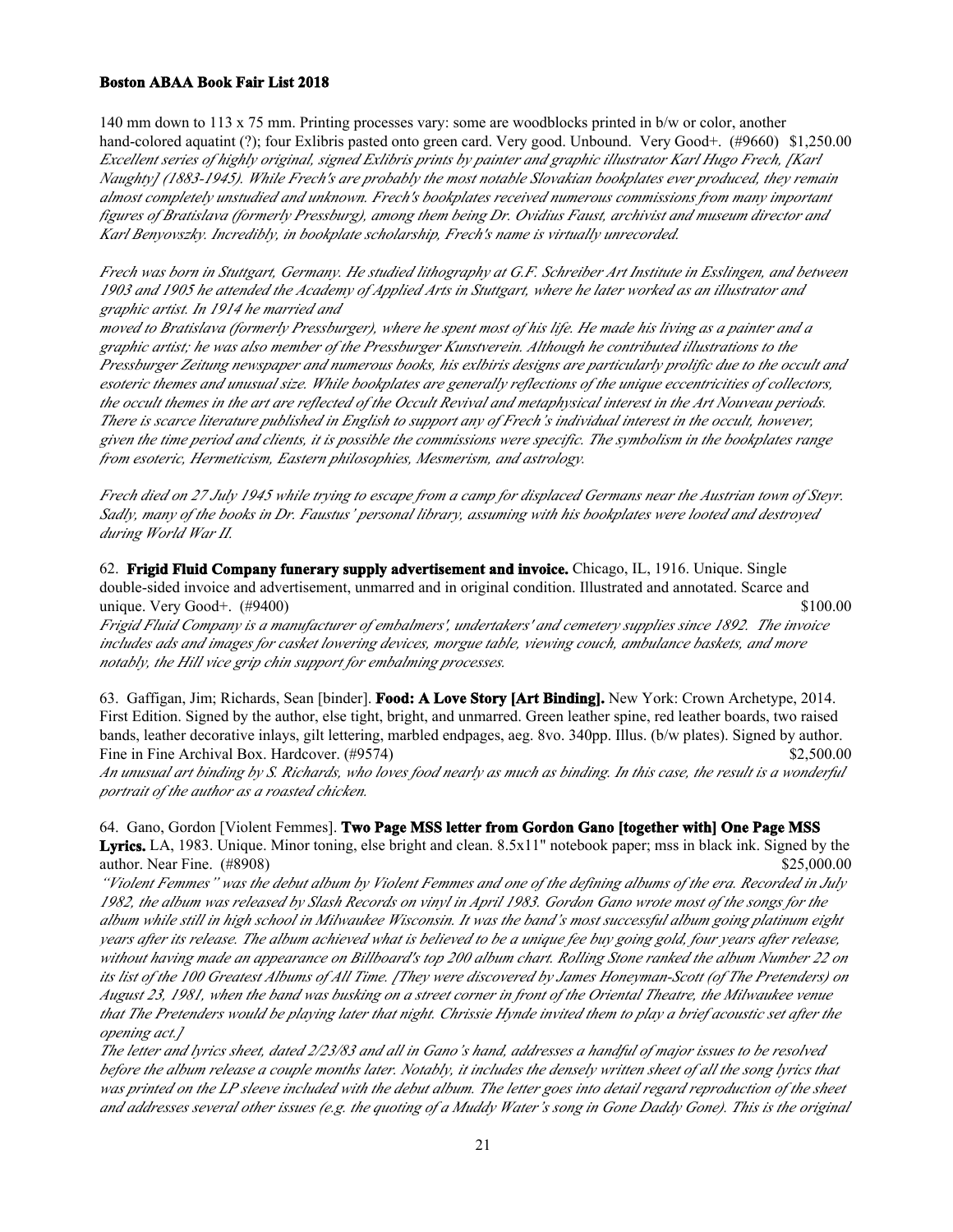140 mm down to 113 x 75 mm. Printing processes vary: some are woodblocks printed in b/w or color, another hand-colored aquatint (?); four Exlibris pasted onto green card. Very good. Unbound. Very Good+. (#9660) $1,250.00
*Excellent series of highly original, signed Exlibris prints by painter and graphic illustrator Karl Hugo Frech, [Karl Naughty] (1883-1945). While Frech's are probably the most notable Slovakian bookplates ever produced, they remain almost completely unstudied and unknown. Frech's bookplates received numerous commissions from many important figures of Bratislava (formerly Pressburg), among them being Dr. Ovidius Faust, archivist and museum director and Karl Benyovszky. Incredibly, in bookplate scholarship, Frech's name is virtually unrecorded.*

*Frech was born in Stuttgart, Germany. He studied lithography at G.F. Schreiber Art Institute in Esslingen, and between 1903 and 1905 he attended the Academy of Applied Arts in Stuttgart, where he later worked as an illustrator and graphic artist. In 1914 he married and moved to Bratislava (formerly Pressburger), where he spent most of his life. He made his living as a painter and a graphic artist; he was also member of the Pressburger Kunstverein. Although he contributed illustrations to the Pressburger Zeitung newspaper and numerous books, his exlbiris designs are particularly prolific due to the occult and esoteric themes and unusual size. While bookplates are generally reflections of the unique eccentricities of collectors, the occult themes in the art are reflected of the Occult Revival and metaphysical interest in the Art Nouveau periods. There is scarce literature published in English to support any of Frech's individual interest in the occult, however, given the time period and clients, it is possible the commissions were specific. The symbolism in the bookplates range from esoteric, Hermeticism, Eastern philosophies, Mesmerism, and astrology.*

*Frech died on 27 July 1945 while trying to escape from a camp for displaced Germans near the Austrian town of Steyr. Sadly, many of the books in Dr. Faustus' personal library, assuming with his bookplates were looted and destroyed during World War II.*

62. **Frigid Fluid Company funerary supply advertisement and invoice.** Chicago, IL, 1916. Unique. Single double-sided invoice and advertisement, unmarred and in original condition. Illustrated and annotated. Scarce and unique. Very Good+. (#9400) $100.00
*Frigid Fluid Company is a manufacturer of embalmers', undertakers' and cemetery supplies since 1892. The invoice includes ads and images for casket lowering devices, morgue table, viewing couch, ambulance baskets, and more notably, the Hill vice grip chin support for embalming processes.*

63. Gaffigan, Jim; Richards, Sean [binder]. **Food: A Love Story [Art Binding].** New York: Crown Archetype, 2014. First Edition. Signed by the author, else tight, bright, and unmarred. Green leather spine, red leather boards, two raised bands, leather decorative inlays, gilt lettering, marbled endpages, aeg. 8vo. 340pp. Illus. (b/w plates). Signed by author. Fine in Fine Archival Box. Hardcover. (#9574) $2,500.00
*An unusual art binding by S. Richards, who loves food nearly as much as binding. In this case, the result is a wonderful portrait of the author as a roasted chicken.*

64. Gano, Gordon [Violent Femmes]. **Two Page MSS letter from Gordon Gano [together with] One Page MSS Lyrics.** LA, 1983. Unique. Minor toning, else bright and clean. 8.5x11" notebook paper; mss in black ink. Signed by the author. Near Fine. (#8908) $25,000.00
*"Violent Femmes" was the debut album by Violent Femmes and one of the defining albums of the era. Recorded in July 1982, the album was released by Slash Records on vinyl in April 1983. Gordon Gano wrote most of the songs for the album while still in high school in Milwaukee Wisconsin. It was the band's most successful album going platinum eight years after its release. The album achieved what is believed to be a unique fee buy going gold, four years after release, without having made an appearance on Billboard's top 200 album chart. Rolling Stone ranked the album Number 22 on its list of the 100 Greatest Albums of All Time. [They were discovered by James Honeyman-Scott (of The Pretenders) on August 23, 1981, when the band was busking on a street corner in front of the Oriental Theatre, the Milwaukee venue that The Pretenders would be playing later that night. Chrissie Hynde invited them to play a brief acoustic set after the opening act.]*
*The letter and lyrics sheet, dated 2/23/83 and all in Gano's hand, addresses a handful of major issues to be resolved before the album release a couple months later. Notably, it includes the densely written sheet of all the song lyrics that was printed on the LP sleeve included with the debut album. The letter goes into detail regard reproduction of the sheet and addresses several other issues (e.g. the quoting of a Muddy Water's song in Gone Daddy Gone). This is the original*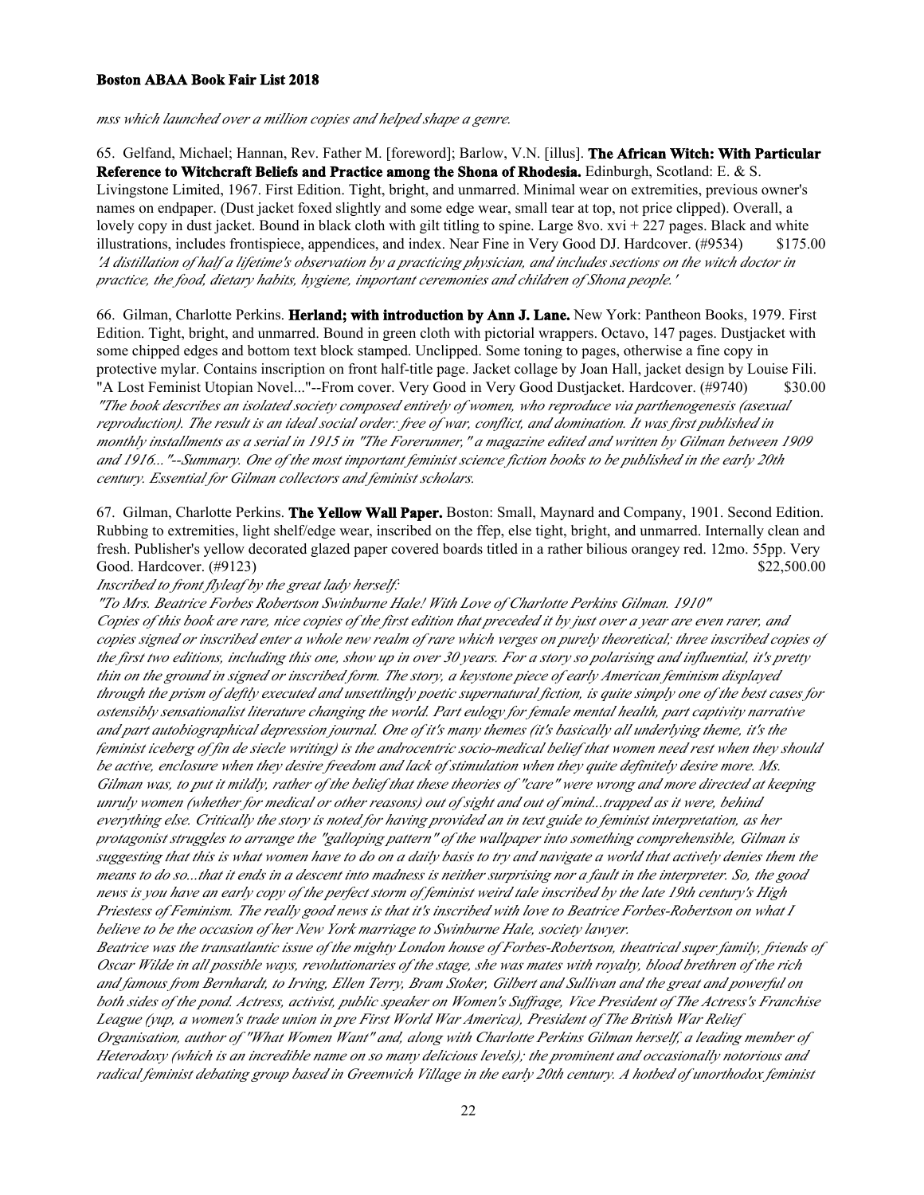*mss which launched over a million copies and helped shape a genre.*

65. Gelfand, Michael; Hannan, Rev. Father M. [foreword]; Barlow, V.N. [illus]. **The African Witch: With Particular Reference to Witchcraft Beliefs and Practice among the Shona of Rhodesia.** Edinburgh, Scotland: E. & S. Livingstone Limited, 1967. First Edition. Tight, bright, and unmarred. Minimal wear on extremities, previous owner's names on endpaper. (Dust jacket foxed slightly and some edge wear, small tear at top, not price clipped). Overall, a lovely copy in dust jacket. Bound in black cloth with gilt titling to spine. Large 8vo. xvi + 227 pages. Black and white illustrations, includes frontispiece, appendices, and index. Near Fine in Very Good DJ. Hardcover. (#9534) $175.00
*'A distillation of half a lifetime's observation by a practicing physician, and includes sections on the witch doctor in practice, the food, dietary habits, hygiene, important ceremonies and children of Shona people.'*

66. Gilman, Charlotte Perkins. **Herland; with introduction by Ann J. Lane.** New York: Pantheon Books, 1979. First Edition. Tight, bright, and unmarred. Bound in green cloth with pictorial wrappers. Octavo, 147 pages. Dustjacket with some chipped edges and bottom text block stamped. Unclipped. Some toning to pages, otherwise a fine copy in protective mylar. Contains inscription on front half-title page. Jacket collage by Joan Hall, jacket design by Louise Fili. "A Lost Feminist Utopian Novel..."--From cover. Very Good in Very Good Dustjacket. Hardcover. (#9740) $30.00
*"The book describes an isolated society composed entirely of women, who reproduce via parthenogenesis (asexual reproduction). The result is an ideal social order: free of war, conflict, and domination. It was first published in monthly installments as a serial in 1915 in "The Forerunner," a magazine edited and written by Gilman between 1909 and 1916..."--Summary. One of the most important feminist science fiction books to be published in the early 20th century. Essential for Gilman collectors and feminist scholars.*

67. Gilman, Charlotte Perkins. **The Yellow Wall Paper.** Boston: Small, Maynard and Company, 1901. Second Edition. Rubbing to extremities, light shelf/edge wear, inscribed on the ffep, else tight, bright, and unmarred. Internally clean and fresh. Publisher's yellow decorated glazed paper covered boards titled in a rather bilious orangey red. 12mo. 55pp. Very Good. Hardcover. (#9123) $22,500.00
*Inscribed to front flyleaf by the great lady herself:*
*"To Mrs. Beatrice Forbes Robertson Swinburne Hale! With Love of Charlotte Perkins Gilman. 1910"*
*Copies of this book are rare, nice copies of the first edition that preceded it by just over a year are even rarer, and copies signed or inscribed enter a whole new realm of rare which verges on purely theoretical; three inscribed copies of the first two editions, including this one, show up in over 30 years. For a story so polarising and influential, it's pretty thin on the ground in signed or inscribed form. The story, a keystone piece of early American feminism displayed through the prism of deftly executed and unsettlingly poetic supernatural fiction, is quite simply one of the best cases for ostensibly sensationalist literature changing the world. Part eulogy for female mental health, part captivity narrative and part autobiographical depression journal. One of it's many themes (it's basically all underlying theme, it's the feminist iceberg of fin de siecle writing) is the androcentric socio-medical belief that women need rest when they should be active, enclosure when they desire freedom and lack of stimulation when they quite definitely desire more. Ms. Gilman was, to put it mildly, rather of the belief that these theories of "care" were wrong and more directed at keeping unruly women (whether for medical or other reasons) out of sight and out of mind...trapped as it were, behind everything else. Critically the story is noted for having provided an in text guide to feminist interpretation, as her protagonist struggles to arrange the "galloping pattern" of the wallpaper into something comprehensible, Gilman is suggesting that this is what women have to do on a daily basis to try and navigate a world that actively denies them the means to do so...that it ends in a descent into madness is neither surprising nor a fault in the interpreter. So, the good news is you have an early copy of the perfect storm of feminist weird tale inscribed by the late 19th century's High Priestess of Feminism. The really good news is that it's inscribed with love to Beatrice Forbes-Robertson on what I believe to be the occasion of her New York marriage to Swinburne Hale, society lawyer.*
*Beatrice was the transatlantic issue of the mighty London house of Forbes-Robertson, theatrical super family, friends of Oscar Wilde in all possible ways, revolutionaries of the stage, she was mates with royalty, blood brethren of the rich and famous from Bernhardt, to Irving, Ellen Terry, Bram Stoker, Gilbert and Sullivan and the great and powerful on both sides of the pond. Actress, activist, public speaker on Women's Suffrage, Vice President of The Actress's Franchise League (yup, a women's trade union in pre First World War America), President of The British War Relief Organisation, author of "What Women Want" and, along with Charlotte Perkins Gilman herself, a leading member of Heterodoxy (which is an incredible name on so many delicious levels); the prominent and occasionally notorious and radical feminist debating group based in Greenwich Village in the early 20th century. A hotbed of unorthodox feminist*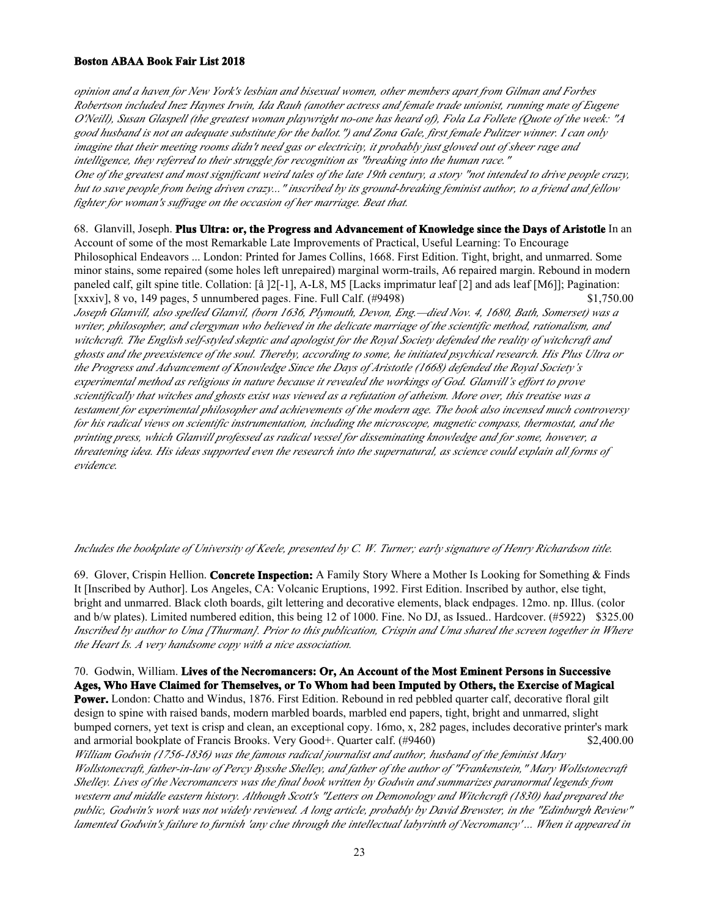*opinion and a haven for New York's lesbian and bisexual women, other members apart from Gilman and Forbes Robertson included Inez Haynes Irwin, Ida Rauh (another actress and female trade unionist, running mate of Eugene O'Neill), Susan Glaspell (the greatest woman playwright no-one has heard of), Fola La Follete (Quote of the week: "A good husband is not an adequate substitute for the ballot.") and Zona Gale, first female Pulitzer winner. I can only imagine that their meeting rooms didn't need gas or electricity, it probably just glowed out of sheer rage and intelligence, they referred to their struggle for recognition as "breaking into the human race."*
*One of the greatest and most significant weird tales of the late 19th century, a story "not intended to drive people crazy, but to save people from being driven crazy..." inscribed by its ground-breaking feminist author, to a friend and fellow fighter for woman's suffrage on the occasion of her marriage. Beat that.*

68. Glanvill, Joseph. **Plus Ultra: or, the Progress and Advancement of Knowledge since the Days of Aristotle** In an Account of some of the most Remarkable Late Improvements of Practical, Useful Learning: To Encourage Philosophical Endeavors ... London: Printed for James Collins, 1668. First Edition. Tight, bright, and unmarred. Some minor stains, some repaired (some holes left unrepaired) marginal worm-trails, A6 repaired margin. Rebound in modern paneled calf, gilt spine title. Collation: [â ]2[-1], A-L8, M5 [Lacks imprimatur leaf [2] and ads leaf [M6]]; Pagination: [xxxiv], 8 vo, 149 pages, 5 unnumbered pages. Fine. Full Calf. (#9498) $1,750.00
*Joseph Glanvill, also spelled Glanvil, (born 1636, Plymouth, Devon, Eng.—died Nov. 4, 1680, Bath, Somerset) was a writer, philosopher, and clergyman who believed in the delicate marriage of the scientific method, rationalism, and witchcraft. The English self-styled skeptic and apologist for the Royal Society defended the reality of witchcraft and ghosts and the preexistence of the soul. Thereby, according to some, he initiated psychical research. His Plus Ultra or the Progress and Advancement of Knowledge Since the Days of Aristotle (1668) defended the Royal Society's experimental method as religious in nature because it revealed the workings of God. Glanvill's effort to prove scientifically that witches and ghosts exist was viewed as a refutation of atheism. More over, this treatise was a testament for experimental philosopher and achievements of the modern age. The book also incensed much controversy for his radical views on scientific instrumentation, including the microscope, magnetic compass, thermostat, and the printing press, which Glanvill professed as radical vessel for disseminating knowledge and for some, however, a threatening idea. His ideas supported even the research into the supernatural, as science could explain all forms of evidence.*

*Includes the bookplate of University of Keele, presented by C. W. Turner; early signature of Henry Richardson title.*

69. Glover, Crispin Hellion. **Concrete Inspection:** A Family Story Where a Mother Is Looking for Something & Finds It [Inscribed by Author]. Los Angeles, CA: Volcanic Eruptions, 1992. First Edition. Inscribed by author, else tight, bright and unmarred. Black cloth boards, gilt lettering and decorative elements, black endpages. 12mo. np. Illus. (color and b/w plates). Limited numbered edition, this being 12 of 1000. Fine. No DJ, as Issued.. Hardcover. (#5922) $325.00
*Inscribed by author to Uma [Thurman]. Prior to this publication, Crispin and Uma shared the screen together in Where the Heart Is. A very handsome copy with a nice association.*

70. Godwin, William. **Lives of the Necromancers: Or, An Account of the Most Eminent Persons in Successive Ages, Who Have Claimed for Themselves, or To Whom had been Imputed by Others, the Exercise of Magical Power.** London: Chatto and Windus, 1876. First Edition. Rebound in red pebbled quarter calf, decorative floral gilt design to spine with raised bands, modern marbled boards, marbled end papers, tight, bright and unmarred, slight bumped corners, yet text is crisp and clean, an exceptional copy. 16mo, x, 282 pages, includes decorative printer's mark and armorial bookplate of Francis Brooks. Very Good+. Quarter calf. (#9460) $2,400.00
*William Godwin (1756-1836) was the famous radical journalist and author, husband of the feminist Mary Wollstonecraft, father-in-law of Percy Bysshe Shelley, and father of the author of "Frankenstein," Mary Wollstonecraft Shelley. Lives of the Necromancers was the final book written by Godwin and summarizes paranormal legends from western and middle eastern history. Although Scott's "Letters on Demonology and Witchcraft (1830) had prepared the public, Godwin's work was not widely reviewed. A long article, probably by David Brewster, in the "Edinburgh Review" lamented Godwin's failure to furnish 'any clue through the intellectual labyrinth of Necromancy' ... When it appeared in*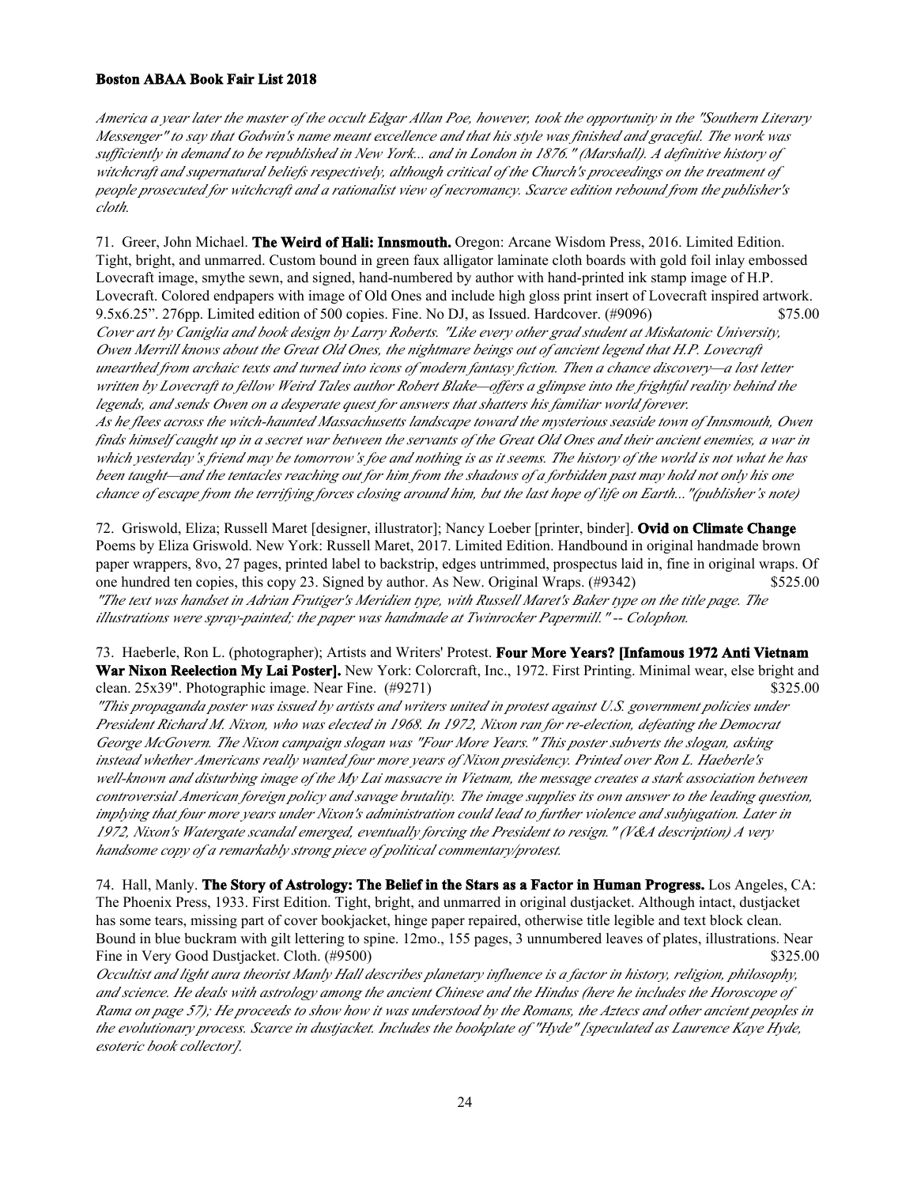*America a year later the master of the occult Edgar Allan Poe, however, took the opportunity in the "Southern Literary Messenger" to say that Godwin's name meant excellence and that his style was finished and graceful. The work was sufficiently in demand to be republished in New York... and in London in 1876." (Marshall). A definitive history of witchcraft and supernatural beliefs respectively, although critical of the Church's proceedings on the treatment of people prosecuted for witchcraft and a rationalist view of necromancy. Scarce edition rebound from the publisher's cloth.*

71. Greer, John Michael. **The Weird of Hali: Innsmouth.** Oregon: Arcane Wisdom Press, 2016. Limited Edition. Tight, bright, and unmarred. Custom bound in green faux alligator laminate cloth boards with gold foil inlay embossed Lovecraft image, smythe sewn, and signed, hand-numbered by author with hand-printed ink stamp image of H.P. Lovecraft. Colored endpapers with image of Old Ones and include high gloss print insert of Lovecraft inspired artwork. 9.5x6.25". 276pp. Limited edition of 500 copies. Fine. No DJ, as Issued. Hardcover. (#9096) $75.00

*Cover art by Caniglia and book design by Larry Roberts. "Like every other grad student at Miskatonic University, Owen Merrill knows about the Great Old Ones, the nightmare beings out of ancient legend that H.P. Lovecraft unearthed from archaic texts and turned into icons of modern fantasy fiction. Then a chance discovery—a lost letter written by Lovecraft to fellow Weird Tales author Robert Blake—offers a glimpse into the frightful reality behind the legends, and sends Owen on a desperate quest for answers that shatters his familiar world forever.*

*As he flees across the witch-haunted Massachusetts landscape toward the mysterious seaside town of Innsmouth, Owen finds himself caught up in a secret war between the servants of the Great Old Ones and their ancient enemies, a war in which yesterday's friend may be tomorrow's foe and nothing is as it seems. The history of the world is not what he has been taught—and the tentacles reaching out for him from the shadows of a forbidden past may hold not only his one chance of escape from the terrifying forces closing around him, but the last hope of life on Earth..."(publisher's note)*

72. Griswold, Eliza; Russell Maret [designer, illustrator]; Nancy Loeber [printer, binder]. **Ovid on Climate Change** Poems by Eliza Griswold. New York: Russell Maret, 2017. Limited Edition. Handbound in original handmade brown paper wrappers, 8vo, 27 pages, printed label to backstrip, edges untrimmed, prospectus laid in, fine in original wraps. Of one hundred ten copies, this copy 23. Signed by author. As New. Original Wraps. (#9342) $525.00

*"The text was handset in Adrian Frutiger's Meridien type, with Russell Maret's Baker type on the title page. The illustrations were spray-painted; the paper was handmade at Twinrocker Papermill." -- Colophon.*

73. Haeberle, Ron L. (photographer); Artists and Writers' Protest. **Four More Years? [Infamous 1972 Anti Vietnam War Nixon Reelection My Lai Poster].** New York: Colorcraft, Inc., 1972. First Printing. Minimal wear, else bright and clean. 25x39". Photographic image. Near Fine. (#9271) $325.00

*"This propaganda poster was issued by artists and writers united in protest against U.S. government policies under President Richard M. Nixon, who was elected in 1968. In 1972, Nixon ran for re-election, defeating the Democrat George McGovern. The Nixon campaign slogan was "Four More Years." This poster subverts the slogan, asking instead whether Americans really wanted four more years of Nixon presidency. Printed over Ron L. Haeberle's well-known and disturbing image of the My Lai massacre in Vietnam, the message creates a stark association between controversial American foreign policy and savage brutality. The image supplies its own answer to the leading question, implying that four more years under Nixon's administration could lead to further violence and subjugation. Later in 1972, Nixon's Watergate scandal emerged, eventually forcing the President to resign." (V&A description) A very handsome copy of a remarkably strong piece of political commentary/protest.*

74. Hall, Manly. **The Story of Astrology: The Belief in the Stars as a Factor in Human Progress.** Los Angeles, CA: The Phoenix Press, 1933. First Edition. Tight, bright, and unmarred in original dustjacket. Although intact, dustjacket has some tears, missing part of cover bookjacket, hinge paper repaired, otherwise title legible and text block clean. Bound in blue buckram with gilt lettering to spine. 12mo., 155 pages, 3 unnumbered leaves of plates, illustrations. Near Fine in Very Good Dustjacket. Cloth. (#9500) $325.00

*Occultist and light aura theorist Manly Hall describes planetary influence is a factor in history, religion, philosophy, and science. He deals with astrology among the ancient Chinese and the Hindus (here he includes the Horoscope of Rama on page 57); He proceeds to show how it was understood by the Romans, the Aztecs and other ancient peoples in the evolutionary process. Scarce in dustjacket. Includes the bookplate of "Hyde" [speculated as Laurence Kaye Hyde, esoteric book collector].*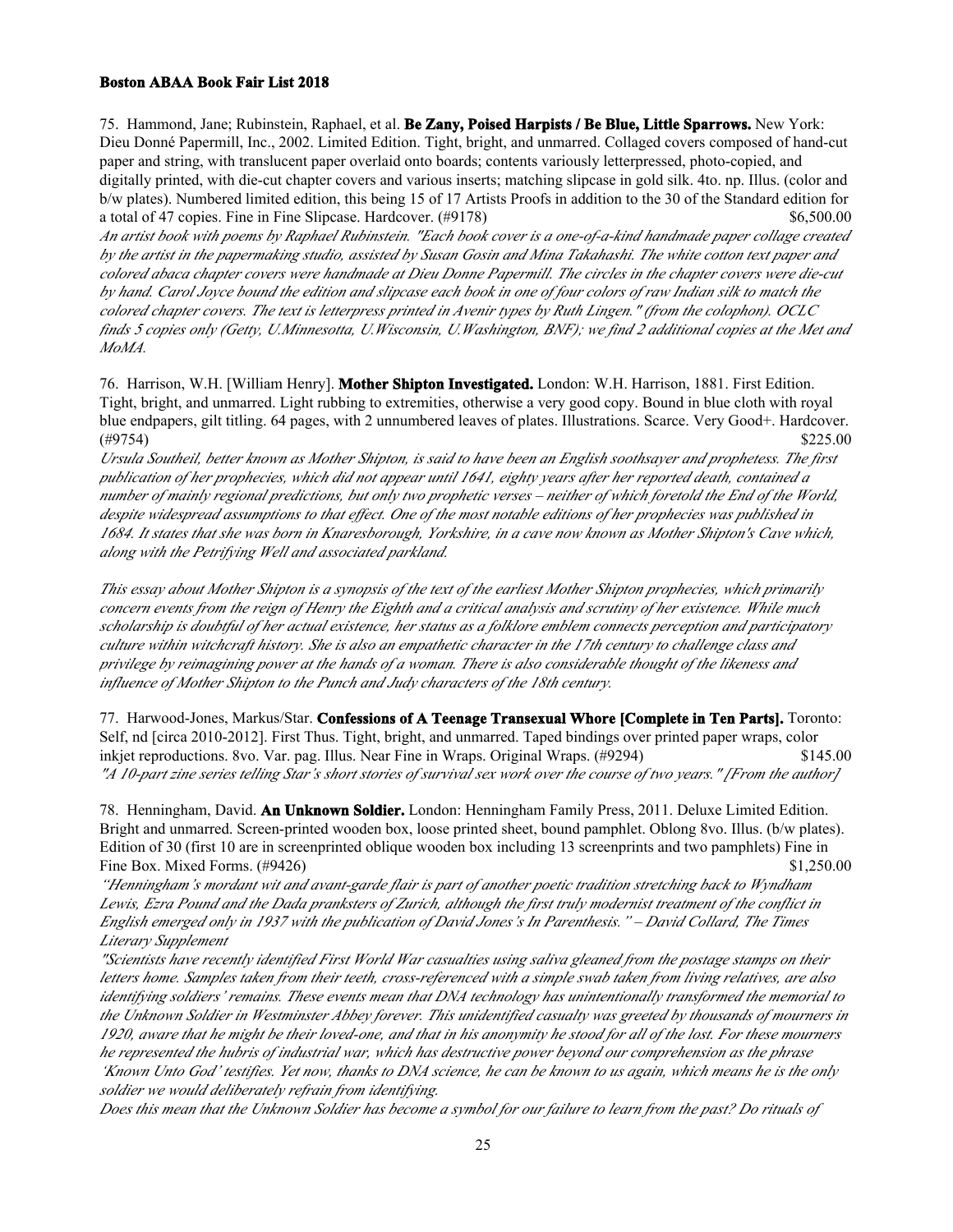75. Hammond, Jane; Rubinstein, Raphael, et al. **Be Zany, Poised Harpists / Be Blue, Little Sparrows.** New York: Dieu Donné Papermill, Inc., 2002. Limited Edition. Tight, bright, and unmarred. Collaged covers composed of hand-cut paper and string, with translucent paper overlaid onto boards; contents variously letterpressed, photo-copied, and digitally printed, with die-cut chapter covers and various inserts; matching slipcase in gold silk. 4to. np. Illus. (color and b/w plates). Numbered limited edition, this being 15 of 17 Artists Proofs in addition to the 30 of the Standard edition for a total of 47 copies. Fine in Fine Slipcase. Hardcover. (#9178) $6,500.00

*An artist book with poems by Raphael Rubinstein. "Each book cover is a one-of-a-kind handmade paper collage created by the artist in the papermaking studio, assisted by Susan Gosin and Mina Takahashi. The white cotton text paper and colored abaca chapter covers were handmade at Dieu Donne Papermill. The circles in the chapter covers were die-cut by hand. Carol Joyce bound the edition and slipcase each book in one of four colors of raw Indian silk to match the colored chapter covers. The text is letterpress printed in Avenir types by Ruth Lingen." (from the colophon). OCLC finds 5 copies only (Getty, U.Minnesotta, U.Wisconsin, U.Washington, BNF); we find 2 additional copies at the Met and MoMA.*

76. Harrison, W.H. [William Henry]. **Mother Shipton Investigated.** London: W.H. Harrison, 1881. First Edition. Tight, bright, and unmarred. Light rubbing to extremities, otherwise a very good copy. Bound in blue cloth with royal blue endpapers, gilt titling. 64 pages, with 2 unnumbered leaves of plates. Illustrations. Scarce. Very Good+. Hardcover. (#9754) $225.00

*Ursula Southeil, better known as Mother Shipton, is said to have been an English soothsayer and prophetess. The first publication of her prophecies, which did not appear until 1641, eighty years after her reported death, contained a number of mainly regional predictions, but only two prophetic verses – neither of which foretold the End of the World, despite widespread assumptions to that effect. One of the most notable editions of her prophecies was published in 1684. It states that she was born in Knaresborough, Yorkshire, in a cave now known as Mother Shipton's Cave which, along with the Petrifying Well and associated parkland.*

*This essay about Mother Shipton is a synopsis of the text of the earliest Mother Shipton prophecies, which primarily concern events from the reign of Henry the Eighth and a critical analysis and scrutiny of her existence. While much scholarship is doubtful of her actual existence, her status as a folklore emblem connects perception and participatory culture within witchcraft history. She is also an empathetic character in the 17th century to challenge class and privilege by reimagining power at the hands of a woman. There is also considerable thought of the likeness and influence of Mother Shipton to the Punch and Judy characters of the 18th century.*

77. Harwood-Jones, Markus/Star. **Confessions of A Teenage Transexual Whore [Complete in Ten Parts].** Toronto: Self, nd [circa 2010-2012]. First Thus. Tight, bright, and unmarred. Taped bindings over printed paper wraps, color inkjet reproductions. 8vo. Var. pag. Illus. Near Fine in Wraps. Original Wraps. (#9294) $145.00

*"A 10-part zine series telling Star's short stories of survival sex work over the course of two years." [From the author]*

78. Henningham, David. **An Unknown Soldier.** London: Henningham Family Press, 2011. Deluxe Limited Edition. Bright and unmarred. Screen-printed wooden box, loose printed sheet, bound pamphlet. Oblong 8vo. Illus. (b/w plates). Edition of 30 (first 10 are in screenprinted oblique wooden box including 13 screenprints and two pamphlets) Fine in Fine Box. Mixed Forms. (#9426) $1,250.00

*"Henningham's mordant wit and avant-garde flair is part of another poetic tradition stretching back to Wyndham Lewis, Ezra Pound and the Dada pranksters of Zurich, although the first truly modernist treatment of the conflict in English emerged only in 1937 with the publication of David Jones's In Parenthesis." – David Collard, The Times Literary Supplement*

*"Scientists have recently identified First World War casualties using saliva gleaned from the postage stamps on their letters home. Samples taken from their teeth, cross-referenced with a simple swab taken from living relatives, are also identifying soldiers' remains. These events mean that DNA technology has unintentionally transformed the memorial to the Unknown Soldier in Westminster Abbey forever. This unidentified casualty was greeted by thousands of mourners in 1920, aware that he might be their loved-one, and that in his anonymity he stood for all of the lost. For these mourners he represented the hubris of industrial war, which has destructive power beyond our comprehension as the phrase 'Known Unto God' testifies. Yet now, thanks to DNA science, he can be known to us again, which means he is the only soldier we would deliberately refrain from identifying.*

*Does this mean that the Unknown Soldier has become a symbol for our failure to learn from the past? Do rituals of*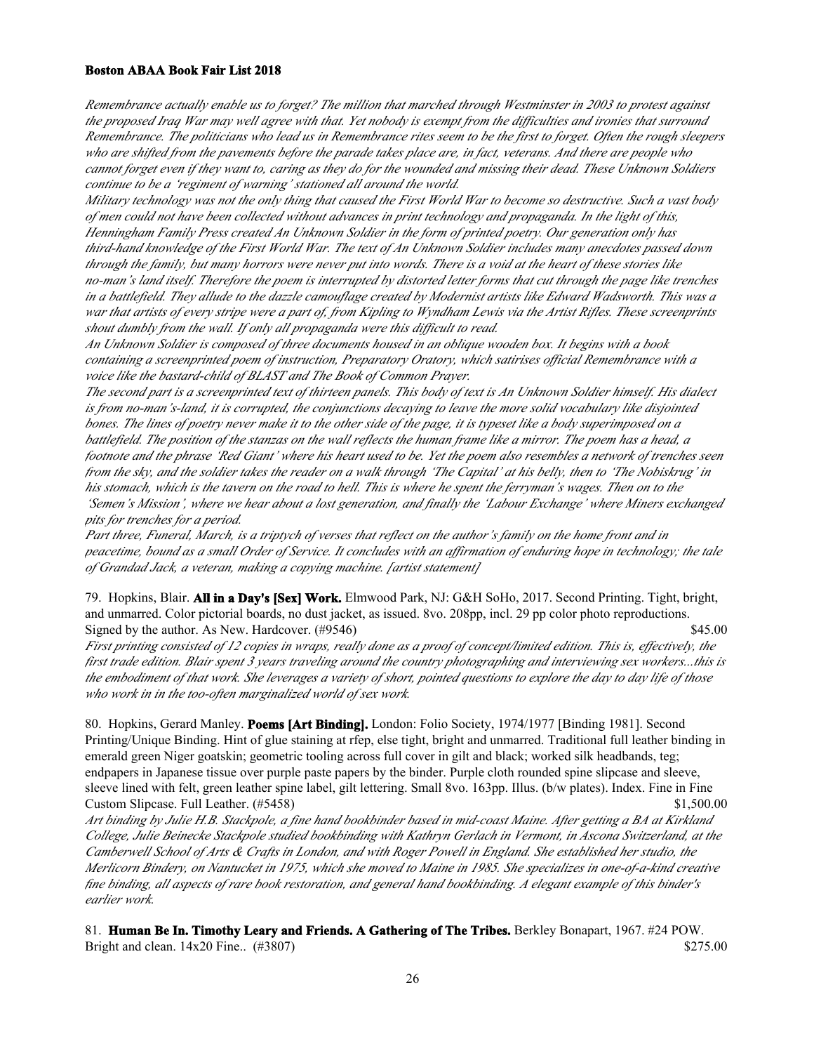*Remembrance actually enable us to forget? The million that marched through Westminster in 2003 to protest against the proposed Iraq War may well agree with that. Yet nobody is exempt from the difficulties and ironies that surround Remembrance. The politicians who lead us in Remembrance rites seem to be the first to forget. Often the rough sleepers who are shifted from the pavements before the parade takes place are, in fact, veterans. And there are people who cannot forget even if they want to, caring as they do for the wounded and missing their dead. These Unknown Soldiers continue to be a 'regiment of warning' stationed all around the world.*

*Military technology was not the only thing that caused the First World War to become so destructive. Such a vast body of men could not have been collected without advances in print technology and propaganda. In the light of this, Henningham Family Press created An Unknown Soldier in the form of printed poetry. Our generation only has third-hand knowledge of the First World War. The text of An Unknown Soldier includes many anecdotes passed down through the family, but many horrors were never put into words. There is a void at the heart of these stories like no-man's land itself. Therefore the poem is interrupted by distorted letter forms that cut through the page like trenches in a battlefield. They allude to the dazzle camouflage created by Modernist artists like Edward Wadsworth. This was a war that artists of every stripe were a part of, from Kipling to Wyndham Lewis via the Artist Rifles. These screenprints shout dumbly from the wall. If only all propaganda were this difficult to read.*

*An Unknown Soldier is composed of three documents housed in an oblique wooden box. It begins with a book containing a screenprinted poem of instruction, Preparatory Oratory, which satirises official Remembrance with a voice like the bastard-child of BLAST and The Book of Common Prayer.*

*The second part is a screenprinted text of thirteen panels. This body of text is An Unknown Soldier himself. His dialect is from no-man's-land, it is corrupted, the conjunctions decaying to leave the more solid vocabulary like disjointed bones. The lines of poetry never make it to the other side of the page, it is typeset like a body superimposed on a battlefield. The position of the stanzas on the wall reflects the human frame like a mirror. The poem has a head, a footnote and the phrase 'Red Giant' where his heart used to be. Yet the poem also resembles a network of trenches seen from the sky, and the soldier takes the reader on a walk through 'The Capital' at his belly, then to 'The Nobiskrug' in his stomach, which is the tavern on the road to hell. This is where he spent the ferryman's wages. Then on to the 'Semen's Mission', where we hear about a lost generation, and finally the 'Labour Exchange' where Miners exchanged pits for trenches for a period.*

*Part three, Funeral, March, is a triptych of verses that reflect on the author's family on the home front and in peacetime, bound as a small Order of Service. It concludes with an affirmation of enduring hope in technology; the tale of Grandad Jack, a veteran, making a copying machine. [artist statement]*

79. Hopkins, Blair. **All in a Day's [Sex] Work.** Elmwood Park, NJ: G&H SoHo, 2017. Second Printing. Tight, bright, and unmarred. Color pictorial boards, no dust jacket, as issued. 8vo. 208pp, incl. 29 pp color photo reproductions. Signed by the author. As New. Hardcover. (#9546) $45.00

*First printing consisted of 12 copies in wraps, really done as a proof of concept/limited edition. This is, effectively, the first trade edition. Blair spent 3 years traveling around the country photographing and interviewing sex workers...this is the embodiment of that work. She leverages a variety of short, pointed questions to explore the day to day life of those who work in in the too-often marginalized world of sex work.*

80. Hopkins, Gerard Manley. **Poems [Art Binding].** London: Folio Society, 1974/1977 [Binding 1981]. Second Printing/Unique Binding. Hint of glue staining at rfep, else tight, bright and unmarred. Traditional full leather binding in emerald green Niger goatskin; geometric tooling across full cover in gilt and black; worked silk headbands, teg; endpapers in Japanese tissue over purple paste papers by the binder. Purple cloth rounded spine slipcase and sleeve, sleeve lined with felt, green leather spine label, gilt lettering. Small 8vo. 163pp. Illus. (b/w plates). Index. Fine in Fine Custom Slipcase. Full Leather. (#5458) $1,500.00

*Art binding by Julie H.B. Stackpole, a fine hand bookbinder based in mid-coast Maine. After getting a BA at Kirkland College, Julie Beinecke Stackpole studied bookbinding with Kathryn Gerlach in Vermont, in Ascona Switzerland, at the Camberwell School of Arts & Crafts in London, and with Roger Powell in England. She established her studio, the Merlicorn Bindery, on Nantucket in 1975, which she moved to Maine in 1985. She specializes in one-of-a-kind creative fine binding, all aspects of rare book restoration, and general hand bookbinding. A elegant example of this binder's earlier work.*

81. **Human Be In. Timothy Leary and Friends. A Gathering of The Tribes.** Berkley Bonapart, 1967. #24 POW. Bright and clean. 14x20 Fine.. (#3807) $275.00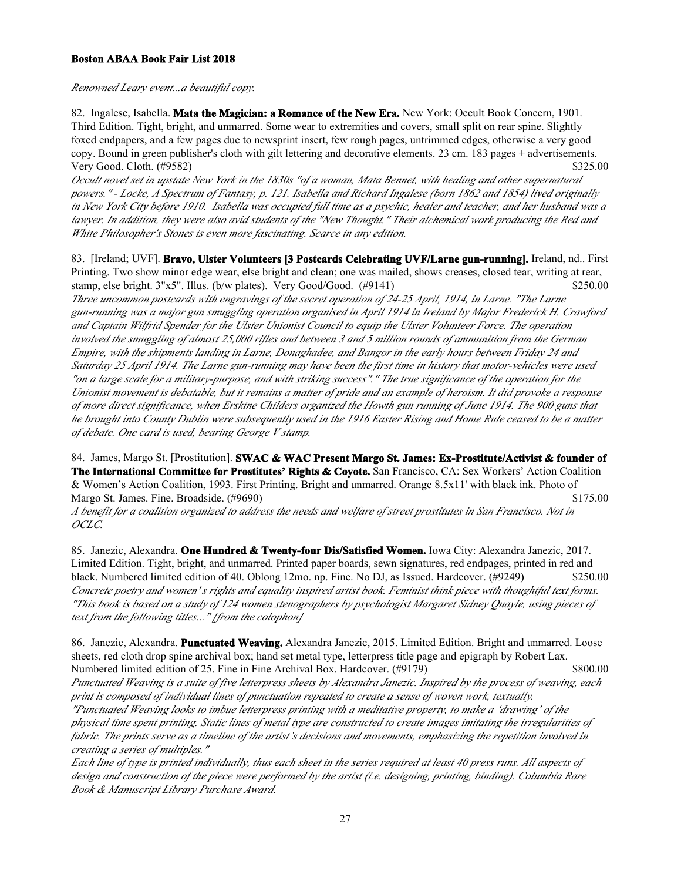*Renowned Leary event...a beautiful copy.*

82. Ingalese, Isabella. **Mata the Magician: a Romance of the New Era.** New York: Occult Book Concern, 1901. Third Edition. Tight, bright, and unmarred. Some wear to extremities and covers, small split on rear spine. Slightly foxed endpapers, and a few pages due to newsprint insert, few rough pages, untrimmed edges, otherwise a very good copy. Bound in green publisher's cloth with gilt lettering and decorative elements. 23 cm. 183 pages + advertisements. Very Good. Cloth. (#9582) $325.00

*Occult novel set in upstate New York in the 1830s "of a woman, Mata Bennet, with healing and other supernatural powers." - Locke, A Spectrum of Fantasy, p. 121. Isabella and Richard Ingalese (born 1862 and 1854) lived originally in New York City before 1910. Isabella was occupied full time as a psychic, healer and teacher, and her husband was a lawyer. In addition, they were also avid students of the "New Thought." Their alchemical work producing the Red and White Philosopher's Stones is even more fascinating. Scarce in any edition.*

83. [Ireland; UVF]. **Bravo, Ulster Volunteers [3 Postcards Celebrating UVF/Larne gun-running].** Ireland, nd.. First Printing. Two show minor edge wear, else bright and clean; one was mailed, shows creases, closed tear, writing at rear, stamp, else bright. 3"x5". Illus. (b/w plates). Very Good/Good. (#9141) $250.00

*Three uncommon postcards with engravings of the secret operation of 24-25 April, 1914, in Larne. "The Larne gun-running was a major gun smuggling operation organised in April 1914 in Ireland by Major Frederick H. Crawford and Captain Wilfrid Spender for the Ulster Unionist Council to equip the Ulster Volunteer Force. The operation involved the smuggling of almost 25,000 rifles and between 3 and 5 million rounds of ammunition from the German Empire, with the shipments landing in Larne, Donaghadee, and Bangor in the early hours between Friday 24 and Saturday 25 April 1914. The Larne gun-running may have been the first time in history that motor-vehicles were used "on a large scale for a military-purpose, and with striking success"." The true significance of the operation for the Unionist movement is debatable, but it remains a matter of pride and an example of heroism. It did provoke a response of more direct significance, when Erskine Childers organized the Howth gun running of June 1914. The 900 guns that he brought into County Dublin were subsequently used in the 1916 Easter Rising and Home Rule ceased to be a matter of debate. One card is used, bearing George V stamp.*

84. James, Margo St. [Prostitution]. **SWAC & WAC Present Margo St. James: Ex-Prostitute/Activist & founder of The International Committee for Prostitutes' Rights & Coyote.** San Francisco, CA: Sex Workers' Action Coalition & Women's Action Coalition, 1993. First Printing. Bright and unmarred. Orange 8.5x11' with black ink. Photo of Margo St. James. Fine. Broadside. (#9690) $175.00

*A benefit for a coalition organized to address the needs and welfare of street prostitutes in San Francisco. Not in OCLC.*

85. Janezic, Alexandra. **One Hundred & Twenty-four Dis/Satisfied Women.** Iowa City: Alexandra Janezic, 2017. Limited Edition. Tight, bright, and unmarred. Printed paper boards, sewn signatures, red endpages, printed in red and black. Numbered limited edition of 40. Oblong 12mo. np. Fine. No DJ, as Issued. Hardcover. (#9249) $250.00

*Concrete poetry and women's rights and equality inspired artist book. Feminist think piece with thoughtful text forms. "This book is based on a study of 124 women stenographers by psychologist Margaret Sidney Quayle, using pieces of text from the following titles..." [from the colophon]*

86. Janezic, Alexandra. **Punctuated Weaving.** Alexandra Janezic, 2015. Limited Edition. Bright and unmarred. Loose sheets, red cloth drop spine archival box; hand set metal type, letterpress title page and epigraph by Robert Lax. Numbered limited edition of 25. Fine in Fine Archival Box. Hardcover. (#9179) $800.00

*Punctuated Weaving is a suite of five letterpress sheets by Alexandra Janezic. Inspired by the process of weaving, each print is composed of individual lines of punctuation repeated to create a sense of woven work, textually.*

*"Punctuated Weaving looks to imbue letterpress printing with a meditative property, to make a 'drawing' of the physical time spent printing. Static lines of metal type are constructed to create images imitating the irregularities of fabric. The prints serve as a timeline of the artist's decisions and movements, emphasizing the repetition involved in creating a series of multiples."*

*Each line of type is printed individually, thus each sheet in the series required at least 40 press runs. All aspects of design and construction of the piece were performed by the artist (i.e. designing, printing, binding). Columbia Rare Book & Manuscript Library Purchase Award.*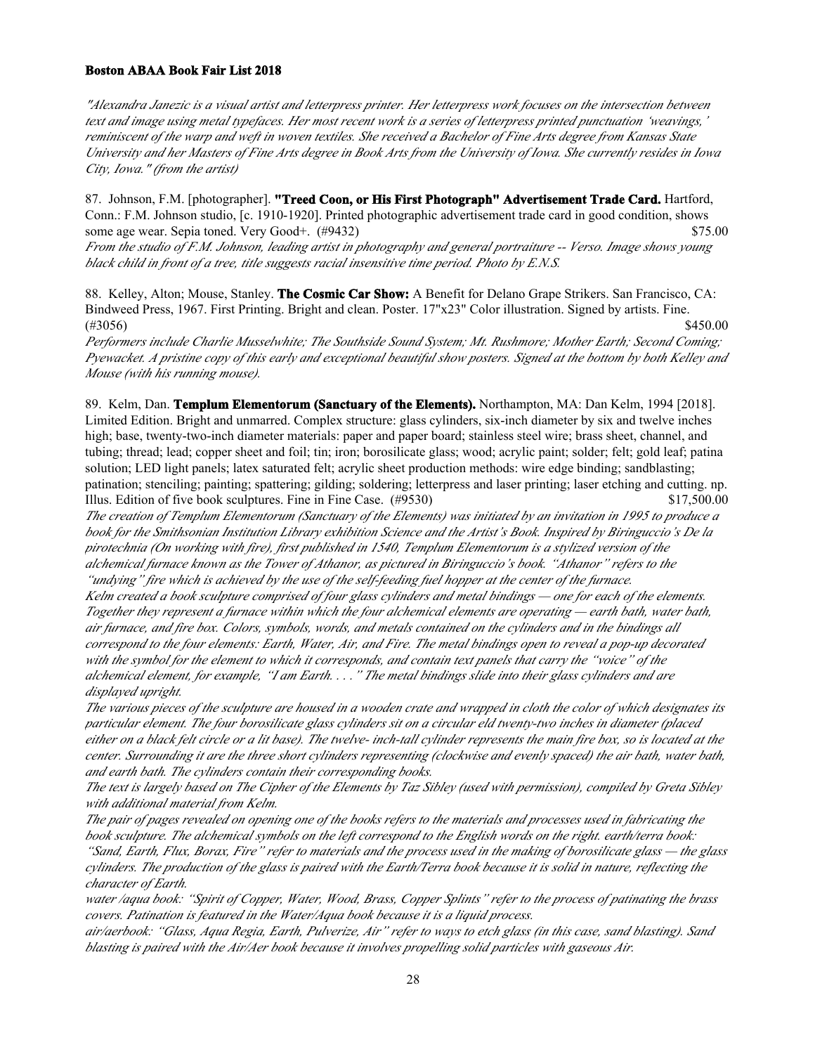"Alexandra Janezic is a visual artist and letterpress printer. Her letterpress work focuses on the intersection between text and image using metal typefaces. Her most recent work is a series of letterpress printed punctuation 'weavings,' reminiscent of the warp and weft in woven textiles. She received a Bachelor of Fine Arts degree from Kansas State University and her Masters of Fine Arts degree in Book Arts from the University of Iowa. She currently resides in Iowa City, Iowa." (from the artist)

87. Johnson, F.M. [photographer]. **"Treed Coon, or His First Photograph" Advertisement Trade Card.** Hartford, Conn.: F.M. Johnson studio, [c. 1910-1920]. Printed photographic advertisement trade card in good condition, shows some age wear. Sepia toned. Very Good+. (#9432) $75.00

*From the studio of F.M. Johnson, leading artist in photography and general portraiture -- Verso. Image shows young black child in front of a tree, title suggests racial insensitive time period. Photo by E.N.S.*

88. Kelley, Alton; Mouse, Stanley. **The Cosmic Car Show:** A Benefit for Delano Grape Strikers. San Francisco, CA: Bindweed Press, 1967. First Printing. Bright and clean. Poster. 17"x23" Color illustration. Signed by artists. Fine. (#3056) $450.00

*Performers include Charlie Musselwhite; The Southside Sound System; Mt. Rushmore; Mother Earth; Second Coming; Pyewacket. A pristine copy of this early and exceptional beautiful show posters. Signed at the bottom by both Kelley and Mouse (with his running mouse).*

89. Kelm, Dan. **Templum Elementorum (Sanctuary of the Elements).** Northampton, MA: Dan Kelm, 1994 [2018]. Limited Edition. Bright and unmarred. Complex structure: glass cylinders, six-inch diameter by six and twelve inches high; base, twenty-two-inch diameter materials: paper and paper board; stainless steel wire; brass sheet, channel, and tubing; thread; lead; copper sheet and foil; tin; iron; borosilicate glass; wood; acrylic paint; solder; felt; gold leaf; patina solution; LED light panels; latex saturated felt; acrylic sheet production methods: wire edge binding; sandblasting; patination; stenciling; painting; spattering; gilding; soldering; letterpress and laser printing; laser etching and cutting. np. Illus. Edition of five book sculptures. Fine in Fine Case. (#9530) $17,500.00

*The creation of Templum Elementorum (Sanctuary of the Elements) was initiated by an invitation in 1995 to produce a book for the Smithsonian Institution Library exhibition Science and the Artist's Book. Inspired by Biringuccio's De la pirotechnia (On working with fire), first published in 1540, Templum Elementorum is a stylized version of the alchemical furnace known as the Tower of Athanor, as pictured in Biringuccio's book. "Athanor" refers to the "undying" fire which is achieved by the use of the self-feeding fuel hopper at the center of the furnace.*

*Kelm created a book sculpture comprised of four glass cylinders and metal bindings — one for each of the elements. Together they represent a furnace within which the four alchemical elements are operating — earth bath, water bath, air furnace, and fire box. Colors, symbols, words, and metals contained on the cylinders and in the bindings all correspond to the four elements: Earth, Water, Air, and Fire. The metal bindings open to reveal a pop-up decorated with the symbol for the element to which it corresponds, and contain text panels that carry the "voice" of the alchemical element, for example, "I am Earth. . . ." The metal bindings slide into their glass cylinders and are displayed upright.*

*The various pieces of the sculpture are housed in a wooden crate and wrapped in cloth the color of which designates its particular element. The four borosilicate glass cylinders sit on a circular eld twenty-two inches in diameter (placed either on a black felt circle or a lit base). The twelve- inch-tall cylinder represents the main fire box, so is located at the center. Surrounding it are the three short cylinders representing (clockwise and evenly spaced) the air bath, water bath, and earth bath. The cylinders contain their corresponding books.*

*The text is largely based on The Cipher of the Elements by Taz Sibley (used with permission), compiled by Greta Sibley with additional material from Kelm.*

*The pair of pages revealed on opening one of the books refers to the materials and processes used in fabricating the book sculpture. The alchemical symbols on the left correspond to the English words on the right. earth/terra book: "Sand, Earth, Flux, Borax, Fire" refer to materials and the process used in the making of borosilicate glass — the glass cylinders. The production of the glass is paired with the Earth/Terra book because it is solid in nature, reflecting the character of Earth.*

*water /aqua book: "Spirit of Copper, Water, Wood, Brass, Copper Splints" refer to the process of patinating the brass covers. Patination is featured in the Water/Aqua book because it is a liquid process.*

*air/aerbook: "Glass, Aqua Regia, Earth, Pulverize, Air" refer to ways to etch glass (in this case, sand blasting). Sand blasting is paired with the Air/Aer book because it involves propelling solid particles with gaseous Air.*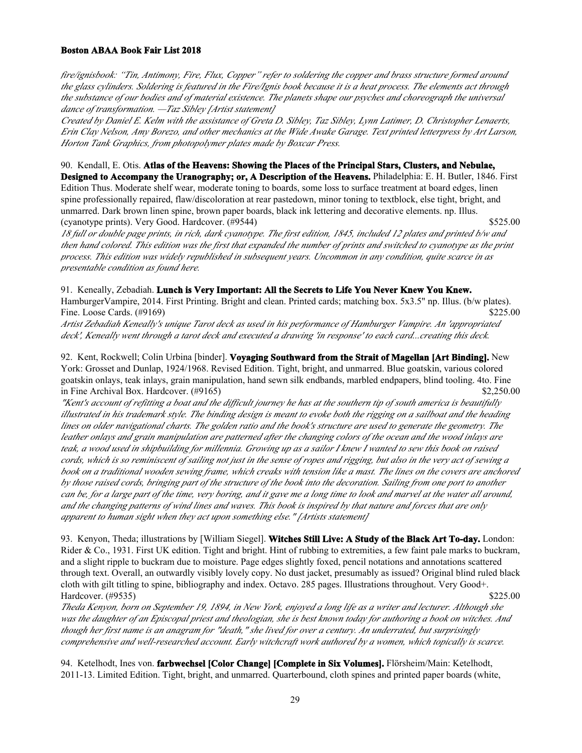*fire/ignisbook: "Tin, Antimony, Fire, Flux, Copper" refer to soldering the copper and brass structure formed around the glass cylinders. Soldering is featured in the Fire/Ignis book because it is a heat process. The elements act through the substance of our bodies and of material existence. The planets shape our psyches and choreograph the universal dance of transformation. —Taz Sibley [Artist statement]*

*Created by Daniel E. Kelm with the assistance of Greta D. Sibley, Taz Sibley, Lynn Latimer, D. Christopher Lenaerts, Erin Clay Nelson, Amy Borezo, and other mechanics at the Wide Awake Garage. Text printed letterpress by Art Larson, Horton Tank Graphics, from photopolymer plates made by Boxcar Press.*

90. Kendall, E. Otis. **Atlas of the Heavens: Showing the Places of the Principal Stars, Clusters, and Nebulae, Designed to Accompany the Uranography; or, A Description of the Heavens.** Philadelphia: E. H. Butler, 1846. First Edition Thus. Moderate shelf wear, moderate toning to boards, some loss to surface treatment at board edges, linen spine professionally repaired, flaw/discoloration at rear pastedown, minor toning to textblock, else tight, bright, and unmarred. Dark brown linen spine, brown paper boards, black ink lettering and decorative elements. np. Illus. (cyanotype prints). Very Good. Hardcover. (#9544) $525.00

*18 full or double page prints, in rich, dark cyanotype. The first edition, 1845, included 12 plates and printed b/w and then hand colored. This edition was the first that expanded the number of prints and switched to cyanotype as the print process. This edition was widely republished in subsequent years. Uncommon in any condition, quite scarce in as presentable condition as found here.*

91. Keneally, Zebadiah. **Lunch is Very Important: All the Secrets to Life You Never Knew You Knew.** HamburgerVampire, 2014. First Printing. Bright and clean. Printed cards; matching box. 5x3.5" np. Illus. (b/w plates). Fine. Loose Cards. (#9169) $225.00

*Artist Zebadiah Keneally's unique Tarot deck as used in his performance of Hamburger Vampire. An 'appropriated deck', Keneally went through a tarot deck and executed a drawing 'in response' to each card...creating this deck.*

92. Kent, Rockwell; Colin Urbina [binder]. **Voyaging Southward from the Strait of Magellan [Art Binding].** New York: Grosset and Dunlap, 1924/1968. Revised Edition. Tight, bright, and unmarred. Blue goatskin, various colored goatskin onlays, teak inlays, grain manipulation, hand sewn silk endbands, marbled endpapers, blind tooling. 4to. Fine in Fine Archival Box. Hardcover. (#9165) $2,250.00

*"Kent's account of refitting a boat and the difficult journey he has at the southern tip of south america is beautifully illustrated in his trademark style. The binding design is meant to evoke both the rigging on a sailboat and the heading lines on older navigational charts. The golden ratio and the book's structure are used to generate the geometry. The leather onlays and grain manipulation are patterned after the changing colors of the ocean and the wood inlays are teak, a wood used in shipbuilding for millennia. Growing up as a sailor I knew I wanted to sew this book on raised cords, which is so reminiscent of sailing not just in the sense of ropes and rigging, but also in the very act of sewing a book on a traditional wooden sewing frame, which creaks with tension like a mast. The lines on the covers are anchored by those raised cords, bringing part of the structure of the book into the decoration. Sailing from one port to another can be, for a large part of the time, very boring, and it gave me a long time to look and marvel at the water all around, and the changing patterns of wind lines and waves. This book is inspired by that nature and forces that are only apparent to human sight when they act upon something else." [Artists statement]*

93. Kenyon, Theda; illustrations by [William Siegel]. **Witches Still Live: A Study of the Black Art To-day.** London: Rider & Co., 1931. First UK edition. Tight and bright. Hint of rubbing to extremities, a few faint pale marks to buckram, and a slight ripple to buckram due to moisture. Page edges slightly foxed, pencil notations and annotations scattered through text. Overall, an outwardly visibly lovely copy. No dust jacket, presumably as issued? Original blind ruled black cloth with gilt titling to spine, bibliography and index. Octavo. 285 pages. Illustrations throughout. Very Good+. Hardcover. (#9535) $225.00

*Theda Kenyon, born on September 19, 1894, in New York, enjoyed a long life as a writer and lecturer. Although she was the daughter of an Episcopal priest and theologian, she is best known today for authoring a book on witches. And though her first name is an anagram for "death," she lived for over a century. An underrated, but surprisingly comprehensive and well-researched account. Early witchcraft work authored by a women, which topically is scarce.*

94. Ketelhodt, Ines von. **farbwechsel [Color Change] [Complete in Six Volumes].** Flörsheim/Main: Ketelhodt, 2011-13. Limited Edition. Tight, bright, and unmarred. Quarterbound, cloth spines and printed paper boards (white,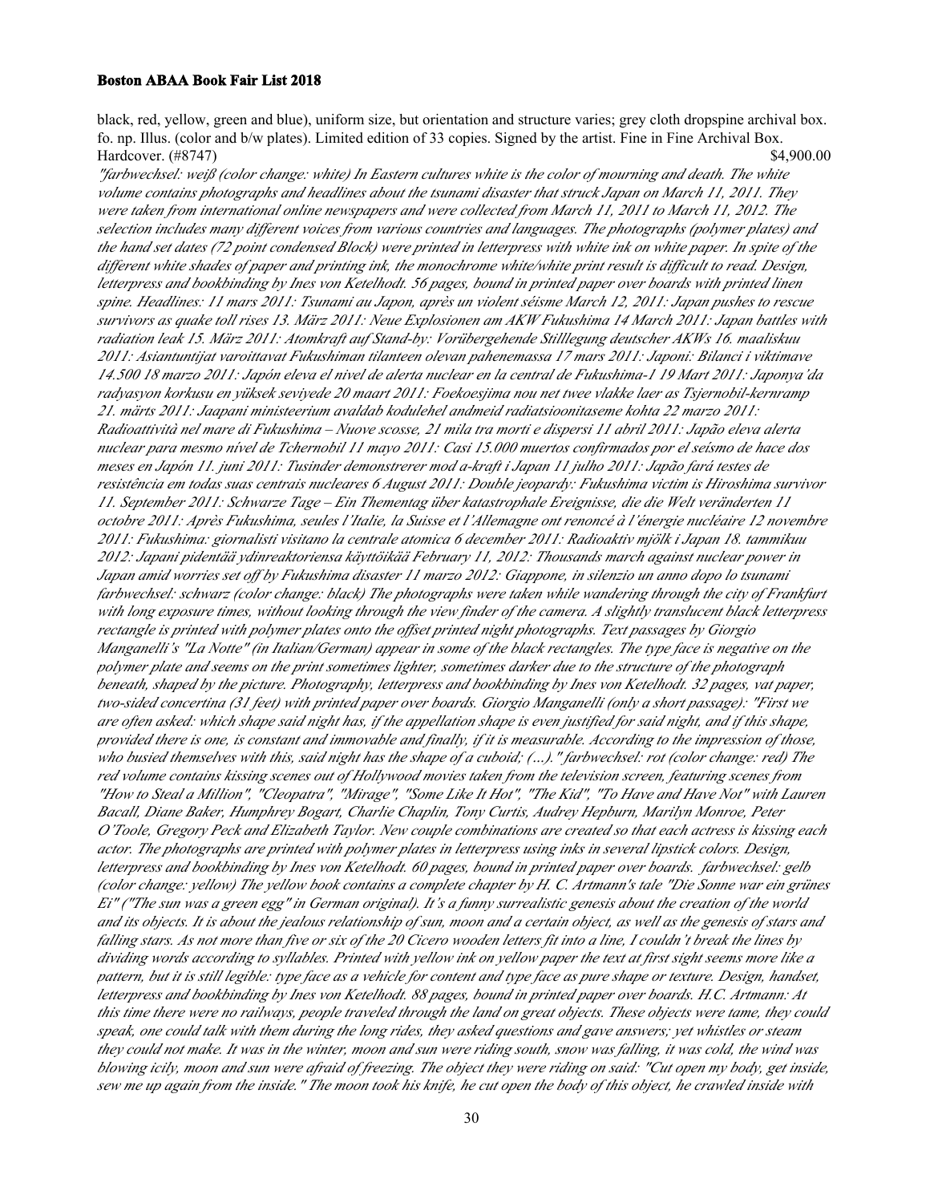black, red, yellow, green and blue), uniform size, but orientation and structure varies; grey cloth dropspine archival box. fo. np. Illus. (color and b/w plates). Limited edition of 33 copies. Signed by the artist. Fine in Fine Archival Box. Hardcover. (#8747) $4,900.00

*"farbwechsel: weiß (color change: white) In Eastern cultures white is the color of mourning and death. The white volume contains photographs and headlines about the tsunami disaster that struck Japan on March 11, 2011. They were taken from international online newspapers and were collected from March 11, 2011 to March 11, 2012. The selection includes many different voices from various countries and languages. The photographs (polymer plates) and the hand set dates (72 point condensed Block) were printed in letterpress with white ink on white paper. In spite of the different white shades of paper and printing ink, the monochrome white/white print result is difficult to read. Design, letterpress and bookbinding by Ines von Ketelhodt. 56 pages, bound in printed paper over boards with printed linen spine. Headlines: 11 mars 2011: Tsunami au Japon, après un violent séisme March 12, 2011: Japan pushes to rescue survivors as quake toll rises 13. März 2011: Neue Explosionen am AKW Fukushima 14 March 2011: Japan battles with radiation leak 15. März 2011: Atomkraft auf Stand-by: Vorübergehende Stilllegung deutscher AKWs 16. maaliskuu 2011: Asiantuntijat varoittavat Fukushiman tilanteen olevan pahenemassa 17 mars 2011: Japoni: Bilanci i viktimave 14.500 18 marzo 2011: Japón eleva el nivel de alerta nuclear en la central de Fukushima-1 19 Mart 2011: Japonya'da radyasyon korkusu en yüksek seviyede 20 maart 2011: Foekoesjima nou net twee vlakke laer as Tsjernobil-kernramp 21. märts 2011: Jaapani ministeerium avaldab kodulehel andmeid radiatsioonitaseme kohta 22 marzo 2011: Radioattività nel mare di Fukushima – Nuove scosse, 21 mila tra morti e dispersi 11 abril 2011: Japão eleva alerta nuclear para mesmo nível de Tchernobil 11 mayo 2011: Casi 15.000 muertos confirmados por el seísmo de hace dos meses en Japón 11. juni 2011: Tusinder demonstrerer mod a-kraft i Japan 11 julho 2011: Japão fará testes de resistência em todas suas centrais nucleares 6 August 2011: Double jeopardy: Fukushima victim is Hiroshima survivor 11. September 2011: Schwarze Tage – Ein Thementag über katastrophale Ereignisse, die die Welt veränderten 11 octobre 2011: Après Fukushima, seules l'Italie, la Suisse et l'Allemagne ont renoncé à l'énergie nucléaire 12 novembre 2011: Fukushima: giornalisti visitano la centrale atomica 6 december 2011: Radioaktiv mjölk i Japan 18. tammikuu 2012: Japani pidentää ydinreaktoriensa käyttöikää February 11, 2012: Thousands march against nuclear power in Japan amid worries set off by Fukushima disaster 11 marzo 2012: Giappone, in silenzio un anno dopo lo tsunami farbwechsel: schwarz (color change: black) The photographs were taken while wandering through the city of Frankfurt with long exposure times, without looking through the view finder of the camera. A slightly translucent black letterpress rectangle is printed with polymer plates onto the offset printed night photographs. Text passages by Giorgio Manganelli's "La Notte" (in Italian/German) appear in some of the black rectangles. The type face is negative on the polymer plate and seems on the print sometimes lighter, sometimes darker due to the structure of the photograph beneath, shaped by the picture. Photography, letterpress and bookbinding by Ines von Ketelhodt. 32 pages, vat paper, two-sided concertina (31 feet) with printed paper over boards. Giorgio Manganelli (only a short passage): "First we are often asked: which shape said night has, if the appellation shape is even justified for said night, and if this shape, provided there is one, is constant and immovable and finally, if it is measurable. According to the impression of those, who busied themselves with this, said night has the shape of a cuboid; (...)." farbwechsel: rot (color change: red) The red volume contains kissing scenes out of Hollywood movies taken from the television screen, featuring scenes from "How to Steal a Million", "Cleopatra", "Mirage", "Some Like It Hot", "The Kid", "To Have and Have Not" with Lauren Bacall, Diane Baker, Humphrey Bogart, Charlie Chaplin, Tony Curtis, Audrey Hepburn, Marilyn Monroe, Peter O'Toole, Gregory Peck and Elizabeth Taylor. New couple combinations are created so that each actress is kissing each actor. The photographs are printed with polymer plates in letterpress using inks in several lipstick colors. Design, letterpress and bookbinding by Ines von Ketelhodt. 60 pages, bound in printed paper over boards. farbwechsel: gelb (color change: yellow) The yellow book contains a complete chapter by H. C. Artmann's tale "Die Sonne war ein grünes Ei" ("The sun was a green egg" in German original). It's a funny surrealistic genesis about the creation of the world and its objects. It is about the jealous relationship of sun, moon and a certain object, as well as the genesis of stars and falling stars. As not more than five or six of the 20 Cicero wooden letters fit into a line, I couldn't break the lines by dividing words according to syllables. Printed with yellow ink on yellow paper the text at first sight seems more like a pattern, but it is still legible: type face as a vehicle for content and type face as pure shape or texture. Design, handset, letterpress and bookbinding by Ines von Ketelhodt. 88 pages, bound in printed paper over boards. H.C. Artmann: At this time there were no railways, people traveled through the land on great objects. These objects were tame, they could speak, one could talk with them during the long rides, they asked questions and gave answers; yet whistles or steam they could not make. It was in the winter, moon and sun were riding south, snow was falling, it was cold, the wind was blowing icily, moon and sun were afraid of freezing. The object they were riding on said: "Cut open my body, get inside, sew me up again from the inside." The moon took his knife, he cut open the body of this object, he crawled inside with*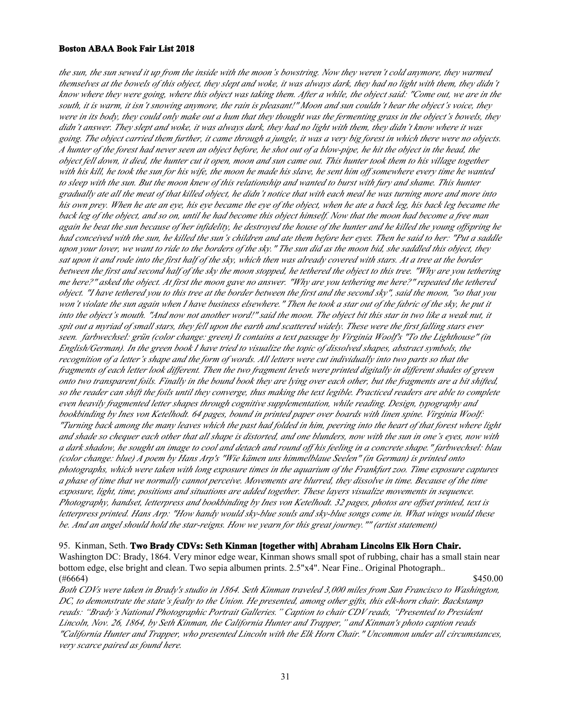*the sun, the sun sewed it up from the inside with the moon's bowstring. Now they weren't cold anymore, they warmed themselves at the bowels of this object, they slept and woke, it was always dark, they had no light with them, they didn't know where they were going, where this object was taking them. After a while, the object said: "Come out, we are in the south, it is warm, it isn't snowing anymore, the rain is pleasant!" Moon and sun couldn't hear the object's voice, they were in its body, they could only make out a hum that they thought was the fermenting grass in the object's bowels, they didn't answer. They slept and woke, it was always dark, they had no light with them, they didn't know where it was going. The object carried them further, it came through a jungle, it was a very big forest in which there were no objects. A hunter of the forest had never seen an object before, he shot out of a blow-pipe, he hit the object in the head, the object fell down, it died, the hunter cut it open, moon and sun came out. This hunter took them to his village together with his kill, he took the sun for his wife, the moon he made his slave, he sent him off somewhere every time he wanted to sleep with the sun. But the moon knew of this relationship and wanted to burst with fury and shame. This hunter gradually ate all the meat of that killed object, he didn't notice that with each meal he was turning more and more into his own prey. When he ate an eye, his eye became the eye of the object, when he ate a back leg, his back leg became the back leg of the object, and so on, until he had become this object himself. Now that the moon had become a free man again he beat the sun because of her infidelity, he destroyed the house of the hunter and he killed the young offspring he had conceived with the sun, he killed the sun's children and ate them before her eyes. Then he said to her: "Put a saddle upon your lover, we want to ride to the borders of the sky." The sun did as the moon bid, she saddled this object, they sat upon it and rode into the first half of the sky, which then was already covered with stars. At a tree at the border between the first and second half of the sky the moon stopped, he tethered the object to this tree. "Why are you tethering me here?" asked the object. At first the moon gave no answer. "Why are you tethering me here?" repeated the tethered object. "I have tethered you to this tree at the border between the first and the second sky", said the moon, "so that you won't violate the sun again when I have business elsewhere." Then he took a star out of the fabric of the sky, he put it into the object's mouth. "And now not another word!" said the moon. The object bit this star in two like a weak nut, it spit out a myriad of small stars, they fell upon the earth and scattered widely. These were the first falling stars ever seen. farbwechsel: grün (color change: green) It contains a text passage by Virginia Woolf's "To the Lighthouse" (in English/German). In the green book I have tried to visualize the topic of dissolved shapes, abstract symbols, the recognition of a letter's shape and the form of words. All letters were cut individually into two parts so that the fragments of each letter look different. Then the two fragment levels were printed digitally in different shades of green onto two transparent foils. Finally in the bound book they are lying over each other, but the fragments are a bit shifted, so the reader can shift the foils until they converge, thus making the text legible. Practiced readers are able to complete even heavily fragmented letter shapes through cognitive supplementation, while reading. Design, typography and bookbinding by Ines von Ketelhodt. 64 pages, bound in printed paper over boards with linen spine. Virginia Woolf: "Turning back among the many leaves which the past had folded in him, peering into the heart of that forest where light and shade so chequer each other that all shape is distorted, and one blunders, now with the sun in one's eyes, now with a dark shadow, he sought an image to cool and detach and round off his feeling in a concrete shape." farbwechsel: blau (color change: blue) A poem by Hans Arp's "Wie kämen uns himmelblaue Seelen" (in German) is printed onto photographs, which were taken with long exposure times in the aquarium of the Frankfurt zoo. Time exposure captures a phase of time that we normally cannot perceive. Movements are blurred, they dissolve in time. Because of the time exposure, light, time, positions and situations are added together. These layers visualize movements in sequence. Photography, handset, letterpress and bookbinding by Ines von Ketelhodt. 32 pages, photos are offset printed, text is letterpress printed. Hans Arp: "How handy would sky-blue souls and sky-blue songs come in. What wings would these be. And an angel should hold the star-reigns. How we yearn for this great journey."" (artist statement)*

95. Kinman, Seth. **Two Brady CDVs: Seth Kinman [together with] Abraham Lincolns Elk Horn Chair.**
Washington DC: Brady, 1864. Very minor edge wear, Kinman shows small spot of rubbing, chair has a small stain near bottom edge, else bright and clean. Two sepia albumen prints. 2.5"x4". Near Fine.. Original Photograph..
(#6664) $450.00

*Both CDVs were taken in Brady's studio in 1864. Seth Kinman traveled 3,000 miles from San Francisco to Washington, DC, to demonstrate the state's fealty to the Union. He presented, among other gifts, this elk-horn chair. Backstamp reads: "Brady's National Photographic Portrait Galleries." Caption to chair CDV reads, "Presented to President Lincoln, Nov. 26, 1864, by Seth Kinman, the California Hunter and Trapper," and Kinman's photo caption reads "California Hunter and Trapper, who presented Lincoln with the Elk Horn Chair." Uncommon under all circumstances, very scarce paired as found here.*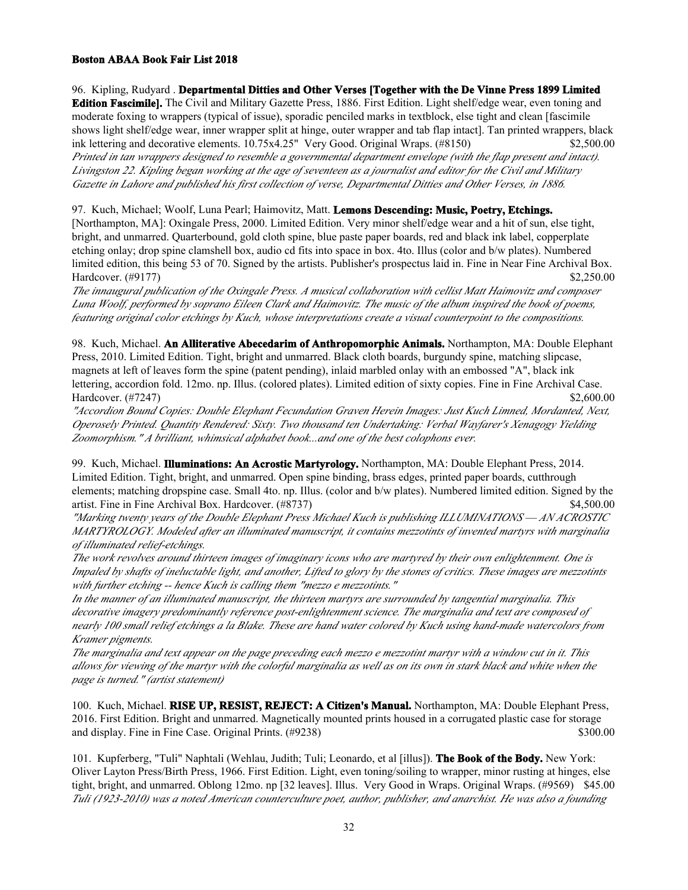96. Kipling, Rudyard . **Departmental Ditties and Other Verses [Together with the De Vinne Press 1899 Limited Edition Fascimile].** The Civil and Military Gazette Press, 1886. First Edition. Light shelf/edge wear, even toning and moderate foxing to wrappers (typical of issue), sporadic penciled marks in textblock, else tight and clean [fascimile shows light shelf/edge wear, inner wrapper split at hinge, outer wrapper and tab flap intact]. Tan printed wrappers, black ink lettering and decorative elements. 10.75x4.25" Very Good. Original Wraps. (#8150) $2,500.00

*Printed in tan wrappers designed to resemble a governmental department envelope (with the flap present and intact). Livingston 22. Kipling began working at the age of seventeen as a journalist and editor for the Civil and Military Gazette in Lahore and published his first collection of verse, Departmental Ditties and Other Verses, in 1886.*

97. Kuch, Michael; Woolf, Luna Pearl; Haimovitz, Matt. **Lemons Descending: Music, Poetry, Etchings.** [Northampton, MA]: Oxingale Press, 2000. Limited Edition. Very minor shelf/edge wear and a hit of sun, else tight, bright, and unmarred. Quarterbound, gold cloth spine, blue paste paper boards, red and black ink label, copperplate etching onlay; drop spine clamshell box, audio cd fits into space in box. 4to. Illus (color and b/w plates). Numbered limited edition, this being 53 of 70. Signed by the artists. Publisher's prospectus laid in. Fine in Near Fine Archival Box. Hardcover. (#9177) $2,250.00

*The innaugural publication of the Oxingale Press. A musical collaboration with cellist Matt Haimovitz and composer Luna Woolf, performed by soprano Eileen Clark and Haimovitz. The music of the album inspired the book of poems, featuring original color etchings by Kuch, whose interpretations create a visual counterpoint to the compositions.*

98. Kuch, Michael. **An Alliterative Abecedarim of Anthropomorphic Animals.** Northampton, MA: Double Elephant Press, 2010. Limited Edition. Tight, bright and unmarred. Black cloth boards, burgundy spine, matching slipcase, magnets at left of leaves form the spine (patent pending), inlaid marbled onlay with an embossed "A", black ink lettering, accordion fold. 12mo. np. Illus. (colored plates). Limited edition of sixty copies. Fine in Fine Archival Case. Hardcover. (#7247) $2,600.00

*"Accordion Bound Copies: Double Elephant Fecundation Graven Herein Images: Just Kuch Limned, Mordanted, Next, Operosely Printed. Quantity Rendered: Sixty. Two thousand ten Undertaking: Verbal Wayfarer's Xenagogy Yielding Zoomorphism." A brilliant, whimsical alphabet book...and one of the best colophons ever.*

99. Kuch, Michael. **Illuminations: An Acrostic Martyrology.** Northampton, MA: Double Elephant Press, 2014. Limited Edition. Tight, bright, and unmarred. Open spine binding, brass edges, printed paper boards, cutthrough elements; matching dropspine case. Small 4to. np. Illus. (color and b/w plates). Numbered limited edition. Signed by the artist. Fine in Fine Archival Box. Hardcover. (#8737) $4,500.00

*"Marking twenty years of the Double Elephant Press Michael Kuch is publishing ILLUMINATIONS — AN ACROSTIC MARTYROLOGY. Modeled after an illuminated manuscript, it contains mezzotints of invented martyrs with marginalia of illuminated relief-etchings.*

*The work revolves around thirteen images of imaginary icons who are martyred by their own enlightenment. One is Impaled by shafts of ineluctable light, and another, Lifted to glory by the stones of critics. These images are mezzotints with further etching -- hence Kuch is calling them "mezzo e mezzotints."*

*In the manner of an illuminated manuscript, the thirteen martyrs are surrounded by tangential marginalia. This decorative imagery predominantly reference post-enlightenment science. The marginalia and text are composed of nearly 100 small relief etchings a la Blake. These are hand water colored by Kuch using hand-made watercolors from Kramer pigments.*

*The marginalia and text appear on the page preceding each mezzo e mezzotint martyr with a window cut in it. This allows for viewing of the martyr with the colorful marginalia as well as on its own in stark black and white when the page is turned." (artist statement)*

100. Kuch, Michael. **RISE UP, RESIST, REJECT: A Citizen's Manual.** Northampton, MA: Double Elephant Press, 2016. First Edition. Bright and unmarred. Magnetically mounted prints housed in a corrugated plastic case for storage and display. Fine in Fine Case. Original Prints. (#9238) $300.00

101. Kupferberg, "Tuli" Naphtali (Wehlau, Judith; Tuli; Leonardo, et al [illus]). **The Book of the Body.** New York: Oliver Layton Press/Birth Press, 1966. First Edition. Light, even toning/soiling to wrapper, minor rusting at hinges, else tight, bright, and unmarred. Oblong 12mo. np [32 leaves]. Illus. Very Good in Wraps. Original Wraps. (#9569) $45.00

*Tuli (1923-2010) was a noted American counterculture poet, author, publisher, and anarchist. He was also a founding*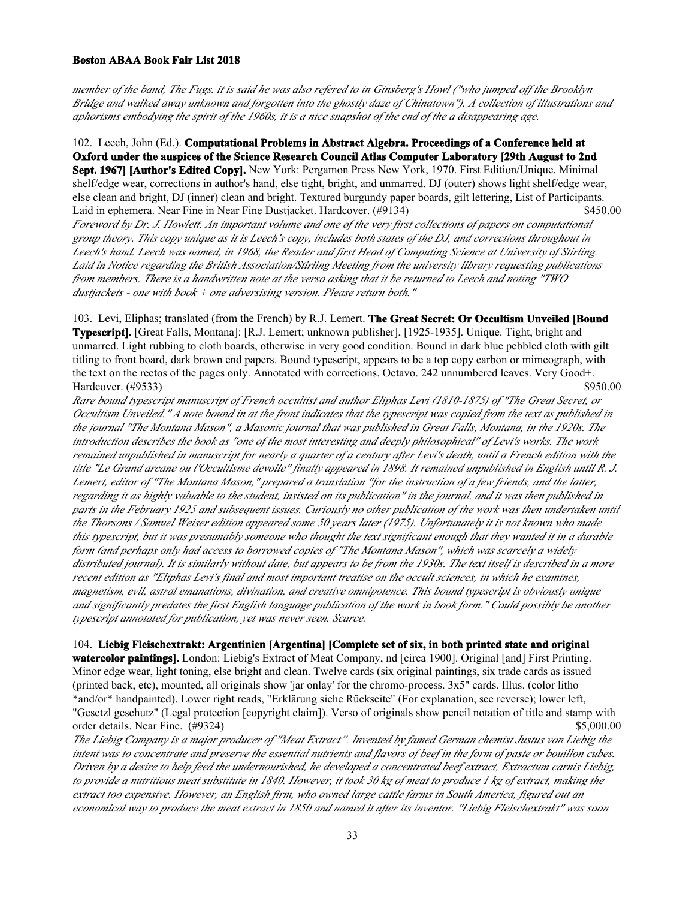*member of the band, The Fugs. it is said he was also refered to in Ginsberg's Howl ("who jumped off the Brooklyn Bridge and walked away unknown and forgotten into the ghostly daze of Chinatown"). A collection of illustrations and aphorisms embodying the spirit of the 1960s, it is a nice snapshot of the end of the a disappearing age.*

102. Leech, John (Ed.). **Computational Problems in Abstract Algebra. Proceedings of a Conference held at Oxford under the auspices of the Science Research Council Atlas Computer Laboratory [29th August to 2nd Sept. 1967] [Author's Edited Copy].** New York: Pergamon Press New York, 1970. First Edition/Unique. Minimal shelf/edge wear, corrections in author's hand, else tight, bright, and unmarred. DJ (outer) shows light shelf/edge wear, else clean and bright, DJ (inner) clean and bright. Textured burgundy paper boards, gilt lettering, List of Participants. Laid in ephemera. Near Fine in Near Fine Dustjacket. Hardcover. (#9134) $450.00

*Foreword by Dr. J. Howlett. An important volume and one of the very first collections of papers on computational group theory. This copy unique as it is Leech's copy, includes both states of the DJ, and corrections throughout in Leech's hand. Leech was named, in 1968, the Reader and first Head of Computing Science at University of Stirling. Laid in Notice regarding the British Association/Stirling Meeting from the university library requesting publications from members. There is a handwritten note at the verso asking that it be returned to Leech and noting "TWO dustjackets - one with book + one adversising version. Please return both."*

103. Levi, Eliphas; translated (from the French) by R.J. Lemert. **The Great Secret: Or Occultism Unveiled [Bound Typescript].** [Great Falls, Montana]: [R.J. Lemert; unknown publisher], [1925-1935]. Unique. Tight, bright and unmarred. Light rubbing to cloth boards, otherwise in very good condition. Bound in dark blue pebbled cloth with gilt titling to front board, dark brown end papers. Bound typescript, appears to be a top copy carbon or mimeograph, with the text on the rectos of the pages only. Annotated with corrections. Octavo. 242 unnumbered leaves. Very Good+. Hardcover. (#9533) $950.00

*Rare bound typescript manuscript of French occultist and author Eliphas Levi (1810-1875) of "The Great Secret, or Occultism Unveiled." A note bound in at the front indicates that the typescript was copied from the text as published in the journal "The Montana Mason", a Masonic journal that was published in Great Falls, Montana, in the 1920s. The introduction describes the book as "one of the most interesting and deeply philosophical" of Levi's works. The work remained unpublished in manuscript for nearly a quarter of a century after Levi's death, until a French edition with the title "Le Grand arcane ou l'Occultisme devoile" finally appeared in 1898. It remained unpublished in English until R. J. Lemert, editor of "The Montana Mason," prepared a translation "for the instruction of a few friends, and the latter, regarding it as highly valuable to the student, insisted on its publication" in the journal, and it was then published in parts in the February 1925 and subsequent issues. Curiously no other publication of the work was then undertaken until the Thorsons / Samuel Weiser edition appeared some 50 years later (1975). Unfortunately it is not known who made this typescript, but it was presumably someone who thought the text significant enough that they wanted it in a durable form (and perhaps only had access to borrowed copies of "The Montana Mason", which was scarcely a widely distributed journal). It is similarly without date, but appears to be from the 1930s. The text itself is described in a more recent edition as "Eliphas Levi's final and most important treatise on the occult sciences, in which he examines, magnetism, evil, astral emanations, divination, and creative omnipotence. This bound typescript is obviously unique and significantly predates the first English language publication of the work in book form." Could possibly be another typescript annotated for publication, yet was never seen. Scarce.*

104. **Liebig Fleischextrakt: Argentinien [Argentina] [Complete set of six, in both printed state and original watercolor paintings].** London: Liebig's Extract of Meat Company, nd [circa 1900]. Original [and] First Printing. Minor edge wear, light toning, else bright and clean. Twelve cards (six original paintings, six trade cards as issued (printed back, etc), mounted, all originals show 'jar onlay' for the chromo-process. 3x5" cards. Illus. (color litho *and/or* handpainted). Lower right reads, "Erklärung siehe Rückseite" (For explanation, see reverse); lower left, "Gesetzl geschutz" (Legal protection [copyright claim]). Verso of originals show pencil notation of title and stamp with order details. Near Fine. (#9324) $5,000.00

*The Liebig Company is a major producer of "Meat Extract". Invented by famed German chemist Justus von Liebig the intent was to concentrate and preserve the essential nutrients and flavors of beef in the form of paste or bouillon cubes. Driven by a desire to help feed the undernourished, he developed a concentrated beef extract, Extractum carnis Liebig, to provide a nutritious meat substitute in 1840. However, it took 30 kg of meat to produce 1 kg of extract, making the extract too expensive. However, an English firm, who owned large cattle farms in South America, figured out an economical way to produce the meat extract in 1850 and named it after its inventor. "Liebig Fleischextrakt" was soon*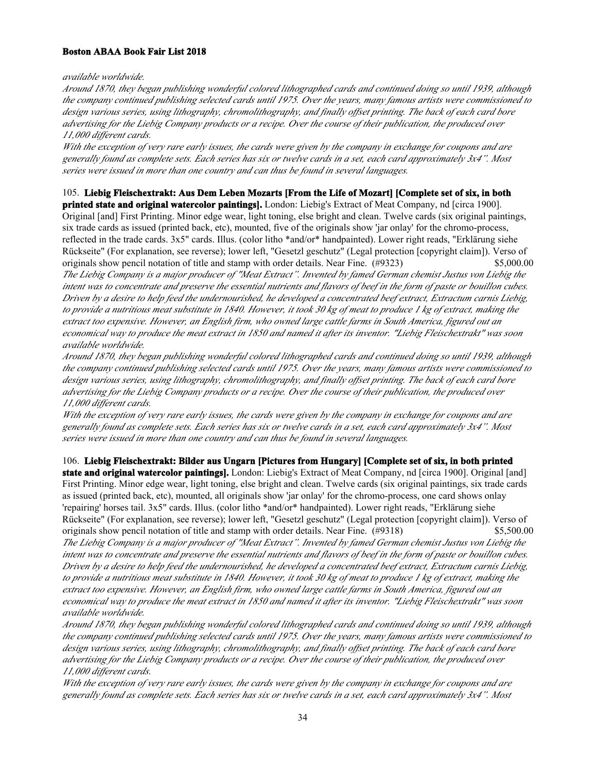*available worldwide.*

*Around 1870, they began publishing wonderful colored lithographed cards and continued doing so until 1939, although the company continued publishing selected cards until 1975. Over the years, many famous artists were commissioned to design various series, using lithography, chromolithography, and finally offset printing. The back of each card bore advertising for the Liebig Company products or a recipe. Over the course of their publication, the produced over 11,000 different cards.*

*With the exception of very rare early issues, the cards were given by the company in exchange for coupons and are generally found as complete sets. Each series has six or twelve cards in a set, each card approximately 3x4". Most series were issued in more than one country and can thus be found in several languages.*

105. **Liebig Fleischextrakt: Aus Dem Leben Mozarts [From the Life of Mozart] [Complete set of six, in both printed state and original watercolor paintings].** London: Liebig's Extract of Meat Company, nd [circa 1900]. Original [and] First Printing. Minor edge wear, light toning, else bright and clean. Twelve cards (six original paintings, six trade cards as issued (printed back, etc), mounted, five of the originals show 'jar onlay' for the chromo-process, reflected in the trade cards. 3x5" cards. Illus. (color litho *and/or* handpainted). Lower right reads, "Erklärung siehe Rückseite" (For explanation, see reverse); lower left, "Gesetzl geschutz" (Legal protection [copyright claim]). Verso of originals show pencil notation of title and stamp with order details. Near Fine. (#9323) $5,000.00

*The Liebig Company is a major producer of "Meat Extract". Invented by famed German chemist Justus von Liebig the intent was to concentrate and preserve the essential nutrients and flavors of beef in the form of paste or bouillon cubes. Driven by a desire to help feed the undernourished, he developed a concentrated beef extract, Extractum carnis Liebig, to provide a nutritious meat substitute in 1840. However, it took 30 kg of meat to produce 1 kg of extract, making the extract too expensive. However, an English firm, who owned large cattle farms in South America, figured out an economical way to produce the meat extract in 1850 and named it after its inventor. "Liebig Fleischextrakt" was soon available worldwide.*

*Around 1870, they began publishing wonderful colored lithographed cards and continued doing so until 1939, although the company continued publishing selected cards until 1975. Over the years, many famous artists were commissioned to design various series, using lithography, chromolithography, and finally offset printing. The back of each card bore advertising for the Liebig Company products or a recipe. Over the course of their publication, the produced over 11,000 different cards.*

*With the exception of very rare early issues, the cards were given by the company in exchange for coupons and are generally found as complete sets. Each series has six or twelve cards in a set, each card approximately 3x4". Most series were issued in more than one country and can thus be found in several languages.*

106. **Liebig Fleischextrakt: Bilder aus Ungarn [Pictures from Hungary] [Complete set of six, in both printed state and original watercolor paintings].** London: Liebig's Extract of Meat Company, nd [circa 1900]. Original [and] First Printing. Minor edge wear, light toning, else bright and clean. Twelve cards (six original paintings, six trade cards as issued (printed back, etc), mounted, all originals show 'jar onlay' for the chromo-process, one card shows onlay 'repairing' horses tail. 3x5" cards. Illus. (color litho *and/or* handpainted). Lower right reads, "Erklärung siehe Rückseite" (For explanation, see reverse); lower left, "Gesetzl geschutz" (Legal protection [copyright claim]). Verso of originals show pencil notation of title and stamp with order details. Near Fine. (#9318) $5,500.00

*The Liebig Company is a major producer of "Meat Extract". Invented by famed German chemist Justus von Liebig the intent was to concentrate and preserve the essential nutrients and flavors of beef in the form of paste or bouillon cubes. Driven by a desire to help feed the undernourished, he developed a concentrated beef extract, Extractum carnis Liebig, to provide a nutritious meat substitute in 1840. However, it took 30 kg of meat to produce 1 kg of extract, making the extract too expensive. However, an English firm, who owned large cattle farms in South America, figured out an economical way to produce the meat extract in 1850 and named it after its inventor. "Liebig Fleischextrakt" was soon available worldwide.*

*Around 1870, they began publishing wonderful colored lithographed cards and continued doing so until 1939, although the company continued publishing selected cards until 1975. Over the years, many famous artists were commissioned to design various series, using lithography, chromolithography, and finally offset printing. The back of each card bore advertising for the Liebig Company products or a recipe. Over the course of their publication, the produced over 11,000 different cards.*

*With the exception of very rare early issues, the cards were given by the company in exchange for coupons and are generally found as complete sets. Each series has six or twelve cards in a set, each card approximately 3x4". Most*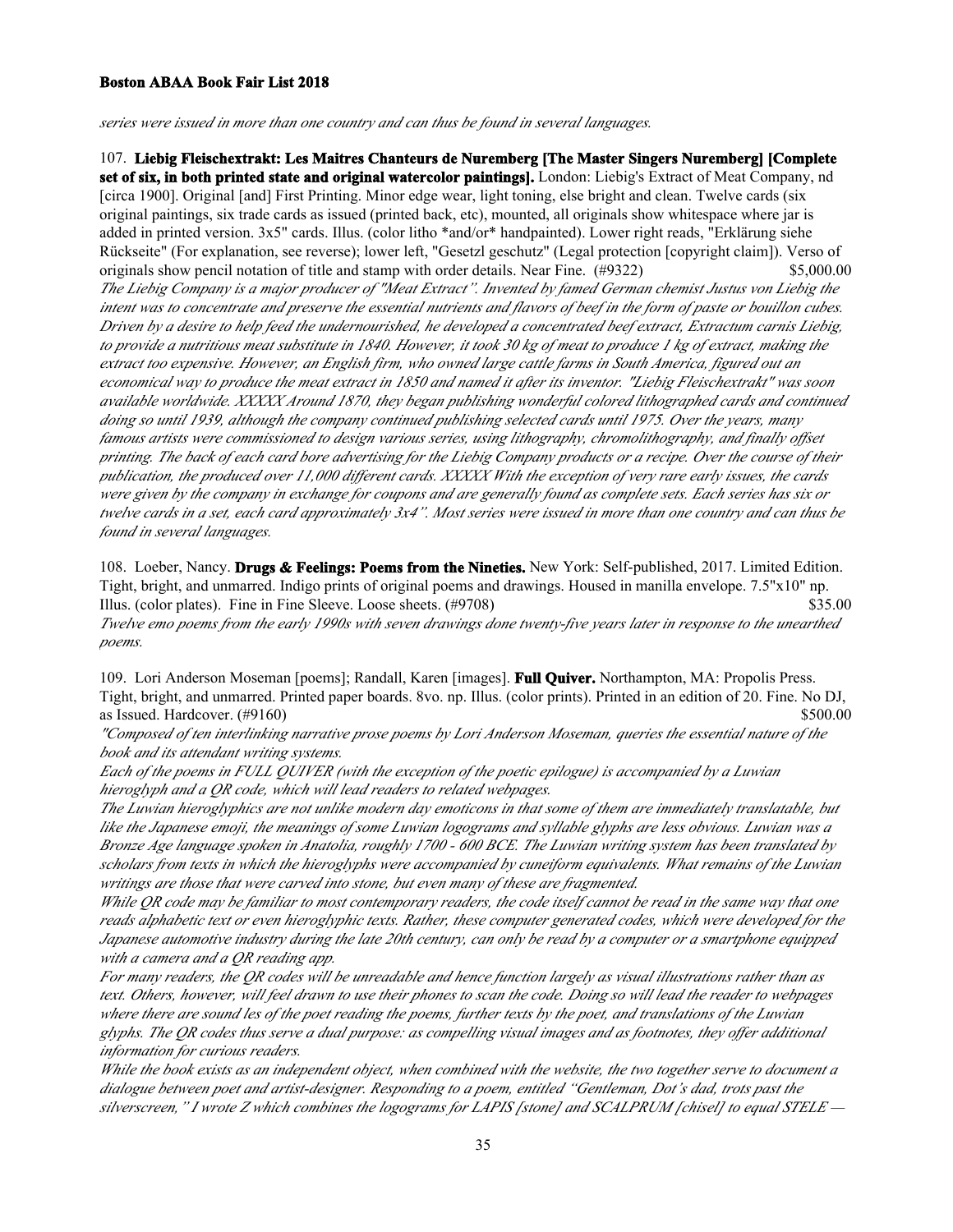*series were issued in more than one country and can thus be found in several languages.*

107. **Liebig Fleischextrakt: Les Maitres Chanteurs de Nuremberg [The Master Singers Nuremberg] [Complete set of six, in both printed state and original watercolor paintings].** London: Liebig's Extract of Meat Company, nd [circa 1900]. Original [and] First Printing. Minor edge wear, light toning, else bright and clean. Twelve cards (six original paintings, six trade cards as issued (printed back, etc), mounted, all originals show whitespace where jar is added in printed version. 3x5" cards. Illus. (color litho *and/or* handpainted). Lower right reads, "Erklärung siehe Rückseite" (For explanation, see reverse); lower left, "Gesetzl geschutz" (Legal protection [copyright claim]). Verso of originals show pencil notation of title and stamp with order details. Near Fine. (#9322) $5,000.00

*The Liebig Company is a major producer of "Meat Extract". Invented by famed German chemist Justus von Liebig the intent was to concentrate and preserve the essential nutrients and flavors of beef in the form of paste or bouillon cubes. Driven by a desire to help feed the undernourished, he developed a concentrated beef extract, Extractum carnis Liebig, to provide a nutritious meat substitute in 1840. However, it took 30 kg of meat to produce 1 kg of extract, making the extract too expensive. However, an English firm, who owned large cattle farms in South America, figured out an economical way to produce the meat extract in 1850 and named it after its inventor. "Liebig Fleischextrakt" was soon available worldwide. XXXXX Around 1870, they began publishing wonderful colored lithographed cards and continued doing so until 1939, although the company continued publishing selected cards until 1975. Over the years, many famous artists were commissioned to design various series, using lithography, chromolithography, and finally offset printing. The back of each card bore advertising for the Liebig Company products or a recipe. Over the course of their publication, the produced over 11,000 different cards. XXXXX With the exception of very rare early issues, the cards were given by the company in exchange for coupons and are generally found as complete sets. Each series has six or twelve cards in a set, each card approximately 3x4". Most series were issued in more than one country and can thus be found in several languages.*

108. Loeber, Nancy. **Drugs & Feelings: Poems from the Nineties.** New York: Self-published, 2017. Limited Edition. Tight, bright, and unmarred. Indigo prints of original poems and drawings. Housed in manilla envelope. 7.5"x10" np. Illus. (color plates). Fine in Fine Sleeve. Loose sheets. (#9708) $35.00

*Twelve emo poems from the early 1990s with seven drawings done twenty-five years later in response to the unearthed poems.*

109. Lori Anderson Moseman [poems]; Randall, Karen [images]. **Full Quiver.** Northampton, MA: Propolis Press. Tight, bright, and unmarred. Printed paper boards. 8vo. np. Illus. (color prints). Printed in an edition of 20. Fine. No DJ, as Issued. Hardcover. (#9160) $500.00

*"Composed of ten interlinking narrative prose poems by Lori Anderson Moseman, queries the essential nature of the book and its attendant writing systems.*

*Each of the poems in FULL QUIVER (with the exception of the poetic epilogue) is accompanied by a Luwian hieroglyph and a QR code, which will lead readers to related webpages.*

*The Luwian hieroglyphics are not unlike modern day emoticons in that some of them are immediately translatable, but like the Japanese emoji, the meanings of some Luwian logograms and syllable glyphs are less obvious. Luwian was a Bronze Age language spoken in Anatolia, roughly 1700 - 600 BCE. The Luwian writing system has been translated by scholars from texts in which the hieroglyphs were accompanied by cuneiform equivalents. What remains of the Luwian writings are those that were carved into stone, but even many of these are fragmented.*

*While QR code may be familiar to most contemporary readers, the code itself cannot be read in the same way that one reads alphabetic text or even hieroglyphic texts. Rather, these computer generated codes, which were developed for the Japanese automotive industry during the late 20th century, can only be read by a computer or a smartphone equipped with a camera and a QR reading app.*

*For many readers, the QR codes will be unreadable and hence function largely as visual illustrations rather than as text. Others, however, will feel drawn to use their phones to scan the code. Doing so will lead the reader to webpages where there are sound les of the poet reading the poems, further texts by the poet, and translations of the Luwian glyphs. The QR codes thus serve a dual purpose: as compelling visual images and as footnotes, they offer additional information for curious readers.*

*While the book exists as an independent object, when combined with the website, the two together serve to document a dialogue between poet and artist-designer. Responding to a poem, entitled "Gentleman, Dot's dad, trots past the silverscreen," I wrote Z which combines the logograms for LAPIS [stone] and SCALPRUM [chisel] to equal STELE —*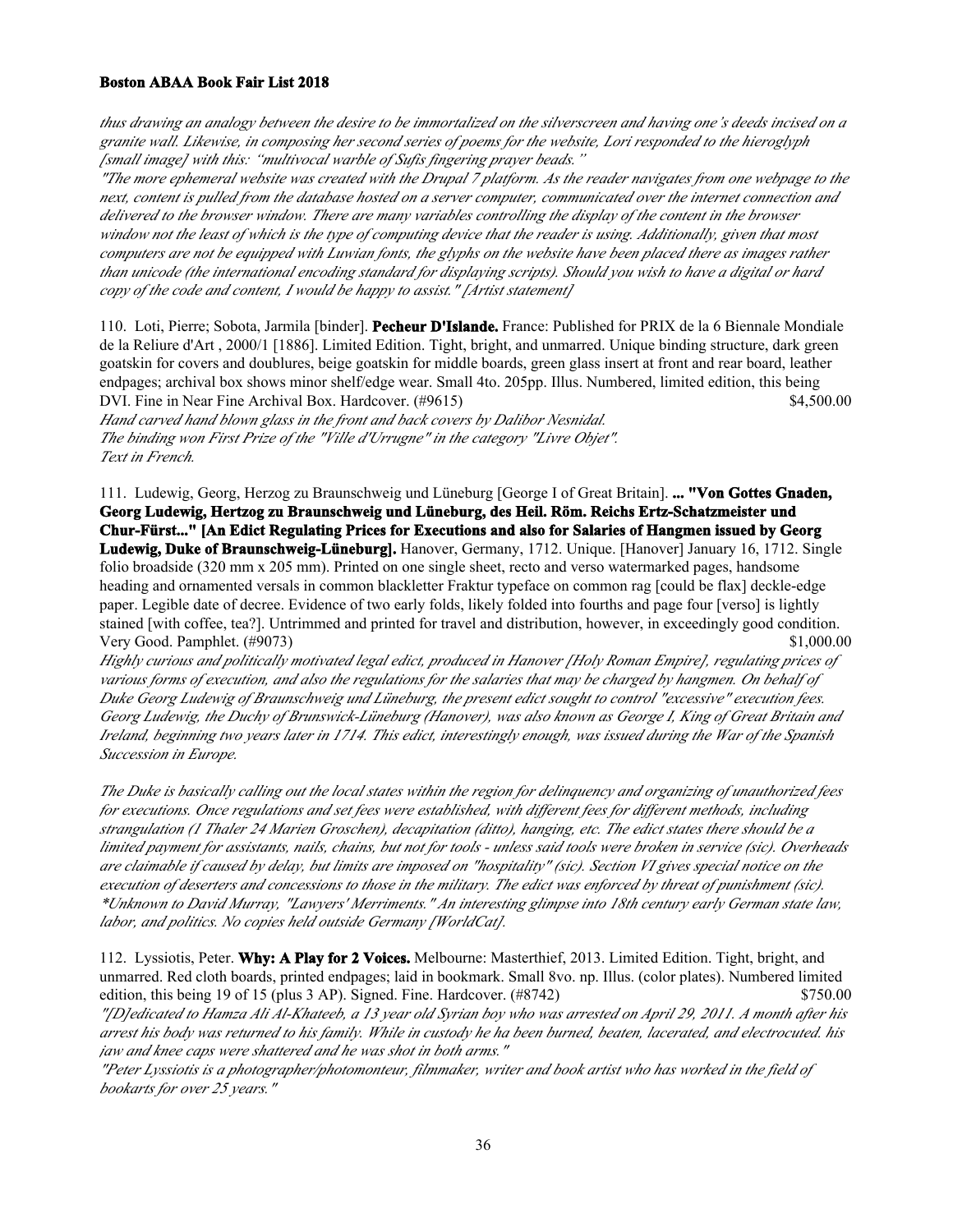*thus drawing an analogy between the desire to be immortalized on the silverscreen and having one's deeds incised on a granite wall. Likewise, in composing her second series of poems for the website, Lori responded to the hieroglyph [small image] with this: "multivocal warble of Sufis fingering prayer beads."*

*"The more ephemeral website was created with the Drupal 7 platform. As the reader navigates from one webpage to the next, content is pulled from the database hosted on a server computer, communicated over the internet connection and delivered to the browser window. There are many variables controlling the display of the content in the browser window not the least of which is the type of computing device that the reader is using. Additionally, given that most computers are not be equipped with Luwian fonts, the glyphs on the website have been placed there as images rather than unicode (the international encoding standard for displaying scripts). Should you wish to have a digital or hard copy of the code and content, I would be happy to assist." [Artist statement]*

110. Loti, Pierre; Sobota, Jarmila [binder]. **Pecheur D'Islande.** France: Published for PRIX de la 6 Biennale Mondiale de la Reliure d'Art , 2000/1 [1886]. Limited Edition. Tight, bright, and unmarred. Unique binding structure, dark green goatskin for covers and doublures, beige goatskin for middle boards, green glass insert at front and rear board, leather endpages; archival box shows minor shelf/edge wear. Small 4to. 205pp. Illus. Numbered, limited edition, this being DVI. Fine in Near Fine Archival Box. Hardcover. (#9615) $4,500.00

*Hand carved hand blown glass in the front and back covers by Dalibor Nesnidal.*
*The binding won First Prize of the "Ville d'Urrugne" in the category "Livre Objet".*
*Text in French.*

111. Ludewig, Georg, Herzog zu Braunschweig und Lüneburg [George I of Great Britain]. **... "Von Gottes Gnaden, Georg Ludewig, Hertzog zu Braunschweig und Lüneburg, des Heil. Röm. Reichs Ertz-Schatzmeister und Chur-Fürst..." [An Edict Regulating Prices for Executions and also for Salaries of Hangmen issued by Georg Ludewig, Duke of Braunschweig-Lüneburg].** Hanover, Germany, 1712. Unique. [Hanover] January 16, 1712. Single folio broadside (320 mm x 205 mm). Printed on one single sheet, recto and verso watermarked pages, handsome heading and ornamented versals in common blackletter Fraktur typeface on common rag [could be flax] deckle-edge paper. Legible date of decree. Evidence of two early folds, likely folded into fourths and page four [verso] is lightly stained [with coffee, tea?]. Untrimmed and printed for travel and distribution, however, in exceedingly good condition. Very Good. Pamphlet. (#9073) $1,000.00

*Highly curious and politically motivated legal edict, produced in Hanover [Holy Roman Empire], regulating prices of various forms of execution, and also the regulations for the salaries that may be charged by hangmen. On behalf of Duke Georg Ludewig of Braunschweig und Lüneburg, the present edict sought to control "excessive" execution fees. Georg Ludewig, the Duchy of Brunswick-Lüneburg (Hanover), was also known as George I, King of Great Britain and Ireland, beginning two years later in 1714. This edict, interestingly enough, was issued during the War of the Spanish Succession in Europe.*

*The Duke is basically calling out the local states within the region for delinquency and organizing of unauthorized fees for executions. Once regulations and set fees were established, with different fees for different methods, including strangulation (1 Thaler 24 Marien Groschen), decapitation (ditto), hanging, etc. The edict states there should be a limited payment for assistants, nails, chains, but not for tools - unless said tools were broken in service (sic). Overheads are claimable if caused by delay, but limits are imposed on "hospitality" (sic). Section VI gives special notice on the execution of deserters and concessions to those in the military. The edict was enforced by threat of punishment (sic). \*Unknown to David Murray, "Lawyers' Merriments." An interesting glimpse into 18th century early German state law, labor, and politics. No copies held outside Germany [WorldCat].*

112. Lyssiotis, Peter. **Why: A Play for 2 Voices.** Melbourne: Masterthief, 2013. Limited Edition. Tight, bright, and unmarred. Red cloth boards, printed endpages; laid in bookmark. Small 8vo. np. Illus. (color plates). Numbered limited edition, this being 19 of 15 (plus 3 AP). Signed. Fine. Hardcover. (#8742) $750.00

*"[D]edicated to Hamza Ali Al-Khateeb, a 13 year old Syrian boy who was arrested on April 29, 2011. A month after his arrest his body was returned to his family. While in custody he ha been burned, beaten, lacerated, and electrocuted. his jaw and knee caps were shattered and he was shot in both arms."*

*"Peter Lyssiotis is a photographer/photomonteur, filmmaker, writer and book artist who has worked in the field of bookarts for over 25 years."*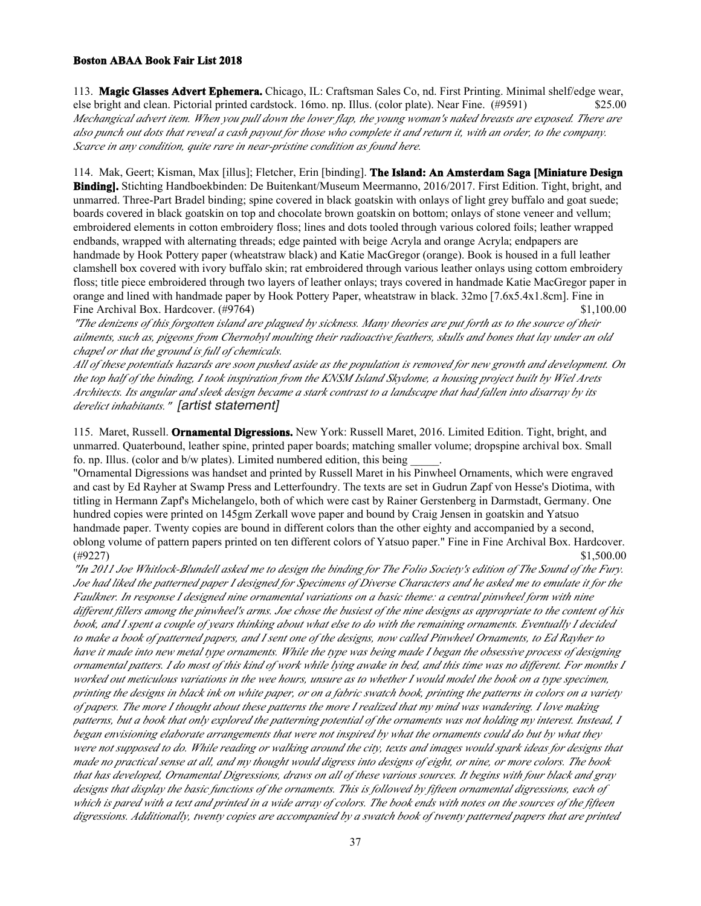113. **Magic Glasses Advert Ephemera.** Chicago, IL: Craftsman Sales Co, nd. First Printing. Minimal shelf/edge wear, else bright and clean. Pictorial printed cardstock. 16mo. np. Illus. (color plate). Near Fine. (#9591) $25.00

*Mechangical advert item. When you pull down the lower flap, the young woman's naked breasts are exposed. There are also punch out dots that reveal a cash payout for those who complete it and return it, with an order, to the company. Scarce in any condition, quite rare in near-pristine condition as found here.*

114. Mak, Geert; Kisman, Max [illus]; Fletcher, Erin [binding]. **The Island: An Amsterdam Saga [Miniature Design Binding].** Stichting Handboekbinden: De Buitenkant/Museum Meermanno, 2016/2017. First Edition. Tight, bright, and unmarred. Three-Part Bradel binding; spine covered in black goatskin with onlays of light grey buffalo and goat suede; boards covered in black goatskin on top and chocolate brown goatskin on bottom; onlays of stone veneer and vellum; embroidered elements in cotton embroidery floss; lines and dots tooled through various colored foils; leather wrapped endbands, wrapped with alternating threads; edge painted with beige Acryla and orange Acryla; endpapers are handmade by Hook Pottery paper (wheatstraw black) and Katie MacGregor (orange). Book is housed in a full leather clamshell box covered with ivory buffalo skin; rat embroidered through various leather onlays using cottom embroidery floss; title piece embroidered through two layers of leather onlays; trays covered in handmade Katie MacGregor paper in orange and lined with handmade paper by Hook Pottery Paper, wheatstraw in black. 32mo [7.6x5.4x1.8cm]. Fine in Fine Archival Box. Hardcover. (#9764) $1,100.00

*"The denizens of this forgotten island are plagued by sickness. Many theories are put forth as to the source of their ailments, such as, pigeons from Chernobyl moulting their radioactive feathers, skulls and bones that lay under an old chapel or that the ground is full of chemicals.*

*All of these potentials hazards are soon pushed aside as the population is removed for new growth and development. On the top half of the binding, I took inspiration from the KNSM Island Skydome, a housing project built by Wiel Arets Architects. Its angular and sleek design became a stark contrast to a landscape that had fallen into disarray by its derelict inhabitants." [artist statement]*

115. Maret, Russell. **Ornamental Digressions.** New York: Russell Maret, 2016. Limited Edition. Tight, bright, and unmarred. Quaterbound, leather spine, printed paper boards; matching smaller volume; dropspine archival box. Small fo. np. Illus. (color and b/w plates). Limited numbered edition, this being _____.

"Ornamental Digressions was handset and printed by Russell Maret in his Pinwheel Ornaments, which were engraved and cast by Ed Rayher at Swamp Press and Letterfoundry. The texts are set in Gudrun Zapf von Hesse's Diotima, with titling in Hermann Zapf's Michelangelo, both of which were cast by Rainer Gerstenberg in Darmstadt, Germany. One hundred copies were printed on 145gm Zerkall wove paper and bound by Craig Jensen in goatskin and Yatsuo handmade paper. Twenty copies are bound in different colors than the other eighty and accompanied by a second, oblong volume of pattern papers printed on ten different colors of Yatsuo paper." Fine in Fine Archival Box. Hardcover. (#9227) $1,500.00

*"In 2011 Joe Whitlock-Blundell asked me to design the binding for The Folio Society's edition of The Sound of the Fury. Joe had liked the patterned paper I designed for Specimens of Diverse Characters and he asked me to emulate it for the Faulkner. In response I designed nine ornamental variations on a basic theme: a central pinwheel form with nine different fillers among the pinwheel's arms. Joe chose the busiest of the nine designs as appropriate to the content of his book, and I spent a couple of years thinking about what else to do with the remaining ornaments. Eventually I decided to make a book of patterned papers, and I sent one of the designs, now called Pinwheel Ornaments, to Ed Rayher to have it made into new metal type ornaments. While the type was being made I began the obsessive process of designing ornamental patters. I do most of this kind of work while lying awake in bed, and this time was no different. For months I worked out meticulous variations in the wee hours, unsure as to whether I would model the book on a type specimen, printing the designs in black ink on white paper, or on a fabric swatch book, printing the patterns in colors on a variety of papers. The more I thought about these patterns the more I realized that my mind was wandering. I love making patterns, but a book that only explored the patterning potential of the ornaments was not holding my interest. Instead, I began envisioning elaborate arrangements that were not inspired by what the ornaments could do but by what they were not supposed to do. While reading or walking around the city, texts and images would spark ideas for designs that made no practical sense at all, and my thought would digress into designs of eight, or nine, or more colors. The book that has developed, Ornamental Digressions, draws on all of these various sources. It begins with four black and gray designs that display the basic functions of the ornaments. This is followed by fifteen ornamental digressions, each of which is pared with a text and printed in a wide array of colors. The book ends with notes on the sources of the fifteen digressions. Additionally, twenty copies are accompanied by a swatch book of twenty patterned papers that are printed*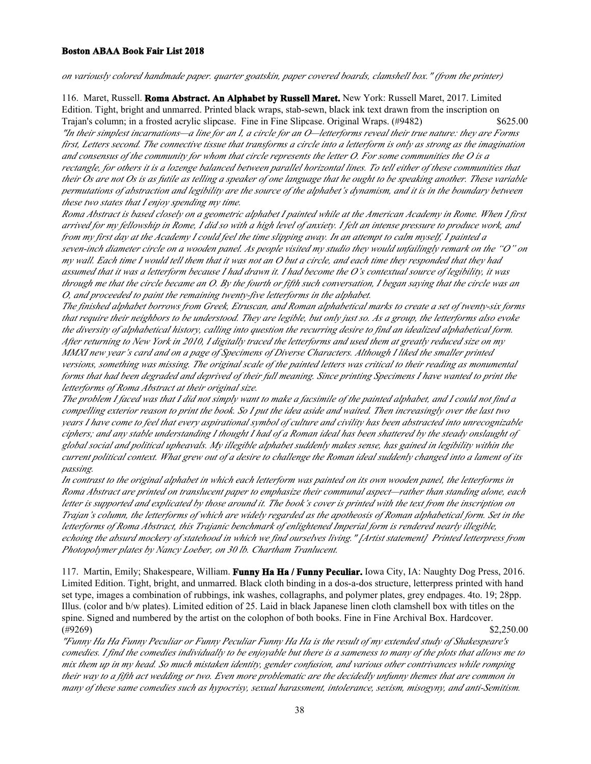*on variously colored handmade paper. quarter goatskin, paper covered boards, clamshell box." (from the printer)*

116. Maret, Russell. **Roma Abstract. An Alphabet by Russell Maret.** New York: Russell Maret, 2017. Limited Edition. Tight, bright and unmarred. Printed black wraps, stab-sewn, black ink text drawn from the inscription on Trajan's column; in a frosted acrylic slipcase. Fine in Fine Slipcase. Original Wraps. (#9482) $625.00

*"In their simplest incarnations—a line for an I, a circle for an O—letterforms reveal their true nature: they are Forms first, Letters second. The connective tissue that transforms a circle into a letterform is only as strong as the imagination and consensus of the community for whom that circle represents the letter O. For some communities the O is a rectangle, for others it is a lozenge balanced between parallel horizontal lines. To tell either of these communities that their Os are not Os is as futile as telling a speaker of one language that he ought to be speaking another. These variable permutations of abstraction and legibility are the source of the alphabet's dynamism, and it is in the boundary between these two states that I enjoy spending my time.*

*Roma Abstract is based closely on a geometric alphabet I painted while at the American Academy in Rome. When I first arrived for my fellowship in Rome, I did so with a high level of anxiety. I felt an intense pressure to produce work, and from my first day at the Academy I could feel the time slipping away. In an attempt to calm myself, I painted a seven-inch diameter circle on a wooden panel. As people visited my studio they would unfailingly remark on the "O" on my wall. Each time I would tell them that it was not an O but a circle, and each time they responded that they had assumed that it was a letterform because I had drawn it. I had become the O's contextual source of legibility, it was through me that the circle became an O. By the fourth or fifth such conversation, I began saying that the circle was an O, and proceeded to paint the remaining twenty-five letterforms in the alphabet.*

*The finished alphabet borrows from Greek, Etruscan, and Roman alphabetical marks to create a set of twenty-six forms that require their neighbors to be understood. They are legible, but only just so. As a group, the letterforms also evoke the diversity of alphabetical history, calling into question the recurring desire to find an idealized alphabetical form. After returning to New York in 2010, I digitally traced the letterforms and used them at greatly reduced size on my MMXI new year's card and on a page of Specimens of Diverse Characters. Although I liked the smaller printed versions, something was missing. The original scale of the painted letters was critical to their reading as monumental forms that had been degraded and deprived of their full meaning. Since printing Specimens I have wanted to print the letterforms of Roma Abstract at their original size.*

*The problem I faced was that I did not simply want to make a facsimile of the painted alphabet, and I could not find a compelling exterior reason to print the book. So I put the idea aside and waited. Then increasingly over the last two years I have come to feel that every aspirational symbol of culture and civility has been abstracted into unrecognizable ciphers; and any stable understanding I thought I had of a Roman ideal has been shattered by the steady onslaught of global social and political upheavals. My illegible alphabet suddenly makes sense, has gained in legibility within the current political context. What grew out of a desire to challenge the Roman ideal suddenly changed into a lament of its passing.*

*In contrast to the original alphabet in which each letterform was painted on its own wooden panel, the letterforms in Roma Abstract are printed on translucent paper to emphasize their communal aspect—rather than standing alone, each letter is supported and explicated by those around it. The book's cover is printed with the text from the inscription on Trajan's column, the letterforms of which are widely regarded as the apotheosis of Roman alphabetical form. Set in the letterforms of Roma Abstract, this Trajanic benchmark of enlightened Imperial form is rendered nearly illegible, echoing the absurd mockery of statehood in which we find ourselves living." [Artist statement] Printed letterpress from Photopolymer plates by Nancy Loeber, on 30 lb. Chartham Tranlucent.*

117. Martin, Emily; Shakespeare, William. **Funny Ha Ha / Funny Peculiar.** Iowa City, IA: Naughty Dog Press, 2016. Limited Edition. Tight, bright, and unmarred. Black cloth binding in a dos-a-dos structure, letterpress printed with hand set type, images a combination of rubbings, ink washes, collagraphs, and polymer plates, grey endpages. 4to. 19; 28pp. Illus. (color and b/w plates). Limited edition of 25. Laid in black Japanese linen cloth clamshell box with titles on the spine. Signed and numbered by the artist on the colophon of both books. Fine in Fine Archival Box. Hardcover. (#9269) $2,250.00

*"Funny Ha Ha Funny Peculiar or Funny Peculiar Funny Ha Ha is the result of my extended study of Shakespeare's comedies. I find the comedies individually to be enjoyable but there is a sameness to many of the plots that allows me to mix them up in my head. So much mistaken identity, gender confusion, and various other contrivances while romping their way to a fifth act wedding or two. Even more problematic are the decidedly unfunny themes that are common in many of these same comedies such as hypocrisy, sexual harassment, intolerance, sexism, misogyny, and anti-Semitism.*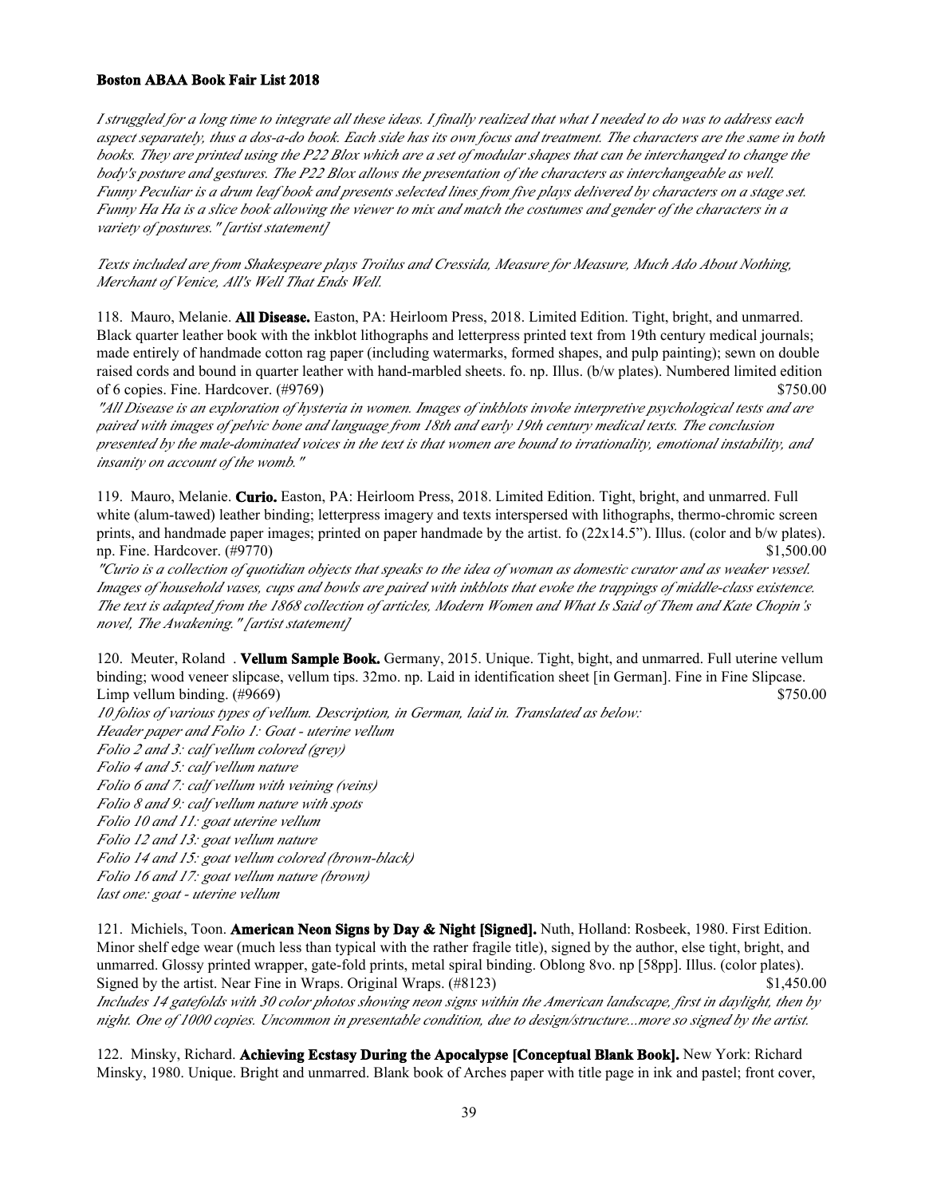*I struggled for a long time to integrate all these ideas. I finally realized that what I needed to do was to address each aspect separately, thus a dos-a-do book. Each side has its own focus and treatment. The characters are the same in both books. They are printed using the P22 Blox which are a set of modular shapes that can be interchanged to change the body's posture and gestures. The P22 Blox allows the presentation of the characters as interchangeable as well. Funny Peculiar is a drum leaf book and presents selected lines from five plays delivered by characters on a stage set. Funny Ha Ha is a slice book allowing the viewer to mix and match the costumes and gender of the characters in a variety of postures." [artist statement]*

*Texts included are from Shakespeare plays Troilus and Cressida, Measure for Measure, Much Ado About Nothing, Merchant of Venice, All's Well That Ends Well.*

118. Mauro, Melanie. **All Disease.** Easton, PA: Heirloom Press, 2018. Limited Edition. Tight, bright, and unmarred. Black quarter leather book with the inkblot lithographs and letterpress printed text from 19th century medical journals; made entirely of handmade cotton rag paper (including watermarks, formed shapes, and pulp painting); sewn on double raised cords and bound in quarter leather with hand-marbled sheets. fo. np. Illus. (b/w plates). Numbered limited edition of 6 copies. Fine. Hardcover. (#9769) $750.00

*"All Disease is an exploration of hysteria in women. Images of inkblots invoke interpretive psychological tests and are paired with images of pelvic bone and language from 18th and early 19th century medical texts. The conclusion presented by the male-dominated voices in the text is that women are bound to irrationality, emotional instability, and insanity on account of the womb."*

119. Mauro, Melanie. **Curio.** Easton, PA: Heirloom Press, 2018. Limited Edition. Tight, bright, and unmarred. Full white (alum-tawed) leather binding; letterpress imagery and texts interspersed with lithographs, thermo-chromic screen prints, and handmade paper images; printed on paper handmade by the artist. fo (22x14.5"). Illus. (color and b/w plates). np. Fine. Hardcover. (#9770) $1,500.00

*"Curio is a collection of quotidian objects that speaks to the idea of woman as domestic curator and as weaker vessel. Images of household vases, cups and bowls are paired with inkblots that evoke the trappings of middle-class existence. The text is adapted from the 1868 collection of articles, Modern Women and What Is Said of Them and Kate Chopin's novel, The Awakening." [artist statement]*

120. Meuter, Roland . **Vellum Sample Book.** Germany, 2015. Unique. Tight, bight, and unmarred. Full uterine vellum binding; wood veneer slipcase, vellum tips. 32mo. np. Laid in identification sheet [in German]. Fine in Fine Slipcase. Limp vellum binding. (#9669) $750.00

*10 folios of various types of vellum. Description, in German, laid in. Translated as below:*
*Header paper and Folio 1: Goat - uterine vellum*
*Folio 2 and 3: calf vellum colored (grey)*
*Folio 4 and 5: calf vellum nature*
*Folio 6 and 7: calf vellum with veining (veins)*
*Folio 8 and 9: calf vellum nature with spots*
*Folio 10 and 11: goat uterine vellum*
*Folio 12 and 13: goat vellum nature*
*Folio 14 and 15: goat vellum colored (brown-black)*
*Folio 16 and 17: goat vellum nature (brown)*
*last one: goat - uterine vellum*

121. Michiels, Toon. **American Neon Signs by Day & Night [Signed].** Nuth, Holland: Rosbeek, 1980. First Edition. Minor shelf edge wear (much less than typical with the rather fragile title), signed by the author, else tight, bright, and unmarred. Glossy printed wrapper, gate-fold prints, metal spiral binding. Oblong 8vo. np [58pp]. Illus. (color plates). Signed by the artist. Near Fine in Wraps. Original Wraps. (#8123) $1,450.00

*Includes 14 gatefolds with 30 color photos showing neon signs within the American landscape, first in daylight, then by night. One of 1000 copies. Uncommon in presentable condition, due to design/structure...more so signed by the artist.*

122. Minsky, Richard. **Achieving Ecstasy During the Apocalypse [Conceptual Blank Book].** New York: Richard Minsky, 1980. Unique. Bright and unmarred. Blank book of Arches paper with title page in ink and pastel; front cover,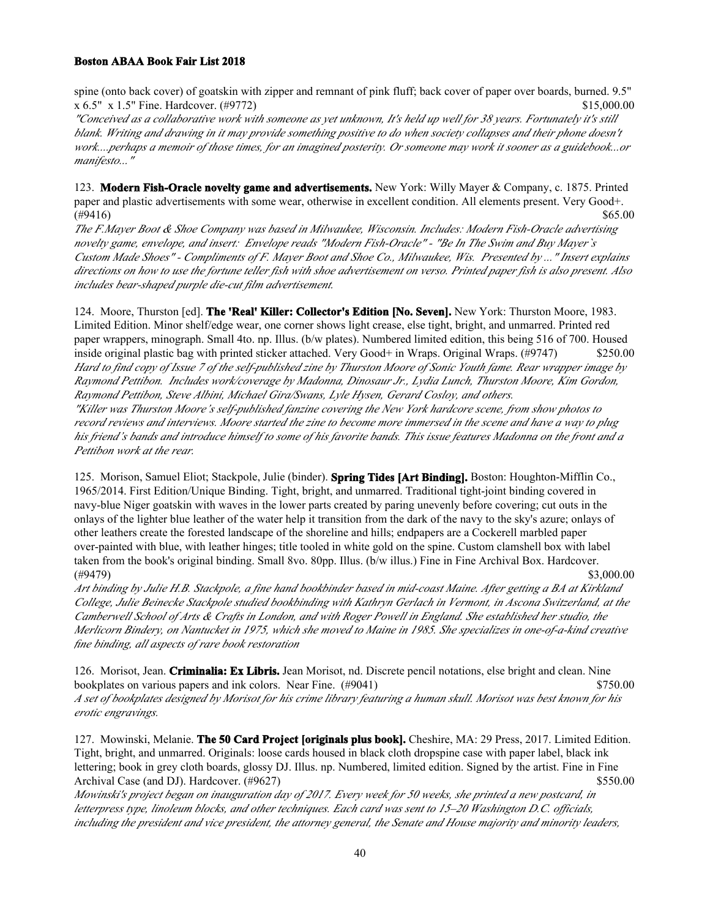spine (onto back cover) of goatskin with zipper and remnant of pink fluff; back cover of paper over boards, burned. 9.5" x 6.5" x 1.5" Fine. Hardcover. (#9772) $15,000.00

*"Conceived as a collaborative work with someone as yet unknown, It's held up well for 38 years. Fortunately it's still blank. Writing and drawing in it may provide something positive to do when society collapses and their phone doesn't work....perhaps a memoir of those times, for an imagined posterity. Or someone may work it sooner as a guidebook...or manifesto..."*

123. **Modern Fish-Oracle novelty game and advertisements.** New York: Willy Mayer & Company, c. 1875. Printed paper and plastic advertisements with some wear, otherwise in excellent condition. All elements present. Very Good+. (#9416) $65.00

*The F.Mayer Boot & Shoe Company was based in Milwaukee, Wisconsin. Includes: Modern Fish-Oracle advertising novelty game, envelope, and insert: Envelope reads "Modern Fish-Oracle" - "Be In The Swim and Buy Mayer's Custom Made Shoes" - Compliments of F. Mayer Boot and Shoe Co., Milwaukee, Wis. Presented by ..." Insert explains directions on how to use the fortune teller fish with shoe advertisement on verso. Printed paper fish is also present. Also includes bear-shaped purple die-cut film advertisement.*

124. Moore, Thurston [ed]. **The 'Real' Killer: Collector's Edition [No. Seven].** New York: Thurston Moore, 1983. Limited Edition. Minor shelf/edge wear, one corner shows light crease, else tight, bright, and unmarred. Printed red paper wrappers, minograph. Small 4to. np. Illus. (b/w plates). Numbered limited edition, this being 516 of 700. Housed inside original plastic bag with printed sticker attached. Very Good+ in Wraps. Original Wraps. (#9747) $250.00

*Hard to find copy of Issue 7 of the self-published zine by Thurston Moore of Sonic Youth fame. Rear wrapper image by Raymond Pettibon. Includes work/coverage by Madonna, Dinosaur Jr., Lydia Lunch, Thurston Moore, Kim Gordon, Raymond Pettibon, Steve Albini, Michael Gira/Swans, Lyle Hysen, Gerard Cosloy, and others.*

*"Killer was Thurston Moore's self-published fanzine covering the New York hardcore scene, from show photos to record reviews and interviews. Moore started the zine to become more immersed in the scene and have a way to plug his friend's bands and introduce himself to some of his favorite bands. This issue features Madonna on the front and a Pettibon work at the rear.*

125. Morison, Samuel Eliot; Stackpole, Julie (binder). **Spring Tides [Art Binding].** Boston: Houghton-Mifflin Co., 1965/2014. First Edition/Unique Binding. Tight, bright, and unmarred. Traditional tight-joint binding covered in navy-blue Niger goatskin with waves in the lower parts created by paring unevenly before covering; cut outs in the onlays of the lighter blue leather of the water help it transition from the dark of the navy to the sky's azure; onlays of other leathers create the forested landscape of the shoreline and hills; endpapers are a Cockerell marbled paper over-painted with blue, with leather hinges; title tooled in white gold on the spine. Custom clamshell box with label taken from the book's original binding. Small 8vo. 80pp. Illus. (b/w illus.) Fine in Fine Archival Box. Hardcover. (#9479) $3,000.00

*Art binding by Julie H.B. Stackpole, a fine hand bookbinder based in mid-coast Maine. After getting a BA at Kirkland College, Julie Beinecke Stackpole studied bookbinding with Kathryn Gerlach in Vermont, in Ascona Switzerland, at the Camberwell School of Arts & Crafts in London, and with Roger Powell in England. She established her studio, the Merlicorn Bindery, on Nantucket in 1975, which she moved to Maine in 1985. She specializes in one-of-a-kind creative fine binding, all aspects of rare book restoration*

126. Morisot, Jean. **Criminalia: Ex Libris.** Jean Morisot, nd. Discrete pencil notations, else bright and clean. Nine bookplates on various papers and ink colors. Near Fine. (#9041) $750.00

*A set of bookplates designed by Morisot for his crime library featuring a human skull. Morisot was best known for his erotic engravings.*

127. Mowinski, Melanie. **The 50 Card Project [originals plus book].** Cheshire, MA: 29 Press, 2017. Limited Edition. Tight, bright, and unmarred. Originals: loose cards housed in black cloth dropspine case with paper label, black ink lettering; book in grey cloth boards, glossy DJ. Illus. np. Numbered, limited edition. Signed by the artist. Fine in Fine Archival Case (and DJ). Hardcover. (#9627) $550.00

*Mowinski's project began on inauguration day of 2017. Every week for 50 weeks, she printed a new postcard, in letterpress type, linoleum blocks, and other techniques. Each card was sent to 15–20 Washington D.C. officials, including the president and vice president, the attorney general, the Senate and House majority and minority leaders,*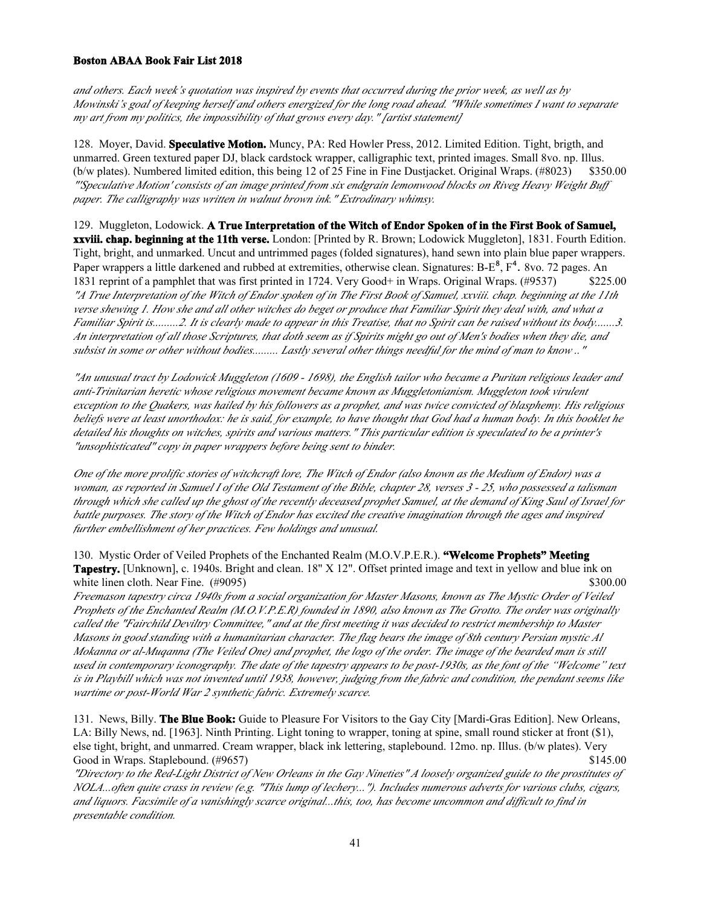*and others. Each week's quotation was inspired by events that occurred during the prior week, as well as by Mowinski's goal of keeping herself and others energized for the long road ahead. "While sometimes I want to separate my art from my politics, the impossibility of that grows every day." [artist statement]*

128. Moyer, David. **Speculative Motion.** Muncy, PA: Red Howler Press, 2012. Limited Edition. Tight, brigth, and unmarred. Green textured paper DJ, black cardstock wrapper, calligraphic text, printed images. Small 8vo. np. Illus. (b/w plates). Numbered limited edition, this being 12 of 25 Fine in Fine Dustjacket. Original Wraps. (#8023) $350.00
*"'Speculative Motion' consists of an image printed from six endgrain lemonwood blocks on Riveg Heavy Weight Buff paper. The calligraphy was written in walnut brown ink." Extrodinary whimsy.*

129. Muggleton, Lodowick. **A True Interpretation of the Witch of Endor Spoken of in the First Book of Samuel, xxviii. chap. beginning at the 11th verse.** London: [Printed by R. Brown; Lodowick Muggleton], 1831. Fourth Edition. Tight, bright, and unmarked. Uncut and untrimmed pages (folded signatures), hand sewn into plain blue paper wrappers. Paper wrappers a little darkened and rubbed at extremities, otherwise clean. Signatures: B-E$^8$, F$^4$. 8vo. 72 pages. An 1831 reprint of a pamphlet that was first printed in 1724. Very Good+ in Wraps. Original Wraps. (#9537) $225.00
*"A True Interpretation of the Witch of Endor spoken of in The First Book of Samuel, xxviii. chap. beginning at the 11th verse shewing 1. How she and all other witches do beget or produce that Familiar Spirit they deal with, and what a Familiar Spirit is.........2. It is clearly made to appear in this Treatise, that no Spirit can be raised without its body.......3. An interpretation of all those Scriptures, that doth seem as if Spirits might go out of Men's bodies when they die, and subsist in some or other without bodies......... Lastly several other things needful for the mind of man to know .."*

*"An unusual tract by Lodowick Muggleton (1609 - 1698), the English tailor who became a Puritan religious leader and anti-Trinitarian heretic whose religious movement became known as Muggletonianism. Muggleton took virulent exception to the Quakers, was hailed by his followers as a prophet, and was twice convicted of blasphemy. His religious beliefs were at least unorthodox: he is said, for example, to have thought that God had a human body. In this booklet he detailed his thoughts on witches, spirits and various matters." This particular edition is speculated to be a printer's "unsophisticated" copy in paper wrappers before being sent to binder.*

*One of the more prolific stories of witchcraft lore, The Witch of Endor (also known as the Medium of Endor) was a woman, as reported in Samuel I of the Old Testament of the Bible, chapter 28, verses 3 - 25, who possessed a talisman through which she called up the ghost of the recently deceased prophet Samuel, at the demand of King Saul of Israel for battle purposes. The story of the Witch of Endor has excited the creative imagination through the ages and inspired further embellishment of her practices. Few holdings and unusual.*

130. Mystic Order of Veiled Prophets of the Enchanted Realm (M.O.V.P.E.R.). **"Welcome Prophets" Meeting Tapestry.** [Unknown], c. 1940s. Bright and clean. 18" X 12". Offset printed image and text in yellow and blue ink on white linen cloth. Near Fine. (#9095) $300.00
*Freemason tapestry circa 1940s from a social organization for Master Masons, known as The Mystic Order of Veiled Prophets of the Enchanted Realm (M.O.V.P.E.R) founded in 1890, also known as The Grotto. The order was originally called the "Fairchild Deviltry Committee," and at the first meeting it was decided to restrict membership to Master Masons in good standing with a humanitarian character. The flag bears the image of 8th century Persian mystic Al Mokanna or al-Muqanna (The Veiled One) and prophet, the logo of the order. The image of the bearded man is still used in contemporary iconography. The date of the tapestry appears to be post-1930s, as the font of the "Welcome" text is in Playbill which was not invented until 1938, however, judging from the fabric and condition, the pendant seems like wartime or post-World War 2 synthetic fabric. Extremely scarce.*

131. News, Billy. **The Blue Book:** Guide to Pleasure For Visitors to the Gay City [Mardi-Gras Edition]. New Orleans, LA: Billy News, nd. [1963]. Ninth Printing. Light toning to wrapper, toning at spine, small round sticker at front ($1), else tight, bright, and unmarred. Cream wrapper, black ink lettering, staplebound. 12mo. np. Illus. (b/w plates). Very Good in Wraps. Staplebound. (#9657) $145.00
*"Directory to the Red-Light District of New Orleans in the Gay Nineties" A loosely organized guide to the prostitutes of NOLA...often quite crass in review (e.g. "This lump of lechery..."). Includes numerous adverts for various clubs, cigars, and liquors. Facsimile of a vanishingly scarce original...this, too, has become uncommon and difficult to find in presentable condition.*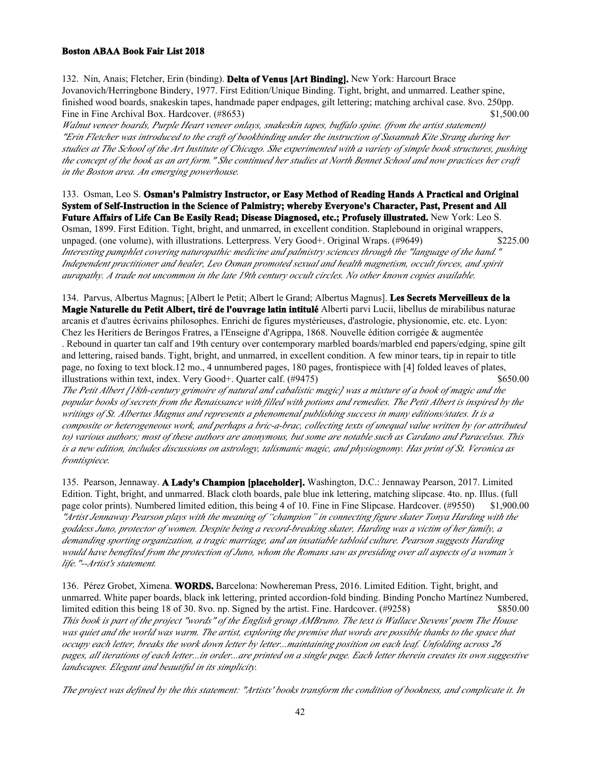132. Nin, Anais; Fletcher, Erin (binding). **Delta of Venus [Art Binding].** New York: Harcourt Brace Jovanovich/Herringbone Bindery, 1977. First Edition/Unique Binding. Tight, bright, and unmarred. Leather spine, finished wood boards, snakeskin tapes, handmade paper endpages, gilt lettering; matching archival case. 8vo. 250pp. Fine in Fine Archival Box. Hardcover. (#8653) $1,500.00

*Walnut veneer boards, Purple Heart veneer onlays, snakeskin tapes, buffalo spine. (from the artist statement) "Erin Fletcher was introduced to the craft of bookbinding under the instruction of Susannah Kite Strang during her studies at The School of the Art Institute of Chicago. She experimented with a variety of simple book structures, pushing the concept of the book as an art form." She continued her studies at North Bennet School and now practices her craft in the Boston area. An emerging powerhouse.*

133. Osman, Leo S. **Osman's Palmistry Instructor, or Easy Method of Reading Hands A Practical and Original System of Self-Instruction in the Science of Palmistry; whereby Everyone's Character, Past, Present and All Future Affairs of Life Can Be Easily Read; Disease Diagnosed, etc.; Profusely illustrated.** New York: Leo S. Osman, 1899. First Edition. Tight, bright, and unmarred, in excellent condition. Staplebound in original wrappers, unpaged. (one volume), with illustrations. Letterpress. Very Good+. Original Wraps. (#9649) $225.00

*Interesting pamphlet covering naturopathic medicine and palmistry sciences through the "language of the hand." Independent practitioner and healer, Leo Osman promoted sexual and health magnetism, occult forces, and spirit aurapathy. A trade not uncommon in the late 19th century occult circles. No other known copies available.*

134. Parvus, Albertus Magnus; [Albert le Petit; Albert le Grand; Albertus Magnus]. **Les Secrets Merveilleux de la Magie Naturelle du Petit Albert, tiré de l'ouvrage latin intitulé** Alberti parvi Lucii, libellus de mirabilibus naturae arcanis et d'autres écrivains philosophes. Enrichi de figures mystérieuses, d'astrologie, physionomie, etc. etc. Lyon: Chez les Heritiers de Beringos Fratres, a l'Enseigne d'Agrippa, 1868. Nouvelle édition corrigée & augmentée . Rebound in quarter tan calf and 19th century over contemporary marbled boards/marbled end papers/edging, spine gilt and lettering, raised bands. Tight, bright, and unmarred, in excellent condition. A few minor tears, tip in repair to title page, no foxing to text block.12 mo., 4 unnumbered pages, 180 pages, frontispiece with [4] folded leaves of plates, illustrations within text, index. Very Good+. Quarter calf. (#9475) $650.00

*The Petit Albert [18th-century grimoire of natural and cabalistic magic] was a mixture of a book of magic and the popular books of secrets from the Renaissance with filled with potions and remedies. The Petit Albert is inspired by the writings of St. Albertus Magnus and represents a phenomenal publishing success in many editions/states. It is a composite or heterogeneous work, and perhaps a bric-a-brac, collecting texts of unequal value written by (or attributed to) various authors; most of these authors are anonymous, but some are notable such as Cardano and Paracelsus. This is a new edition, includes discussions on astrology, talismanic magic, and physiognomy. Has print of St. Veronica as frontispiece.*

135. Pearson, Jennaway. **A Lady's Champion [placeholder].** Washington, D.C.: Jennaway Pearson, 2017. Limited Edition. Tight, bright, and unmarred. Black cloth boards, pale blue ink lettering, matching slipcase. 4to. np. Illus. (full page color prints). Numbered limited edition, this being 4 of 10. Fine in Fine Slipcase. Hardcover. (#9550) $1,900.00

*"Artist Jennaway Pearson plays with the meaning of "champion" in connecting figure skater Tonya Harding with the goddess Juno, protector of women. Despite being a record-breaking skater, Harding was a victim of her family, a demanding sporting organization, a tragic marriage, and an insatiable tabloid culture. Pearson suggests Harding would have benefited from the protection of Juno, whom the Romans saw as presiding over all aspects of a woman's life."--Artist's statement.*

136. Pérez Grobet, Ximena. **WORDS.** Barcelona: Nowhereman Press, 2016. Limited Edition. Tight, bright, and unmarred. White paper boards, black ink lettering, printed accordion-fold binding. Binding Poncho Martínez Numbered, limited edition this being 18 of 30. 8vo. np. Signed by the artist. Fine. Hardcover. (#9258) $850.00

*This book is part of the project "words" of the English group AMBruno. The text is Wallace Stevens' poem The House was quiet and the world was warm. The artist, exploring the premise that words are possible thanks to the space that occupy each letter, breaks the work down letter by letter...maintaining position on each leaf. Unfolding across 26 pages, all iterations of each letter...in order...are printed on a single page. Each letter therein creates its own suggestive landscapes. Elegant and beautiful in its simplicity.*

*The project was defined by the this statement: "Artists' books transform the condition of bookness, and complicate it. In*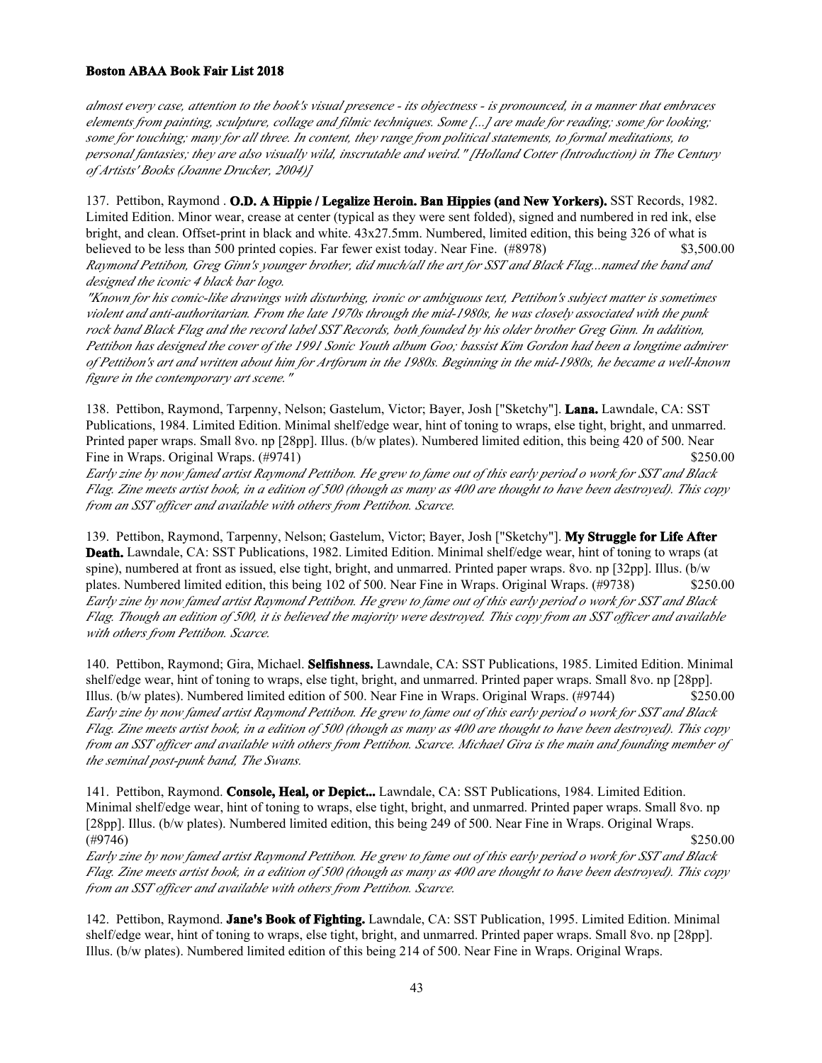*almost every case, attention to the book's visual presence - its objectness - is pronounced, in a manner that embraces elements from painting, sculpture, collage and filmic techniques. Some [...] are made for reading; some for looking; some for touching; many for all three. In content, they range from political statements, to formal meditations, to personal fantasies; they are also visually wild, inscrutable and weird." [Holland Cotter (Introduction) in The Century of Artists' Books (Joanne Drucker, 2004)]*

137. Pettibon, Raymond . **O.D. A Hippie / Legalize Heroin. Ban Hippies (and New Yorkers).** SST Records, 1982. Limited Edition. Minor wear, crease at center (typical as they were sent folded), signed and numbered in red ink, else bright, and clean. Offset-print in black and white. 43x27.5mm. Numbered, limited edition, this being 326 of what is believed to be less than 500 printed copies. Far fewer exist today. Near Fine. (#8978) $3,500.00

*Raymond Pettibon, Greg Ginn's younger brother, did much/all the art for SST and Black Flag...named the band and designed the iconic 4 black bar logo.*

*"Known for his comic-like drawings with disturbing, ironic or ambiguous text, Pettibon's subject matter is sometimes violent and anti-authoritarian. From the late 1970s through the mid-1980s, he was closely associated with the punk rock band Black Flag and the record label SST Records, both founded by his older brother Greg Ginn. In addition, Pettibon has designed the cover of the 1991 Sonic Youth album Goo; bassist Kim Gordon had been a longtime admirer of Pettibon's art and written about him for Artforum in the 1980s. Beginning in the mid-1980s, he became a well-known figure in the contemporary art scene."*

138. Pettibon, Raymond, Tarpenny, Nelson; Gastelum, Victor; Bayer, Josh ["Sketchy"]. **Lana.** Lawndale, CA: SST Publications, 1984. Limited Edition. Minimal shelf/edge wear, hint of toning to wraps, else tight, bright, and unmarred. Printed paper wraps. Small 8vo. np [28pp]. Illus. (b/w plates). Numbered limited edition, this being 420 of 500. Near Fine in Wraps. Original Wraps. (#9741) $250.00

*Early zine by now famed artist Raymond Pettibon. He grew to fame out of this early period o work for SST and Black Flag. Zine meets artist book, in a edition of 500 (though as many as 400 are thought to have been destroyed). This copy from an SST officer and available with others from Pettibon. Scarce.*

139. Pettibon, Raymond, Tarpenny, Nelson; Gastelum, Victor; Bayer, Josh ["Sketchy"]. **My Struggle for Life After Death.** Lawndale, CA: SST Publications, 1982. Limited Edition. Minimal shelf/edge wear, hint of toning to wraps (at spine), numbered at front as issued, else tight, bright, and unmarred. Printed paper wraps. 8vo. np [32pp]. Illus. (b/w plates. Numbered limited edition, this being 102 of 500. Near Fine in Wraps. Original Wraps. (#9738) $250.00

*Early zine by now famed artist Raymond Pettibon. He grew to fame out of this early period o work for SST and Black Flag. Though an edition of 500, it is believed the majority were destroyed. This copy from an SST officer and available with others from Pettibon. Scarce.*

140. Pettibon, Raymond; Gira, Michael. **Selfishness.** Lawndale, CA: SST Publications, 1985. Limited Edition. Minimal shelf/edge wear, hint of toning to wraps, else tight, bright, and unmarred. Printed paper wraps. Small 8vo. np [28pp]. Illus. (b/w plates). Numbered limited edition of 500. Near Fine in Wraps. Original Wraps. (#9744) $250.00

*Early zine by now famed artist Raymond Pettibon. He grew to fame out of this early period o work for SST and Black Flag. Zine meets artist book, in a edition of 500 (though as many as 400 are thought to have been destroyed). This copy from an SST officer and available with others from Pettibon. Scarce. Michael Gira is the main and founding member of the seminal post-punk band, The Swans.*

141. Pettibon, Raymond. **Console, Heal, or Depict...** Lawndale, CA: SST Publications, 1984. Limited Edition. Minimal shelf/edge wear, hint of toning to wraps, else tight, bright, and unmarred. Printed paper wraps. Small 8vo. np [28pp]. Illus. (b/w plates). Numbered limited edition, this being 249 of 500. Near Fine in Wraps. Original Wraps. (#9746) $250.00

*Early zine by now famed artist Raymond Pettibon. He grew to fame out of this early period o work for SST and Black Flag. Zine meets artist book, in a edition of 500 (though as many as 400 are thought to have been destroyed). This copy from an SST officer and available with others from Pettibon. Scarce.*

142. Pettibon, Raymond. **Jane's Book of Fighting.** Lawndale, CA: SST Publication, 1995. Limited Edition. Minimal shelf/edge wear, hint of toning to wraps, else tight, bright, and unmarred. Printed paper wraps. Small 8vo. np [28pp]. Illus. (b/w plates). Numbered limited edition of this being 214 of 500. Near Fine in Wraps. Original Wraps.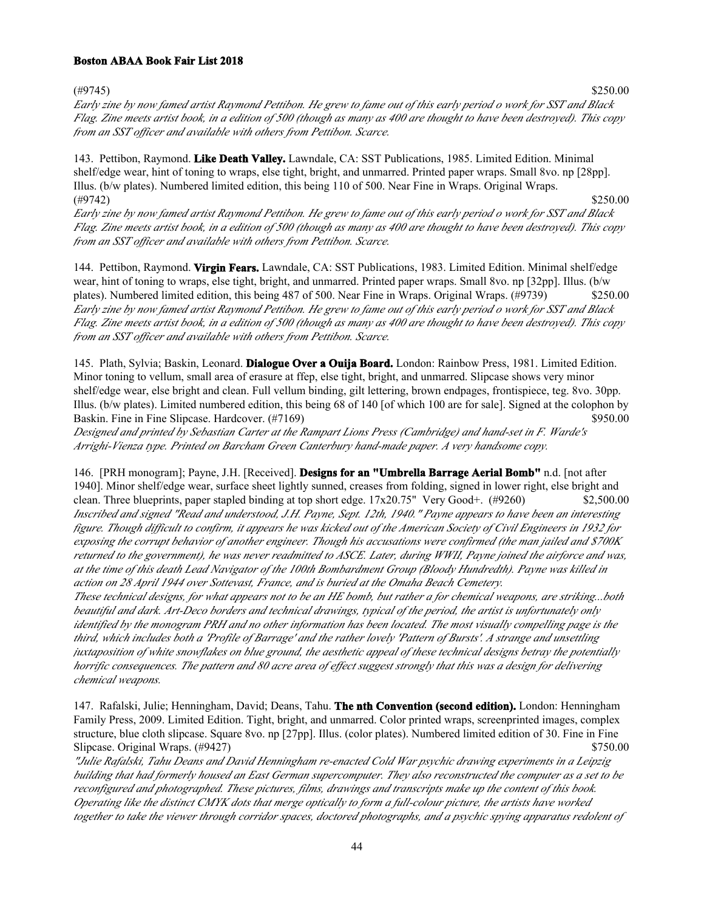(#9745) $250.00

*Early zine by now famed artist Raymond Pettibon. He grew to fame out of this early period o work for SST and Black Flag. Zine meets artist book, in a edition of 500 (though as many as 400 are thought to have been destroyed). This copy from an SST officer and available with others from Pettibon. Scarce.*

143. Pettibon, Raymond. **Like Death Valley.** Lawndale, CA: SST Publications, 1985. Limited Edition. Minimal shelf/edge wear, hint of toning to wraps, else tight, bright, and unmarred. Printed paper wraps. Small 8vo. np [28pp]. Illus. (b/w plates). Numbered limited edition, this being 110 of 500. Near Fine in Wraps. Original Wraps. (#9742) $250.00

*Early zine by now famed artist Raymond Pettibon. He grew to fame out of this early period o work for SST and Black Flag. Zine meets artist book, in a edition of 500 (though as many as 400 are thought to have been destroyed). This copy from an SST officer and available with others from Pettibon. Scarce.*

144. Pettibon, Raymond. **Virgin Fears.** Lawndale, CA: SST Publications, 1983. Limited Edition. Minimal shelf/edge wear, hint of toning to wraps, else tight, bright, and unmarred. Printed paper wraps. Small 8vo. np [32pp]. Illus. (b/w plates). Numbered limited edition, this being 487 of 500. Near Fine in Wraps. Original Wraps. (#9739) $250.00

*Early zine by now famed artist Raymond Pettibon. He grew to fame out of this early period o work for SST and Black Flag. Zine meets artist book, in a edition of 500 (though as many as 400 are thought to have been destroyed). This copy from an SST officer and available with others from Pettibon. Scarce.*

145. Plath, Sylvia; Baskin, Leonard. **Dialogue Over a Ouija Board.** London: Rainbow Press, 1981. Limited Edition. Minor toning to vellum, small area of erasure at ffep, else tight, bright, and unmarred. Slipcase shows very minor shelf/edge wear, else bright and clean. Full vellum binding, gilt lettering, brown endpages, frontispiece, teg. 8vo. 30pp. Illus. (b/w plates). Limited numbered edition, this being 68 of 140 [of which 100 are for sale]. Signed at the colophon by Baskin. Fine in Fine Slipcase. Hardcover. (#7169) $950.00

*Designed and printed by Sebastian Carter at the Rampart Lions Press (Cambridge) and hand-set in F. Warde's Arrighi-Vienza type. Printed on Barcham Green Canterbury hand-made paper. A very handsome copy.*

146. [PRH monogram]; Payne, J.H. [Received]. **Designs for an "Umbrella Barrage Aerial Bomb"** n.d. [not after 1940]. Minor shelf/edge wear, surface sheet lightly sunned, creases from folding, signed in lower right, else bright and clean. Three blueprints, paper stapled binding at top short edge. 17x20.75" Very Good+. (#9260) $2,500.00

*Inscribed and signed "Read and understood, J.H. Payne, Sept. 12th, 1940." Payne appears to have been an interesting figure. Though difficult to confirm, it appears he was kicked out of the American Society of Civil Engineers in 1932 for exposing the corrupt behavior of another engineer. Though his accusations were confirmed (the man jailed and $700K returned to the government), he was never readmitted to ASCE. Later, during WWII, Payne joined the airforce and was, at the time of this death Lead Navigator of the 100th Bombardment Group (Bloody Hundredth). Payne was killed in action on 28 April 1944 over Sottevast, France, and is buried at the Omaha Beach Cemetery.*

*These technical designs, for what appears not to be an HE bomb, but rather a for chemical weapons, are striking...both beautiful and dark. Art-Deco borders and technical drawings, typical of the period, the artist is unfortunately only identified by the monogram PRH and no other information has been located. The most visually compelling page is the third, which includes both a 'Profile of Barrage' and the rather lovely 'Pattern of Bursts'. A strange and unsettling juxtaposition of white snowflakes on blue ground, the aesthetic appeal of these technical designs betray the potentially horrific consequences. The pattern and 80 acre area of effect suggest strongly that this was a design for delivering chemical weapons.*

147. Rafalski, Julie; Henningham, David; Deans, Tahu. **The nth Convention (second edition).** London: Henningham Family Press, 2009. Limited Edition. Tight, bright, and unmarred. Color printed wraps, screenprinted images, complex structure, blue cloth slipcase. Square 8vo. np [27pp]. Illus. (color plates). Numbered limited edition of 30. Fine in Fine Slipcase. Original Wraps. (#9427) $750.00

*"Julie Rafalski, Tahu Deans and David Henningham re-enacted Cold War psychic drawing experiments in a Leipzig building that had formerly housed an East German supercomputer. They also reconstructed the computer as a set to be reconfigured and photographed. These pictures, films, drawings and transcripts make up the content of this book. Operating like the distinct CMYK dots that merge optically to form a full-colour picture, the artists have worked together to take the viewer through corridor spaces, doctored photographs, and a psychic spying apparatus redolent of*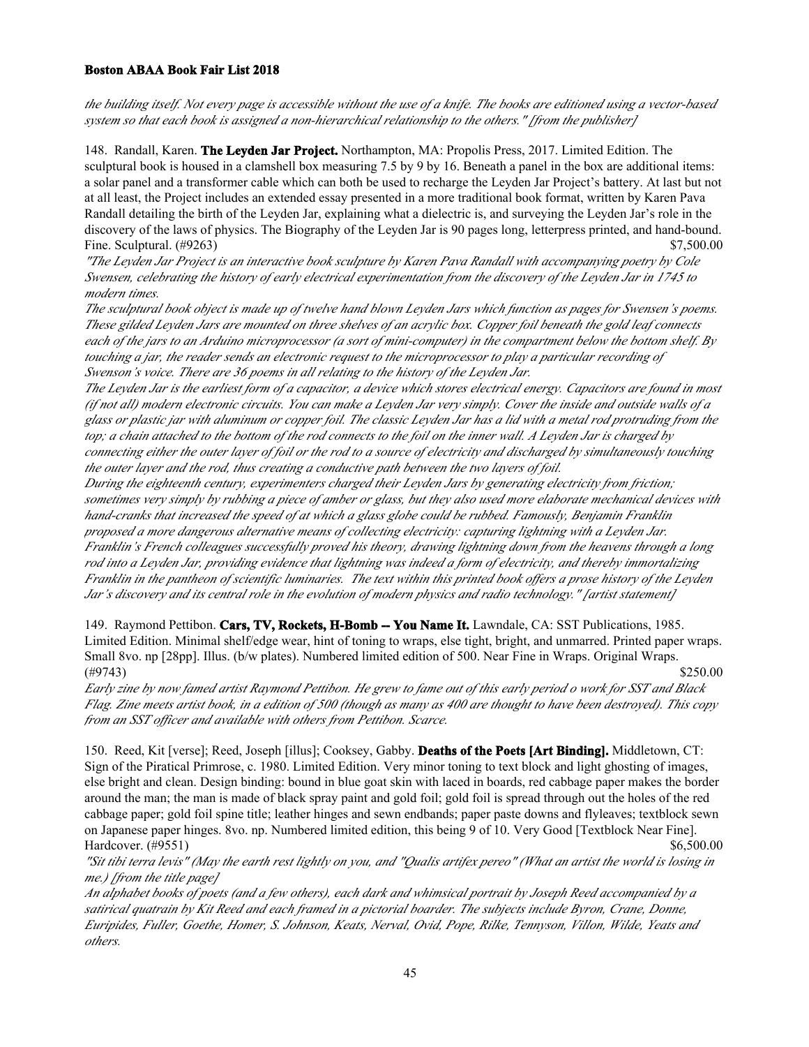*the building itself. Not every page is accessible without the use of a knife. The books are editioned using a vector-based system so that each book is assigned a non-hierarchical relationship to the others." [from the publisher]*

148. Randall, Karen. **The Leyden Jar Project.** Northampton, MA: Propolis Press, 2017. Limited Edition. The sculptural book is housed in a clamshell box measuring 7.5 by 9 by 16. Beneath a panel in the box are additional items: a solar panel and a transformer cable which can both be used to recharge the Leyden Jar Project's battery. At last but not at all least, the Project includes an extended essay presented in a more traditional book format, written by Karen Pava Randall detailing the birth of the Leyden Jar, explaining what a dielectric is, and surveying the Leyden Jar's role in the discovery of the laws of physics. The Biography of the Leyden Jar is 90 pages long, letterpress printed, and hand-bound. Fine. Sculptural. (#9263) $7,500.00

*"The Leyden Jar Project is an interactive book sculpture by Karen Pava Randall with accompanying poetry by Cole Swensen, celebrating the history of early electrical experimentation from the discovery of the Leyden Jar in 1745 to modern times.*

*The sculptural book object is made up of twelve hand blown Leyden Jars which function as pages for Swensen's poems. These gilded Leyden Jars are mounted on three shelves of an acrylic box. Copper foil beneath the gold leaf connects each of the jars to an Arduino microprocessor (a sort of mini-computer) in the compartment below the bottom shelf. By touching a jar, the reader sends an electronic request to the microprocessor to play a particular recording of Swenson's voice. There are 36 poems in all relating to the history of the Leyden Jar.*

*The Leyden Jar is the earliest form of a capacitor, a device which stores electrical energy. Capacitors are found in most (if not all) modern electronic circuits. You can make a Leyden Jar very simply. Cover the inside and outside walls of a glass or plastic jar with aluminum or copper foil. The classic Leyden Jar has a lid with a metal rod protruding from the top; a chain attached to the bottom of the rod connects to the foil on the inner wall. A Leyden Jar is charged by connecting either the outer layer of foil or the rod to a source of electricity and discharged by simultaneously touching the outer layer and the rod, thus creating a conductive path between the two layers of foil.*

*During the eighteenth century, experimenters charged their Leyden Jars by generating electricity from friction; sometimes very simply by rubbing a piece of amber or glass, but they also used more elaborate mechanical devices with hand-cranks that increased the speed of at which a glass globe could be rubbed. Famously, Benjamin Franklin proposed a more dangerous alternative means of collecting electricity: capturing lightning with a Leyden Jar. Franklin's French colleagues successfully proved his theory, drawing lightning down from the heavens through a long rod into a Leyden Jar, providing evidence that lightning was indeed a form of electricity, and thereby immortalizing Franklin in the pantheon of scientific luminaries. The text within this printed book offers a prose history of the Leyden Jar's discovery and its central role in the evolution of modern physics and radio technology." [artist statement]*

149. Raymond Pettibon. **Cars, TV, Rockets, H-Bomb -- You Name It.** Lawndale, CA: SST Publications, 1985. Limited Edition. Minimal shelf/edge wear, hint of toning to wraps, else tight, bright, and unmarred. Printed paper wraps. Small 8vo. np [28pp]. Illus. (b/w plates). Numbered limited edition of 500. Near Fine in Wraps. Original Wraps. (#9743) $250.00

*Early zine by now famed artist Raymond Pettibon. He grew to fame out of this early period o work for SST and Black Flag. Zine meets artist book, in a edition of 500 (though as many as 400 are thought to have been destroyed). This copy from an SST officer and available with others from Pettibon. Scarce.*

150. Reed, Kit [verse]; Reed, Joseph [illus]; Cooksey, Gabby. **Deaths of the Poets [Art Binding].** Middletown, CT: Sign of the Piratical Primrose, c. 1980. Limited Edition. Very minor toning to text block and light ghosting of images, else bright and clean. Design binding: bound in blue goat skin with laced in boards, red cabbage paper makes the border around the man; the man is made of black spray paint and gold foil; gold foil is spread through out the holes of the red cabbage paper; gold foil spine title; leather hinges and sewn endbands; paper paste downs and flyleaves; textblock sewn on Japanese paper hinges. 8vo. np. Numbered limited edition, this being 9 of 10. Very Good [Textblock Near Fine]. Hardcover. (#9551) $6,500.00

*"Sit tibi terra levis" (May the earth rest lightly on you, and "Qualis artifex pereo" (What an artist the world is losing in me.) [from the title page]*

*An alphabet books of poets (and a few others), each dark and whimsical portrait by Joseph Reed accompanied by a satirical quatrain by Kit Reed and each framed in a pictorial boarder. The subjects include Byron, Crane, Donne, Euripides, Fuller, Goethe, Homer, S. Johnson, Keats, Nerval, Ovid, Pope, Rilke, Tennyson, Villon, Wilde, Yeats and others.*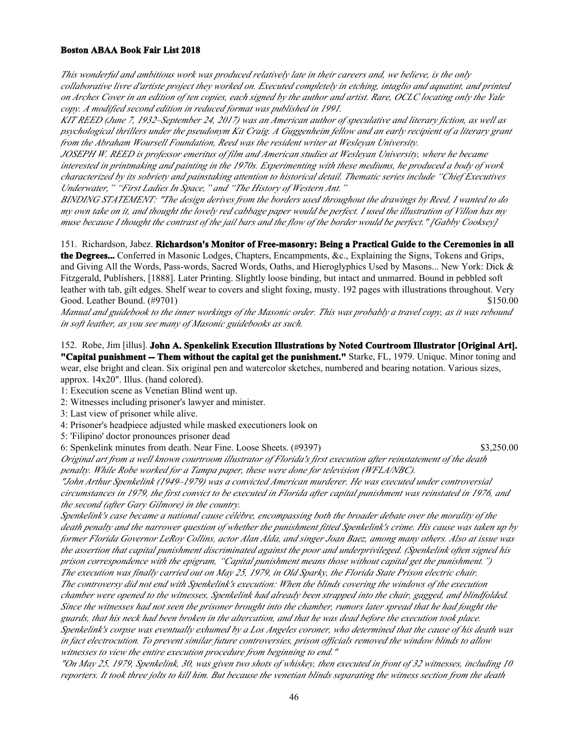*This wonderful and ambitious work was produced relatively late in their careers and, we believe, is the only collaborative livre d'artiste project they worked on. Executed completely in etching, intaglio and aquatint, and printed on Arches Cover in an edition of ten copies, each signed by the author and artist. Rare, OCLC locating only the Yale copy. A modified second edition in reduced format was published in 1991.*

*KIT REED (June 7, 1932–September 24, 2017) was an American author of speculative and literary fiction, as well as psychological thrillers under the pseudonym Kit Craig. A Guggenheim fellow and an early recipient of a literary grant from the Abraham Woursell Foundation, Reed was the resident writer at Wesleyan University.*

*JOSEPH W. REED is professor emeritus of film and American studies at Wesleyan University, where he became interested in printmaking and painting in the 1970s. Experimenting with these mediums, he produced a body of work characterized by its sobriety and painstaking attention to historical detail. Thematic series include "Chief Executives Underwater," "First Ladies In Space," and "The History of Western Ant."*

*BINDING STATEMENT: "The design derives from the borders used throughout the drawings by Reed. I wanted to do my own take on it, and thought the lovely red cabbage paper would be perfect. I used the illustration of Villon has my muse because I thought the contrast of the jail bars and the flow of the border would be perfect." [Gabby Cooksey]*

151. Richardson, Jabez. **Richardson's Monitor of Free-masonry: Being a Practical Guide to the Ceremonies in all the Degrees...** Conferred in Masonic Lodges, Chapters, Encampments, &c., Explaining the Signs, Tokens and Grips, and Giving All the Words, Pass-words, Sacred Words, Oaths, and Hieroglyphics Used by Masons... New York: Dick & Fitzgerald, Publishers, [1888]. Later Printing. Slightly loose binding, but intact and unmarred. Bound in pebbled soft leather with tab, gilt edges. Shelf wear to covers and slight foxing, musty. 192 pages with illustrations throughout. Very Good. Leather Bound. (#9701) $150.00

*Manual and guidebook to the inner workings of the Masonic order. This was probably a travel copy, as it was rebound in soft leather, as you see many of Masonic guidebooks as such.*

152. Robe, Jim [illus]. **John A. Spenkelink Execution Illustrations by Noted Courtroom Illustrator [Original Art]. "Capital punishment -- Them without the capital get the punishment."** Starke, FL, 1979. Unique. Minor toning and wear, else bright and clean. Six original pen and watercolor sketches, numbered and bearing notation. Various sizes, approx. 14x20". Illus. (hand colored).

1: Execution scene as Venetian Blind went up.
2: Witnesses including prisoner's lawyer and minister.
3: Last view of prisoner while alive.
4: Prisoner's headpiece adjusted while masked executioners look on
5: 'Filipino' doctor pronounces prisoner dead
6: Spenkelink minutes from death. Near Fine. Loose Sheets. (#9397) $3,250.00

*Original art from a well known courtroom illustrator of Florida's first execution after reinstatement of the death penalty. While Robe worked for a Tampa paper, these were done for television (WFLA/NBC).*

*"John Arthur Spenkelink (1949–1979) was a convicted American murderer. He was executed under controversial circumstances in 1979, the first convict to be executed in Florida after capital punishment was reinstated in 1976, and the second (after Gary Gilmore) in the country.*

*Spenkelink's case became a national cause célèbre, encompassing both the broader debate over the morality of the death penalty and the narrower question of whether the punishment fitted Spenkelink's crime. His cause was taken up by former Florida Governor LeRoy Collins, actor Alan Alda, and singer Joan Baez, among many others. Also at issue was the assertion that capital punishment discriminated against the poor and underprivileged. (Spenkelink often signed his prison correspondence with the epigram, "Capital punishment means those without capital get the punishment.")*

*The execution was finally carried out on May 25, 1979, in Old Sparky, the Florida State Prison electric chair.*

*The controversy did not end with Spenkelink's execution: When the blinds covering the windows of the execution chamber were opened to the witnesses, Spenkelink had already been strapped into the chair, gagged, and blindfolded. Since the witnesses had not seen the prisoner brought into the chamber, rumors later spread that he had fought the guards, that his neck had been broken in the altercation, and that he was dead before the execution took place. Spenkelink's corpse was eventually exhumed by a Los Angeles coroner, who determined that the cause of his death was in fact electrocution. To prevent similar future controversies, prison officials removed the window blinds to allow witnesses to view the entire execution procedure from beginning to end."*

*"On May 25, 1979, Spenkelink, 30, was given two shots of whiskey, then executed in front of 32 witnesses, including 10 reporters. It took three jolts to kill him. But because the venetian blinds separating the witness section from the death*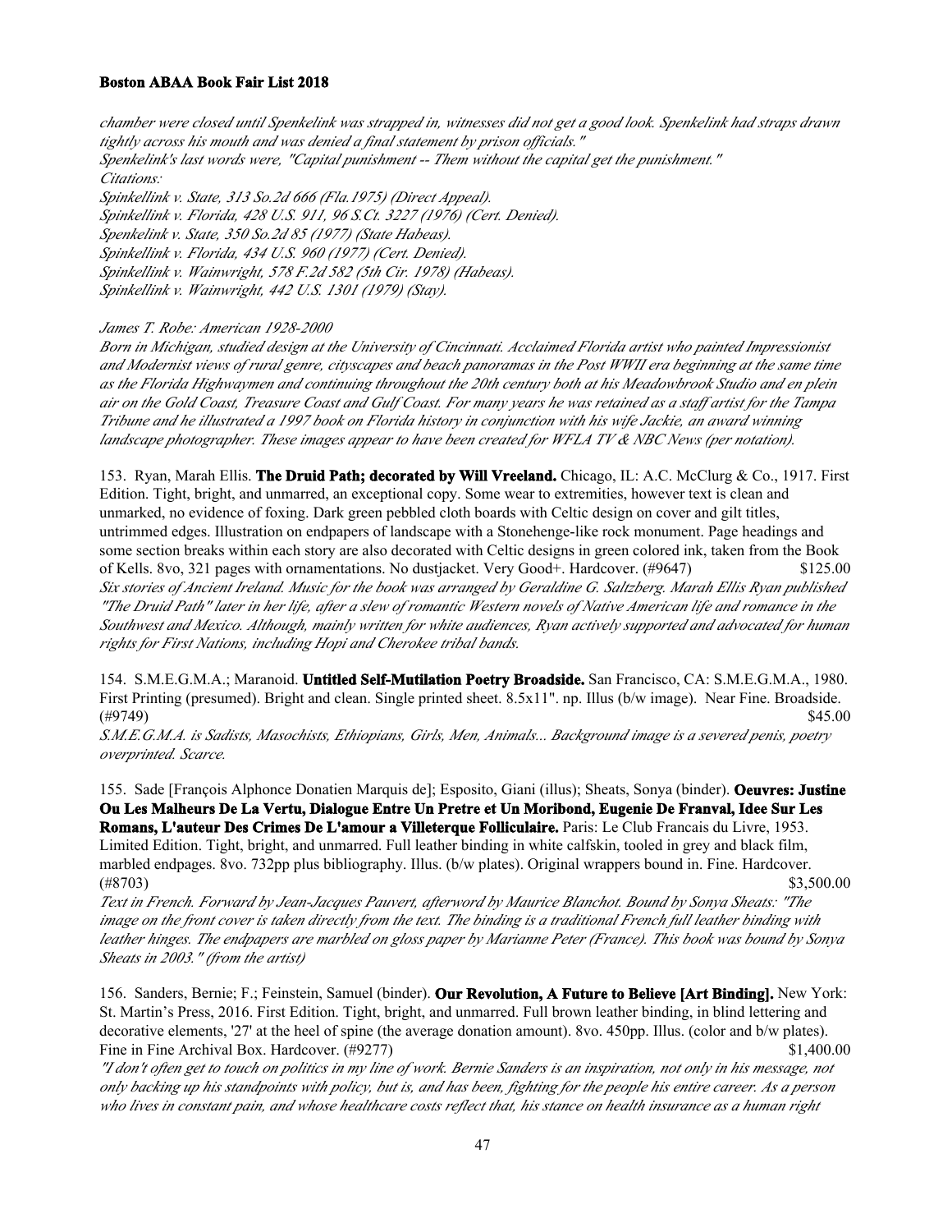*chamber were closed until Spenkelink was strapped in, witnesses did not get a good look. Spenkelink had straps drawn tightly across his mouth and was denied a final statement by prison officials."*
*Spenkelink's last words were, "Capital punishment -- Them without the capital get the punishment."*
*Citations:*
*Spinkellink v. State, 313 So.2d 666 (Fla.1975) (Direct Appeal).*
*Spinkellink v. Florida, 428 U.S. 911, 96 S.Ct. 3227 (1976) (Cert. Denied).*
*Spenkelink v. State, 350 So.2d 85 (1977) (State Habeas).*
*Spinkellink v. Florida, 434 U.S. 960 (1977) (Cert. Denied).*
*Spinkellink v. Wainwright, 578 F.2d 582 (5th Cir. 1978) (Habeas).*
*Spinkellink v. Wainwright, 442 U.S. 1301 (1979) (Stay).*

*James T. Robe: American 1928-2000*
*Born in Michigan, studied design at the University of Cincinnati. Acclaimed Florida artist who painted Impressionist and Modernist views of rural genre, cityscapes and beach panoramas in the Post WWII era beginning at the same time as the Florida Highwaymen and continuing throughout the 20th century both at his Meadowbrook Studio and en plein air on the Gold Coast, Treasure Coast and Gulf Coast. For many years he was retained as a staff artist for the Tampa Tribune and he illustrated a 1997 book on Florida history in conjunction with his wife Jackie, an award winning landscape photographer. These images appear to have been created for WFLA TV & NBC News (per notation).*

153. Ryan, Marah Ellis. **The Druid Path; decorated by Will Vreeland.** Chicago, IL: A.C. McClurg & Co., 1917. First Edition. Tight, bright, and unmarred, an exceptional copy. Some wear to extremities, however text is clean and unmarked, no evidence of foxing. Dark green pebbled cloth boards with Celtic design on cover and gilt titles, untrimmed edges. Illustration on endpapers of landscape with a Stonehenge-like rock monument. Page headings and some section breaks within each story are also decorated with Celtic designs in green colored ink, taken from the Book of Kells. 8vo, 321 pages with ornamentations. No dustjacket. Very Good+. Hardcover. (#9647) $125.00
*Six stories of Ancient Ireland. Music for the book was arranged by Geraldine G. Saltzberg. Marah Ellis Ryan published "The Druid Path" later in her life, after a slew of romantic Western novels of Native American life and romance in the Southwest and Mexico. Although, mainly written for white audiences, Ryan actively supported and advocated for human rights for First Nations, including Hopi and Cherokee tribal bands.*

154. S.M.E.G.M.A.; Maranoid. **Untitled Self-Mutilation Poetry Broadside.** San Francisco, CA: S.M.E.G.M.A., 1980. First Printing (presumed). Bright and clean. Single printed sheet. 8.5x11". np. Illus (b/w image). Near Fine. Broadside. (#9749) $45.00
*S.M.E.G.M.A. is Sadists, Masochists, Ethiopians, Girls, Men, Animals... Background image is a severed penis, poetry overprinted. Scarce.*

155. Sade [François Alphonce Donatien Marquis de]; Esposito, Giani (illus); Sheats, Sonya (binder). **Oeuvres: Justine Ou Les Malheurs De La Vertu, Dialogue Entre Un Pretre et Un Moribond, Eugenie De Franval, Idee Sur Les Romans, L'auteur Des Crimes De L'amour a Villeterque Folliculaire.** Paris: Le Club Francais du Livre, 1953. Limited Edition. Tight, bright, and unmarred. Full leather binding in white calfskin, tooled in grey and black film, marbled endpages. 8vo. 732pp plus bibliography. Illus. (b/w plates). Original wrappers bound in. Fine. Hardcover. (#8703) $3,500.00
*Text in French. Forward by Jean-Jacques Pauvert, afterword by Maurice Blanchot. Bound by Sonya Sheats: "The image on the front cover is taken directly from the text. The binding is a traditional French full leather binding with leather hinges. The endpapers are marbled on gloss paper by Marianne Peter (France). This book was bound by Sonya Sheats in 2003." (from the artist)*

156. Sanders, Bernie; F.; Feinstein, Samuel (binder). **Our Revolution, A Future to Believe [Art Binding].** New York: St. Martin's Press, 2016. First Edition. Tight, bright, and unmarred. Full brown leather binding, in blind lettering and decorative elements, '27' at the heel of spine (the average donation amount). 8vo. 450pp. Illus. (color and b/w plates). Fine in Fine Archival Box. Hardcover. (#9277) $1,400.00
*"I don't often get to touch on politics in my line of work. Bernie Sanders is an inspiration, not only in his message, not only backing up his standpoints with policy, but is, and has been, fighting for the people his entire career. As a person who lives in constant pain, and whose healthcare costs reflect that, his stance on health insurance as a human right*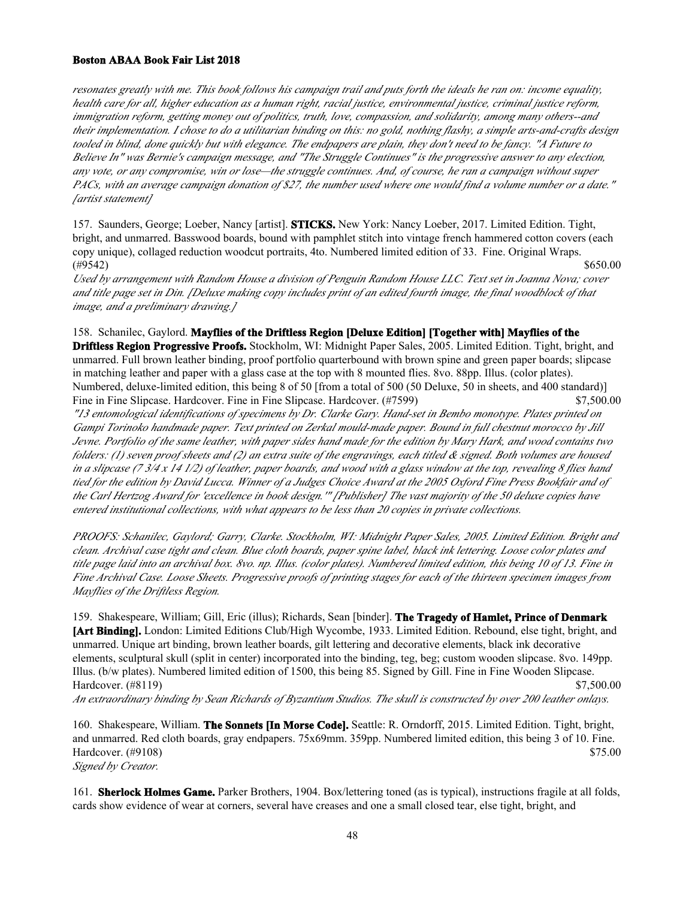*resonates greatly with me. This book follows his campaign trail and puts forth the ideals he ran on: income equality, health care for all, higher education as a human right, racial justice, environmental justice, criminal justice reform, immigration reform, getting money out of politics, truth, love, compassion, and solidarity, among many others--and their implementation. I chose to do a utilitarian binding on this: no gold, nothing flashy, a simple arts-and-crafts design tooled in blind, done quickly but with elegance. The endpapers are plain, they don't need to be fancy. "A Future to Believe In" was Bernie's campaign message, and "The Struggle Continues" is the progressive answer to any election, any vote, or any compromise, win or lose—the struggle continues. And, of course, he ran a campaign without super PACs, with an average campaign donation of $27, the number used where one would find a volume number or a date." [artist statement]*

157. Saunders, George; Loeber, Nancy [artist]. **STICKS.** New York: Nancy Loeber, 2017. Limited Edition. Tight, bright, and unmarred. Basswood boards, bound with pamphlet stitch into vintage french hammered cotton covers (each copy unique), collaged reduction woodcut portraits, 4to. Numbered limited edition of 33. Fine. Original Wraps. (#9542) $650.00

*Used by arrangement with Random House a division of Penguin Random House LLC. Text set in Joanna Nova; cover and title page set in Din. [Deluxe making copy includes print of an edited fourth image, the final woodblock of that image, and a preliminary drawing.]*

158. Schanilec, Gaylord. **Mayflies of the Driftless Region [Deluxe Edition] [Together with] Mayflies of the Driftless Region Progressive Proofs.** Stockholm, WI: Midnight Paper Sales, 2005. Limited Edition. Tight, bright, and unmarred. Full brown leather binding, proof portfolio quarterbound with brown spine and green paper boards; slipcase in matching leather and paper with a glass case at the top with 8 mounted flies. 8vo. 88pp. Illus. (color plates). Numbered, deluxe-limited edition, this being 8 of 50 [from a total of 500 (50 Deluxe, 50 in sheets, and 400 standard)] Fine in Fine Slipcase. Hardcover. Fine in Fine Slipcase. Hardcover. (#7599) $7,500.00

*"13 entomological identifications of specimens by Dr. Clarke Gary. Hand-set in Bembo monotype. Plates printed on Gampi Torinoko handmade paper. Text printed on Zerkal mould-made paper. Bound in full chestnut morocco by Jill Jevne. Portfolio of the same leather, with paper sides hand made for the edition by Mary Hark, and wood contains two folders: (1) seven proof sheets and (2) an extra suite of the engravings, each titled & signed. Both volumes are housed in a slipcase (7 3/4 x 14 1/2) of leather, paper boards, and wood with a glass window at the top, revealing 8 flies hand tied for the edition by David Lucca. Winner of a Judges Choice Award at the 2005 Oxford Fine Press Bookfair and of the Carl Hertzog Award for 'excellence in book design.'" [Publisher] The vast majority of the 50 deluxe copies have entered institutional collections, with what appears to be less than 20 copies in private collections.*

*PROOFS: Schanilec, Gaylord; Garry, Clarke. Stockholm, WI: Midnight Paper Sales, 2005. Limited Edition. Bright and clean. Archival case tight and clean. Blue cloth boards, paper spine label, black ink lettering. Loose color plates and title page laid into an archival box. 8vo. np. Illus. (color plates). Numbered limited edition, this being 10 of 13. Fine in Fine Archival Case. Loose Sheets. Progressive proofs of printing stages for each of the thirteen specimen images from Mayflies of the Driftless Region.*

159. Shakespeare, William; Gill, Eric (illus); Richards, Sean [binder]. **The Tragedy of Hamlet, Prince of Denmark [Art Binding].** London: Limited Editions Club/High Wycombe, 1933. Limited Edition. Rebound, else tight, bright, and unmarred. Unique art binding, brown leather boards, gilt lettering and decorative elements, black ink decorative elements, sculptural skull (split in center) incorporated into the binding, teg, beg; custom wooden slipcase. 8vo. 149pp. Illus. (b/w plates). Numbered limited edition of 1500, this being 85. Signed by Gill. Fine in Fine Wooden Slipcase. Hardcover. (#8119) $7,500.00

*An extraordinary binding by Sean Richards of Byzantium Studios. The skull is constructed by over 200 leather onlays.*

160. Shakespeare, William. **The Sonnets [In Morse Code].** Seattle: R. Orndorff, 2015. Limited Edition. Tight, bright, and unmarred. Red cloth boards, gray endpapers. 75x69mm. 359pp. Numbered limited edition, this being 3 of 10. Fine. Hardcover. (#9108) $75.00

*Signed by Creator.*

161. **Sherlock Holmes Game.** Parker Brothers, 1904. Box/lettering toned (as is typical), instructions fragile at all folds, cards show evidence of wear at corners, several have creases and one a small closed tear, else tight, bright, and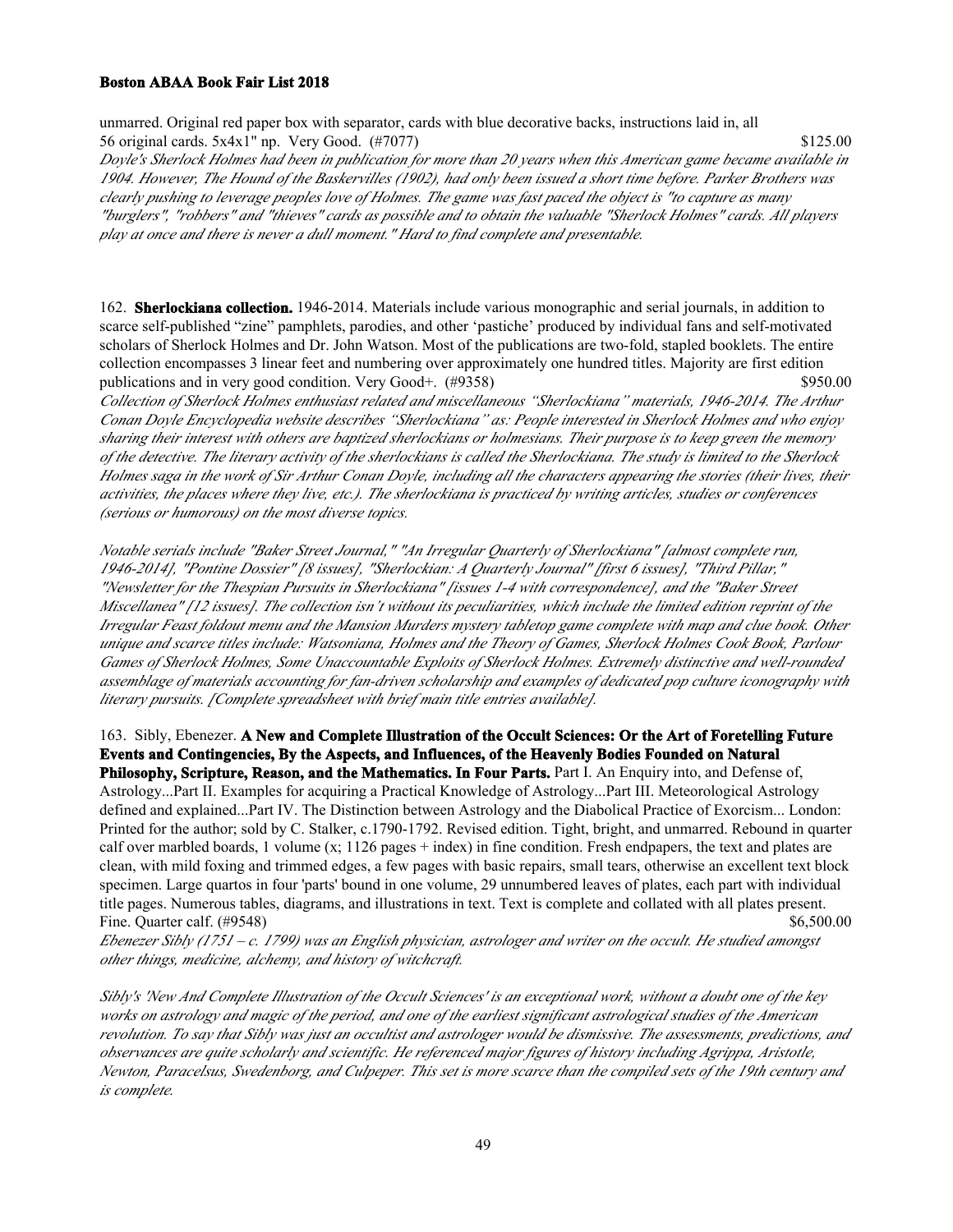unmarred. Original red paper box with separator, cards with blue decorative backs, instructions laid in, all 56 original cards. 5x4x1" np. Very Good. (#7077) $125.00

*Doyle's Sherlock Holmes had been in publication for more than 20 years when this American game became available in 1904. However, The Hound of the Baskervilles (1902), had only been issued a short time before. Parker Brothers was clearly pushing to leverage peoples love of Holmes. The game was fast paced the object is "to capture as many "burglers", "robbers" and "thieves" cards as possible and to obtain the valuable "Sherlock Holmes" cards. All players play at once and there is never a dull moment." Hard to find complete and presentable.*

162. **Sherlockiana collection.** 1946-2014. Materials include various monographic and serial journals, in addition to scarce self-published "zine" pamphlets, parodies, and other 'pastiche' produced by individual fans and self-motivated scholars of Sherlock Holmes and Dr. John Watson. Most of the publications are two-fold, stapled booklets. The entire collection encompasses 3 linear feet and numbering over approximately one hundred titles. Majority are first edition publications and in very good condition. Very Good+. (#9358) $950.00

*Collection of Sherlock Holmes enthusiast related and miscellaneous "Sherlockiana" materials, 1946-2014. The Arthur Conan Doyle Encyclopedia website describes "Sherlockiana" as: People interested in Sherlock Holmes and who enjoy sharing their interest with others are baptized sherlockians or holmesians. Their purpose is to keep green the memory of the detective. The literary activity of the sherlockians is called the Sherlockiana. The study is limited to the Sherlock Holmes saga in the work of Sir Arthur Conan Doyle, including all the characters appearing the stories (their lives, their activities, the places where they live, etc.). The sherlockiana is practiced by writing articles, studies or conferences (serious or humorous) on the most diverse topics.*

*Notable serials include "Baker Street Journal," "An Irregular Quarterly of Sherlockiana" [almost complete run, 1946-2014], "Pontine Dossier" [8 issues], "Sherlockian: A Quarterly Journal" [first 6 issues], "Third Pillar," "Newsletter for the Thespian Pursuits in Sherlockiana" [issues 1-4 with correspondence], and the "Baker Street Miscellanea" [12 issues]. The collection isn't without its peculiarities, which include the limited edition reprint of the Irregular Feast foldout menu and the Mansion Murders mystery tabletop game complete with map and clue book. Other unique and scarce titles include: Watsoniana, Holmes and the Theory of Games, Sherlock Holmes Cook Book, Parlour Games of Sherlock Holmes, Some Unaccountable Exploits of Sherlock Holmes. Extremely distinctive and well-rounded assemblage of materials accounting for fan-driven scholarship and examples of dedicated pop culture iconography with literary pursuits. [Complete spreadsheet with brief main title entries available].*

163. Sibly, Ebenezer. **A New and Complete Illustration of the Occult Sciences: Or the Art of Foretelling Future Events and Contingencies, By the Aspects, and Influences, of the Heavenly Bodies Founded on Natural Philosophy, Scripture, Reason, and the Mathematics. In Four Parts.** Part I. An Enquiry into, and Defense of, Astrology...Part II. Examples for acquiring a Practical Knowledge of Astrology...Part III. Meteorological Astrology defined and explained...Part IV. The Distinction between Astrology and the Diabolical Practice of Exorcism... London: Printed for the author; sold by C. Stalker, c.1790-1792. Revised edition. Tight, bright, and unmarred. Rebound in quarter calf over marbled boards, 1 volume (x; 1126 pages + index) in fine condition. Fresh endpapers, the text and plates are clean, with mild foxing and trimmed edges, a few pages with basic repairs, small tears, otherwise an excellent text block specimen. Large quartos in four 'parts' bound in one volume, 29 unnumbered leaves of plates, each part with individual title pages. Numerous tables, diagrams, and illustrations in text. Text is complete and collated with all plates present. Fine. Quarter calf. (#9548) $6,500.00

*Ebenezer Sibly (1751 – c. 1799) was an English physician, astrologer and writer on the occult. He studied amongst other things, medicine, alchemy, and history of witchcraft.*

*Sibly's 'New And Complete Illustration of the Occult Sciences' is an exceptional work, without a doubt one of the key works on astrology and magic of the period, and one of the earliest significant astrological studies of the American revolution. To say that Sibly was just an occultist and astrologer would be dismissive. The assessments, predictions, and observances are quite scholarly and scientific. He referenced major figures of history including Agrippa, Aristotle, Newton, Paracelsus, Swedenborg, and Culpeper. This set is more scarce than the compiled sets of the 19th century and is complete.*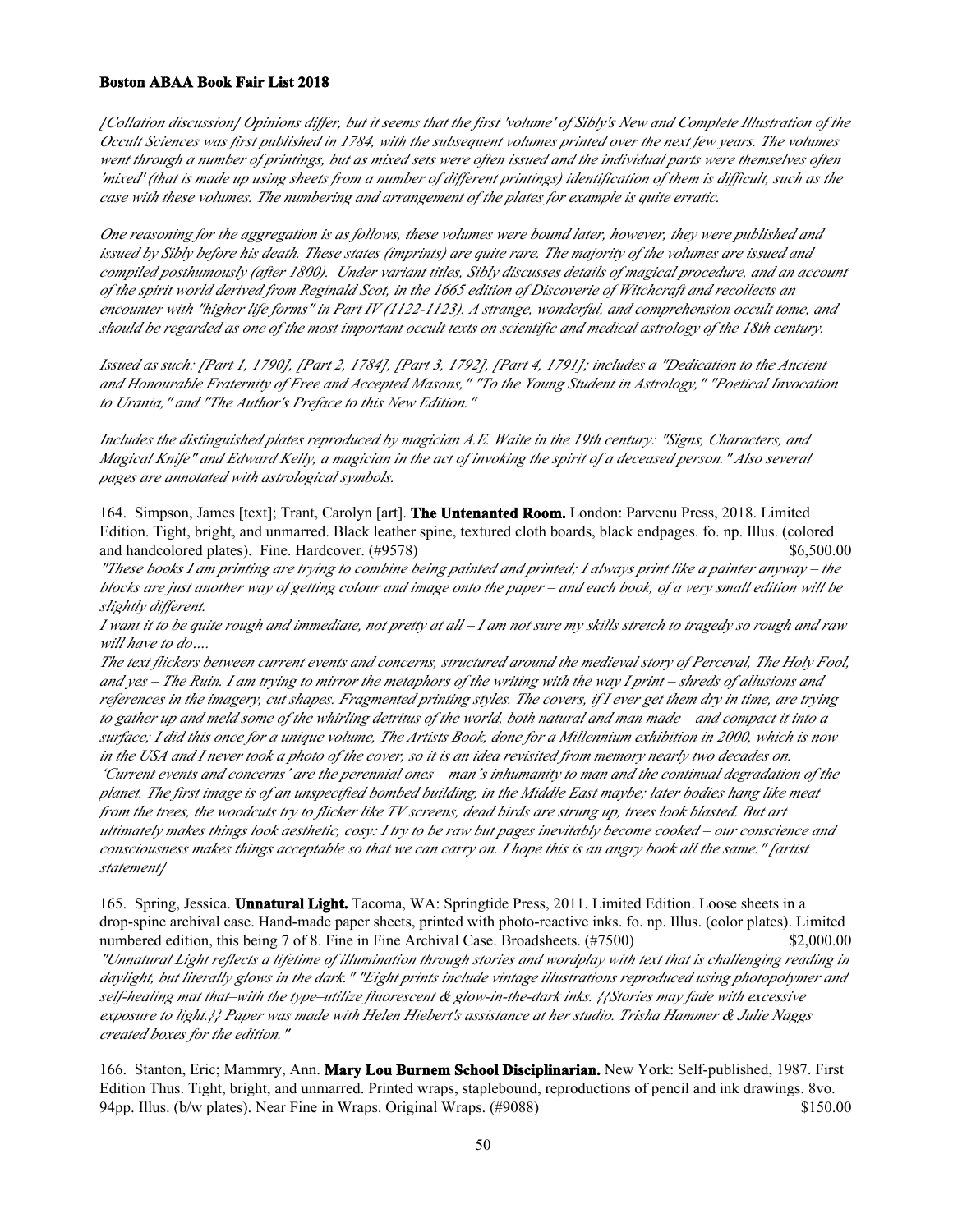*[Collation discussion] Opinions differ, but it seems that the first 'volume' of Sibly's New and Complete Illustration of the Occult Sciences was first published in 1784, with the subsequent volumes printed over the next few years. The volumes went through a number of printings, but as mixed sets were often issued and the individual parts were themselves often 'mixed' (that is made up using sheets from a number of different printings) identification of them is difficult, such as the case with these volumes. The numbering and arrangement of the plates for example is quite erratic.*

*One reasoning for the aggregation is as follows, these volumes were bound later, however, they were published and issued by Sibly before his death. These states (imprints) are quite rare. The majority of the volumes are issued and compiled posthumously (after 1800). Under variant titles, Sibly discusses details of magical procedure, and an account of the spirit world derived from Reginald Scot, in the 1665 edition of Discoverie of Witchcraft and recollects an encounter with "higher life forms" in Part IV (1122-1123). A strange, wonderful, and comprehension occult tome, and should be regarded as one of the most important occult texts on scientific and medical astrology of the 18th century.*

*Issued as such: [Part 1, 1790], [Part 2, 1784], [Part 3, 1792], [Part 4, 1791]; includes a "Dedication to the Ancient and Honourable Fraternity of Free and Accepted Masons," "To the Young Student in Astrology," "Poetical Invocation to Urania," and "The Author's Preface to this New Edition."*

*Includes the distinguished plates reproduced by magician A.E. Waite in the 19th century: "Signs, Characters, and Magical Knife" and Edward Kelly, a magician in the act of invoking the spirit of a deceased person." Also several pages are annotated with astrological symbols.*

164. Simpson, James [text]; Trant, Carolyn [art]. **The Untenanted Room.** London: Parvenu Press, 2018. Limited Edition. Tight, bright, and unmarred. Black leather spine, textured cloth boards, black endpages. fo. np. Illus. (colored and handcolored plates). Fine. Hardcover. (#9578) $6,500.00

*"These books I am printing are trying to combine being painted and printed; I always print like a painter anyway – the blocks are just another way of getting colour and image onto the paper – and each book, of a very small edition will be slightly different.*

*I want it to be quite rough and immediate, not pretty at all – I am not sure my skills stretch to tragedy so rough and raw will have to do….*

*The text flickers between current events and concerns, structured around the medieval story of Perceval, The Holy Fool, and yes – The Ruin. I am trying to mirror the metaphors of the writing with the way I print – shreds of allusions and references in the imagery, cut shapes. Fragmented printing styles. The covers, if I ever get them dry in time, are trying to gather up and meld some of the whirling detritus of the world, both natural and man made – and compact it into a surface; I did this once for a unique volume, The Artists Book, done for a Millennium exhibition in 2000, which is now in the USA and I never took a photo of the cover, so it is an idea revisited from memory nearly two decades on.*

*'Current events and concerns' are the perennial ones – man's inhumanity to man and the continual degradation of the planet. The first image is of an unspecified bombed building, in the Middle East maybe; later bodies hang like meat from the trees, the woodcuts try to flicker like TV screens, dead birds are strung up, trees look blasted. But art ultimately makes things look aesthetic, cosy: I try to be raw but pages inevitably become cooked – our conscience and consciousness makes things acceptable so that we can carry on. I hope this is an angry book all the same." [artist statement]*

165. Spring, Jessica. **Unnatural Light.** Tacoma, WA: Springtide Press, 2011. Limited Edition. Loose sheets in a drop-spine archival case. Hand-made paper sheets, printed with photo-reactive inks. fo. np. Illus. (color plates). Limited numbered edition, this being 7 of 8. Fine in Fine Archival Case. Broadsheets. (#7500) $2,000.00

*"Unnatural Light reflects a lifetime of illumination through stories and wordplay with text that is challenging reading in daylight, but literally glows in the dark." "Eight prints include vintage illustrations reproduced using photopolymer and self-healing mat that–with the type–utilize fluorescent & glow-in-the-dark inks. {{Stories may fade with excessive exposure to light.}} Paper was made with Helen Hiebert's assistance at her studio. Trisha Hammer & Julie Naggs created boxes for the edition."*

166. Stanton, Eric; Mammry, Ann. **Mary Lou Burnem School Disciplinarian.** New York: Self-published, 1987. First Edition Thus. Tight, bright, and unmarred. Printed wraps, staplebound, reproductions of pencil and ink drawings. 8vo. 94pp. Illus. (b/w plates). Near Fine in Wraps. Original Wraps. (#9088) $150.00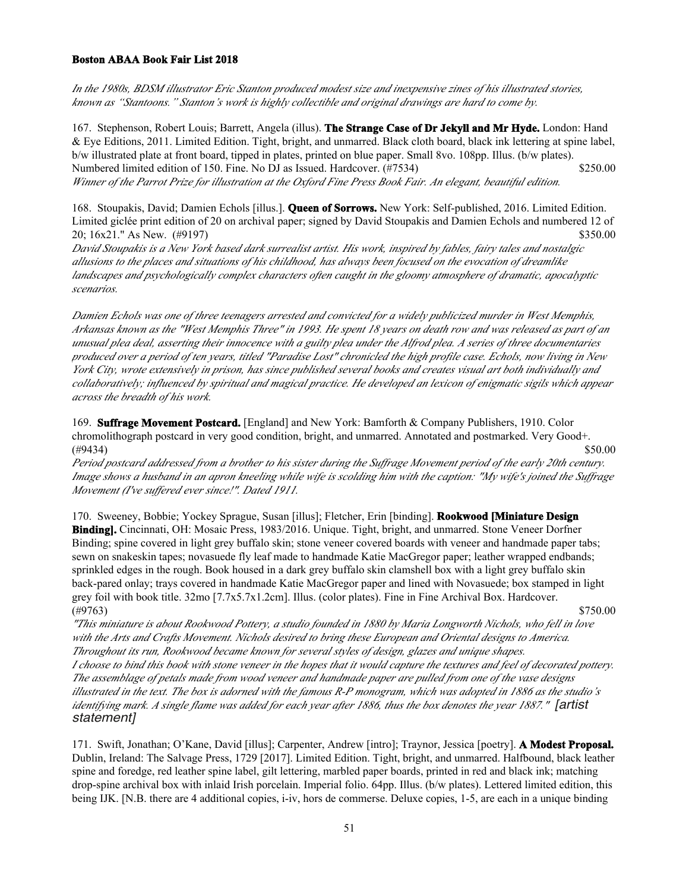*In the 1980s, BDSM illustrator Eric Stanton produced modest size and inexpensive zines of his illustrated stories, known as "Stantoons." Stanton's work is highly collectible and original drawings are hard to come by.*

167. Stephenson, Robert Louis; Barrett, Angela (illus). **The Strange Case of Dr Jekyll and Mr Hyde.** London: Hand & Eye Editions, 2011. Limited Edition. Tight, bright, and unmarred. Black cloth board, black ink lettering at spine label, b/w illustrated plate at front board, tipped in plates, printed on blue paper. Small 8vo. 108pp. Illus. (b/w plates). Numbered limited edition of 150. Fine. No DJ as Issued. Hardcover. (#7534) $250.00

*Winner of the Parrot Prize for illustration at the Oxford Fine Press Book Fair. An elegant, beautiful edition.*

168. Stoupakis, David; Damien Echols [illus.]. **Queen of Sorrows.** New York: Self-published, 2016. Limited Edition. Limited giclée print edition of 20 on archival paper; signed by David Stoupakis and Damien Echols and numbered 12 of 20; 16x21." As New. (#9197) $350.00

*David Stoupakis is a New York based dark surrealist artist. His work, inspired by fables, fairy tales and nostalgic allusions to the places and situations of his childhood, has always been focused on the evocation of dreamlike landscapes and psychologically complex characters often caught in the gloomy atmosphere of dramatic, apocalyptic scenarios.*

*Damien Echols was one of three teenagers arrested and convicted for a widely publicized murder in West Memphis, Arkansas known as the "West Memphis Three" in 1993. He spent 18 years on death row and was released as part of an unusual plea deal, asserting their innocence with a guilty plea under the Alfrod plea. A series of three documentaries produced over a period of ten years, titled "Paradise Lost" chronicled the high profile case. Echols, now living in New York City, wrote extensively in prison, has since published several books and creates visual art both individually and collaboratively; influenced by spiritual and magical practice. He developed an lexicon of enigmatic sigils which appear across the breadth of his work.*

169. **Suffrage Movement Postcard.** [England] and New York: Bamforth & Company Publishers, 1910. Color chromolithograph postcard in very good condition, bright, and unmarred. Annotated and postmarked. Very Good+. (#9434) $50.00

*Period postcard addressed from a brother to his sister during the Suffrage Movement period of the early 20th century. Image shows a husband in an apron kneeling while wife is scolding him with the caption: "My wife's joined the Suffrage Movement (I've suffered ever since!". Dated 1911.*

170. Sweeney, Bobbie; Yockey Sprague, Susan [illus]; Fletcher, Erin [binding]. **Rookwood [Miniature Design Binding].** Cincinnati, OH: Mosaic Press, 1983/2016. Unique. Tight, bright, and unmarred. Stone Veneer Dorfner Binding; spine covered in light grey buffalo skin; stone veneer covered boards with veneer and handmade paper tabs; sewn on snakeskin tapes; novasuede fly leaf made to handmade Katie MacGregor paper; leather wrapped endbands; sprinkled edges in the rough. Book housed in a dark grey buffalo skin clamshell box with a light grey buffalo skin back-pared onlay; trays covered in handmade Katie MacGregor paper and lined with Novasuede; box stamped in light grey foil with book title. 32mo [7.7x5.7x1.2cm]. Illus. (color plates). Fine in Fine Archival Box. Hardcover. (#9763) $750.00

*"This miniature is about Rookwood Pottery, a studio founded in 1880 by Maria Longworth Nichols, who fell in love with the Arts and Crafts Movement. Nichols desired to bring these European and Oriental designs to America. Throughout its run, Rookwood became known for several styles of design, glazes and unique shapes.*
*I choose to bind this book with stone veneer in the hopes that it would capture the textures and feel of decorated pottery. The assemblage of petals made from wood veneer and handmade paper are pulled from one of the vase designs illustrated in the text. The box is adorned with the famous R-P monogram, which was adopted in 1886 as the studio's identifying mark. A single flame was added for each year after 1886, thus the box denotes the year 1887." [artist statement]*

171. Swift, Jonathan; O'Kane, David [illus]; Carpenter, Andrew [intro]; Traynor, Jessica [poetry]. **A Modest Proposal.** Dublin, Ireland: The Salvage Press, 1729 [2017]. Limited Edition. Tight, bright, and unmarred. Halfbound, black leather spine and foredge, red leather spine label, gilt lettering, marbled paper boards, printed in red and black ink; matching drop-spine archival box with inlaid Irish porcelain. Imperial folio. 64pp. Illus. (b/w plates). Lettered limited edition, this being IJK. [N.B. there are 4 additional copies, i-iv, hors de commerse. Deluxe copies, 1-5, are each in a unique binding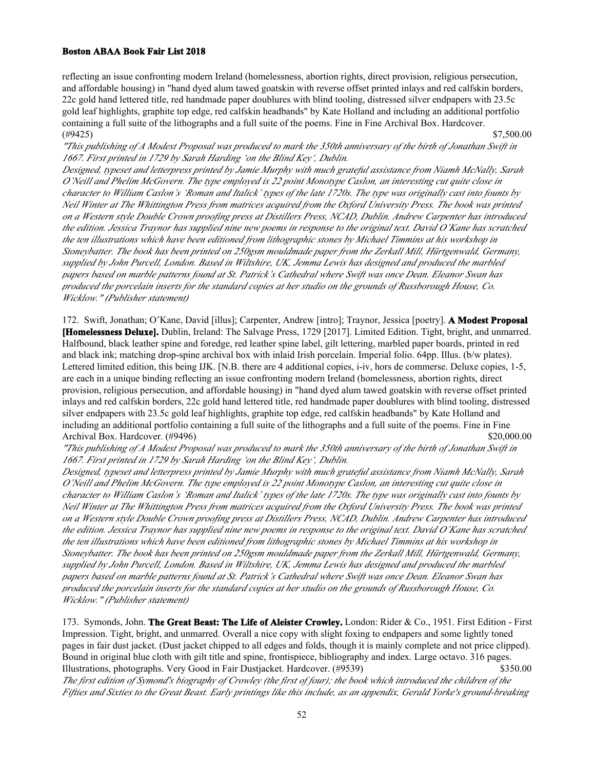reflecting an issue confronting modern Ireland (homelessness, abortion rights, direct provision, religious persecution, and affordable housing) in "hand dyed alum tawed goatskin with reverse offset printed inlays and red calfskin borders, 22c gold hand lettered title, red handmade paper doublures with blind tooling, distressed silver endpapers with 23.5c gold leaf highlights, graphite top edge, red calfskin headbands" by Kate Holland and including an additional portfolio containing a full suite of the lithographs and a full suite of the poems. Fine in Fine Archival Box. Hardcover. (#9425) $7,500.00

*"This publishing of A Modest Proposal was produced to mark the 350th anniversary of the birth of Jonathan Swift in 1667. First printed in 1729 by Sarah Harding 'on the Blind Key', Dublin.*
*Designed, typeset and letterpress printed by Jamie Murphy with much grateful assistance from Niamh McNally, Sarah O'Neill and Phelim McGovern. The type employed is 22 point Monotype Caslon, an interesting cut quite close in character to William Caslon's 'Roman and Italick' types of the late 1720s. The type was originally cast into founts by Neil Winter at The Whittington Press from matrices acquired from the Oxford University Press. The book was printed on a Western style Double Crown proofing press at Distillers Press, NCAD, Dublin. Andrew Carpenter has introduced the edition. Jessica Traynor has supplied nine new poems in response to the original text. David O'Kane has scratched the ten illustrations which have been editioned from lithographic stones by Michael Timmins at his workshop in Stoneybatter. The book has been printed on 250gsm mouldmade paper from the Zerkall Mill, Hürtgenwald, Germany, supplied by John Purcell, London. Based in Wiltshire, UK, Jemma Lewis has designed and produced the marbled papers based on marble patterns found at St. Patrick's Cathedral where Swift was once Dean. Eleanor Swan has produced the porcelain inserts for the standard copies at her studio on the grounds of Russborough House, Co. Wicklow." (Publisher statement)*

172. Swift, Jonathan; O'Kane, David [illus]; Carpenter, Andrew [intro]; Traynor, Jessica [poetry]. **A Modest Proposal [Homelessness Deluxe].** Dublin, Ireland: The Salvage Press, 1729 [2017]. Limited Edition. Tight, bright, and unmarred. Halfbound, black leather spine and foredge, red leather spine label, gilt lettering, marbled paper boards, printed in red and black ink; matching drop-spine archival box with inlaid Irish porcelain. Imperial folio. 64pp. Illus. (b/w plates). Lettered limited edition, this being IJK. [N.B. there are 4 additional copies, i-iv, hors de commerse. Deluxe copies, 1-5, are each in a unique binding reflecting an issue confronting modern Ireland (homelessness, abortion rights, direct provision, religious persecution, and affordable housing) in "hand dyed alum tawed goatskin with reverse offset printed inlays and red calfskin borders, 22c gold hand lettered title, red handmade paper doublures with blind tooling, distressed silver endpapers with 23.5c gold leaf highlights, graphite top edge, red calfskin headbands" by Kate Holland and including an additional portfolio containing a full suite of the lithographs and a full suite of the poems. Fine in Fine Archival Box. Hardcover. (#9496) $20,000.00

*"This publishing of A Modest Proposal was produced to mark the 350th anniversary of the birth of Jonathan Swift in 1667. First printed in 1729 by Sarah Harding 'on the Blind Key', Dublin.*
*Designed, typeset and letterpress printed by Jamie Murphy with much grateful assistance from Niamh McNally, Sarah O'Neill and Phelim McGovern. The type employed is 22 point Monotype Caslon, an interesting cut quite close in character to William Caslon's 'Roman and Italick' types of the late 1720s. The type was originally cast into founts by Neil Winter at The Whittington Press from matrices acquired from the Oxford University Press. The book was printed on a Western style Double Crown proofing press at Distillers Press, NCAD, Dublin. Andrew Carpenter has introduced the edition. Jessica Traynor has supplied nine new poems in response to the original text. David O'Kane has scratched the ten illustrations which have been editioned from lithographic stones by Michael Timmins at his workshop in Stoneybatter. The book has been printed on 250gsm mouldmade paper from the Zerkall Mill, Hürtgenwald, Germany, supplied by John Purcell, London. Based in Wiltshire, UK, Jemma Lewis has designed and produced the marbled papers based on marble patterns found at St. Patrick's Cathedral where Swift was once Dean. Eleanor Swan has produced the porcelain inserts for the standard copies at her studio on the grounds of Russborough House, Co. Wicklow." (Publisher statement)*

173. Symonds, John. **The Great Beast: The Life of Aleister Crowley.** London: Rider & Co., 1951. First Edition - First Impression. Tight, bright, and unmarred. Overall a nice copy with slight foxing to endpapers and some lightly toned pages in fair dust jacket. (Dust jacket chipped to all edges and folds, though it is mainly complete and not price clipped). Bound in original blue cloth with gilt title and spine, frontispiece, bibliography and index. Large octavo. 316 pages. Illustrations, photographs. Very Good in Fair Dustjacket. Hardcover. (#9539) $350.00

*The first edition of Symond's biography of Crowley (the first of four); the book which introduced the children of the Fifties and Sixties to the Great Beast. Early printings like this include, as an appendix, Gerald Yorke's ground-breaking*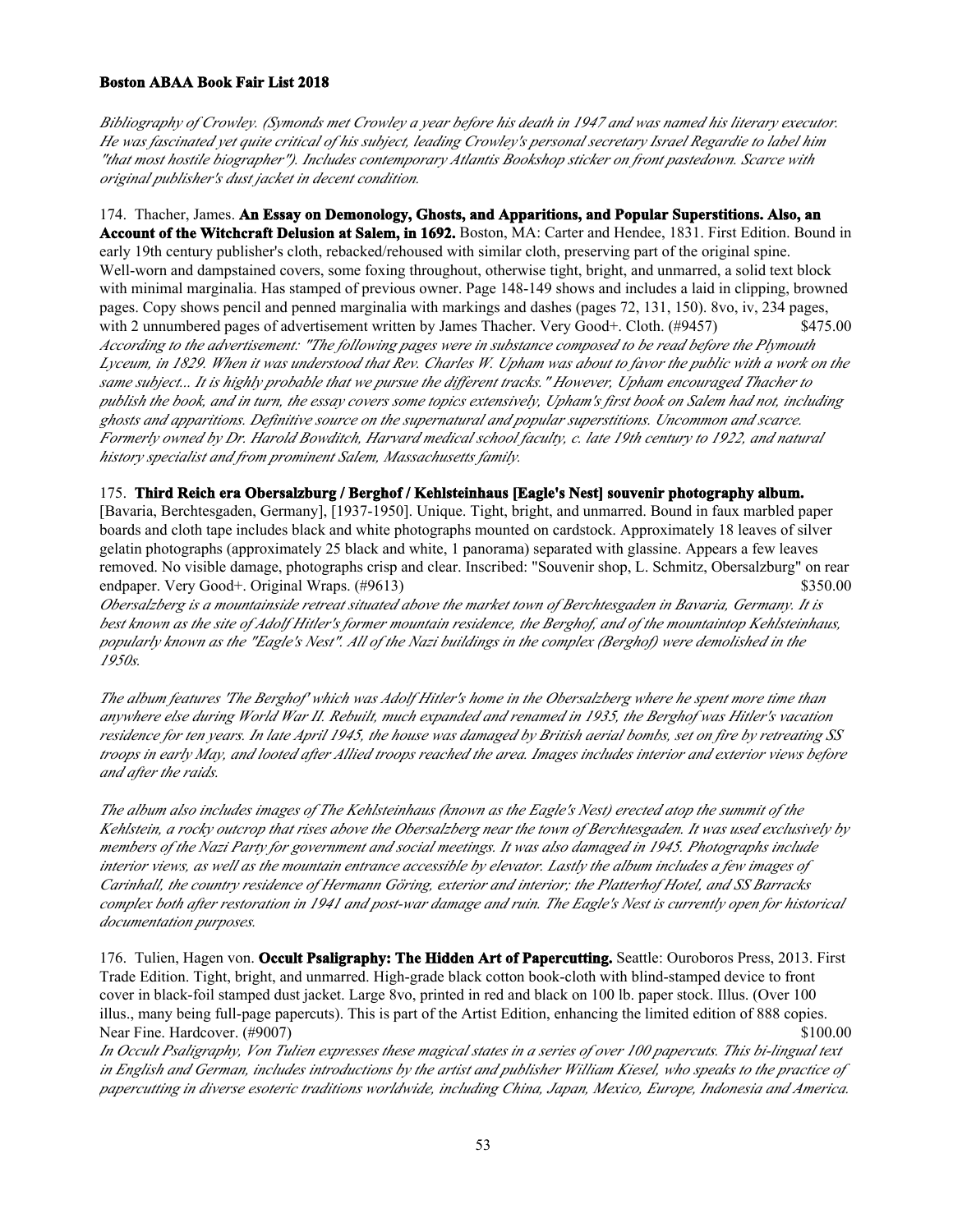*Bibliography of Crowley. (Symonds met Crowley a year before his death in 1947 and was named his literary executor. He was fascinated yet quite critical of his subject, leading Crowley's personal secretary Israel Regardie to label him "that most hostile biographer"). Includes contemporary Atlantis Bookshop sticker on front pastedown. Scarce with original publisher's dust jacket in decent condition.*

174. Thacher, James. **An Essay on Demonology, Ghosts, and Apparitions, and Popular Superstitions. Also, an Account of the Witchcraft Delusion at Salem, in 1692.** Boston, MA: Carter and Hendee, 1831. First Edition. Bound in early 19th century publisher's cloth, rebacked/rehoused with similar cloth, preserving part of the original spine. Well-worn and dampstained covers, some foxing throughout, otherwise tight, bright, and unmarred, a solid text block with minimal marginalia. Has stamped of previous owner. Page 148-149 shows and includes a laid in clipping, browned pages. Copy shows pencil and penned marginalia with markings and dashes (pages 72, 131, 150). 8vo, iv, 234 pages, with 2 unnumbered pages of advertisement written by James Thacher. Very Good+. Cloth. (#9457) $475.00

*According to the advertisement: "The following pages were in substance composed to be read before the Plymouth Lyceum, in 1829. When it was understood that Rev. Charles W. Upham was about to favor the public with a work on the same subject... It is highly probable that we pursue the different tracks." However, Upham encouraged Thacher to publish the book, and in turn, the essay covers some topics extensively, Upham's first book on Salem had not, including ghosts and apparitions. Definitive source on the supernatural and popular superstitions. Uncommon and scarce. Formerly owned by Dr. Harold Bowditch, Harvard medical school faculty, c. late 19th century to 1922, and natural history specialist and from prominent Salem, Massachusetts family.*

175. **Third Reich era Obersalzburg / Berghof / Kehlsteinhaus [Eagle's Nest] souvenir photography album.** [Bavaria, Berchtesgaden, Germany], [1937-1950]. Unique. Tight, bright, and unmarred. Bound in faux marbled paper boards and cloth tape includes black and white photographs mounted on cardstock. Approximately 18 leaves of silver gelatin photographs (approximately 25 black and white, 1 panorama) separated with glassine. Appears a few leaves removed. No visible damage, photographs crisp and clear. Inscribed: "Souvenir shop, L. Schmitz, Obersalzburg" on rear endpaper. Very Good+. Original Wraps. (#9613) $350.00

*Obersalzberg is a mountainside retreat situated above the market town of Berchtesgaden in Bavaria, Germany. It is best known as the site of Adolf Hitler's former mountain residence, the Berghof, and of the mountaintop Kehlsteinhaus, popularly known as the "Eagle's Nest". All of the Nazi buildings in the complex (Berghof) were demolished in the 1950s.*

*The album features 'The Berghof' which was Adolf Hitler's home in the Obersalzberg where he spent more time than anywhere else during World War II. Rebuilt, much expanded and renamed in 1935, the Berghof was Hitler's vacation residence for ten years. In late April 1945, the house was damaged by British aerial bombs, set on fire by retreating SS troops in early May, and looted after Allied troops reached the area. Images includes interior and exterior views before and after the raids.*

*The album also includes images of The Kehlsteinhaus (known as the Eagle's Nest) erected atop the summit of the Kehlstein, a rocky outcrop that rises above the Obersalzberg near the town of Berchtesgaden. It was used exclusively by members of the Nazi Party for government and social meetings. It was also damaged in 1945. Photographs include interior views, as well as the mountain entrance accessible by elevator. Lastly the album includes a few images of Carinhall, the country residence of Hermann Göring, exterior and interior; the Platterhof Hotel, and SS Barracks complex both after restoration in 1941 and post-war damage and ruin. The Eagle's Nest is currently open for historical documentation purposes.*

176. Tulien, Hagen von. **Occult Psaligraphy: The Hidden Art of Papercutting.** Seattle: Ouroboros Press, 2013. First Trade Edition. Tight, bright, and unmarred. High-grade black cotton book-cloth with blind-stamped device to front cover in black-foil stamped dust jacket. Large 8vo, printed in red and black on 100 lb. paper stock. Illus. (Over 100 illus., many being full-page papercuts). This is part of the Artist Edition, enhancing the limited edition of 888 copies. Near Fine. Hardcover. (#9007) $100.00

*In Occult Psaligraphy, Von Tulien expresses these magical states in a series of over 100 papercuts. This bi-lingual text in English and German, includes introductions by the artist and publisher William Kiesel, who speaks to the practice of papercutting in diverse esoteric traditions worldwide, including China, Japan, Mexico, Europe, Indonesia and America.*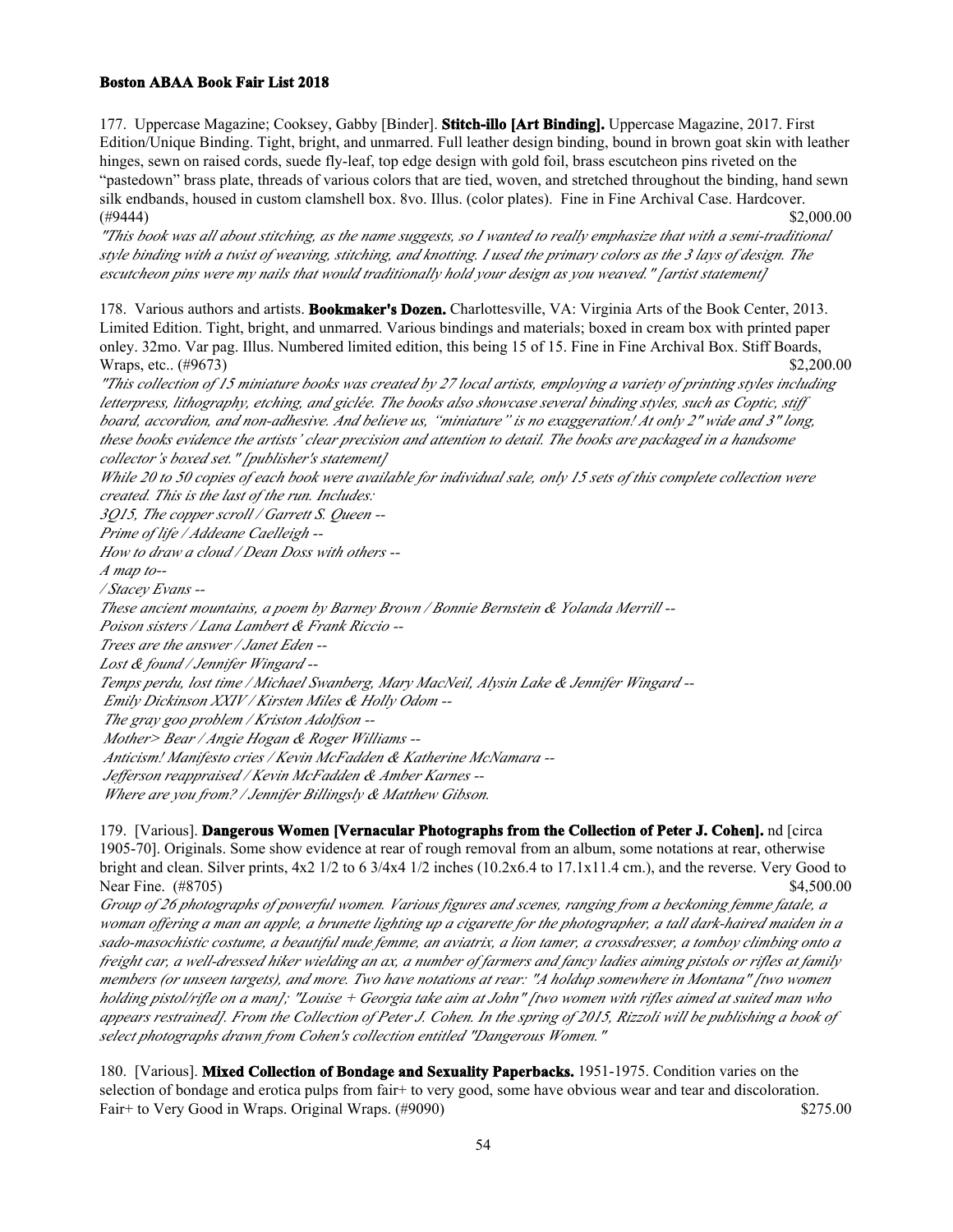177. Uppercase Magazine; Cooksey, Gabby [Binder]. **Stitch-illo [Art Binding].** Uppercase Magazine, 2017. First Edition/Unique Binding. Tight, bright, and unmarred. Full leather design binding, bound in brown goat skin with leather hinges, sewn on raised cords, suede fly-leaf, top edge design with gold foil, brass escutcheon pins riveted on the "pastedown" brass plate, threads of various colors that are tied, woven, and stretched throughout the binding, hand sewn silk endbands, housed in custom clamshell box. 8vo. Illus. (color plates). Fine in Fine Archival Case. Hardcover. (#9444) $2,000.00

*"This book was all about stitching, as the name suggests, so I wanted to really emphasize that with a semi-traditional style binding with a twist of weaving, stitching, and knotting. I used the primary colors as the 3 lays of design. The escutcheon pins were my nails that would traditionally hold your design as you weaved." [artist statement]*

178. Various authors and artists. **Bookmaker's Dozen.** Charlottesville, VA: Virginia Arts of the Book Center, 2013. Limited Edition. Tight, bright, and unmarred. Various bindings and materials; boxed in cream box with printed paper onley. 32mo. Var pag. Illus. Numbered limited edition, this being 15 of 15. Fine in Fine Archival Box. Stiff Boards, Wraps, etc.. (#9673) $2,200.00

*"This collection of 15 miniature books was created by 27 local artists, employing a variety of printing styles including letterpress, lithography, etching, and giclée. The books also showcase several binding styles, such as Coptic, stiff board, accordion, and non-adhesive. And believe us, "miniature" is no exaggeration! At only 2" wide and 3" long, these books evidence the artists' clear precision and attention to detail. The books are packaged in a handsome collector's boxed set." [publisher's statement]*

*While 20 to 50 copies of each book were available for individual sale, only 15 sets of this complete collection were created. This is the last of the run. Includes:*

*3Q15, The copper scroll / Garrett S. Queen --*
*Prime of life / Addeane Caelleigh --*
*How to draw a cloud / Dean Doss with others --*
*A map to--*
*/ Stacey Evans --*
*These ancient mountains, a poem by Barney Brown / Bonnie Bernstein & Yolanda Merrill --*
*Poison sisters / Lana Lambert & Frank Riccio --*
*Trees are the answer / Janet Eden --*
*Lost & found / Jennifer Wingard --*
*Temps perdu, lost time / Michael Swanberg, Mary MacNeil, Alysin Lake & Jennifer Wingard --*
*Emily Dickinson XXIV / Kirsten Miles & Holly Odom --*
*The gray goo problem / Kriston Adolfson --*
*Mother> Bear / Angie Hogan & Roger Williams --*
*Anticism! Manifesto cries / Kevin McFadden & Katherine McNamara --*
*Jefferson reappraised / Kevin McFadden & Amber Karnes --*
*Where are you from? / Jennifer Billingsly & Matthew Gibson.*

179. [Various]. **Dangerous Women [Vernacular Photographs from the Collection of Peter J. Cohen].** nd [circa 1905-70]. Originals. Some show evidence at rear of rough removal from an album, some notations at rear, otherwise bright and clean. Silver prints, 4x2 1/2 to 6 3/4x4 1/2 inches (10.2x6.4 to 17.1x11.4 cm.), and the reverse. Very Good to Near Fine. (#8705) $4,500.00

*Group of 26 photographs of powerful women. Various figures and scenes, ranging from a beckoning femme fatale, a woman offering a man an apple, a brunette lighting up a cigarette for the photographer, a tall dark-haired maiden in a sado-masochistic costume, a beautiful nude femme, an aviatrix, a lion tamer, a crossdresser, a tomboy climbing onto a freight car, a well-dressed hiker wielding an ax, a number of farmers and fancy ladies aiming pistols or rifles at family members (or unseen targets), and more. Two have notations at rear: "A holdup somewhere in Montana" [two women holding pistol/rifle on a man]; "Louise + Georgia take aim at John" [two women with rifles aimed at suited man who appears restrained]. From the Collection of Peter J. Cohen. In the spring of 2015, Rizzoli will be publishing a book of select photographs drawn from Cohen's collection entitled "Dangerous Women."*

180. [Various]. **Mixed Collection of Bondage and Sexuality Paperbacks.** 1951-1975. Condition varies on the selection of bondage and erotica pulps from fair+ to very good, some have obvious wear and tear and discoloration. Fair+ to Very Good in Wraps. Original Wraps. (#9090) $275.00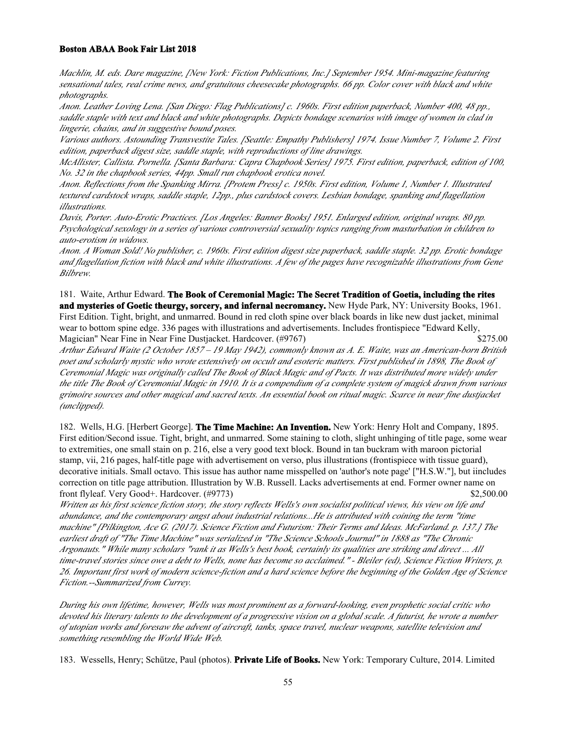*Machlin, M. eds. Dare magazine, [New York: Fiction Publications, Inc.] September 1954. Mini-magazine featuring sensational tales, real crime news, and gratuitous cheesecake photographs. 66 pp. Color cover with black and white photographs.*

*Anon. Leather Loving Lena. [San Diego: Flag Publications] c. 1960s. First edition paperback, Number 400, 48 pp., saddle staple with text and black and white photographs. Depicts bondage scenarios with image of women in clad in lingerie, chains, and in suggestive bound poses.*

*Various authors. Astounding Transvestite Tales. [Seattle: Empathy Publishers] 1974. Issue Number 7, Volume 2. First edition, paperback digest size, saddle staple, with reproductions of line drawings.*

*McAllister, Callista. Pornella. [Santa Barbara: Capra Chapbook Series] 1975. First edition, paperback, edition of 100, No. 32 in the chapbook series, 44pp. Small run chapbook erotica novel.*

*Anon. Reflections from the Spanking Mirra. [Protem Press] c. 1950s. First edition, Volume 1, Number 1. Illustrated textured cardstock wraps, saddle staple, 12pp., plus cardstock covers. Lesbian bondage, spanking and flagellation illustrations.*

*Davis, Porter. Auto-Erotic Practices. [Los Angeles: Banner Books] 1951. Enlarged edition, original wraps. 80 pp. Psychological sexology in a series of various controversial sexuality topics ranging from masturbation in children to auto-erotism in widows.*

*Anon. A Woman Sold! No publisher, c. 1960s. First edition digest size paperback, saddle staple. 32 pp. Erotic bondage and flagellation fiction with black and white illustrations. A few of the pages have recognizable illustrations from Gene Bilbrew.*

181. Waite, Arthur Edward. **The Book of Ceremonial Magic: The Secret Tradition of Goetia, including the rites and mysteries of Goetic theurgy, sorcery, and infernal necromancy.** New Hyde Park, NY: University Books, 1961. First Edition. Tight, bright, and unmarred. Bound in red cloth spine over black boards in like new dust jacket, minimal wear to bottom spine edge. 336 pages with illustrations and advertisements. Includes frontispiece "Edward Kelly, Magician" Near Fine in Near Fine Dustjacket. Hardcover. (#9767) $275.00

*Arthur Edward Waite (2 October 1857 – 19 May 1942), commonly known as A. E. Waite, was an American-born British poet and scholarly mystic who wrote extensively on occult and esoteric matters. First published in 1898, The Book of Ceremonial Magic was originally called The Book of Black Magic and of Pacts. It was distributed more widely under the title The Book of Ceremonial Magic in 1910. It is a compendium of a complete system of magick drawn from various grimoire sources and other magical and sacred texts. An essential book on ritual magic. Scarce in near fine dustjacket (unclipped).*

182. Wells, H.G. [Herbert George]. **The Time Machine: An Invention.** New York: Henry Holt and Company, 1895. First edition/Second issue. Tight, bright, and unmarred. Some staining to cloth, slight unhinging of title page, some wear to extremities, one small stain on p. 216, else a very good text block. Bound in tan buckram with maroon pictorial stamp, vii, 216 pages, half-title page with advertisement on verso, plus illustrations (frontispiece with tissue guard), decorative initials. Small octavo. This issue has author name misspelled on 'author's note page' ["H.S.W."], but iincludes correction on title page attribution. Illustration by W.B. Russell. Lacks advertisements at end. Former owner name on front flyleaf. Very Good+. Hardcover. (#9773) $2,500.00

*Written as his first science fiction story, the story reflects Wells's own socialist political views, his view on life and abundance, and the contemporary angst about industrial relations...He is attributed with coining the term "time machine" [Pilkington, Ace G. (2017). Science Fiction and Futurism: Their Terms and Ideas. McFarland. p. 137.] The earliest draft of "The Time Machine" was serialized in "The Science Schools Journal" in 1888 as "The Chronic Argonauts." While many scholars "rank it as Wells's best book, certainly its qualities are striking and direct ... All time-travel stories since owe a debt to Wells, none has become so acclaimed." - Bleiler (ed), Science Fiction Writers, p. 26. Important first work of modern science-fiction and a hard science before the beginning of the Golden Age of Science Fiction.--Summarized from Currey.*

*During his own lifetime, however, Wells was most prominent as a forward-looking, even prophetic social critic who devoted his literary talents to the development of a progressive vision on a global scale. A futurist, he wrote a number of utopian works and foresaw the advent of aircraft, tanks, space travel, nuclear weapons, satellite television and something resembling the World Wide Web.*

183. Wessells, Henry; Schütze, Paul (photos). **Private Life of Books.** New York: Temporary Culture, 2014. Limited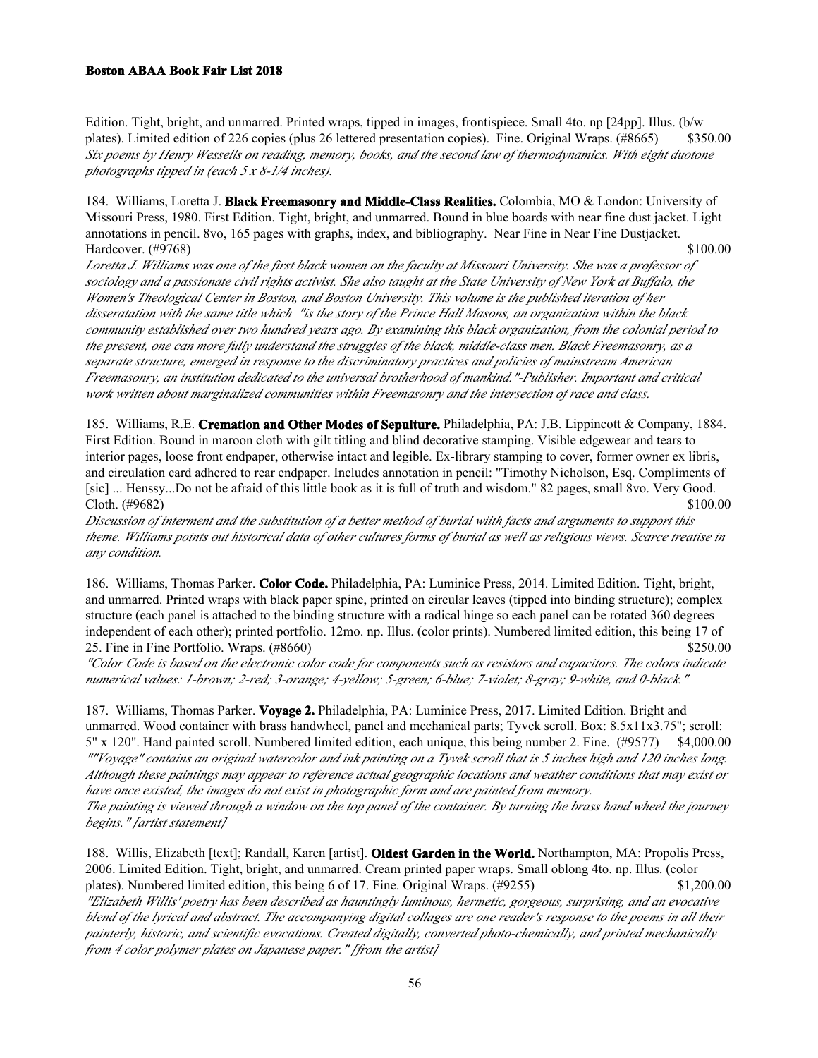Edition. Tight, bright, and unmarred. Printed wraps, tipped in images, frontispiece. Small 4to. np [24pp]. Illus. (b/w plates). Limited edition of 226 copies (plus 26 lettered presentation copies). Fine. Original Wraps. (#8665) $350.00

*Six poems by Henry Wessells on reading, memory, books, and the second law of thermodynamics. With eight duotone photographs tipped in (each 5 x 8-1/4 inches).*

184. Williams, Loretta J. **Black Freemasonry and Middle-Class Realities.** Colombia, MO & London: University of Missouri Press, 1980. First Edition. Tight, bright, and unmarred. Bound in blue boards with near fine dust jacket. Light annotations in pencil. 8vo, 165 pages with graphs, index, and bibliography. Near Fine in Near Fine Dustjacket. Hardcover. (#9768) $100.00

*Loretta J. Williams was one of the first black women on the faculty at Missouri University. She was a professor of sociology and a passionate civil rights activist. She also taught at the State University of New York at Buffalo, the Women's Theological Center in Boston, and Boston University. This volume is the published iteration of her disseratation with the same title which "is the story of the Prince Hall Masons, an organization within the black community established over two hundred years ago. By examining this black organization, from the colonial period to the present, one can more fully understand the struggles of the black, middle-class men. Black Freemasonry, as a separate structure, emerged in response to the discriminatory practices and policies of mainstream American Freemasonry, an institution dedicated to the universal brotherhood of mankind."-Publisher. Important and critical work written about marginalized communities within Freemasonry and the intersection of race and class.*

185. Williams, R.E. **Cremation and Other Modes of Sepulture.** Philadelphia, PA: J.B. Lippincott & Company, 1884. First Edition. Bound in maroon cloth with gilt titling and blind decorative stamping. Visible edgewear and tears to interior pages, loose front endpaper, otherwise intact and legible. Ex-library stamping to cover, former owner ex libris, and circulation card adhered to rear endpaper. Includes annotation in pencil: "Timothy Nicholson, Esq. Compliments of [sic] ... Henssy...Do not be afraid of this little book as it is full of truth and wisdom." 82 pages, small 8vo. Very Good. Cloth. (#9682) $100.00

*Discussion of interment and the substitution of a better method of burial wiith facts and arguments to support this theme. Williams points out historical data of other cultures forms of burial as well as religious views. Scarce treatise in any condition.*

186. Williams, Thomas Parker. **Color Code.** Philadelphia, PA: Luminice Press, 2014. Limited Edition. Tight, bright, and unmarred. Printed wraps with black paper spine, printed on circular leaves (tipped into binding structure); complex structure (each panel is attached to the binding structure with a radical hinge so each panel can be rotated 360 degrees independent of each other); printed portfolio. 12mo. np. Illus. (color prints). Numbered limited edition, this being 17 of 25. Fine in Fine Portfolio. Wraps. (#8660) $250.00

*"Color Code is based on the electronic color code for components such as resistors and capacitors. The colors indicate numerical values: 1-brown; 2-red; 3-orange; 4-yellow; 5-green; 6-blue; 7-violet; 8-gray; 9-white, and 0-black."*

187. Williams, Thomas Parker. **Voyage 2.** Philadelphia, PA: Luminice Press, 2017. Limited Edition. Bright and unmarred. Wood container with brass handwheel, panel and mechanical parts; Tyvek scroll. Box: 8.5x11x3.75"; scroll: 5" x 120". Hand painted scroll. Numbered limited edition, each unique, this being number 2. Fine. (#9577) $4,000.00

*""Voyage" contains an original watercolor and ink painting on a Tyvek scroll that is 5 inches high and 120 inches long. Although these paintings may appear to reference actual geographic locations and weather conditions that may exist or have once existed, the images do not exist in photographic form and are painted from memory.*

*The painting is viewed through a window on the top panel of the container. By turning the brass hand wheel the journey begins." [artist statement]*

188. Willis, Elizabeth [text]; Randall, Karen [artist]. **Oldest Garden in the World.** Northampton, MA: Propolis Press, 2006. Limited Edition. Tight, bright, and unmarred. Cream printed paper wraps. Small oblong 4to. np. Illus. (color plates). Numbered limited edition, this being 6 of 17. Fine. Original Wraps. (#9255) $1,200.00

*"Elizabeth Willis' poetry has been described as hauntingly luminous, hermetic, gorgeous, surprising, and an evocative blend of the lyrical and abstract. The accompanying digital collages are one reader's response to the poems in all their painterly, historic, and scientific evocations. Created digitally, converted photo-chemically, and printed mechanically from 4 color polymer plates on Japanese paper." [from the artist]*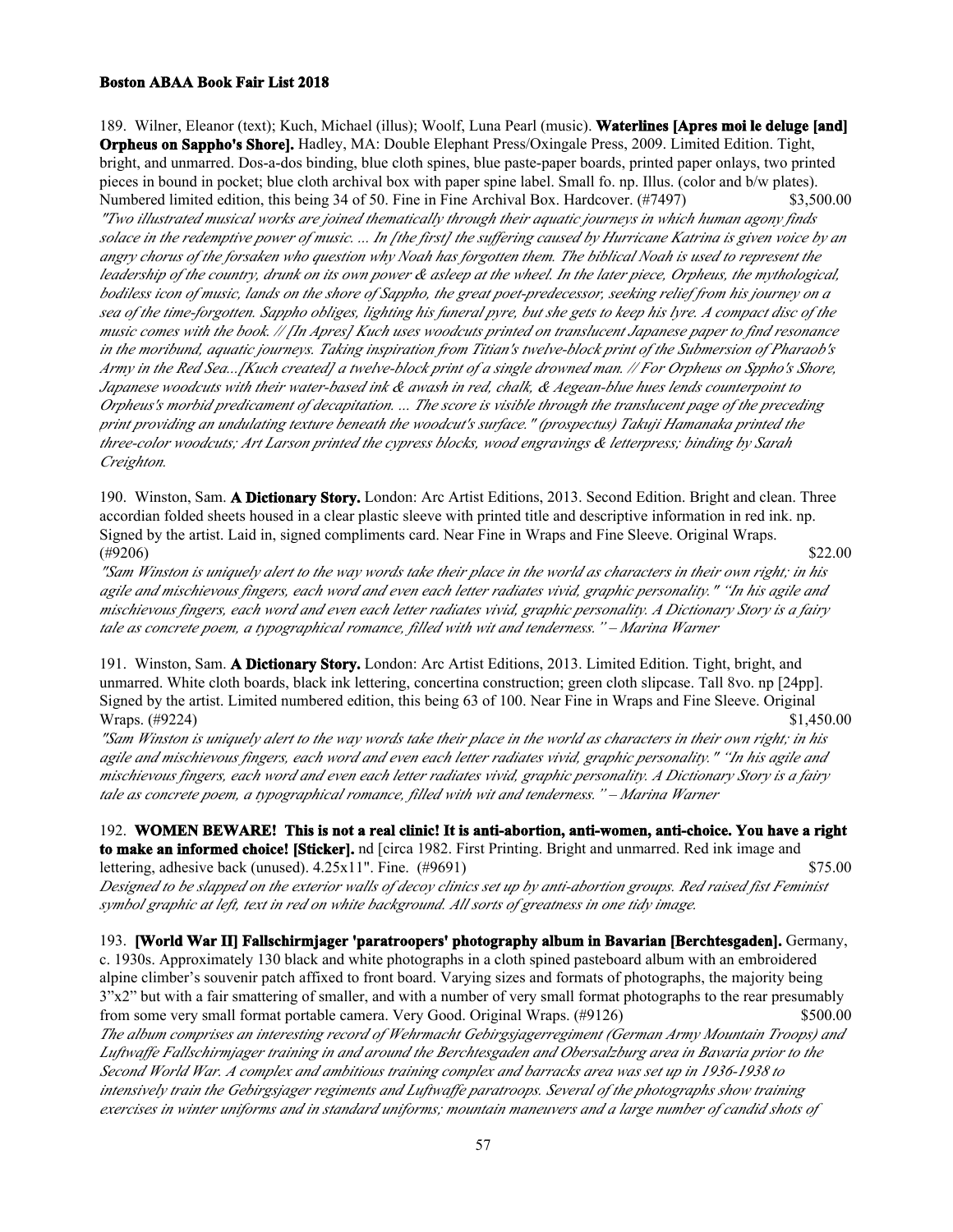189. Wilner, Eleanor (text); Kuch, Michael (illus); Woolf, Luna Pearl (music). **Waterlines [Apres moi le deluge [and] Orpheus on Sappho's Shore].** Hadley, MA: Double Elephant Press/Oxingale Press, 2009. Limited Edition. Tight, bright, and unmarred. Dos-a-dos binding, blue cloth spines, blue paste-paper boards, printed paper onlays, two printed pieces in bound in pocket; blue cloth archival box with paper spine label. Small fo. np. Illus. (color and b/w plates). Numbered limited edition, this being 34 of 50. Fine in Fine Archival Box. Hardcover. (#7497) $3,500.00

*"Two illustrated musical works are joined thematically through their aquatic journeys in which human agony finds solace in the redemptive power of music. ... In [the first] the suffering caused by Hurricane Katrina is given voice by an angry chorus of the forsaken who question why Noah has forgotten them. The biblical Noah is used to represent the leadership of the country, drunk on its own power & asleep at the wheel. In the later piece, Orpheus, the mythological, bodiless icon of music, lands on the shore of Sappho, the great poet-predecessor, seeking relief from his journey on a sea of the time-forgotten. Sappho obliges, lighting his funeral pyre, but she gets to keep his lyre. A compact disc of the music comes with the book. // [In Apres] Kuch uses woodcuts printed on translucent Japanese paper to find resonance in the moribund, aquatic journeys. Taking inspiration from Titian's twelve-block print of the Submersion of Pharaob's Army in the Red Sea...[Kuch created] a twelve-block print of a single drowned man. // For Orpheus on Sppho's Shore, Japanese woodcuts with their water-based ink & awash in red, chalk, & Aegean-blue hues lends counterpoint to Orpheus's morbid predicament of decapitation. ... The score is visible through the translucent page of the preceding print providing an undulating texture beneath the woodcut's surface." (prospectus) Takuji Hamanaka printed the three-color woodcuts; Art Larson printed the cypress blocks, wood engravings & letterpress; binding by Sarah Creighton.*

190. Winston, Sam. **A Dictionary Story.** London: Arc Artist Editions, 2013. Second Edition. Bright and clean. Three accordian folded sheets housed in a clear plastic sleeve with printed title and descriptive information in red ink. np. Signed by the artist. Laid in, signed compliments card. Near Fine in Wraps and Fine Sleeve. Original Wraps. (#9206) $22.00

*"Sam Winston is uniquely alert to the way words take their place in the world as characters in their own right; in his agile and mischievous fingers, each word and even each letter radiates vivid, graphic personality." "In his agile and mischievous fingers, each word and even each letter radiates vivid, graphic personality. A Dictionary Story is a fairy tale as concrete poem, a typographical romance, filled with wit and tenderness." – Marina Warner*

191. Winston, Sam. **A Dictionary Story.** London: Arc Artist Editions, 2013. Limited Edition. Tight, bright, and unmarred. White cloth boards, black ink lettering, concertina construction; green cloth slipcase. Tall 8vo. np [24pp]. Signed by the artist. Limited numbered edition, this being 63 of 100. Near Fine in Wraps and Fine Sleeve. Original Wraps. (#9224) $1,450.00

*"Sam Winston is uniquely alert to the way words take their place in the world as characters in their own right; in his agile and mischievous fingers, each word and even each letter radiates vivid, graphic personality." "In his agile and mischievous fingers, each word and even each letter radiates vivid, graphic personality. A Dictionary Story is a fairy tale as concrete poem, a typographical romance, filled with wit and tenderness." – Marina Warner*

192. **WOMEN BEWARE! This is not a real clinic! It is anti-abortion, anti-women, anti-choice. You have a right to make an informed choice! [Sticker].** nd [circa 1982. First Printing. Bright and unmarred. Red ink image and lettering, adhesive back (unused). 4.25x11". Fine. (#9691) $75.00

*Designed to be slapped on the exterior walls of decoy clinics set up by anti-abortion groups. Red raised fist Feminist symbol graphic at left, text in red on white background. All sorts of greatness in one tidy image.*

193. **[World War II] Fallschirmjager 'paratroopers' photography album in Bavarian [Berchtesgaden].** Germany, c. 1930s. Approximately 130 black and white photographs in a cloth spined pasteboard album with an embroidered alpine climber's souvenir patch affixed to front board. Varying sizes and formats of photographs, the majority being 3"x2" but with a fair smattering of smaller, and with a number of very small format photographs to the rear presumably from some very small format portable camera. Very Good. Original Wraps. (#9126) $500.00

*The album comprises an interesting record of Wehrmacht Gebirgsjagerregiment (German Army Mountain Troops) and Luftwaffe Fallschirmjager training in and around the Berchtesgaden and Obersalzburg area in Bavaria prior to the Second World War. A complex and ambitious training complex and barracks area was set up in 1936-1938 to intensively train the Gebirgsjager regiments and Luftwaffe paratroops. Several of the photographs show training exercises in winter uniforms and in standard uniforms; mountain maneuvers and a large number of candid shots of*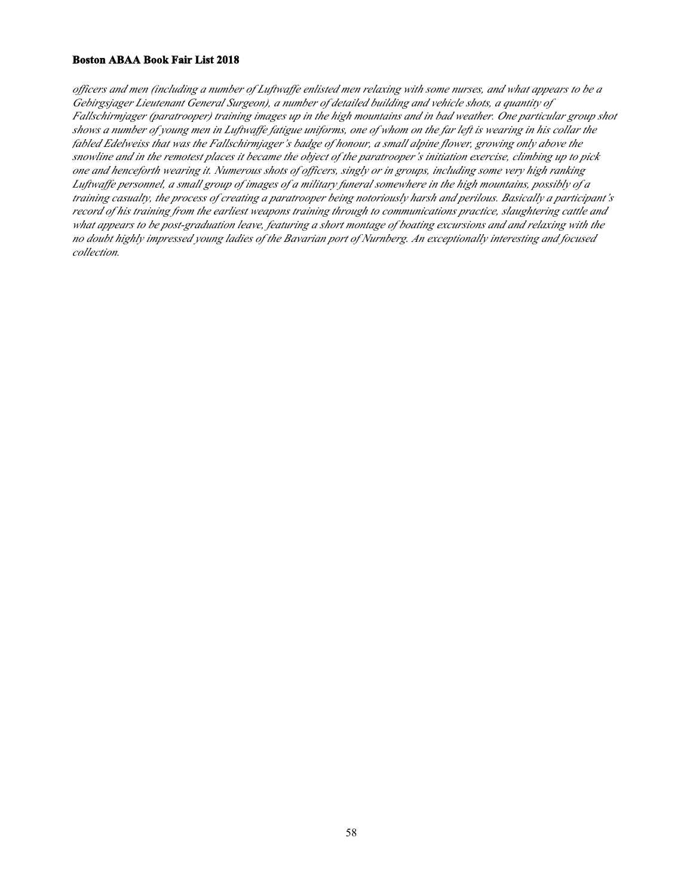*officers and men (including a number of Luftwaffe enlisted men relaxing with some nurses, and what appears to be a Gebirgsjager Lieutenant General Surgeon), a number of detailed building and vehicle shots, a quantity of Fallschirmjager (paratrooper) training images up in the high mountains and in bad weather. One particular group shot shows a number of young men in Luftwaffe fatigue uniforms, one of whom on the far left is wearing in his collar the fabled Edelweiss that was the Fallschirmjager's badge of honour, a small alpine flower, growing only above the snowline and in the remotest places it became the object of the paratrooper's initiation exercise, climbing up to pick one and henceforth wearing it. Numerous shots of officers, singly or in groups, including some very high ranking Luftwaffe personnel, a small group of images of a military funeral somewhere in the high mountains, possibly of a training casualty, the process of creating a paratrooper being notoriously harsh and perilous. Basically a participant's record of his training from the earliest weapons training through to communications practice, slaughtering cattle and what appears to be post-graduation leave, featuring a short montage of boating excursions and and relaxing with the no doubt highly impressed young ladies of the Bavarian port of Nurnberg. An exceptionally interesting and focused collection.*